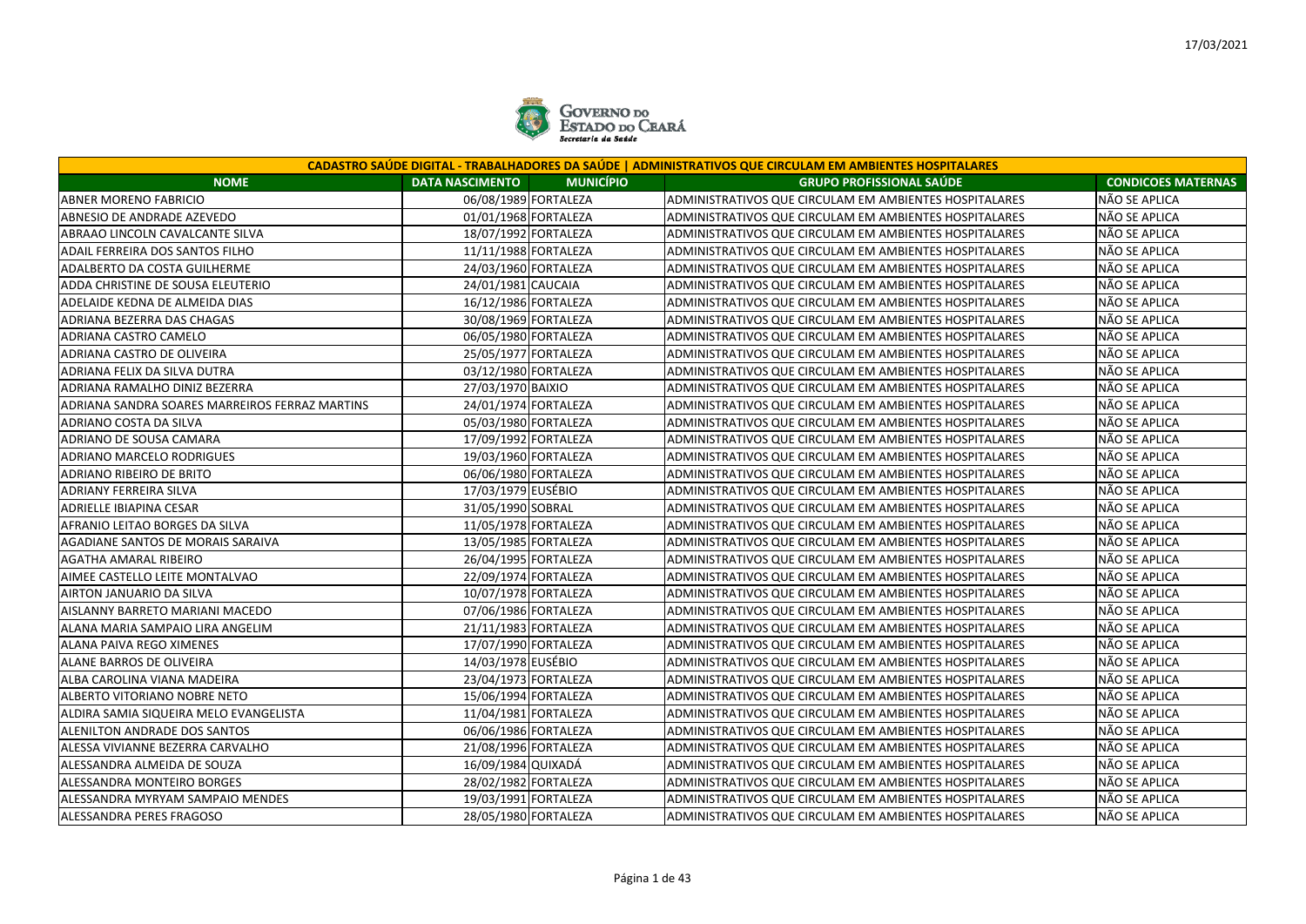## CADASTRO SAÚDE DIGITAL - TRABALHADORES DA SAÚDE | ADMINISTRATIVOS QUE CIRCULAM EM AMBIENTES HOSPITALARES

| NOME | DATA NASCIMENTO | MUNICÍPIO | GRUPO PROFISSIONAL SAÚDE | CONDICOES MATERNAS |
|---|---|---|---|---|
| ABNER MORENO FABRICIO | 06/08/1989 | FORTALEZA | ADMINISTRATIVOS QUE CIRCULAM EM AMBIENTES HOSPITALARES | NÃO SE APLICA |
| ABNESIO DE ANDRADE AZEVEDO | 01/01/1968 | FORTALEZA | ADMINISTRATIVOS QUE CIRCULAM EM AMBIENTES HOSPITALARES | NÃO SE APLICA |
| ABRAAO LINCOLN CAVALCANTE SILVA | 18/07/1992 | FORTALEZA | ADMINISTRATIVOS QUE CIRCULAM EM AMBIENTES HOSPITALARES | NÃO SE APLICA |
| ADAIL FERREIRA DOS SANTOS FILHO | 11/11/1988 | FORTALEZA | ADMINISTRATIVOS QUE CIRCULAM EM AMBIENTES HOSPITALARES | NÃO SE APLICA |
| ADALBERTO DA COSTA GUILHERME | 24/03/1960 | FORTALEZA | ADMINISTRATIVOS QUE CIRCULAM EM AMBIENTES HOSPITALARES | NÃO SE APLICA |
| ADDA CHRISTINE DE SOUSA ELEUTERIO | 24/01/1981 | CAUCAIA | ADMINISTRATIVOS QUE CIRCULAM EM AMBIENTES HOSPITALARES | NÃO SE APLICA |
| ADELAIDE KEDNA DE ALMEIDA DIAS | 16/12/1986 | FORTALEZA | ADMINISTRATIVOS QUE CIRCULAM EM AMBIENTES HOSPITALARES | NÃO SE APLICA |
| ADRIANA BEZERRA DAS CHAGAS | 30/08/1969 | FORTALEZA | ADMINISTRATIVOS QUE CIRCULAM EM AMBIENTES HOSPITALARES | NÃO SE APLICA |
| ADRIANA CASTRO CAMELO | 06/05/1980 | FORTALEZA | ADMINISTRATIVOS QUE CIRCULAM EM AMBIENTES HOSPITALARES | NÃO SE APLICA |
| ADRIANA CASTRO DE OLIVEIRA | 25/05/1977 | FORTALEZA | ADMINISTRATIVOS QUE CIRCULAM EM AMBIENTES HOSPITALARES | NÃO SE APLICA |
| ADRIANA FELIX DA SILVA DUTRA | 03/12/1980 | FORTALEZA | ADMINISTRATIVOS QUE CIRCULAM EM AMBIENTES HOSPITALARES | NÃO SE APLICA |
| ADRIANA RAMALHO DINIZ BEZERRA | 27/03/1970 | BAIXIO | ADMINISTRATIVOS QUE CIRCULAM EM AMBIENTES HOSPITALARES | NÃO SE APLICA |
| ADRIANA SANDRA SOARES MARREIROS FERRAZ MARTINS | 24/01/1974 | FORTALEZA | ADMINISTRATIVOS QUE CIRCULAM EM AMBIENTES HOSPITALARES | NÃO SE APLICA |
| ADRIANO COSTA DA SILVA | 05/03/1980 | FORTALEZA | ADMINISTRATIVOS QUE CIRCULAM EM AMBIENTES HOSPITALARES | NÃO SE APLICA |
| ADRIANO DE SOUSA CAMARA | 17/09/1992 | FORTALEZA | ADMINISTRATIVOS QUE CIRCULAM EM AMBIENTES HOSPITALARES | NÃO SE APLICA |
| ADRIANO MARCELO RODRIGUES | 19/03/1960 | FORTALEZA | ADMINISTRATIVOS QUE CIRCULAM EM AMBIENTES HOSPITALARES | NÃO SE APLICA |
| ADRIANO RIBEIRO DE BRITO | 06/06/1980 | FORTALEZA | ADMINISTRATIVOS QUE CIRCULAM EM AMBIENTES HOSPITALARES | NÃO SE APLICA |
| ADRIANY FERREIRA SILVA | 17/03/1979 | EUSÉBIO | ADMINISTRATIVOS QUE CIRCULAM EM AMBIENTES HOSPITALARES | NÃO SE APLICA |
| ADRIELLE IBIAPINA CESAR | 31/05/1990 | SOBRAL | ADMINISTRATIVOS QUE CIRCULAM EM AMBIENTES HOSPITALARES | NÃO SE APLICA |
| AFRANIO LEITAO BORGES DA SILVA | 11/05/1978 | FORTALEZA | ADMINISTRATIVOS QUE CIRCULAM EM AMBIENTES HOSPITALARES | NÃO SE APLICA |
| AGADIANE SANTOS DE MORAIS SARAIVA | 13/05/1985 | FORTALEZA | ADMINISTRATIVOS QUE CIRCULAM EM AMBIENTES HOSPITALARES | NÃO SE APLICA |
| AGATHA AMARAL RIBEIRO | 26/04/1995 | FORTALEZA | ADMINISTRATIVOS QUE CIRCULAM EM AMBIENTES HOSPITALARES | NÃO SE APLICA |
| AIMEE CASTELLO LEITE MONTALVAO | 22/09/1974 | FORTALEZA | ADMINISTRATIVOS QUE CIRCULAM EM AMBIENTES HOSPITALARES | NÃO SE APLICA |
| AIRTON JANUARIO DA SILVA | 10/07/1978 | FORTALEZA | ADMINISTRATIVOS QUE CIRCULAM EM AMBIENTES HOSPITALARES | NÃO SE APLICA |
| AISLANNY BARRETO MARIANI MACEDO | 07/06/1986 | FORTALEZA | ADMINISTRATIVOS QUE CIRCULAM EM AMBIENTES HOSPITALARES | NÃO SE APLICA |
| ALANA MARIA SAMPAIO LIRA ANGELIM | 21/11/1983 | FORTALEZA | ADMINISTRATIVOS QUE CIRCULAM EM AMBIENTES HOSPITALARES | NÃO SE APLICA |
| ALANA PAIVA REGO XIMENES | 17/07/1990 | FORTALEZA | ADMINISTRATIVOS QUE CIRCULAM EM AMBIENTES HOSPITALARES | NÃO SE APLICA |
| ALANE BARROS DE OLIVEIRA | 14/03/1978 | EUSÉBIO | ADMINISTRATIVOS QUE CIRCULAM EM AMBIENTES HOSPITALARES | NÃO SE APLICA |
| ALBA CAROLINA VIANA MADEIRA | 23/04/1973 | FORTALEZA | ADMINISTRATIVOS QUE CIRCULAM EM AMBIENTES HOSPITALARES | NÃO SE APLICA |
| ALBERTO VITORIANO NOBRE NETO | 15/06/1994 | FORTALEZA | ADMINISTRATIVOS QUE CIRCULAM EM AMBIENTES HOSPITALARES | NÃO SE APLICA |
| ALDIRA SAMIA SIQUEIRA MELO EVANGELISTA | 11/04/1981 | FORTALEZA | ADMINISTRATIVOS QUE CIRCULAM EM AMBIENTES HOSPITALARES | NÃO SE APLICA |
| ALENILTON ANDRADE DOS SANTOS | 06/06/1986 | FORTALEZA | ADMINISTRATIVOS QUE CIRCULAM EM AMBIENTES HOSPITALARES | NÃO SE APLICA |
| ALESSA VIVIANNE BEZERRA CARVALHO | 21/08/1996 | FORTALEZA | ADMINISTRATIVOS QUE CIRCULAM EM AMBIENTES HOSPITALARES | NÃO SE APLICA |
| ALESSANDRA ALMEIDA DE SOUZA | 16/09/1984 | QUIXADÁ | ADMINISTRATIVOS QUE CIRCULAM EM AMBIENTES HOSPITALARES | NÃO SE APLICA |
| ALESSANDRA MONTEIRO BORGES | 28/02/1982 | FORTALEZA | ADMINISTRATIVOS QUE CIRCULAM EM AMBIENTES HOSPITALARES | NÃO SE APLICA |
| ALESSANDRA MYRYAM SAMPAIO MENDES | 19/03/1991 | FORTALEZA | ADMINISTRATIVOS QUE CIRCULAM EM AMBIENTES HOSPITALARES | NÃO SE APLICA |
| ALESSANDRA PERES FRAGOSO | 28/05/1980 | FORTALEZA | ADMINISTRATIVOS QUE CIRCULAM EM AMBIENTES HOSPITALARES | NÃO SE APLICA |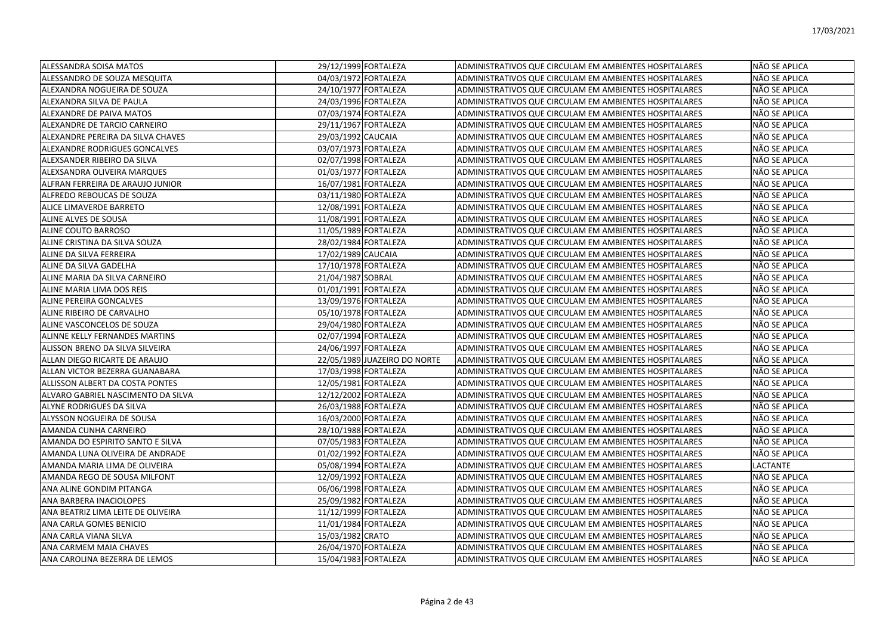| | | | | |
|---|---|---|---|---|
| ALESSANDRA SOISA MATOS | 29/12/1999 | FORTALEZA | ADMINISTRATIVOS QUE CIRCULAM EM AMBIENTES HOSPITALARES | NÃO SE APLICA |
| ALESSANDRO DE SOUZA MESQUITA | 04/03/1972 | FORTALEZA | ADMINISTRATIVOS QUE CIRCULAM EM AMBIENTES HOSPITALARES | NÃO SE APLICA |
| ALEXANDRA NOGUEIRA DE SOUZA | 24/10/1977 | FORTALEZA | ADMINISTRATIVOS QUE CIRCULAM EM AMBIENTES HOSPITALARES | NÃO SE APLICA |
| ALEXANDRA SILVA DE PAULA | 24/03/1996 | FORTALEZA | ADMINISTRATIVOS QUE CIRCULAM EM AMBIENTES HOSPITALARES | NÃO SE APLICA |
| ALEXANDRE DE PAIVA MATOS | 07/03/1974 | FORTALEZA | ADMINISTRATIVOS QUE CIRCULAM EM AMBIENTES HOSPITALARES | NÃO SE APLICA |
| ALEXANDRE DE TARCIO CARNEIRO | 29/11/1967 | FORTALEZA | ADMINISTRATIVOS QUE CIRCULAM EM AMBIENTES HOSPITALARES | NÃO SE APLICA |
| ALEXANDRE PEREIRA DA SILVA CHAVES | 29/03/1992 | CAUCAIA | ADMINISTRATIVOS QUE CIRCULAM EM AMBIENTES HOSPITALARES | NÃO SE APLICA |
| ALEXANDRE RODRIGUES GONCALVES | 03/07/1973 | FORTALEZA | ADMINISTRATIVOS QUE CIRCULAM EM AMBIENTES HOSPITALARES | NÃO SE APLICA |
| ALEXSANDER RIBEIRO DA SILVA | 02/07/1998 | FORTALEZA | ADMINISTRATIVOS QUE CIRCULAM EM AMBIENTES HOSPITALARES | NÃO SE APLICA |
| ALEXSANDRA OLIVEIRA MARQUES | 01/03/1977 | FORTALEZA | ADMINISTRATIVOS QUE CIRCULAM EM AMBIENTES HOSPITALARES | NÃO SE APLICA |
| ALFRAN FERREIRA DE ARAUJO JUNIOR | 16/07/1981 | FORTALEZA | ADMINISTRATIVOS QUE CIRCULAM EM AMBIENTES HOSPITALARES | NÃO SE APLICA |
| ALFREDO REBOUCAS DE SOUZA | 03/11/1980 | FORTALEZA | ADMINISTRATIVOS QUE CIRCULAM EM AMBIENTES HOSPITALARES | NÃO SE APLICA |
| ALICE LIMAVERDE BARRETO | 12/08/1991 | FORTALEZA | ADMINISTRATIVOS QUE CIRCULAM EM AMBIENTES HOSPITALARES | NÃO SE APLICA |
| ALINE ALVES DE SOUSA | 11/08/1991 | FORTALEZA | ADMINISTRATIVOS QUE CIRCULAM EM AMBIENTES HOSPITALARES | NÃO SE APLICA |
| ALINE COUTO BARROSO | 11/05/1989 | FORTALEZA | ADMINISTRATIVOS QUE CIRCULAM EM AMBIENTES HOSPITALARES | NÃO SE APLICA |
| ALINE CRISTINA DA SILVA SOUZA | 28/02/1984 | FORTALEZA | ADMINISTRATIVOS QUE CIRCULAM EM AMBIENTES HOSPITALARES | NÃO SE APLICA |
| ALINE DA SILVA FERREIRA | 17/02/1989 | CAUCAIA | ADMINISTRATIVOS QUE CIRCULAM EM AMBIENTES HOSPITALARES | NÃO SE APLICA |
| ALINE DA SILVA GADELHA | 17/10/1978 | FORTALEZA | ADMINISTRATIVOS QUE CIRCULAM EM AMBIENTES HOSPITALARES | NÃO SE APLICA |
| ALINE MARIA DA SILVA CARNEIRO | 21/04/1987 | SOBRAL | ADMINISTRATIVOS QUE CIRCULAM EM AMBIENTES HOSPITALARES | NÃO SE APLICA |
| ALINE MARIA LIMA DOS REIS | 01/01/1991 | FORTALEZA | ADMINISTRATIVOS QUE CIRCULAM EM AMBIENTES HOSPITALARES | NÃO SE APLICA |
| ALINE PEREIRA GONCALVES | 13/09/1976 | FORTALEZA | ADMINISTRATIVOS QUE CIRCULAM EM AMBIENTES HOSPITALARES | NÃO SE APLICA |
| ALINE RIBEIRO DE CARVALHO | 05/10/1978 | FORTALEZA | ADMINISTRATIVOS QUE CIRCULAM EM AMBIENTES HOSPITALARES | NÃO SE APLICA |
| ALINE VASCONCELOS DE SOUZA | 29/04/1980 | FORTALEZA | ADMINISTRATIVOS QUE CIRCULAM EM AMBIENTES HOSPITALARES | NÃO SE APLICA |
| ALINNE KELLY FERNANDES MARTINS | 02/07/1994 | FORTALEZA | ADMINISTRATIVOS QUE CIRCULAM EM AMBIENTES HOSPITALARES | NÃO SE APLICA |
| ALISSON BRENO DA SILVA SILVEIRA | 24/06/1997 | FORTALEZA | ADMINISTRATIVOS QUE CIRCULAM EM AMBIENTES HOSPITALARES | NÃO SE APLICA |
| ALLAN DIEGO RICARTE DE ARAUJO | 22/05/1989 | JUAZEIRO DO NORTE | ADMINISTRATIVOS QUE CIRCULAM EM AMBIENTES HOSPITALARES | NÃO SE APLICA |
| ALLAN VICTOR BEZERRA GUANABARA | 17/03/1998 | FORTALEZA | ADMINISTRATIVOS QUE CIRCULAM EM AMBIENTES HOSPITALARES | NÃO SE APLICA |
| ALLISSON ALBERT DA COSTA PONTES | 12/05/1981 | FORTALEZA | ADMINISTRATIVOS QUE CIRCULAM EM AMBIENTES HOSPITALARES | NÃO SE APLICA |
| ALVARO GABRIEL NASCIMENTO DA SILVA | 12/12/2002 | FORTALEZA | ADMINISTRATIVOS QUE CIRCULAM EM AMBIENTES HOSPITALARES | NÃO SE APLICA |
| ALYNE RODRIGUES DA SILVA | 26/03/1988 | FORTALEZA | ADMINISTRATIVOS QUE CIRCULAM EM AMBIENTES HOSPITALARES | NÃO SE APLICA |
| ALYSSON NOGUEIRA DE SOUSA | 16/03/2000 | FORTALEZA | ADMINISTRATIVOS QUE CIRCULAM EM AMBIENTES HOSPITALARES | NÃO SE APLICA |
| AMANDA CUNHA CARNEIRO | 28/10/1988 | FORTALEZA | ADMINISTRATIVOS QUE CIRCULAM EM AMBIENTES HOSPITALARES | NÃO SE APLICA |
| AMANDA DO ESPIRITO SANTO E SILVA | 07/05/1983 | FORTALEZA | ADMINISTRATIVOS QUE CIRCULAM EM AMBIENTES HOSPITALARES | NÃO SE APLICA |
| AMANDA LUNA OLIVEIRA DE ANDRADE | 01/02/1992 | FORTALEZA | ADMINISTRATIVOS QUE CIRCULAM EM AMBIENTES HOSPITALARES | NÃO SE APLICA |
| AMANDA MARIA LIMA DE OLIVEIRA | 05/08/1994 | FORTALEZA | ADMINISTRATIVOS QUE CIRCULAM EM AMBIENTES HOSPITALARES | LACTANTE |
| AMANDA REGO DE SOUSA MILFONT | 12/09/1992 | FORTALEZA | ADMINISTRATIVOS QUE CIRCULAM EM AMBIENTES HOSPITALARES | NÃO SE APLICA |
| ANA ALINE GONDIM PITANGA | 06/06/1998 | FORTALEZA | ADMINISTRATIVOS QUE CIRCULAM EM AMBIENTES HOSPITALARES | NÃO SE APLICA |
| ANA BARBERA INACIOLOPES | 25/09/1982 | FORTALEZA | ADMINISTRATIVOS QUE CIRCULAM EM AMBIENTES HOSPITALARES | NÃO SE APLICA |
| ANA BEATRIZ LIMA LEITE DE OLIVEIRA | 11/12/1999 | FORTALEZA | ADMINISTRATIVOS QUE CIRCULAM EM AMBIENTES HOSPITALARES | NÃO SE APLICA |
| ANA CARLA GOMES BENICIO | 11/01/1984 | FORTALEZA | ADMINISTRATIVOS QUE CIRCULAM EM AMBIENTES HOSPITALARES | NÃO SE APLICA |
| ANA CARLA VIANA SILVA | 15/03/1982 | CRATO | ADMINISTRATIVOS QUE CIRCULAM EM AMBIENTES HOSPITALARES | NÃO SE APLICA |
| ANA CARMEM MAIA CHAVES | 26/04/1970 | FORTALEZA | ADMINISTRATIVOS QUE CIRCULAM EM AMBIENTES HOSPITALARES | NÃO SE APLICA |
| ANA CAROLINA BEZERRA DE LEMOS | 15/04/1983 | FORTALEZA | ADMINISTRATIVOS QUE CIRCULAM EM AMBIENTES HOSPITALARES | NÃO SE APLICA |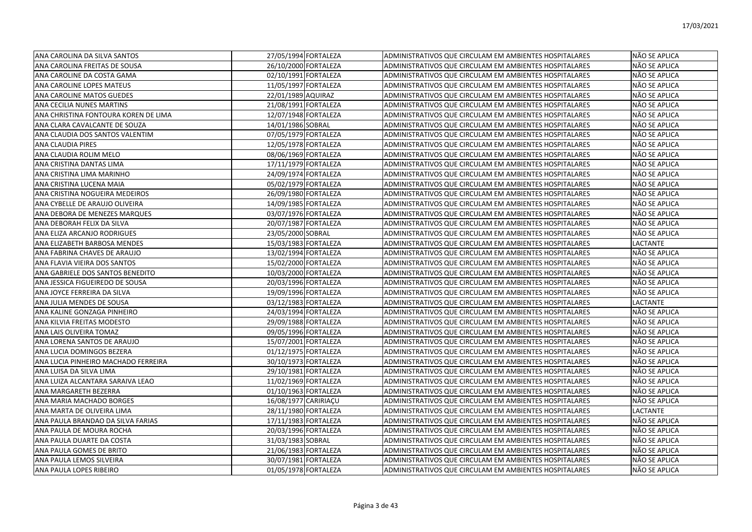| | | | | |
|---|---|---|---|---|
| ANA CAROLINA DA SILVA SANTOS | 27/05/1994 | FORTALEZA | ADMINISTRATIVOS QUE CIRCULAM EM AMBIENTES HOSPITALARES | NÃO SE APLICA |
| ANA CAROLINA FREITAS DE SOUSA | 26/10/2000 | FORTALEZA | ADMINISTRATIVOS QUE CIRCULAM EM AMBIENTES HOSPITALARES | NÃO SE APLICA |
| ANA CAROLINE DA COSTA GAMA | 02/10/1991 | FORTALEZA | ADMINISTRATIVOS QUE CIRCULAM EM AMBIENTES HOSPITALARES | NÃO SE APLICA |
| ANA CAROLINE LOPES MATEUS | 11/05/1997 | FORTALEZA | ADMINISTRATIVOS QUE CIRCULAM EM AMBIENTES HOSPITALARES | NÃO SE APLICA |
| ANA CAROLINE MATOS GUEDES | 22/01/1989 | AQUIRAZ | ADMINISTRATIVOS QUE CIRCULAM EM AMBIENTES HOSPITALARES | NÃO SE APLICA |
| ANA CECILIA NUNES MARTINS | 21/08/1991 | FORTALEZA | ADMINISTRATIVOS QUE CIRCULAM EM AMBIENTES HOSPITALARES | NÃO SE APLICA |
| ANA CHRISTINA FONTOURA KOREN DE LIMA | 12/07/1948 | FORTALEZA | ADMINISTRATIVOS QUE CIRCULAM EM AMBIENTES HOSPITALARES | NÃO SE APLICA |
| ANA CLARA CAVALCANTE DE SOUZA | 14/01/1986 | SOBRAL | ADMINISTRATIVOS QUE CIRCULAM EM AMBIENTES HOSPITALARES | NÃO SE APLICA |
| ANA CLAUDIA DOS SANTOS VALENTIM | 07/05/1979 | FORTALEZA | ADMINISTRATIVOS QUE CIRCULAM EM AMBIENTES HOSPITALARES | NÃO SE APLICA |
| ANA CLAUDIA PIRES | 12/05/1978 | FORTALEZA | ADMINISTRATIVOS QUE CIRCULAM EM AMBIENTES HOSPITALARES | NÃO SE APLICA |
| ANA CLAUDIA ROLIM MELO | 08/06/1969 | FORTALEZA | ADMINISTRATIVOS QUE CIRCULAM EM AMBIENTES HOSPITALARES | NÃO SE APLICA |
| ANA CRISTINA DANTAS LIMA | 17/11/1979 | FORTALEZA | ADMINISTRATIVOS QUE CIRCULAM EM AMBIENTES HOSPITALARES | NÃO SE APLICA |
| ANA CRISTINA LIMA MARINHO | 24/09/1974 | FORTALEZA | ADMINISTRATIVOS QUE CIRCULAM EM AMBIENTES HOSPITALARES | NÃO SE APLICA |
| ANA CRISTINA LUCENA MAIA | 05/02/1979 | FORTALEZA | ADMINISTRATIVOS QUE CIRCULAM EM AMBIENTES HOSPITALARES | NÃO SE APLICA |
| ANA CRISTINA NOGUEIRA MEDEIROS | 26/09/1980 | FORTALEZA | ADMINISTRATIVOS QUE CIRCULAM EM AMBIENTES HOSPITALARES | NÃO SE APLICA |
| ANA CYBELLE DE ARAUJO OLIVEIRA | 14/09/1985 | FORTALEZA | ADMINISTRATIVOS QUE CIRCULAM EM AMBIENTES HOSPITALARES | NÃO SE APLICA |
| ANA DEBORA DE MENEZES MARQUES | 03/07/1976 | FORTALEZA | ADMINISTRATIVOS QUE CIRCULAM EM AMBIENTES HOSPITALARES | NÃO SE APLICA |
| ANA DEBORAH FELIX DA SILVA | 20/07/1987 | FORTALEZA | ADMINISTRATIVOS QUE CIRCULAM EM AMBIENTES HOSPITALARES | NÃO SE APLICA |
| ANA ELIZA ARCANJO RODRIGUES | 23/05/2000 | SOBRAL | ADMINISTRATIVOS QUE CIRCULAM EM AMBIENTES HOSPITALARES | NÃO SE APLICA |
| ANA ELIZABETH BARBOSA MENDES | 15/03/1983 | FORTALEZA | ADMINISTRATIVOS QUE CIRCULAM EM AMBIENTES HOSPITALARES | LACTANTE |
| ANA FABRINA CHAVES DE ARAUJO | 13/02/1994 | FORTALEZA | ADMINISTRATIVOS QUE CIRCULAM EM AMBIENTES HOSPITALARES | NÃO SE APLICA |
| ANA FLAVIA VIEIRA DOS SANTOS | 15/02/2000 | FORTALEZA | ADMINISTRATIVOS QUE CIRCULAM EM AMBIENTES HOSPITALARES | NÃO SE APLICA |
| ANA GABRIELE DOS SANTOS BENEDITO | 10/03/2000 | FORTALEZA | ADMINISTRATIVOS QUE CIRCULAM EM AMBIENTES HOSPITALARES | NÃO SE APLICA |
| ANA JESSICA FIGUEIREDO DE SOUSA | 20/03/1996 | FORTALEZA | ADMINISTRATIVOS QUE CIRCULAM EM AMBIENTES HOSPITALARES | NÃO SE APLICA |
| ANA JOYCE FERREIRA DA SILVA | 19/09/1996 | FORTALEZA | ADMINISTRATIVOS QUE CIRCULAM EM AMBIENTES HOSPITALARES | NÃO SE APLICA |
| ANA JULIA MENDES DE SOUSA | 03/12/1983 | FORTALEZA | ADMINISTRATIVOS QUE CIRCULAM EM AMBIENTES HOSPITALARES | LACTANTE |
| ANA KALINE GONZAGA PINHEIRO | 24/03/1994 | FORTALEZA | ADMINISTRATIVOS QUE CIRCULAM EM AMBIENTES HOSPITALARES | NÃO SE APLICA |
| ANA KILVIA FREITAS MODESTO | 29/09/1988 | FORTALEZA | ADMINISTRATIVOS QUE CIRCULAM EM AMBIENTES HOSPITALARES | NÃO SE APLICA |
| ANA LAIS OLIVEIRA TOMAZ | 09/05/1996 | FORTALEZA | ADMINISTRATIVOS QUE CIRCULAM EM AMBIENTES HOSPITALARES | NÃO SE APLICA |
| ANA LORENA SANTOS DE ARAUJO | 15/07/2001 | FORTALEZA | ADMINISTRATIVOS QUE CIRCULAM EM AMBIENTES HOSPITALARES | NÃO SE APLICA |
| ANA LUCIA DOMINGOS BEZERA | 01/12/1975 | FORTALEZA | ADMINISTRATIVOS QUE CIRCULAM EM AMBIENTES HOSPITALARES | NÃO SE APLICA |
| ANA LUCIA PINHEIRO MACHADO FERREIRA | 30/10/1973 | FORTALEZA | ADMINISTRATIVOS QUE CIRCULAM EM AMBIENTES HOSPITALARES | NÃO SE APLICA |
| ANA LUISA DA SILVA LIMA | 29/10/1981 | FORTALEZA | ADMINISTRATIVOS QUE CIRCULAM EM AMBIENTES HOSPITALARES | NÃO SE APLICA |
| ANA LUIZA ALCANTARA SARAIVA LEAO | 11/02/1969 | FORTALEZA | ADMINISTRATIVOS QUE CIRCULAM EM AMBIENTES HOSPITALARES | NÃO SE APLICA |
| ANA MARGARETH BEZERRA | 01/10/1963 | FORTALEZA | ADMINISTRATIVOS QUE CIRCULAM EM AMBIENTES HOSPITALARES | NÃO SE APLICA |
| ANA MARIA MACHADO BORGES | 16/08/1977 | CARIRIAÇU | ADMINISTRATIVOS QUE CIRCULAM EM AMBIENTES HOSPITALARES | NÃO SE APLICA |
| ANA MARTA DE OLIVEIRA LIMA | 28/11/1980 | FORTALEZA | ADMINISTRATIVOS QUE CIRCULAM EM AMBIENTES HOSPITALARES | LACTANTE |
| ANA PAULA BRANDAO DA SILVA FARIAS | 17/11/1983 | FORTALEZA | ADMINISTRATIVOS QUE CIRCULAM EM AMBIENTES HOSPITALARES | NÃO SE APLICA |
| ANA PAULA DE MOURA ROCHA | 20/03/1996 | FORTALEZA | ADMINISTRATIVOS QUE CIRCULAM EM AMBIENTES HOSPITALARES | NÃO SE APLICA |
| ANA PAULA DUARTE DA COSTA | 31/03/1983 | SOBRAL | ADMINISTRATIVOS QUE CIRCULAM EM AMBIENTES HOSPITALARES | NÃO SE APLICA |
| ANA PAULA GOMES DE BRITO | 21/06/1983 | FORTALEZA | ADMINISTRATIVOS QUE CIRCULAM EM AMBIENTES HOSPITALARES | NÃO SE APLICA |
| ANA PAULA LEMOS SILVEIRA | 30/07/1981 | FORTALEZA | ADMINISTRATIVOS QUE CIRCULAM EM AMBIENTES HOSPITALARES | NÃO SE APLICA |
| ANA PAULA LOPES RIBEIRO | 01/05/1978 | FORTALEZA | ADMINISTRATIVOS QUE CIRCULAM EM AMBIENTES HOSPITALARES | NÃO SE APLICA |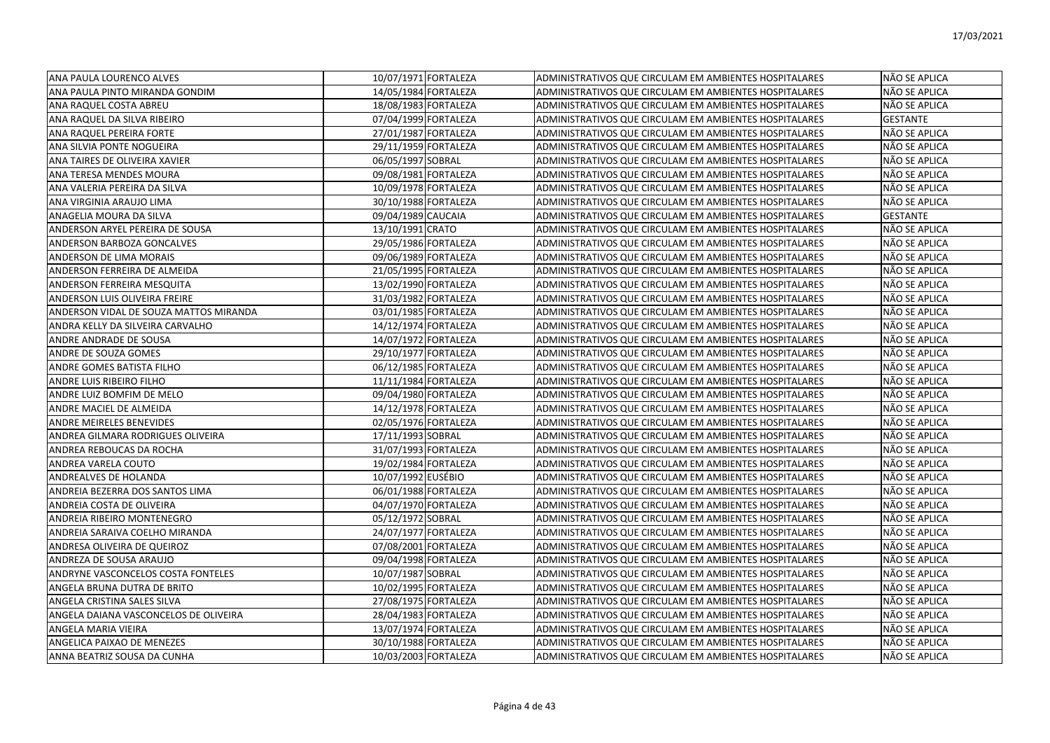| | | | | |
|---|---|---|---|---|
| ANA PAULA LOURENCO ALVES | 10/07/1971 | FORTALEZA | ADMINISTRATIVOS QUE CIRCULAM EM AMBIENTES HOSPITALARES | NÃO SE APLICA |
| ANA PAULA PINTO MIRANDA GONDIM | 14/05/1984 | FORTALEZA | ADMINISTRATIVOS QUE CIRCULAM EM AMBIENTES HOSPITALARES | NÃO SE APLICA |
| ANA RAQUEL COSTA ABREU | 18/08/1983 | FORTALEZA | ADMINISTRATIVOS QUE CIRCULAM EM AMBIENTES HOSPITALARES | NÃO SE APLICA |
| ANA RAQUEL DA SILVA RIBEIRO | 07/04/1999 | FORTALEZA | ADMINISTRATIVOS QUE CIRCULAM EM AMBIENTES HOSPITALARES | GESTANTE |
| ANA RAQUEL PEREIRA FORTE | 27/01/1987 | FORTALEZA | ADMINISTRATIVOS QUE CIRCULAM EM AMBIENTES HOSPITALARES | NÃO SE APLICA |
| ANA SILVIA PONTE NOGUEIRA | 29/11/1959 | FORTALEZA | ADMINISTRATIVOS QUE CIRCULAM EM AMBIENTES HOSPITALARES | NÃO SE APLICA |
| ANA TAIRES DE OLIVEIRA XAVIER | 06/05/1997 | SOBRAL | ADMINISTRATIVOS QUE CIRCULAM EM AMBIENTES HOSPITALARES | NÃO SE APLICA |
| ANA TERESA MENDES MOURA | 09/08/1981 | FORTALEZA | ADMINISTRATIVOS QUE CIRCULAM EM AMBIENTES HOSPITALARES | NÃO SE APLICA |
| ANA VALERIA PEREIRA DA SILVA | 10/09/1978 | FORTALEZA | ADMINISTRATIVOS QUE CIRCULAM EM AMBIENTES HOSPITALARES | NÃO SE APLICA |
| ANA VIRGINIA ARAUJO LIMA | 30/10/1988 | FORTALEZA | ADMINISTRATIVOS QUE CIRCULAM EM AMBIENTES HOSPITALARES | NÃO SE APLICA |
| ANAGELIA MOURA DA SILVA | 09/04/1989 | CAUCAIA | ADMINISTRATIVOS QUE CIRCULAM EM AMBIENTES HOSPITALARES | GESTANTE |
| ANDERSON ARYEL PEREIRA DE SOUSA | 13/10/1991 | CRATO | ADMINISTRATIVOS QUE CIRCULAM EM AMBIENTES HOSPITALARES | NÃO SE APLICA |
| ANDERSON BARBOZA GONCALVES | 29/05/1986 | FORTALEZA | ADMINISTRATIVOS QUE CIRCULAM EM AMBIENTES HOSPITALARES | NÃO SE APLICA |
| ANDERSON DE LIMA MORAIS | 09/06/1989 | FORTALEZA | ADMINISTRATIVOS QUE CIRCULAM EM AMBIENTES HOSPITALARES | NÃO SE APLICA |
| ANDERSON FERREIRA DE ALMEIDA | 21/05/1995 | FORTALEZA | ADMINISTRATIVOS QUE CIRCULAM EM AMBIENTES HOSPITALARES | NÃO SE APLICA |
| ANDERSON FERREIRA MESQUITA | 13/02/1990 | FORTALEZA | ADMINISTRATIVOS QUE CIRCULAM EM AMBIENTES HOSPITALARES | NÃO SE APLICA |
| ANDERSON LUIS OLIVEIRA FREIRE | 31/03/1982 | FORTALEZA | ADMINISTRATIVOS QUE CIRCULAM EM AMBIENTES HOSPITALARES | NÃO SE APLICA |
| ANDERSON VIDAL DE SOUZA MATTOS MIRANDA | 03/01/1985 | FORTALEZA | ADMINISTRATIVOS QUE CIRCULAM EM AMBIENTES HOSPITALARES | NÃO SE APLICA |
| ANDRA KELLY DA SILVEIRA CARVALHO | 14/12/1974 | FORTALEZA | ADMINISTRATIVOS QUE CIRCULAM EM AMBIENTES HOSPITALARES | NÃO SE APLICA |
| ANDRE ANDRADE DE SOUSA | 14/07/1972 | FORTALEZA | ADMINISTRATIVOS QUE CIRCULAM EM AMBIENTES HOSPITALARES | NÃO SE APLICA |
| ANDRE DE SOUZA GOMES | 29/10/1977 | FORTALEZA | ADMINISTRATIVOS QUE CIRCULAM EM AMBIENTES HOSPITALARES | NÃO SE APLICA |
| ANDRE GOMES BATISTA FILHO | 06/12/1985 | FORTALEZA | ADMINISTRATIVOS QUE CIRCULAM EM AMBIENTES HOSPITALARES | NÃO SE APLICA |
| ANDRE LUIS RIBEIRO FILHO | 11/11/1984 | FORTALEZA | ADMINISTRATIVOS QUE CIRCULAM EM AMBIENTES HOSPITALARES | NÃO SE APLICA |
| ANDRE LUIZ BOMFIM DE MELO | 09/04/1980 | FORTALEZA | ADMINISTRATIVOS QUE CIRCULAM EM AMBIENTES HOSPITALARES | NÃO SE APLICA |
| ANDRE MACIEL DE ALMEIDA | 14/12/1978 | FORTALEZA | ADMINISTRATIVOS QUE CIRCULAM EM AMBIENTES HOSPITALARES | NÃO SE APLICA |
| ANDRE MEIRELES BENEVIDES | 02/05/1976 | FORTALEZA | ADMINISTRATIVOS QUE CIRCULAM EM AMBIENTES HOSPITALARES | NÃO SE APLICA |
| ANDREA GILMARA RODRIGUES OLIVEIRA | 17/11/1993 | SOBRAL | ADMINISTRATIVOS QUE CIRCULAM EM AMBIENTES HOSPITALARES | NÃO SE APLICA |
| ANDREA REBOUCAS DA ROCHA | 31/07/1993 | FORTALEZA | ADMINISTRATIVOS QUE CIRCULAM EM AMBIENTES HOSPITALARES | NÃO SE APLICA |
| ANDREA VARELA COUTO | 19/02/1984 | FORTALEZA | ADMINISTRATIVOS QUE CIRCULAM EM AMBIENTES HOSPITALARES | NÃO SE APLICA |
| ANDREALVES DE HOLANDA | 10/07/1992 | EUSÉBIO | ADMINISTRATIVOS QUE CIRCULAM EM AMBIENTES HOSPITALARES | NÃO SE APLICA |
| ANDREIA BEZERRA DOS SANTOS LIMA | 06/01/1988 | FORTALEZA | ADMINISTRATIVOS QUE CIRCULAM EM AMBIENTES HOSPITALARES | NÃO SE APLICA |
| ANDREIA COSTA DE OLIVEIRA | 04/07/1970 | FORTALEZA | ADMINISTRATIVOS QUE CIRCULAM EM AMBIENTES HOSPITALARES | NÃO SE APLICA |
| ANDREIA RIBEIRO MONTENEGRO | 05/12/1972 | SOBRAL | ADMINISTRATIVOS QUE CIRCULAM EM AMBIENTES HOSPITALARES | NÃO SE APLICA |
| ANDREIA SARAIVA COELHO MIRANDA | 24/07/1977 | FORTALEZA | ADMINISTRATIVOS QUE CIRCULAM EM AMBIENTES HOSPITALARES | NÃO SE APLICA |
| ANDRESA OLIVEIRA DE QUEIROZ | 07/08/2001 | FORTALEZA | ADMINISTRATIVOS QUE CIRCULAM EM AMBIENTES HOSPITALARES | NÃO SE APLICA |
| ANDREZA DE SOUSA ARAUJO | 09/04/1998 | FORTALEZA | ADMINISTRATIVOS QUE CIRCULAM EM AMBIENTES HOSPITALARES | NÃO SE APLICA |
| ANDRYNE VASCONCELOS COSTA FONTELES | 10/07/1987 | SOBRAL | ADMINISTRATIVOS QUE CIRCULAM EM AMBIENTES HOSPITALARES | NÃO SE APLICA |
| ANGELA BRUNA DUTRA DE BRITO | 10/02/1995 | FORTALEZA | ADMINISTRATIVOS QUE CIRCULAM EM AMBIENTES HOSPITALARES | NÃO SE APLICA |
| ANGELA CRISTINA SALES SILVA | 27/08/1975 | FORTALEZA | ADMINISTRATIVOS QUE CIRCULAM EM AMBIENTES HOSPITALARES | NÃO SE APLICA |
| ANGELA DAIANA VASCONCELOS DE OLIVEIRA | 28/04/1983 | FORTALEZA | ADMINISTRATIVOS QUE CIRCULAM EM AMBIENTES HOSPITALARES | NÃO SE APLICA |
| ANGELA MARIA VIEIRA | 13/07/1974 | FORTALEZA | ADMINISTRATIVOS QUE CIRCULAM EM AMBIENTES HOSPITALARES | NÃO SE APLICA |
| ANGELICA PAIXAO DE MENEZES | 30/10/1988 | FORTALEZA | ADMINISTRATIVOS QUE CIRCULAM EM AMBIENTES HOSPITALARES | NÃO SE APLICA |
| ANNA BEATRIZ SOUSA DA CUNHA | 10/03/2003 | FORTALEZA | ADMINISTRATIVOS QUE CIRCULAM EM AMBIENTES HOSPITALARES | NÃO SE APLICA |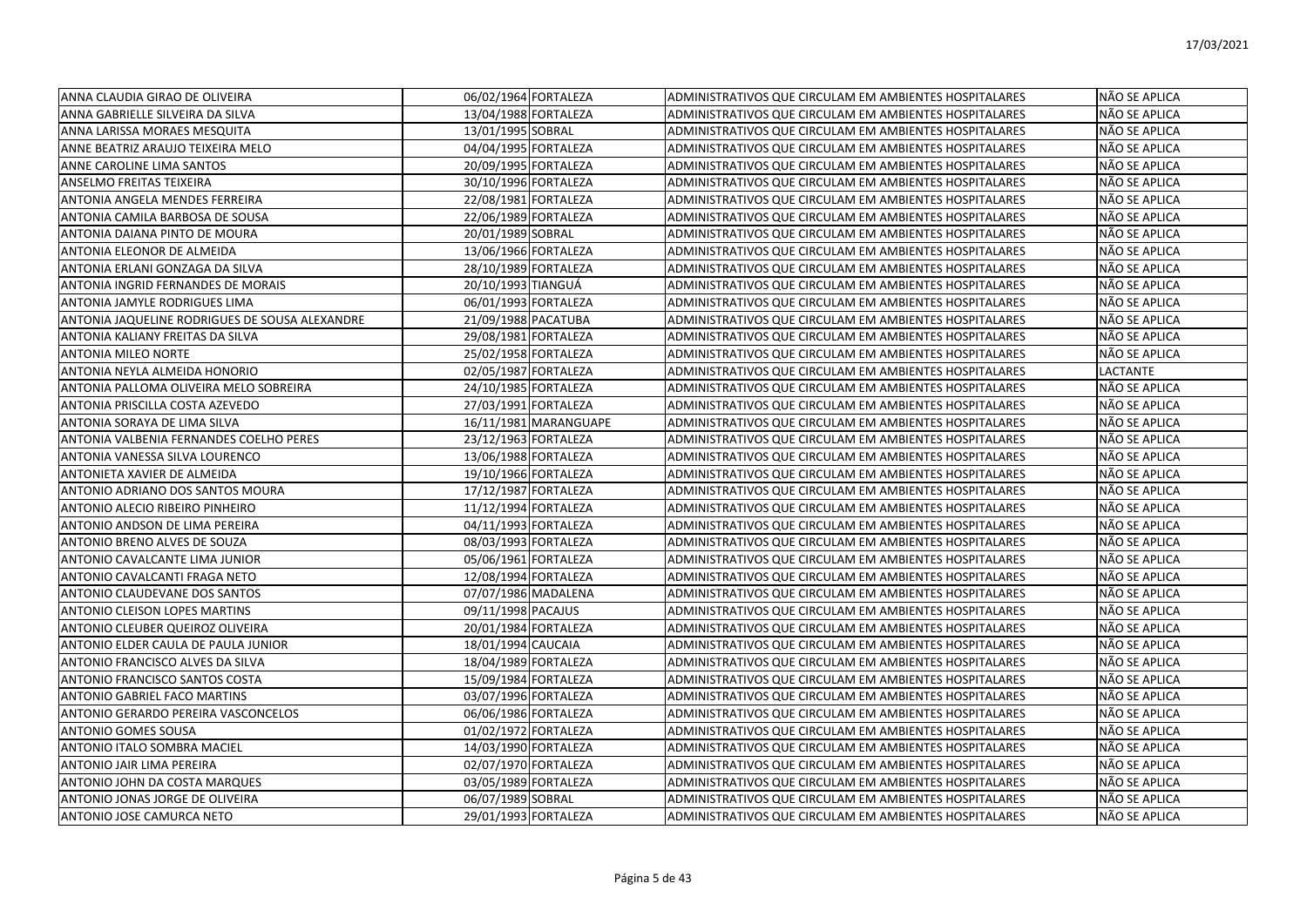| | | | | |
|---|---|---|---|---|
| ANNA CLAUDIA GIRAO DE OLIVEIRA | 06/02/1964 | FORTALEZA | ADMINISTRATIVOS QUE CIRCULAM EM AMBIENTES HOSPITALARES | NÃO SE APLICA |
| ANNA GABRIELLE SILVEIRA DA SILVA | 13/04/1988 | FORTALEZA | ADMINISTRATIVOS QUE CIRCULAM EM AMBIENTES HOSPITALARES | NÃO SE APLICA |
| ANNA LARISSA MORAES MESQUITA | 13/01/1995 | SOBRAL | ADMINISTRATIVOS QUE CIRCULAM EM AMBIENTES HOSPITALARES | NÃO SE APLICA |
| ANNE BEATRIZ ARAUJO TEIXEIRA MELO | 04/04/1995 | FORTALEZA | ADMINISTRATIVOS QUE CIRCULAM EM AMBIENTES HOSPITALARES | NÃO SE APLICA |
| ANNE CAROLINE LIMA SANTOS | 20/09/1995 | FORTALEZA | ADMINISTRATIVOS QUE CIRCULAM EM AMBIENTES HOSPITALARES | NÃO SE APLICA |
| ANSELMO FREITAS TEIXEIRA | 30/10/1996 | FORTALEZA | ADMINISTRATIVOS QUE CIRCULAM EM AMBIENTES HOSPITALARES | NÃO SE APLICA |
| ANTONIA ANGELA MENDES FERREIRA | 22/08/1981 | FORTALEZA | ADMINISTRATIVOS QUE CIRCULAM EM AMBIENTES HOSPITALARES | NÃO SE APLICA |
| ANTONIA CAMILA BARBOSA DE SOUSA | 22/06/1989 | FORTALEZA | ADMINISTRATIVOS QUE CIRCULAM EM AMBIENTES HOSPITALARES | NÃO SE APLICA |
| ANTONIA DAIANA PINTO DE MOURA | 20/01/1989 | SOBRAL | ADMINISTRATIVOS QUE CIRCULAM EM AMBIENTES HOSPITALARES | NÃO SE APLICA |
| ANTONIA ELEONOR DE ALMEIDA | 13/06/1966 | FORTALEZA | ADMINISTRATIVOS QUE CIRCULAM EM AMBIENTES HOSPITALARES | NÃO SE APLICA |
| ANTONIA ERLANI GONZAGA DA SILVA | 28/10/1989 | FORTALEZA | ADMINISTRATIVOS QUE CIRCULAM EM AMBIENTES HOSPITALARES | NÃO SE APLICA |
| ANTONIA INGRID FERNANDES DE MORAIS | 20/10/1993 | TIANGUÁ | ADMINISTRATIVOS QUE CIRCULAM EM AMBIENTES HOSPITALARES | NÃO SE APLICA |
| ANTONIA JAMYLE RODRIGUES LIMA | 06/01/1993 | FORTALEZA | ADMINISTRATIVOS QUE CIRCULAM EM AMBIENTES HOSPITALARES | NÃO SE APLICA |
| ANTONIA JAQUELINE RODRIGUES DE SOUSA ALEXANDRE | 21/09/1988 | PACATUBA | ADMINISTRATIVOS QUE CIRCULAM EM AMBIENTES HOSPITALARES | NÃO SE APLICA |
| ANTONIA KALIANY FREITAS DA SILVA | 29/08/1981 | FORTALEZA | ADMINISTRATIVOS QUE CIRCULAM EM AMBIENTES HOSPITALARES | NÃO SE APLICA |
| ANTONIA MILEO NORTE | 25/02/1958 | FORTALEZA | ADMINISTRATIVOS QUE CIRCULAM EM AMBIENTES HOSPITALARES | NÃO SE APLICA |
| ANTONIA NEYLA ALMEIDA HONORIO | 02/05/1987 | FORTALEZA | ADMINISTRATIVOS QUE CIRCULAM EM AMBIENTES HOSPITALARES | LACTANTE |
| ANTONIA PALLOMA OLIVEIRA MELO SOBREIRA | 24/10/1985 | FORTALEZA | ADMINISTRATIVOS QUE CIRCULAM EM AMBIENTES HOSPITALARES | NÃO SE APLICA |
| ANTONIA PRISCILLA COSTA AZEVEDO | 27/03/1991 | FORTALEZA | ADMINISTRATIVOS QUE CIRCULAM EM AMBIENTES HOSPITALARES | NÃO SE APLICA |
| ANTONIA SORAYA DE LIMA SILVA | 16/11/1981 | MARANGUAPE | ADMINISTRATIVOS QUE CIRCULAM EM AMBIENTES HOSPITALARES | NÃO SE APLICA |
| ANTONIA VALBENIA FERNANDES COELHO PERES | 23/12/1963 | FORTALEZA | ADMINISTRATIVOS QUE CIRCULAM EM AMBIENTES HOSPITALARES | NÃO SE APLICA |
| ANTONIA VANESSA SILVA LOURENCO | 13/06/1988 | FORTALEZA | ADMINISTRATIVOS QUE CIRCULAM EM AMBIENTES HOSPITALARES | NÃO SE APLICA |
| ANTONIETA XAVIER DE ALMEIDA | 19/10/1966 | FORTALEZA | ADMINISTRATIVOS QUE CIRCULAM EM AMBIENTES HOSPITALARES | NÃO SE APLICA |
| ANTONIO ADRIANO DOS SANTOS MOURA | 17/12/1987 | FORTALEZA | ADMINISTRATIVOS QUE CIRCULAM EM AMBIENTES HOSPITALARES | NÃO SE APLICA |
| ANTONIO ALECIO RIBEIRO PINHEIRO | 11/12/1994 | FORTALEZA | ADMINISTRATIVOS QUE CIRCULAM EM AMBIENTES HOSPITALARES | NÃO SE APLICA |
| ANTONIO ANDSON DE LIMA PEREIRA | 04/11/1993 | FORTALEZA | ADMINISTRATIVOS QUE CIRCULAM EM AMBIENTES HOSPITALARES | NÃO SE APLICA |
| ANTONIO BRENO ALVES DE SOUZA | 08/03/1993 | FORTALEZA | ADMINISTRATIVOS QUE CIRCULAM EM AMBIENTES HOSPITALARES | NÃO SE APLICA |
| ANTONIO CAVALCANTE LIMA JUNIOR | 05/06/1961 | FORTALEZA | ADMINISTRATIVOS QUE CIRCULAM EM AMBIENTES HOSPITALARES | NÃO SE APLICA |
| ANTONIO CAVALCANTI FRAGA NETO | 12/08/1994 | FORTALEZA | ADMINISTRATIVOS QUE CIRCULAM EM AMBIENTES HOSPITALARES | NÃO SE APLICA |
| ANTONIO CLAUDEVANE DOS SANTOS | 07/07/1986 | MADALENA | ADMINISTRATIVOS QUE CIRCULAM EM AMBIENTES HOSPITALARES | NÃO SE APLICA |
| ANTONIO CLEISON LOPES MARTINS | 09/11/1998 | PACAJUS | ADMINISTRATIVOS QUE CIRCULAM EM AMBIENTES HOSPITALARES | NÃO SE APLICA |
| ANTONIO CLEUBER QUEIROZ OLIVEIRA | 20/01/1984 | FORTALEZA | ADMINISTRATIVOS QUE CIRCULAM EM AMBIENTES HOSPITALARES | NÃO SE APLICA |
| ANTONIO ELDER CAULA DE PAULA JUNIOR | 18/01/1994 | CAUCAIA | ADMINISTRATIVOS QUE CIRCULAM EM AMBIENTES HOSPITALARES | NÃO SE APLICA |
| ANTONIO FRANCISCO ALVES DA SILVA | 18/04/1989 | FORTALEZA | ADMINISTRATIVOS QUE CIRCULAM EM AMBIENTES HOSPITALARES | NÃO SE APLICA |
| ANTONIO FRANCISCO SANTOS COSTA | 15/09/1984 | FORTALEZA | ADMINISTRATIVOS QUE CIRCULAM EM AMBIENTES HOSPITALARES | NÃO SE APLICA |
| ANTONIO GABRIEL FACO MARTINS | 03/07/1996 | FORTALEZA | ADMINISTRATIVOS QUE CIRCULAM EM AMBIENTES HOSPITALARES | NÃO SE APLICA |
| ANTONIO GERARDO PEREIRA VASCONCELOS | 06/06/1986 | FORTALEZA | ADMINISTRATIVOS QUE CIRCULAM EM AMBIENTES HOSPITALARES | NÃO SE APLICA |
| ANTONIO GOMES SOUSA | 01/02/1972 | FORTALEZA | ADMINISTRATIVOS QUE CIRCULAM EM AMBIENTES HOSPITALARES | NÃO SE APLICA |
| ANTONIO ITALO SOMBRA MACIEL | 14/03/1990 | FORTALEZA | ADMINISTRATIVOS QUE CIRCULAM EM AMBIENTES HOSPITALARES | NÃO SE APLICA |
| ANTONIO JAIR LIMA PEREIRA | 02/07/1970 | FORTALEZA | ADMINISTRATIVOS QUE CIRCULAM EM AMBIENTES HOSPITALARES | NÃO SE APLICA |
| ANTONIO JOHN DA COSTA MARQUES | 03/05/1989 | FORTALEZA | ADMINISTRATIVOS QUE CIRCULAM EM AMBIENTES HOSPITALARES | NÃO SE APLICA |
| ANTONIO JONAS JORGE DE OLIVEIRA | 06/07/1989 | SOBRAL | ADMINISTRATIVOS QUE CIRCULAM EM AMBIENTES HOSPITALARES | NÃO SE APLICA |
| ANTONIO JOSE CAMURCA NETO | 29/01/1993 | FORTALEZA | ADMINISTRATIVOS QUE CIRCULAM EM AMBIENTES HOSPITALARES | NÃO SE APLICA |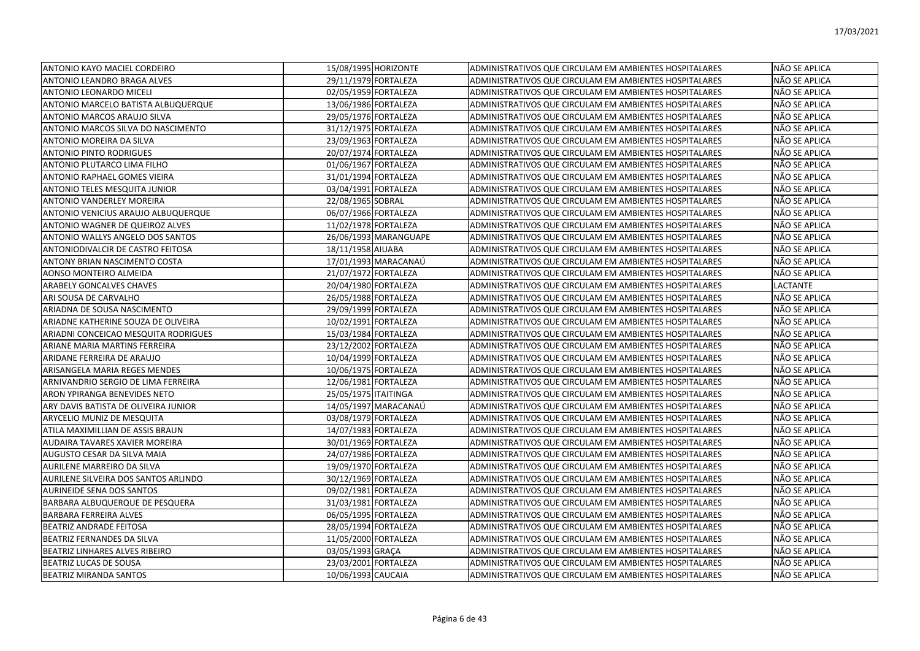| | | | | |
|---|---|---|---|---|
| ANTONIO KAYO MACIEL CORDEIRO | 15/08/1995 | HORIZONTE | ADMINISTRATIVOS QUE CIRCULAM EM AMBIENTES HOSPITALARES | NÃO SE APLICA |
| ANTONIO LEANDRO BRAGA ALVES | 29/11/1979 | FORTALEZA | ADMINISTRATIVOS QUE CIRCULAM EM AMBIENTES HOSPITALARES | NÃO SE APLICA |
| ANTONIO LEONARDO MICELI | 02/05/1959 | FORTALEZA | ADMINISTRATIVOS QUE CIRCULAM EM AMBIENTES HOSPITALARES | NÃO SE APLICA |
| ANTONIO MARCELO BATISTA ALBUQUERQUE | 13/06/1986 | FORTALEZA | ADMINISTRATIVOS QUE CIRCULAM EM AMBIENTES HOSPITALARES | NÃO SE APLICA |
| ANTONIO MARCOS ARAUJO SILVA | 29/05/1976 | FORTALEZA | ADMINISTRATIVOS QUE CIRCULAM EM AMBIENTES HOSPITALARES | NÃO SE APLICA |
| ANTONIO MARCOS SILVA DO NASCIMENTO | 31/12/1975 | FORTALEZA | ADMINISTRATIVOS QUE CIRCULAM EM AMBIENTES HOSPITALARES | NÃO SE APLICA |
| ANTONIO MOREIRA DA SILVA | 23/09/1963 | FORTALEZA | ADMINISTRATIVOS QUE CIRCULAM EM AMBIENTES HOSPITALARES | NÃO SE APLICA |
| ANTONIO PINTO RODRIGUES | 20/07/1974 | FORTALEZA | ADMINISTRATIVOS QUE CIRCULAM EM AMBIENTES HOSPITALARES | NÃO SE APLICA |
| ANTONIO PLUTARCO LIMA FILHO | 01/06/1967 | FORTALEZA | ADMINISTRATIVOS QUE CIRCULAM EM AMBIENTES HOSPITALARES | NÃO SE APLICA |
| ANTONIO RAPHAEL GOMES VIEIRA | 31/01/1994 | FORTALEZA | ADMINISTRATIVOS QUE CIRCULAM EM AMBIENTES HOSPITALARES | NÃO SE APLICA |
| ANTONIO TELES MESQUITA JUNIOR | 03/04/1991 | FORTALEZA | ADMINISTRATIVOS QUE CIRCULAM EM AMBIENTES HOSPITALARES | NÃO SE APLICA |
| ANTONIO VANDERLEY MOREIRA | 22/08/1965 | SOBRAL | ADMINISTRATIVOS QUE CIRCULAM EM AMBIENTES HOSPITALARES | NÃO SE APLICA |
| ANTONIO VENICIUS ARAUJO ALBUQUERQUE | 06/07/1966 | FORTALEZA | ADMINISTRATIVOS QUE CIRCULAM EM AMBIENTES HOSPITALARES | NÃO SE APLICA |
| ANTONIO WAGNER DE QUEIROZ ALVES | 11/02/1978 | FORTALEZA | ADMINISTRATIVOS QUE CIRCULAM EM AMBIENTES HOSPITALARES | NÃO SE APLICA |
| ANTONIO WALLYS ANGELO DOS SANTOS | 26/06/1993 | MARANGUAPE | ADMINISTRATIVOS QUE CIRCULAM EM AMBIENTES HOSPITALARES | NÃO SE APLICA |
| ANTONIODIVALCIR DE CASTRO FEITOSA | 18/11/1958 | AIUABA | ADMINISTRATIVOS QUE CIRCULAM EM AMBIENTES HOSPITALARES | NÃO SE APLICA |
| ANTONY BRIAN NASCIMENTO COSTA | 17/01/1993 | MARACANAÚ | ADMINISTRATIVOS QUE CIRCULAM EM AMBIENTES HOSPITALARES | NÃO SE APLICA |
| AONSO MONTEIRO ALMEIDA | 21/07/1972 | FORTALEZA | ADMINISTRATIVOS QUE CIRCULAM EM AMBIENTES HOSPITALARES | NÃO SE APLICA |
| ARABELY GONCALVES CHAVES | 20/04/1980 | FORTALEZA | ADMINISTRATIVOS QUE CIRCULAM EM AMBIENTES HOSPITALARES | LACTANTE |
| ARI SOUSA DE CARVALHO | 26/05/1988 | FORTALEZA | ADMINISTRATIVOS QUE CIRCULAM EM AMBIENTES HOSPITALARES | NÃO SE APLICA |
| ARIADNA DE SOUSA NASCIMENTO | 29/09/1999 | FORTALEZA | ADMINISTRATIVOS QUE CIRCULAM EM AMBIENTES HOSPITALARES | NÃO SE APLICA |
| ARIADNE KATHERINE SOUZA DE OLIVEIRA | 10/02/1991 | FORTALEZA | ADMINISTRATIVOS QUE CIRCULAM EM AMBIENTES HOSPITALARES | NÃO SE APLICA |
| ARIADNI CONCEICAO MESQUITA RODRIGUES | 15/03/1984 | FORTALEZA | ADMINISTRATIVOS QUE CIRCULAM EM AMBIENTES HOSPITALARES | NÃO SE APLICA |
| ARIANE MARIA MARTINS FERREIRA | 23/12/2002 | FORTALEZA | ADMINISTRATIVOS QUE CIRCULAM EM AMBIENTES HOSPITALARES | NÃO SE APLICA |
| ARIDANE FERREIRA DE ARAUJO | 10/04/1999 | FORTALEZA | ADMINISTRATIVOS QUE CIRCULAM EM AMBIENTES HOSPITALARES | NÃO SE APLICA |
| ARISANGELA MARIA REGES MENDES | 10/06/1975 | FORTALEZA | ADMINISTRATIVOS QUE CIRCULAM EM AMBIENTES HOSPITALARES | NÃO SE APLICA |
| ARNIVANDRIO SERGIO DE LIMA FERREIRA | 12/06/1981 | FORTALEZA | ADMINISTRATIVOS QUE CIRCULAM EM AMBIENTES HOSPITALARES | NÃO SE APLICA |
| ARON YPIRANGA BENEVIDES NETO | 25/05/1975 | ITAITINGA | ADMINISTRATIVOS QUE CIRCULAM EM AMBIENTES HOSPITALARES | NÃO SE APLICA |
| ARY DAVIS BATISTA DE OLIVEIRA JUNIOR | 14/05/1997 | MARACANAÚ | ADMINISTRATIVOS QUE CIRCULAM EM AMBIENTES HOSPITALARES | NÃO SE APLICA |
| ARYCELIO MUNIZ DE MESQUITA | 03/08/1979 | FORTALEZA | ADMINISTRATIVOS QUE CIRCULAM EM AMBIENTES HOSPITALARES | NÃO SE APLICA |
| ATILA MAXIMILLIAN DE ASSIS BRAUN | 14/07/1983 | FORTALEZA | ADMINISTRATIVOS QUE CIRCULAM EM AMBIENTES HOSPITALARES | NÃO SE APLICA |
| AUDAIRA TAVARES XAVIER MOREIRA | 30/01/1969 | FORTALEZA | ADMINISTRATIVOS QUE CIRCULAM EM AMBIENTES HOSPITALARES | NÃO SE APLICA |
| AUGUSTO CESAR DA SILVA MAIA | 24/07/1986 | FORTALEZA | ADMINISTRATIVOS QUE CIRCULAM EM AMBIENTES HOSPITALARES | NÃO SE APLICA |
| AURILENE MARREIRO DA SILVA | 19/09/1970 | FORTALEZA | ADMINISTRATIVOS QUE CIRCULAM EM AMBIENTES HOSPITALARES | NÃO SE APLICA |
| AURILENE SILVEIRA DOS SANTOS ARLINDO | 30/12/1969 | FORTALEZA | ADMINISTRATIVOS QUE CIRCULAM EM AMBIENTES HOSPITALARES | NÃO SE APLICA |
| AURINEIDE SENA DOS SANTOS | 09/02/1981 | FORTALEZA | ADMINISTRATIVOS QUE CIRCULAM EM AMBIENTES HOSPITALARES | NÃO SE APLICA |
| BARBARA ALBUQUERQUE DE PESQUERA | 31/03/1981 | FORTALEZA | ADMINISTRATIVOS QUE CIRCULAM EM AMBIENTES HOSPITALARES | NÃO SE APLICA |
| BARBARA FERREIRA ALVES | 06/05/1995 | FORTALEZA | ADMINISTRATIVOS QUE CIRCULAM EM AMBIENTES HOSPITALARES | NÃO SE APLICA |
| BEATRIZ ANDRADE FEITOSA | 28/05/1994 | FORTALEZA | ADMINISTRATIVOS QUE CIRCULAM EM AMBIENTES HOSPITALARES | NÃO SE APLICA |
| BEATRIZ FERNANDES DA SILVA | 11/05/2000 | FORTALEZA | ADMINISTRATIVOS QUE CIRCULAM EM AMBIENTES HOSPITALARES | NÃO SE APLICA |
| BEATRIZ LINHARES ALVES RIBEIRO | 03/05/1993 | GRAÇA | ADMINISTRATIVOS QUE CIRCULAM EM AMBIENTES HOSPITALARES | NÃO SE APLICA |
| BEATRIZ LUCAS DE SOUSA | 23/03/2001 | FORTALEZA | ADMINISTRATIVOS QUE CIRCULAM EM AMBIENTES HOSPITALARES | NÃO SE APLICA |
| BEATRIZ MIRANDA SANTOS | 10/06/1993 | CAUCAIA | ADMINISTRATIVOS QUE CIRCULAM EM AMBIENTES HOSPITALARES | NÃO SE APLICA |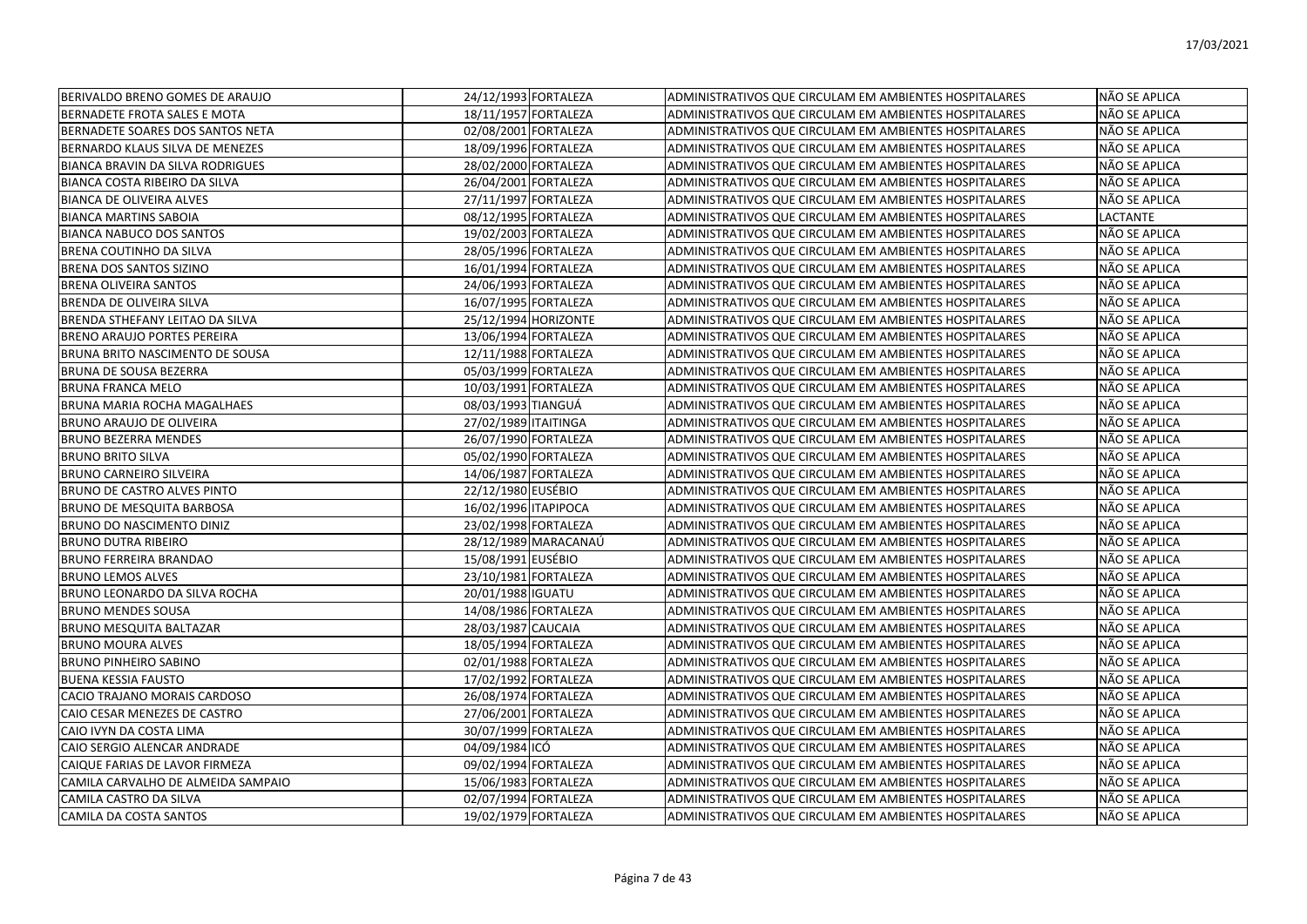| | | | | |
|---|---|---|---|---|
| BERIVALDO BRENO GOMES DE ARAUJO | 24/12/1993 | FORTALEZA | ADMINISTRATIVOS QUE CIRCULAM EM AMBIENTES HOSPITALARES | NÃO SE APLICA |
| BERNADETE FROTA SALES E MOTA | 18/11/1957 | FORTALEZA | ADMINISTRATIVOS QUE CIRCULAM EM AMBIENTES HOSPITALARES | NÃO SE APLICA |
| BERNADETE SOARES DOS SANTOS NETA | 02/08/2001 | FORTALEZA | ADMINISTRATIVOS QUE CIRCULAM EM AMBIENTES HOSPITALARES | NÃO SE APLICA |
| BERNARDO KLAUS SILVA DE MENEZES | 18/09/1996 | FORTALEZA | ADMINISTRATIVOS QUE CIRCULAM EM AMBIENTES HOSPITALARES | NÃO SE APLICA |
| BIANCA BRAVIN DA SILVA RODRIGUES | 28/02/2000 | FORTALEZA | ADMINISTRATIVOS QUE CIRCULAM EM AMBIENTES HOSPITALARES | NÃO SE APLICA |
| BIANCA COSTA RIBEIRO DA SILVA | 26/04/2001 | FORTALEZA | ADMINISTRATIVOS QUE CIRCULAM EM AMBIENTES HOSPITALARES | NÃO SE APLICA |
| BIANCA DE OLIVEIRA ALVES | 27/11/1997 | FORTALEZA | ADMINISTRATIVOS QUE CIRCULAM EM AMBIENTES HOSPITALARES | NÃO SE APLICA |
| BIANCA MARTINS SABOIA | 08/12/1995 | FORTALEZA | ADMINISTRATIVOS QUE CIRCULAM EM AMBIENTES HOSPITALARES | LACTANTE |
| BIANCA NABUCO DOS SANTOS | 19/02/2003 | FORTALEZA | ADMINISTRATIVOS QUE CIRCULAM EM AMBIENTES HOSPITALARES | NÃO SE APLICA |
| BRENA COUTINHO DA SILVA | 28/05/1996 | FORTALEZA | ADMINISTRATIVOS QUE CIRCULAM EM AMBIENTES HOSPITALARES | NÃO SE APLICA |
| BRENA DOS SANTOS SIZINO | 16/01/1994 | FORTALEZA | ADMINISTRATIVOS QUE CIRCULAM EM AMBIENTES HOSPITALARES | NÃO SE APLICA |
| BRENA OLIVEIRA SANTOS | 24/06/1993 | FORTALEZA | ADMINISTRATIVOS QUE CIRCULAM EM AMBIENTES HOSPITALARES | NÃO SE APLICA |
| BRENDA DE OLIVEIRA SILVA | 16/07/1995 | FORTALEZA | ADMINISTRATIVOS QUE CIRCULAM EM AMBIENTES HOSPITALARES | NÃO SE APLICA |
| BRENDA STHEFANY LEITAO DA SILVA | 25/12/1994 | HORIZONTE | ADMINISTRATIVOS QUE CIRCULAM EM AMBIENTES HOSPITALARES | NÃO SE APLICA |
| BRENO ARAUJO PORTES PEREIRA | 13/06/1994 | FORTALEZA | ADMINISTRATIVOS QUE CIRCULAM EM AMBIENTES HOSPITALARES | NÃO SE APLICA |
| BRUNA BRITO NASCIMENTO DE SOUSA | 12/11/1988 | FORTALEZA | ADMINISTRATIVOS QUE CIRCULAM EM AMBIENTES HOSPITALARES | NÃO SE APLICA |
| BRUNA DE SOUSA BEZERRA | 05/03/1999 | FORTALEZA | ADMINISTRATIVOS QUE CIRCULAM EM AMBIENTES HOSPITALARES | NÃO SE APLICA |
| BRUNA FRANCA MELO | 10/03/1991 | FORTALEZA | ADMINISTRATIVOS QUE CIRCULAM EM AMBIENTES HOSPITALARES | NÃO SE APLICA |
| BRUNA MARIA ROCHA MAGALHAES | 08/03/1993 | TIANGUÁ | ADMINISTRATIVOS QUE CIRCULAM EM AMBIENTES HOSPITALARES | NÃO SE APLICA |
| BRUNO ARAUJO DE OLIVEIRA | 27/02/1989 | ITAITINGA | ADMINISTRATIVOS QUE CIRCULAM EM AMBIENTES HOSPITALARES | NÃO SE APLICA |
| BRUNO BEZERRA MENDES | 26/07/1990 | FORTALEZA | ADMINISTRATIVOS QUE CIRCULAM EM AMBIENTES HOSPITALARES | NÃO SE APLICA |
| BRUNO BRITO SILVA | 05/02/1990 | FORTALEZA | ADMINISTRATIVOS QUE CIRCULAM EM AMBIENTES HOSPITALARES | NÃO SE APLICA |
| BRUNO CARNEIRO SILVEIRA | 14/06/1987 | FORTALEZA | ADMINISTRATIVOS QUE CIRCULAM EM AMBIENTES HOSPITALARES | NÃO SE APLICA |
| BRUNO DE CASTRO ALVES PINTO | 22/12/1980 | EUSÉBIO | ADMINISTRATIVOS QUE CIRCULAM EM AMBIENTES HOSPITALARES | NÃO SE APLICA |
| BRUNO DE MESQUITA BARBOSA | 16/02/1996 | ITAPIPOCA | ADMINISTRATIVOS QUE CIRCULAM EM AMBIENTES HOSPITALARES | NÃO SE APLICA |
| BRUNO DO NASCIMENTO DINIZ | 23/02/1998 | FORTALEZA | ADMINISTRATIVOS QUE CIRCULAM EM AMBIENTES HOSPITALARES | NÃO SE APLICA |
| BRUNO DUTRA RIBEIRO | 28/12/1989 | MARACANAÚ | ADMINISTRATIVOS QUE CIRCULAM EM AMBIENTES HOSPITALARES | NÃO SE APLICA |
| BRUNO FERREIRA BRANDAO | 15/08/1991 | EUSÉBIO | ADMINISTRATIVOS QUE CIRCULAM EM AMBIENTES HOSPITALARES | NÃO SE APLICA |
| BRUNO LEMOS ALVES | 23/10/1981 | FORTALEZA | ADMINISTRATIVOS QUE CIRCULAM EM AMBIENTES HOSPITALARES | NÃO SE APLICA |
| BRUNO LEONARDO DA SILVA ROCHA | 20/01/1988 | IGUATU | ADMINISTRATIVOS QUE CIRCULAM EM AMBIENTES HOSPITALARES | NÃO SE APLICA |
| BRUNO MENDES SOUSA | 14/08/1986 | FORTALEZA | ADMINISTRATIVOS QUE CIRCULAM EM AMBIENTES HOSPITALARES | NÃO SE APLICA |
| BRUNO MESQUITA BALTAZAR | 28/03/1987 | CAUCAIA | ADMINISTRATIVOS QUE CIRCULAM EM AMBIENTES HOSPITALARES | NÃO SE APLICA |
| BRUNO MOURA ALVES | 18/05/1994 | FORTALEZA | ADMINISTRATIVOS QUE CIRCULAM EM AMBIENTES HOSPITALARES | NÃO SE APLICA |
| BRUNO PINHEIRO SABINO | 02/01/1988 | FORTALEZA | ADMINISTRATIVOS QUE CIRCULAM EM AMBIENTES HOSPITALARES | NÃO SE APLICA |
| BUENA KESSIA FAUSTO | 17/02/1992 | FORTALEZA | ADMINISTRATIVOS QUE CIRCULAM EM AMBIENTES HOSPITALARES | NÃO SE APLICA |
| CACIO TRAJANO MORAIS CARDOSO | 26/08/1974 | FORTALEZA | ADMINISTRATIVOS QUE CIRCULAM EM AMBIENTES HOSPITALARES | NÃO SE APLICA |
| CAIO CESAR MENEZES DE CASTRO | 27/06/2001 | FORTALEZA | ADMINISTRATIVOS QUE CIRCULAM EM AMBIENTES HOSPITALARES | NÃO SE APLICA |
| CAIO IVYN DA COSTA LIMA | 30/07/1999 | FORTALEZA | ADMINISTRATIVOS QUE CIRCULAM EM AMBIENTES HOSPITALARES | NÃO SE APLICA |
| CAIO SERGIO ALENCAR ANDRADE | 04/09/1984 | ICÓ | ADMINISTRATIVOS QUE CIRCULAM EM AMBIENTES HOSPITALARES | NÃO SE APLICA |
| CAIQUE FARIAS DE LAVOR FIRMEZA | 09/02/1994 | FORTALEZA | ADMINISTRATIVOS QUE CIRCULAM EM AMBIENTES HOSPITALARES | NÃO SE APLICA |
| CAMILA CARVALHO DE ALMEIDA SAMPAIO | 15/06/1983 | FORTALEZA | ADMINISTRATIVOS QUE CIRCULAM EM AMBIENTES HOSPITALARES | NÃO SE APLICA |
| CAMILA CASTRO DA SILVA | 02/07/1994 | FORTALEZA | ADMINISTRATIVOS QUE CIRCULAM EM AMBIENTES HOSPITALARES | NÃO SE APLICA |
| CAMILA DA COSTA SANTOS | 19/02/1979 | FORTALEZA | ADMINISTRATIVOS QUE CIRCULAM EM AMBIENTES HOSPITALARES | NÃO SE APLICA |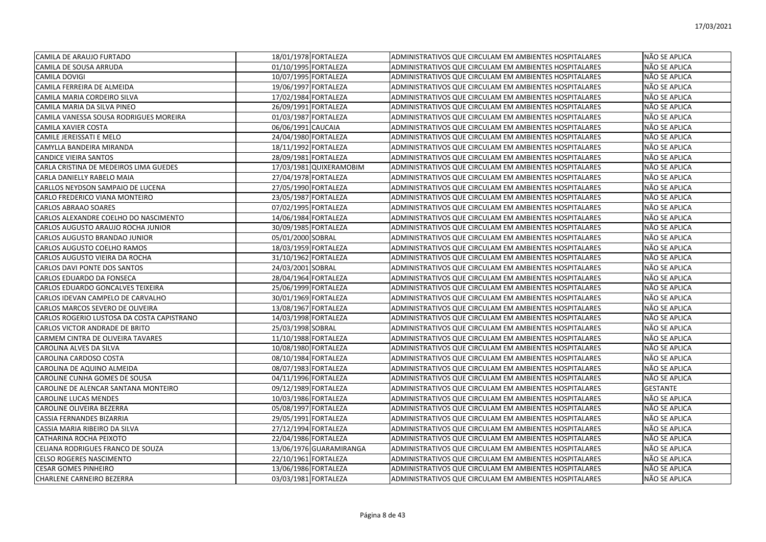| | | | | |
|---|---|---|---|---|
| CAMILA DE ARAUJO FURTADO | 18/01/1978 | FORTALEZA | ADMINISTRATIVOS QUE CIRCULAM EM AMBIENTES HOSPITALARES | NÃO SE APLICA |
| CAMILA DE SOUSA ARRUDA | 01/10/1995 | FORTALEZA | ADMINISTRATIVOS QUE CIRCULAM EM AMBIENTES HOSPITALARES | NÃO SE APLICA |
| CAMILA DOVIGI | 10/07/1995 | FORTALEZA | ADMINISTRATIVOS QUE CIRCULAM EM AMBIENTES HOSPITALARES | NÃO SE APLICA |
| CAMILA FERREIRA DE ALMEIDA | 19/06/1997 | FORTALEZA | ADMINISTRATIVOS QUE CIRCULAM EM AMBIENTES HOSPITALARES | NÃO SE APLICA |
| CAMILA MARIA CORDEIRO SILVA | 17/02/1984 | FORTALEZA | ADMINISTRATIVOS QUE CIRCULAM EM AMBIENTES HOSPITALARES | NÃO SE APLICA |
| CAMILA MARIA DA SILVA PINEO | 26/09/1991 | FORTALEZA | ADMINISTRATIVOS QUE CIRCULAM EM AMBIENTES HOSPITALARES | NÃO SE APLICA |
| CAMILA VANESSA SOUSA RODRIGUES MOREIRA | 01/03/1987 | FORTALEZA | ADMINISTRATIVOS QUE CIRCULAM EM AMBIENTES HOSPITALARES | NÃO SE APLICA |
| CAMILA XAVIER COSTA | 06/06/1991 | CAUCAIA | ADMINISTRATIVOS QUE CIRCULAM EM AMBIENTES HOSPITALARES | NÃO SE APLICA |
| CAMILE JEREISSATI E MELO | 24/04/1980 | FORTALEZA | ADMINISTRATIVOS QUE CIRCULAM EM AMBIENTES HOSPITALARES | NÃO SE APLICA |
| CAMYLLA BANDEIRA MIRANDA | 18/11/1992 | FORTALEZA | ADMINISTRATIVOS QUE CIRCULAM EM AMBIENTES HOSPITALARES | NÃO SE APLICA |
| CANDICE VIEIRA SANTOS | 28/09/1981 | FORTALEZA | ADMINISTRATIVOS QUE CIRCULAM EM AMBIENTES HOSPITALARES | NÃO SE APLICA |
| CARLA CRISTINA DE MEDEIROS LIMA GUEDES | 17/03/1981 | QUIXERAMOBIM | ADMINISTRATIVOS QUE CIRCULAM EM AMBIENTES HOSPITALARES | NÃO SE APLICA |
| CARLA DANIELLY RABELO MAIA | 27/04/1978 | FORTALEZA | ADMINISTRATIVOS QUE CIRCULAM EM AMBIENTES HOSPITALARES | NÃO SE APLICA |
| CARLLOS NEYDSON SAMPAIO DE LUCENA | 27/05/1990 | FORTALEZA | ADMINISTRATIVOS QUE CIRCULAM EM AMBIENTES HOSPITALARES | NÃO SE APLICA |
| CARLO FREDERICO VIANA MONTEIRO | 23/05/1987 | FORTALEZA | ADMINISTRATIVOS QUE CIRCULAM EM AMBIENTES HOSPITALARES | NÃO SE APLICA |
| CARLOS ABRAAO SOARES | 07/02/1995 | FORTALEZA | ADMINISTRATIVOS QUE CIRCULAM EM AMBIENTES HOSPITALARES | NÃO SE APLICA |
| CARLOS ALEXANDRE COELHO DO NASCIMENTO | 14/06/1984 | FORTALEZA | ADMINISTRATIVOS QUE CIRCULAM EM AMBIENTES HOSPITALARES | NÃO SE APLICA |
| CARLOS AUGUSTO ARAUJO ROCHA JUNIOR | 30/09/1985 | FORTALEZA | ADMINISTRATIVOS QUE CIRCULAM EM AMBIENTES HOSPITALARES | NÃO SE APLICA |
| CARLOS AUGUSTO BRANDAO JUNIOR | 05/01/2000 | SOBRAL | ADMINISTRATIVOS QUE CIRCULAM EM AMBIENTES HOSPITALARES | NÃO SE APLICA |
| CARLOS AUGUSTO COELHO RAMOS | 18/03/1959 | FORTALEZA | ADMINISTRATIVOS QUE CIRCULAM EM AMBIENTES HOSPITALARES | NÃO SE APLICA |
| CARLOS AUGUSTO VIEIRA DA ROCHA | 31/10/1962 | FORTALEZA | ADMINISTRATIVOS QUE CIRCULAM EM AMBIENTES HOSPITALARES | NÃO SE APLICA |
| CARLOS DAVI PONTE DOS SANTOS | 24/03/2001 | SOBRAL | ADMINISTRATIVOS QUE CIRCULAM EM AMBIENTES HOSPITALARES | NÃO SE APLICA |
| CARLOS EDUARDO DA FONSECA | 28/04/1964 | FORTALEZA | ADMINISTRATIVOS QUE CIRCULAM EM AMBIENTES HOSPITALARES | NÃO SE APLICA |
| CARLOS EDUARDO GONCALVES TEIXEIRA | 25/06/1999 | FORTALEZA | ADMINISTRATIVOS QUE CIRCULAM EM AMBIENTES HOSPITALARES | NÃO SE APLICA |
| CARLOS IDEVAN CAMPELO DE CARVALHO | 30/01/1969 | FORTALEZA | ADMINISTRATIVOS QUE CIRCULAM EM AMBIENTES HOSPITALARES | NÃO SE APLICA |
| CARLOS MARCOS SEVERO DE OLIVEIRA | 13/08/1967 | FORTALEZA | ADMINISTRATIVOS QUE CIRCULAM EM AMBIENTES HOSPITALARES | NÃO SE APLICA |
| CARLOS ROGERIO LUSTOSA DA COSTA CAPISTRANO | 14/03/1998 | FORTALEZA | ADMINISTRATIVOS QUE CIRCULAM EM AMBIENTES HOSPITALARES | NÃO SE APLICA |
| CARLOS VICTOR ANDRADE DE BRITO | 25/03/1998 | SOBRAL | ADMINISTRATIVOS QUE CIRCULAM EM AMBIENTES HOSPITALARES | NÃO SE APLICA |
| CARMEM CINTRA DE OLIVEIRA TAVARES | 11/10/1988 | FORTALEZA | ADMINISTRATIVOS QUE CIRCULAM EM AMBIENTES HOSPITALARES | NÃO SE APLICA |
| CAROLINA ALVES DA SILVA | 10/08/1980 | FORTALEZA | ADMINISTRATIVOS QUE CIRCULAM EM AMBIENTES HOSPITALARES | NÃO SE APLICA |
| CAROLINA CARDOSO COSTA | 08/10/1984 | FORTALEZA | ADMINISTRATIVOS QUE CIRCULAM EM AMBIENTES HOSPITALARES | NÃO SE APLICA |
| CAROLINA DE AQUINO ALMEIDA | 08/07/1983 | FORTALEZA | ADMINISTRATIVOS QUE CIRCULAM EM AMBIENTES HOSPITALARES | NÃO SE APLICA |
| CAROLINE CUNHA GOMES DE SOUSA | 04/11/1996 | FORTALEZA | ADMINISTRATIVOS QUE CIRCULAM EM AMBIENTES HOSPITALARES | NÃO SE APLICA |
| CAROLINE DE ALENCAR SANTANA MONTEIRO | 09/12/1989 | FORTALEZA | ADMINISTRATIVOS QUE CIRCULAM EM AMBIENTES HOSPITALARES | GESTANTE |
| CAROLINE LUCAS MENDES | 10/03/1986 | FORTALEZA | ADMINISTRATIVOS QUE CIRCULAM EM AMBIENTES HOSPITALARES | NÃO SE APLICA |
| CAROLINE OLIVEIRA BEZERRA | 05/08/1997 | FORTALEZA | ADMINISTRATIVOS QUE CIRCULAM EM AMBIENTES HOSPITALARES | NÃO SE APLICA |
| CASSIA FERNANDES BIZARRIA | 29/05/1991 | FORTALEZA | ADMINISTRATIVOS QUE CIRCULAM EM AMBIENTES HOSPITALARES | NÃO SE APLICA |
| CASSIA MARIA RIBEIRO DA SILVA | 27/12/1994 | FORTALEZA | ADMINISTRATIVOS QUE CIRCULAM EM AMBIENTES HOSPITALARES | NÃO SE APLICA |
| CATHARINA ROCHA PEIXOTO | 22/04/1986 | FORTALEZA | ADMINISTRATIVOS QUE CIRCULAM EM AMBIENTES HOSPITALARES | NÃO SE APLICA |
| CELIANA RODRIGUES FRANCO DE SOUZA | 13/06/1976 | GUARAMIRANGA | ADMINISTRATIVOS QUE CIRCULAM EM AMBIENTES HOSPITALARES | NÃO SE APLICA |
| CELSO ROGERES NASCIMENTO | 22/10/1961 | FORTALEZA | ADMINISTRATIVOS QUE CIRCULAM EM AMBIENTES HOSPITALARES | NÃO SE APLICA |
| CESAR GOMES PINHEIRO | 13/06/1986 | FORTALEZA | ADMINISTRATIVOS QUE CIRCULAM EM AMBIENTES HOSPITALARES | NÃO SE APLICA |
| CHARLENE CARNEIRO BEZERRA | 03/03/1981 | FORTALEZA | ADMINISTRATIVOS QUE CIRCULAM EM AMBIENTES HOSPITALARES | NÃO SE APLICA |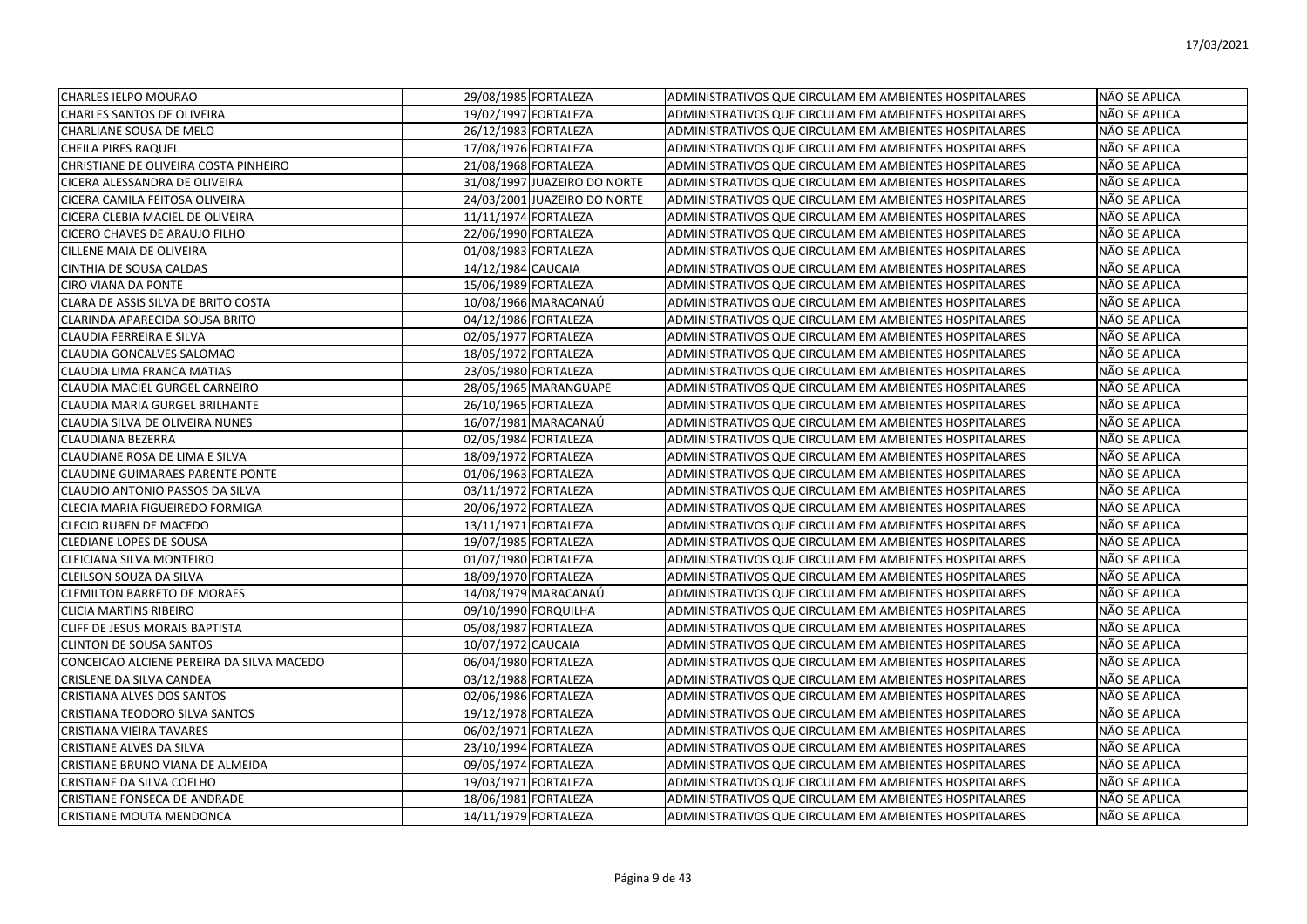| CHARLES IELPO MOURAO | 29/08/1985 | FORTALEZA | ADMINISTRATIVOS QUE CIRCULAM EM AMBIENTES HOSPITALARES | NÃO SE APLICA |
|---|---|---|---|---|
| CHARLES SANTOS DE OLIVEIRA | 19/02/1997 | FORTALEZA | ADMINISTRATIVOS QUE CIRCULAM EM AMBIENTES HOSPITALARES | NÃO SE APLICA |
| CHARLIANE SOUSA DE MELO | 26/12/1983 | FORTALEZA | ADMINISTRATIVOS QUE CIRCULAM EM AMBIENTES HOSPITALARES | NÃO SE APLICA |
| CHEILA PIRES RAQUEL | 17/08/1976 | FORTALEZA | ADMINISTRATIVOS QUE CIRCULAM EM AMBIENTES HOSPITALARES | NÃO SE APLICA |
| CHRISTIANE DE OLIVEIRA COSTA PINHEIRO | 21/08/1968 | FORTALEZA | ADMINISTRATIVOS QUE CIRCULAM EM AMBIENTES HOSPITALARES | NÃO SE APLICA |
| CICERA ALESSANDRA DE OLIVEIRA | 31/08/1997 | JUAZEIRO DO NORTE | ADMINISTRATIVOS QUE CIRCULAM EM AMBIENTES HOSPITALARES | NÃO SE APLICA |
| CICERA CAMILA FEITOSA OLIVEIRA | 24/03/2001 | JUAZEIRO DO NORTE | ADMINISTRATIVOS QUE CIRCULAM EM AMBIENTES HOSPITALARES | NÃO SE APLICA |
| CICERA CLEBIA MACIEL DE OLIVEIRA | 11/11/1974 | FORTALEZA | ADMINISTRATIVOS QUE CIRCULAM EM AMBIENTES HOSPITALARES | NÃO SE APLICA |
| CICERO CHAVES DE ARAUJO FILHO | 22/06/1990 | FORTALEZA | ADMINISTRATIVOS QUE CIRCULAM EM AMBIENTES HOSPITALARES | NÃO SE APLICA |
| CILLENE MAIA DE OLIVEIRA | 01/08/1983 | FORTALEZA | ADMINISTRATIVOS QUE CIRCULAM EM AMBIENTES HOSPITALARES | NÃO SE APLICA |
| CINTHIA DE SOUSA CALDAS | 14/12/1984 | CAUCAIA | ADMINISTRATIVOS QUE CIRCULAM EM AMBIENTES HOSPITALARES | NÃO SE APLICA |
| CIRO VIANA DA PONTE | 15/06/1989 | FORTALEZA | ADMINISTRATIVOS QUE CIRCULAM EM AMBIENTES HOSPITALARES | NÃO SE APLICA |
| CLARA DE ASSIS SILVA DE BRITO COSTA | 10/08/1966 | MARACANAÚ | ADMINISTRATIVOS QUE CIRCULAM EM AMBIENTES HOSPITALARES | NÃO SE APLICA |
| CLARINDA APARECIDA SOUSA BRITO | 04/12/1986 | FORTALEZA | ADMINISTRATIVOS QUE CIRCULAM EM AMBIENTES HOSPITALARES | NÃO SE APLICA |
| CLAUDIA FERREIRA E SILVA | 02/05/1977 | FORTALEZA | ADMINISTRATIVOS QUE CIRCULAM EM AMBIENTES HOSPITALARES | NÃO SE APLICA |
| CLAUDIA GONCALVES SALOMAO | 18/05/1972 | FORTALEZA | ADMINISTRATIVOS QUE CIRCULAM EM AMBIENTES HOSPITALARES | NÃO SE APLICA |
| CLAUDIA LIMA FRANCA MATIAS | 23/05/1980 | FORTALEZA | ADMINISTRATIVOS QUE CIRCULAM EM AMBIENTES HOSPITALARES | NÃO SE APLICA |
| CLAUDIA MACIEL GURGEL CARNEIRO | 28/05/1965 | MARANGUAPE | ADMINISTRATIVOS QUE CIRCULAM EM AMBIENTES HOSPITALARES | NÃO SE APLICA |
| CLAUDIA MARIA GURGEL BRILHANTE | 26/10/1965 | FORTALEZA | ADMINISTRATIVOS QUE CIRCULAM EM AMBIENTES HOSPITALARES | NÃO SE APLICA |
| CLAUDIA SILVA DE OLIVEIRA NUNES | 16/07/1981 | MARACANAÚ | ADMINISTRATIVOS QUE CIRCULAM EM AMBIENTES HOSPITALARES | NÃO SE APLICA |
| CLAUDIANA BEZERRA | 02/05/1984 | FORTALEZA | ADMINISTRATIVOS QUE CIRCULAM EM AMBIENTES HOSPITALARES | NÃO SE APLICA |
| CLAUDIANE ROSA DE LIMA E SILVA | 18/09/1972 | FORTALEZA | ADMINISTRATIVOS QUE CIRCULAM EM AMBIENTES HOSPITALARES | NÃO SE APLICA |
| CLAUDINE GUIMARAES PARENTE PONTE | 01/06/1963 | FORTALEZA | ADMINISTRATIVOS QUE CIRCULAM EM AMBIENTES HOSPITALARES | NÃO SE APLICA |
| CLAUDIO ANTONIO PASSOS DA SILVA | 03/11/1972 | FORTALEZA | ADMINISTRATIVOS QUE CIRCULAM EM AMBIENTES HOSPITALARES | NÃO SE APLICA |
| CLECIA MARIA FIGUEIREDO FORMIGA | 20/06/1972 | FORTALEZA | ADMINISTRATIVOS QUE CIRCULAM EM AMBIENTES HOSPITALARES | NÃO SE APLICA |
| CLECIO RUBEN DE MACEDO | 13/11/1971 | FORTALEZA | ADMINISTRATIVOS QUE CIRCULAM EM AMBIENTES HOSPITALARES | NÃO SE APLICA |
| CLEDIANE LOPES DE SOUSA | 19/07/1985 | FORTALEZA | ADMINISTRATIVOS QUE CIRCULAM EM AMBIENTES HOSPITALARES | NÃO SE APLICA |
| CLEICIANA SILVA MONTEIRO | 01/07/1980 | FORTALEZA | ADMINISTRATIVOS QUE CIRCULAM EM AMBIENTES HOSPITALARES | NÃO SE APLICA |
| CLEILSON SOUZA DA SILVA | 18/09/1970 | FORTALEZA | ADMINISTRATIVOS QUE CIRCULAM EM AMBIENTES HOSPITALARES | NÃO SE APLICA |
| CLEMILTON BARRETO DE MORAES | 14/08/1979 | MARACANAÚ | ADMINISTRATIVOS QUE CIRCULAM EM AMBIENTES HOSPITALARES | NÃO SE APLICA |
| CLICIA MARTINS RIBEIRO | 09/10/1990 | FORQUILHA | ADMINISTRATIVOS QUE CIRCULAM EM AMBIENTES HOSPITALARES | NÃO SE APLICA |
| CLIFF DE JESUS MORAIS BAPTISTA | 05/08/1987 | FORTALEZA | ADMINISTRATIVOS QUE CIRCULAM EM AMBIENTES HOSPITALARES | NÃO SE APLICA |
| CLINTON DE SOUSA SANTOS | 10/07/1972 | CAUCAIA | ADMINISTRATIVOS QUE CIRCULAM EM AMBIENTES HOSPITALARES | NÃO SE APLICA |
| CONCEICAO ALCIENE PEREIRA DA SILVA MACEDO | 06/04/1980 | FORTALEZA | ADMINISTRATIVOS QUE CIRCULAM EM AMBIENTES HOSPITALARES | NÃO SE APLICA |
| CRISLENE DA SILVA CANDEA | 03/12/1988 | FORTALEZA | ADMINISTRATIVOS QUE CIRCULAM EM AMBIENTES HOSPITALARES | NÃO SE APLICA |
| CRISTIANA ALVES DOS SANTOS | 02/06/1986 | FORTALEZA | ADMINISTRATIVOS QUE CIRCULAM EM AMBIENTES HOSPITALARES | NÃO SE APLICA |
| CRISTIANA TEODORO SILVA SANTOS | 19/12/1978 | FORTALEZA | ADMINISTRATIVOS QUE CIRCULAM EM AMBIENTES HOSPITALARES | NÃO SE APLICA |
| CRISTIANA VIEIRA TAVARES | 06/02/1971 | FORTALEZA | ADMINISTRATIVOS QUE CIRCULAM EM AMBIENTES HOSPITALARES | NÃO SE APLICA |
| CRISTIANE ALVES DA SILVA | 23/10/1994 | FORTALEZA | ADMINISTRATIVOS QUE CIRCULAM EM AMBIENTES HOSPITALARES | NÃO SE APLICA |
| CRISTIANE BRUNO VIANA DE ALMEIDA | 09/05/1974 | FORTALEZA | ADMINISTRATIVOS QUE CIRCULAM EM AMBIENTES HOSPITALARES | NÃO SE APLICA |
| CRISTIANE DA SILVA COELHO | 19/03/1971 | FORTALEZA | ADMINISTRATIVOS QUE CIRCULAM EM AMBIENTES HOSPITALARES | NÃO SE APLICA |
| CRISTIANE FONSECA DE ANDRADE | 18/06/1981 | FORTALEZA | ADMINISTRATIVOS QUE CIRCULAM EM AMBIENTES HOSPITALARES | NÃO SE APLICA |
| CRISTIANE MOUTA MENDONCA | 14/11/1979 | FORTALEZA | ADMINISTRATIVOS QUE CIRCULAM EM AMBIENTES HOSPITALARES | NÃO SE APLICA |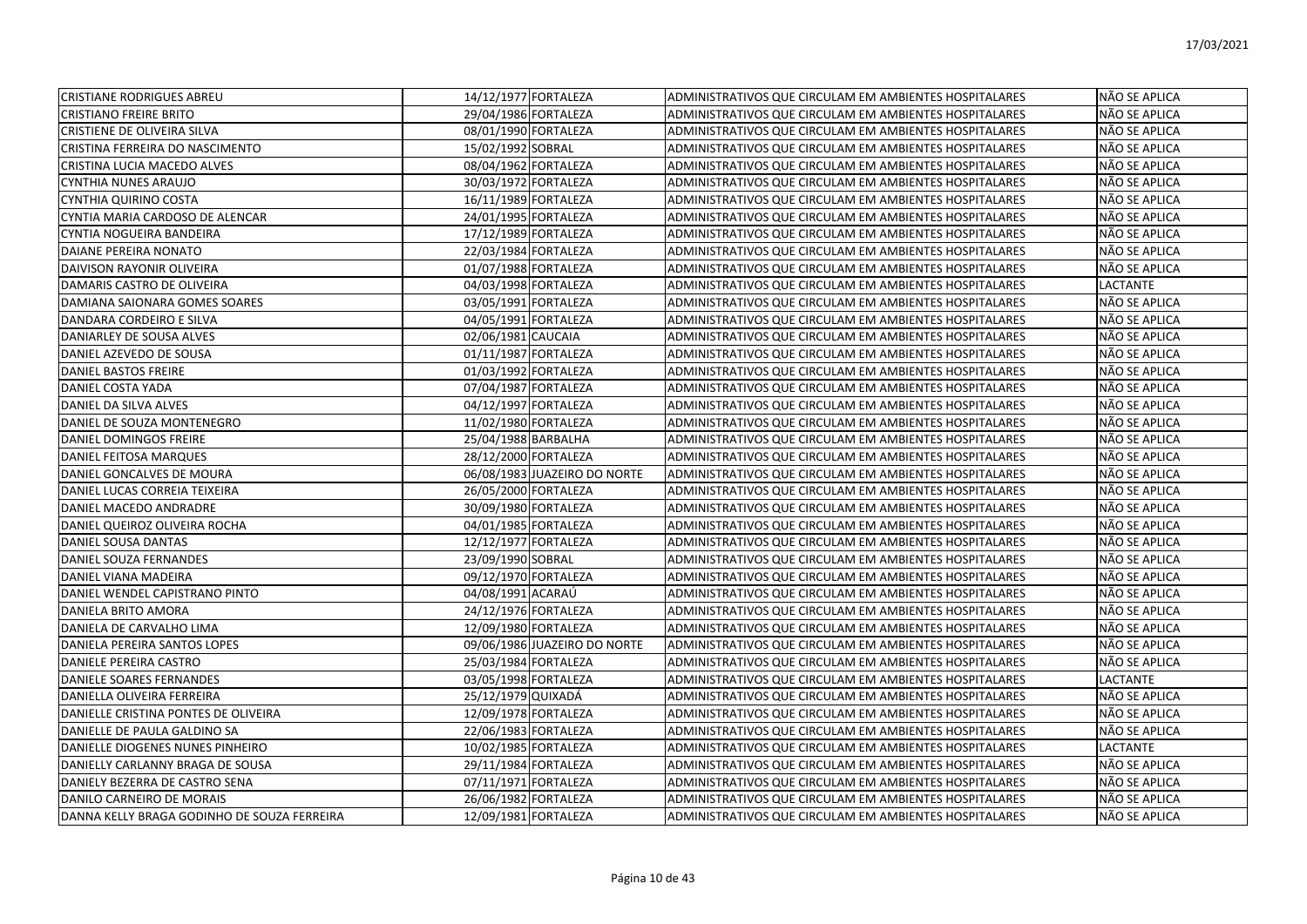| | | | | |
|---|---|---|---|---|
| CRISTIANE RODRIGUES ABREU | 14/12/1977 | FORTALEZA | ADMINISTRATIVOS QUE CIRCULAM EM AMBIENTES HOSPITALARES | NÃO SE APLICA |
| CRISTIANO FREIRE BRITO | 29/04/1986 | FORTALEZA | ADMINISTRATIVOS QUE CIRCULAM EM AMBIENTES HOSPITALARES | NÃO SE APLICA |
| CRISTIENE DE OLIVEIRA SILVA | 08/01/1990 | FORTALEZA | ADMINISTRATIVOS QUE CIRCULAM EM AMBIENTES HOSPITALARES | NÃO SE APLICA |
| CRISTINA FERREIRA DO NASCIMENTO | 15/02/1992 | SOBRAL | ADMINISTRATIVOS QUE CIRCULAM EM AMBIENTES HOSPITALARES | NÃO SE APLICA |
| CRISTINA LUCIA MACEDO ALVES | 08/04/1962 | FORTALEZA | ADMINISTRATIVOS QUE CIRCULAM EM AMBIENTES HOSPITALARES | NÃO SE APLICA |
| CYNTHIA NUNES ARAUJO | 30/03/1972 | FORTALEZA | ADMINISTRATIVOS QUE CIRCULAM EM AMBIENTES HOSPITALARES | NÃO SE APLICA |
| CYNTHIA QUIRINO COSTA | 16/11/1989 | FORTALEZA | ADMINISTRATIVOS QUE CIRCULAM EM AMBIENTES HOSPITALARES | NÃO SE APLICA |
| CYNTIA MARIA CARDOSO DE ALENCAR | 24/01/1995 | FORTALEZA | ADMINISTRATIVOS QUE CIRCULAM EM AMBIENTES HOSPITALARES | NÃO SE APLICA |
| CYNTIA NOGUEIRA BANDEIRA | 17/12/1989 | FORTALEZA | ADMINISTRATIVOS QUE CIRCULAM EM AMBIENTES HOSPITALARES | NÃO SE APLICA |
| DAIANE PEREIRA NONATO | 22/03/1984 | FORTALEZA | ADMINISTRATIVOS QUE CIRCULAM EM AMBIENTES HOSPITALARES | NÃO SE APLICA |
| DAIVISON RAYONIR OLIVEIRA | 01/07/1988 | FORTALEZA | ADMINISTRATIVOS QUE CIRCULAM EM AMBIENTES HOSPITALARES | NÃO SE APLICA |
| DAMARIS CASTRO DE OLIVEIRA | 04/03/1998 | FORTALEZA | ADMINISTRATIVOS QUE CIRCULAM EM AMBIENTES HOSPITALARES | LACTANTE |
| DAMIANA SAIONARA GOMES SOARES | 03/05/1991 | FORTALEZA | ADMINISTRATIVOS QUE CIRCULAM EM AMBIENTES HOSPITALARES | NÃO SE APLICA |
| DANDARA CORDEIRO E SILVA | 04/05/1991 | FORTALEZA | ADMINISTRATIVOS QUE CIRCULAM EM AMBIENTES HOSPITALARES | NÃO SE APLICA |
| DANIARLEY DE SOUSA ALVES | 02/06/1981 | CAUCAIA | ADMINISTRATIVOS QUE CIRCULAM EM AMBIENTES HOSPITALARES | NÃO SE APLICA |
| DANIEL AZEVEDO DE SOUSA | 01/11/1987 | FORTALEZA | ADMINISTRATIVOS QUE CIRCULAM EM AMBIENTES HOSPITALARES | NÃO SE APLICA |
| DANIEL BASTOS FREIRE | 01/03/1992 | FORTALEZA | ADMINISTRATIVOS QUE CIRCULAM EM AMBIENTES HOSPITALARES | NÃO SE APLICA |
| DANIEL COSTA YADA | 07/04/1987 | FORTALEZA | ADMINISTRATIVOS QUE CIRCULAM EM AMBIENTES HOSPITALARES | NÃO SE APLICA |
| DANIEL DA SILVA ALVES | 04/12/1997 | FORTALEZA | ADMINISTRATIVOS QUE CIRCULAM EM AMBIENTES HOSPITALARES | NÃO SE APLICA |
| DANIEL DE SOUZA MONTENEGRO | 11/02/1980 | FORTALEZA | ADMINISTRATIVOS QUE CIRCULAM EM AMBIENTES HOSPITALARES | NÃO SE APLICA |
| DANIEL DOMINGOS FREIRE | 25/04/1988 | BARBALHA | ADMINISTRATIVOS QUE CIRCULAM EM AMBIENTES HOSPITALARES | NÃO SE APLICA |
| DANIEL FEITOSA MARQUES | 28/12/2000 | FORTALEZA | ADMINISTRATIVOS QUE CIRCULAM EM AMBIENTES HOSPITALARES | NÃO SE APLICA |
| DANIEL GONCALVES DE MOURA | 06/08/1983 | JUAZEIRO DO NORTE | ADMINISTRATIVOS QUE CIRCULAM EM AMBIENTES HOSPITALARES | NÃO SE APLICA |
| DANIEL LUCAS CORREIA TEIXEIRA | 26/05/2000 | FORTALEZA | ADMINISTRATIVOS QUE CIRCULAM EM AMBIENTES HOSPITALARES | NÃO SE APLICA |
| DANIEL MACEDO ANDRADRE | 30/09/1980 | FORTALEZA | ADMINISTRATIVOS QUE CIRCULAM EM AMBIENTES HOSPITALARES | NÃO SE APLICA |
| DANIEL QUEIROZ OLIVEIRA ROCHA | 04/01/1985 | FORTALEZA | ADMINISTRATIVOS QUE CIRCULAM EM AMBIENTES HOSPITALARES | NÃO SE APLICA |
| DANIEL SOUSA DANTAS | 12/12/1977 | FORTALEZA | ADMINISTRATIVOS QUE CIRCULAM EM AMBIENTES HOSPITALARES | NÃO SE APLICA |
| DANIEL SOUZA FERNANDES | 23/09/1990 | SOBRAL | ADMINISTRATIVOS QUE CIRCULAM EM AMBIENTES HOSPITALARES | NÃO SE APLICA |
| DANIEL VIANA MADEIRA | 09/12/1970 | FORTALEZA | ADMINISTRATIVOS QUE CIRCULAM EM AMBIENTES HOSPITALARES | NÃO SE APLICA |
| DANIEL WENDEL CAPISTRANO PINTO | 04/08/1991 | ACARAÚ | ADMINISTRATIVOS QUE CIRCULAM EM AMBIENTES HOSPITALARES | NÃO SE APLICA |
| DANIELA BRITO AMORA | 24/12/1976 | FORTALEZA | ADMINISTRATIVOS QUE CIRCULAM EM AMBIENTES HOSPITALARES | NÃO SE APLICA |
| DANIELA DE CARVALHO LIMA | 12/09/1980 | FORTALEZA | ADMINISTRATIVOS QUE CIRCULAM EM AMBIENTES HOSPITALARES | NÃO SE APLICA |
| DANIELA PEREIRA SANTOS LOPES | 09/06/1986 | JUAZEIRO DO NORTE | ADMINISTRATIVOS QUE CIRCULAM EM AMBIENTES HOSPITALARES | NÃO SE APLICA |
| DANIELE PEREIRA CASTRO | 25/03/1984 | FORTALEZA | ADMINISTRATIVOS QUE CIRCULAM EM AMBIENTES HOSPITALARES | NÃO SE APLICA |
| DANIELE SOARES FERNANDES | 03/05/1998 | FORTALEZA | ADMINISTRATIVOS QUE CIRCULAM EM AMBIENTES HOSPITALARES | LACTANTE |
| DANIELLA OLIVEIRA FERREIRA | 25/12/1979 | QUIXADÁ | ADMINISTRATIVOS QUE CIRCULAM EM AMBIENTES HOSPITALARES | NÃO SE APLICA |
| DANIELLE CRISTINA PONTES DE OLIVEIRA | 12/09/1978 | FORTALEZA | ADMINISTRATIVOS QUE CIRCULAM EM AMBIENTES HOSPITALARES | NÃO SE APLICA |
| DANIELLE DE PAULA GALDINO SA | 22/06/1983 | FORTALEZA | ADMINISTRATIVOS QUE CIRCULAM EM AMBIENTES HOSPITALARES | NÃO SE APLICA |
| DANIELLE DIOGENES NUNES PINHEIRO | 10/02/1985 | FORTALEZA | ADMINISTRATIVOS QUE CIRCULAM EM AMBIENTES HOSPITALARES | LACTANTE |
| DANIELLY CARLANNY BRAGA DE SOUSA | 29/11/1984 | FORTALEZA | ADMINISTRATIVOS QUE CIRCULAM EM AMBIENTES HOSPITALARES | NÃO SE APLICA |
| DANIELY BEZERRA DE CASTRO SENA | 07/11/1971 | FORTALEZA | ADMINISTRATIVOS QUE CIRCULAM EM AMBIENTES HOSPITALARES | NÃO SE APLICA |
| DANILO CARNEIRO DE MORAIS | 26/06/1982 | FORTALEZA | ADMINISTRATIVOS QUE CIRCULAM EM AMBIENTES HOSPITALARES | NÃO SE APLICA |
| DANNA KELLY BRAGA GODINHO DE SOUZA FERREIRA | 12/09/1981 | FORTALEZA | ADMINISTRATIVOS QUE CIRCULAM EM AMBIENTES HOSPITALARES | NÃO SE APLICA |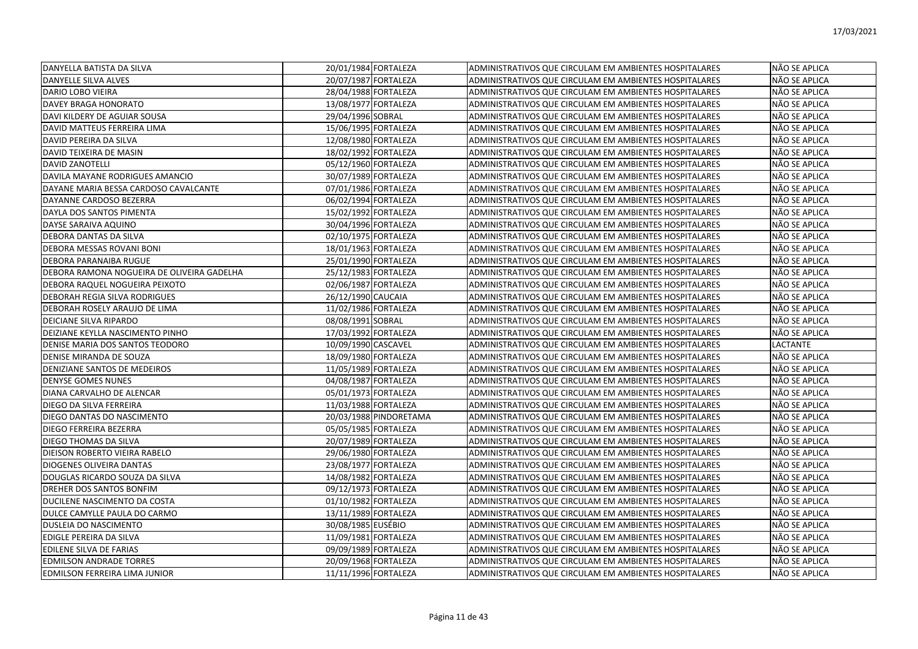| | | | | |
|---|---|---|---|---|
| DANYELLA BATISTA DA SILVA | 20/01/1984 | FORTALEZA | ADMINISTRATIVOS QUE CIRCULAM EM AMBIENTES HOSPITALARES | NÃO SE APLICA |
| DANYELLE SILVA ALVES | 20/07/1987 | FORTALEZA | ADMINISTRATIVOS QUE CIRCULAM EM AMBIENTES HOSPITALARES | NÃO SE APLICA |
| DARIO LOBO VIEIRA | 28/04/1988 | FORTALEZA | ADMINISTRATIVOS QUE CIRCULAM EM AMBIENTES HOSPITALARES | NÃO SE APLICA |
| DAVEY BRAGA HONORATO | 13/08/1977 | FORTALEZA | ADMINISTRATIVOS QUE CIRCULAM EM AMBIENTES HOSPITALARES | NÃO SE APLICA |
| DAVI KILDERY DE AGUIAR SOUSA | 29/04/1996 | SOBRAL | ADMINISTRATIVOS QUE CIRCULAM EM AMBIENTES HOSPITALARES | NÃO SE APLICA |
| DAVID MATTEUS FERREIRA LIMA | 15/06/1995 | FORTALEZA | ADMINISTRATIVOS QUE CIRCULAM EM AMBIENTES HOSPITALARES | NÃO SE APLICA |
| DAVID PEREIRA DA SILVA | 12/08/1980 | FORTALEZA | ADMINISTRATIVOS QUE CIRCULAM EM AMBIENTES HOSPITALARES | NÃO SE APLICA |
| DAVID TEIXEIRA DE MASIN | 18/02/1992 | FORTALEZA | ADMINISTRATIVOS QUE CIRCULAM EM AMBIENTES HOSPITALARES | NÃO SE APLICA |
| DAVID ZANOTELLI | 05/12/1960 | FORTALEZA | ADMINISTRATIVOS QUE CIRCULAM EM AMBIENTES HOSPITALARES | NÃO SE APLICA |
| DAVILA MAYANE RODRIGUES AMANCIO | 30/07/1989 | FORTALEZA | ADMINISTRATIVOS QUE CIRCULAM EM AMBIENTES HOSPITALARES | NÃO SE APLICA |
| DAYANE MARIA BESSA CARDOSO CAVALCANTE | 07/01/1986 | FORTALEZA | ADMINISTRATIVOS QUE CIRCULAM EM AMBIENTES HOSPITALARES | NÃO SE APLICA |
| DAYANNE CARDOSO BEZERRA | 06/02/1994 | FORTALEZA | ADMINISTRATIVOS QUE CIRCULAM EM AMBIENTES HOSPITALARES | NÃO SE APLICA |
| DAYLA DOS SANTOS PIMENTA | 15/02/1992 | FORTALEZA | ADMINISTRATIVOS QUE CIRCULAM EM AMBIENTES HOSPITALARES | NÃO SE APLICA |
| DAYSE SARAIVA AQUINO | 30/04/1996 | FORTALEZA | ADMINISTRATIVOS QUE CIRCULAM EM AMBIENTES HOSPITALARES | NÃO SE APLICA |
| DEBORA DANTAS DA SILVA | 02/10/1975 | FORTALEZA | ADMINISTRATIVOS QUE CIRCULAM EM AMBIENTES HOSPITALARES | NÃO SE APLICA |
| DEBORA MESSAS ROVANI BONI | 18/01/1963 | FORTALEZA | ADMINISTRATIVOS QUE CIRCULAM EM AMBIENTES HOSPITALARES | NÃO SE APLICA |
| DEBORA PARANAIBA RUGUE | 25/01/1990 | FORTALEZA | ADMINISTRATIVOS QUE CIRCULAM EM AMBIENTES HOSPITALARES | NÃO SE APLICA |
| DEBORA RAMONA NOGUEIRA DE OLIVEIRA GADELHA | 25/12/1983 | FORTALEZA | ADMINISTRATIVOS QUE CIRCULAM EM AMBIENTES HOSPITALARES | NÃO SE APLICA |
| DEBORA RAQUEL NOGUEIRA PEIXOTO | 02/06/1987 | FORTALEZA | ADMINISTRATIVOS QUE CIRCULAM EM AMBIENTES HOSPITALARES | NÃO SE APLICA |
| DEBORAH REGIA SILVA RODRIGUES | 26/12/1990 | CAUCAIA | ADMINISTRATIVOS QUE CIRCULAM EM AMBIENTES HOSPITALARES | NÃO SE APLICA |
| DEBORAH ROSELY ARAUJO DE LIMA | 11/02/1986 | FORTALEZA | ADMINISTRATIVOS QUE CIRCULAM EM AMBIENTES HOSPITALARES | NÃO SE APLICA |
| DEICIANE SILVA RIPARDO | 08/08/1991 | SOBRAL | ADMINISTRATIVOS QUE CIRCULAM EM AMBIENTES HOSPITALARES | NÃO SE APLICA |
| DEIZIANE KEYLLA NASCIMENTO PINHO | 17/03/1992 | FORTALEZA | ADMINISTRATIVOS QUE CIRCULAM EM AMBIENTES HOSPITALARES | NÃO SE APLICA |
| DENISE MARIA DOS SANTOS TEODORO | 10/09/1990 | CASCAVEL | ADMINISTRATIVOS QUE CIRCULAM EM AMBIENTES HOSPITALARES | LACTANTE |
| DENISE MIRANDA DE SOUZA | 18/09/1980 | FORTALEZA | ADMINISTRATIVOS QUE CIRCULAM EM AMBIENTES HOSPITALARES | NÃO SE APLICA |
| DENIZIANE SANTOS DE MEDEIROS | 11/05/1989 | FORTALEZA | ADMINISTRATIVOS QUE CIRCULAM EM AMBIENTES HOSPITALARES | NÃO SE APLICA |
| DENYSE GOMES NUNES | 04/08/1987 | FORTALEZA | ADMINISTRATIVOS QUE CIRCULAM EM AMBIENTES HOSPITALARES | NÃO SE APLICA |
| DIANA CARVALHO DE ALENCAR | 05/01/1973 | FORTALEZA | ADMINISTRATIVOS QUE CIRCULAM EM AMBIENTES HOSPITALARES | NÃO SE APLICA |
| DIEGO DA SILVA FERREIRA | 11/03/1988 | FORTALEZA | ADMINISTRATIVOS QUE CIRCULAM EM AMBIENTES HOSPITALARES | NÃO SE APLICA |
| DIEGO DANTAS DO NASCIMENTO | 20/03/1988 | PINDORETAMA | ADMINISTRATIVOS QUE CIRCULAM EM AMBIENTES HOSPITALARES | NÃO SE APLICA |
| DIEGO FERREIRA BEZERRA | 05/05/1985 | FORTALEZA | ADMINISTRATIVOS QUE CIRCULAM EM AMBIENTES HOSPITALARES | NÃO SE APLICA |
| DIEGO THOMAS DA SILVA | 20/07/1989 | FORTALEZA | ADMINISTRATIVOS QUE CIRCULAM EM AMBIENTES HOSPITALARES | NÃO SE APLICA |
| DIEISON ROBERTO VIEIRA RABELO | 29/06/1980 | FORTALEZA | ADMINISTRATIVOS QUE CIRCULAM EM AMBIENTES HOSPITALARES | NÃO SE APLICA |
| DIOGENES OLIVEIRA DANTAS | 23/08/1977 | FORTALEZA | ADMINISTRATIVOS QUE CIRCULAM EM AMBIENTES HOSPITALARES | NÃO SE APLICA |
| DOUGLAS RICARDO SOUZA DA SILVA | 14/08/1982 | FORTALEZA | ADMINISTRATIVOS QUE CIRCULAM EM AMBIENTES HOSPITALARES | NÃO SE APLICA |
| DREHER DOS SANTOS BONFIM | 09/12/1973 | FORTALEZA | ADMINISTRATIVOS QUE CIRCULAM EM AMBIENTES HOSPITALARES | NÃO SE APLICA |
| DUCILENE NASCIMENTO DA COSTA | 01/10/1982 | FORTALEZA | ADMINISTRATIVOS QUE CIRCULAM EM AMBIENTES HOSPITALARES | NÃO SE APLICA |
| DULCE CAMYLLE PAULA DO CARMO | 13/11/1989 | FORTALEZA | ADMINISTRATIVOS QUE CIRCULAM EM AMBIENTES HOSPITALARES | NÃO SE APLICA |
| DUSLEIA DO NASCIMENTO | 30/08/1985 | EUSÉBIO | ADMINISTRATIVOS QUE CIRCULAM EM AMBIENTES HOSPITALARES | NÃO SE APLICA |
| EDIGLE PEREIRA DA SILVA | 11/09/1981 | FORTALEZA | ADMINISTRATIVOS QUE CIRCULAM EM AMBIENTES HOSPITALARES | NÃO SE APLICA |
| EDILENE SILVA DE FARIAS | 09/09/1989 | FORTALEZA | ADMINISTRATIVOS QUE CIRCULAM EM AMBIENTES HOSPITALARES | NÃO SE APLICA |
| EDMILSON ANDRADE TORRES | 20/09/1968 | FORTALEZA | ADMINISTRATIVOS QUE CIRCULAM EM AMBIENTES HOSPITALARES | NÃO SE APLICA |
| EDMILSON FERREIRA LIMA JUNIOR | 11/11/1996 | FORTALEZA | ADMINISTRATIVOS QUE CIRCULAM EM AMBIENTES HOSPITALARES | NÃO SE APLICA |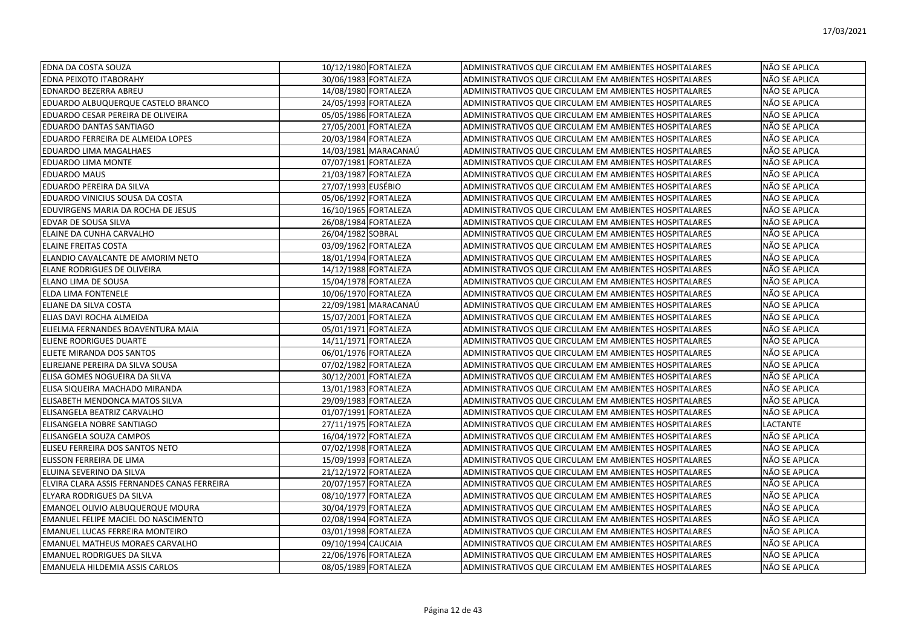| | | | | |
|---|---|---|---|---|
| EDNA DA COSTA SOUZA | 10/12/1980 | FORTALEZA | ADMINISTRATIVOS QUE CIRCULAM EM AMBIENTES HOSPITALARES | NÃO SE APLICA |
| EDNA PEIXOTO ITABORAHY | 30/06/1983 | FORTALEZA | ADMINISTRATIVOS QUE CIRCULAM EM AMBIENTES HOSPITALARES | NÃO SE APLICA |
| EDNARDO BEZERRA ABREU | 14/08/1980 | FORTALEZA | ADMINISTRATIVOS QUE CIRCULAM EM AMBIENTES HOSPITALARES | NÃO SE APLICA |
| EDUARDO ALBUQUERQUE CASTELO BRANCO | 24/05/1993 | FORTALEZA | ADMINISTRATIVOS QUE CIRCULAM EM AMBIENTES HOSPITALARES | NÃO SE APLICA |
| EDUARDO CESAR PEREIRA DE OLIVEIRA | 05/05/1986 | FORTALEZA | ADMINISTRATIVOS QUE CIRCULAM EM AMBIENTES HOSPITALARES | NÃO SE APLICA |
| EDUARDO DANTAS SANTIAGO | 27/05/2001 | FORTALEZA | ADMINISTRATIVOS QUE CIRCULAM EM AMBIENTES HOSPITALARES | NÃO SE APLICA |
| EDUARDO FERREIRA DE ALMEIDA LOPES | 20/03/1984 | FORTALEZA | ADMINISTRATIVOS QUE CIRCULAM EM AMBIENTES HOSPITALARES | NÃO SE APLICA |
| EDUARDO LIMA MAGALHAES | 14/03/1981 | MARACANAÚ | ADMINISTRATIVOS QUE CIRCULAM EM AMBIENTES HOSPITALARES | NÃO SE APLICA |
| EDUARDO LIMA MONTE | 07/07/1981 | FORTALEZA | ADMINISTRATIVOS QUE CIRCULAM EM AMBIENTES HOSPITALARES | NÃO SE APLICA |
| EDUARDO MAUS | 21/03/1987 | FORTALEZA | ADMINISTRATIVOS QUE CIRCULAM EM AMBIENTES HOSPITALARES | NÃO SE APLICA |
| EDUARDO PEREIRA DA SILVA | 27/07/1993 | EUSÉBIO | ADMINISTRATIVOS QUE CIRCULAM EM AMBIENTES HOSPITALARES | NÃO SE APLICA |
| EDUARDO VINICIUS SOUSA DA COSTA | 05/06/1992 | FORTALEZA | ADMINISTRATIVOS QUE CIRCULAM EM AMBIENTES HOSPITALARES | NÃO SE APLICA |
| EDUVIRGENS MARIA DA ROCHA DE JESUS | 16/10/1965 | FORTALEZA | ADMINISTRATIVOS QUE CIRCULAM EM AMBIENTES HOSPITALARES | NÃO SE APLICA |
| EDVAR DE SOUSA SILVA | 26/08/1984 | FORTALEZA | ADMINISTRATIVOS QUE CIRCULAM EM AMBIENTES HOSPITALARES | NÃO SE APLICA |
| ELAINE DA CUNHA CARVALHO | 26/04/1982 | SOBRAL | ADMINISTRATIVOS QUE CIRCULAM EM AMBIENTES HOSPITALARES | NÃO SE APLICA |
| ELAINE FREITAS COSTA | 03/09/1962 | FORTALEZA | ADMINISTRATIVOS QUE CIRCULAM EM AMBIENTES HOSPITALARES | NÃO SE APLICA |
| ELANDIO CAVALCANTE DE AMORIM NETO | 18/01/1994 | FORTALEZA | ADMINISTRATIVOS QUE CIRCULAM EM AMBIENTES HOSPITALARES | NÃO SE APLICA |
| ELANE RODRIGUES DE OLIVEIRA | 14/12/1988 | FORTALEZA | ADMINISTRATIVOS QUE CIRCULAM EM AMBIENTES HOSPITALARES | NÃO SE APLICA |
| ELANO LIMA DE SOUSA | 15/04/1978 | FORTALEZA | ADMINISTRATIVOS QUE CIRCULAM EM AMBIENTES HOSPITALARES | NÃO SE APLICA |
| ELDA LIMA FONTENELE | 10/06/1970 | FORTALEZA | ADMINISTRATIVOS QUE CIRCULAM EM AMBIENTES HOSPITALARES | NÃO SE APLICA |
| ELIANE DA SILVA COSTA | 22/09/1981 | MARACANAÚ | ADMINISTRATIVOS QUE CIRCULAM EM AMBIENTES HOSPITALARES | NÃO SE APLICA |
| ELIAS DAVI ROCHA ALMEIDA | 15/07/2001 | FORTALEZA | ADMINISTRATIVOS QUE CIRCULAM EM AMBIENTES HOSPITALARES | NÃO SE APLICA |
| ELIELMA FERNANDES BOAVENTURA MAIA | 05/01/1971 | FORTALEZA | ADMINISTRATIVOS QUE CIRCULAM EM AMBIENTES HOSPITALARES | NÃO SE APLICA |
| ELIENE RODRIGUES DUARTE | 14/11/1971 | FORTALEZA | ADMINISTRATIVOS QUE CIRCULAM EM AMBIENTES HOSPITALARES | NÃO SE APLICA |
| ELIETE MIRANDA DOS SANTOS | 06/01/1976 | FORTALEZA | ADMINISTRATIVOS QUE CIRCULAM EM AMBIENTES HOSPITALARES | NÃO SE APLICA |
| ELIREJANE PEREIRA DA SILVA SOUSA | 07/02/1982 | FORTALEZA | ADMINISTRATIVOS QUE CIRCULAM EM AMBIENTES HOSPITALARES | NÃO SE APLICA |
| ELISA GOMES NOGUEIRA DA SILVA | 30/12/2001 | FORTALEZA | ADMINISTRATIVOS QUE CIRCULAM EM AMBIENTES HOSPITALARES | NÃO SE APLICA |
| ELISA SIQUEIRA MACHADO MIRANDA | 13/01/1983 | FORTALEZA | ADMINISTRATIVOS QUE CIRCULAM EM AMBIENTES HOSPITALARES | NÃO SE APLICA |
| ELISABETH MENDONCA MATOS SILVA | 29/09/1983 | FORTALEZA | ADMINISTRATIVOS QUE CIRCULAM EM AMBIENTES HOSPITALARES | NÃO SE APLICA |
| ELISANGELA BEATRIZ CARVALHO | 01/07/1991 | FORTALEZA | ADMINISTRATIVOS QUE CIRCULAM EM AMBIENTES HOSPITALARES | NÃO SE APLICA |
| ELISANGELA NOBRE SANTIAGO | 27/11/1975 | FORTALEZA | ADMINISTRATIVOS QUE CIRCULAM EM AMBIENTES HOSPITALARES | LACTANTE |
| ELISANGELA SOUZA CAMPOS | 16/04/1972 | FORTALEZA | ADMINISTRATIVOS QUE CIRCULAM EM AMBIENTES HOSPITALARES | NÃO SE APLICA |
| ELISEU FERREIRA DOS SANTOS NETO | 07/02/1998 | FORTALEZA | ADMINISTRATIVOS QUE CIRCULAM EM AMBIENTES HOSPITALARES | NÃO SE APLICA |
| ELISSON FERREIRA DE LIMA | 15/09/1993 | FORTALEZA | ADMINISTRATIVOS QUE CIRCULAM EM AMBIENTES HOSPITALARES | NÃO SE APLICA |
| ELUINA SEVERINO DA SILVA | 21/12/1972 | FORTALEZA | ADMINISTRATIVOS QUE CIRCULAM EM AMBIENTES HOSPITALARES | NÃO SE APLICA |
| ELVIRA CLARA ASSIS FERNANDES CANAS FERREIRA | 20/07/1957 | FORTALEZA | ADMINISTRATIVOS QUE CIRCULAM EM AMBIENTES HOSPITALARES | NÃO SE APLICA |
| ELYARA RODRIGUES DA SILVA | 08/10/1977 | FORTALEZA | ADMINISTRATIVOS QUE CIRCULAM EM AMBIENTES HOSPITALARES | NÃO SE APLICA |
| EMANOEL OLIVIO ALBUQUERQUE MOURA | 30/04/1979 | FORTALEZA | ADMINISTRATIVOS QUE CIRCULAM EM AMBIENTES HOSPITALARES | NÃO SE APLICA |
| EMANUEL FELIPE MACIEL DO NASCIMENTO | 02/08/1994 | FORTALEZA | ADMINISTRATIVOS QUE CIRCULAM EM AMBIENTES HOSPITALARES | NÃO SE APLICA |
| EMANUEL LUCAS FERREIRA MONTEIRO | 03/01/1998 | FORTALEZA | ADMINISTRATIVOS QUE CIRCULAM EM AMBIENTES HOSPITALARES | NÃO SE APLICA |
| EMANUEL MATHEUS MORAES CARVALHO | 09/10/1994 | CAUCAIA | ADMINISTRATIVOS QUE CIRCULAM EM AMBIENTES HOSPITALARES | NÃO SE APLICA |
| EMANUEL RODRIGUES DA SILVA | 22/06/1976 | FORTALEZA | ADMINISTRATIVOS QUE CIRCULAM EM AMBIENTES HOSPITALARES | NÃO SE APLICA |
| EMANUELA HILDEMIA ASSIS CARLOS | 08/05/1989 | FORTALEZA | ADMINISTRATIVOS QUE CIRCULAM EM AMBIENTES HOSPITALARES | NÃO SE APLICA |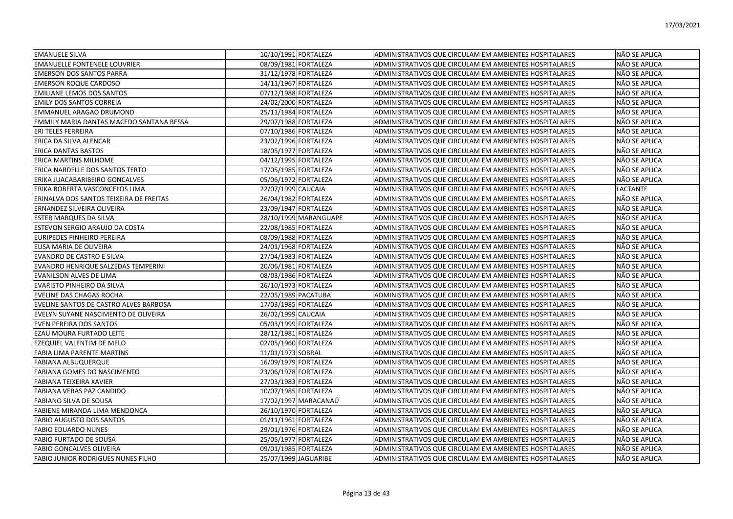| | | | | |
|---|---|---|---|---|
| EMANUELE SILVA | 10/10/1991 | FORTALEZA | ADMINISTRATIVOS QUE CIRCULAM EM AMBIENTES HOSPITALARES | NÃO SE APLICA |
| EMANUELLE FONTENELE LOUVRIER | 08/09/1981 | FORTALEZA | ADMINISTRATIVOS QUE CIRCULAM EM AMBIENTES HOSPITALARES | NÃO SE APLICA |
| EMERSON DOS SANTOS PARRA | 31/12/1978 | FORTALEZA | ADMINISTRATIVOS QUE CIRCULAM EM AMBIENTES HOSPITALARES | NÃO SE APLICA |
| EMERSON ROQUE CARDOSO | 14/11/1967 | FORTALEZA | ADMINISTRATIVOS QUE CIRCULAM EM AMBIENTES HOSPITALARES | NÃO SE APLICA |
| EMILIANE LEMOS DOS SANTOS | 07/12/1988 | FORTALEZA | ADMINISTRATIVOS QUE CIRCULAM EM AMBIENTES HOSPITALARES | NÃO SE APLICA |
| EMILY DOS SANTOS CORREIA | 24/02/2000 | FORTALEZA | ADMINISTRATIVOS QUE CIRCULAM EM AMBIENTES HOSPITALARES | NÃO SE APLICA |
| EMMANUEL ARAGAO DRUMOND | 25/11/1984 | FORTALEZA | ADMINISTRATIVOS QUE CIRCULAM EM AMBIENTES HOSPITALARES | NÃO SE APLICA |
| EMMILY MARIA DANTAS MACEDO SANTANA BESSA | 29/07/1988 | FORTALEZA | ADMINISTRATIVOS QUE CIRCULAM EM AMBIENTES HOSPITALARES | NÃO SE APLICA |
| ERI TELES FERREIRA | 07/10/1986 | FORTALEZA | ADMINISTRATIVOS QUE CIRCULAM EM AMBIENTES HOSPITALARES | NÃO SE APLICA |
| ERICA DA SILVA ALENCAR | 23/02/1996 | FORTALEZA | ADMINISTRATIVOS QUE CIRCULAM EM AMBIENTES HOSPITALARES | NÃO SE APLICA |
| ERICA DANTAS BASTOS | 18/05/1977 | FORTALEZA | ADMINISTRATIVOS QUE CIRCULAM EM AMBIENTES HOSPITALARES | NÃO SE APLICA |
| ERICA MARTINS MILHOME | 04/12/1995 | FORTALEZA | ADMINISTRATIVOS QUE CIRCULAM EM AMBIENTES HOSPITALARES | NÃO SE APLICA |
| ERICA NARDELLE DOS SANTOS TERTO | 17/05/1985 | FORTALEZA | ADMINISTRATIVOS QUE CIRCULAM EM AMBIENTES HOSPITALARES | NÃO SE APLICA |
| ERIKA JUACABARIBEIRO GONCALVES | 05/06/1972 | FORTALEZA | ADMINISTRATIVOS QUE CIRCULAM EM AMBIENTES HOSPITALARES | NÃO SE APLICA |
| ERIKA ROBERTA VASCONCELOS LIMA | 22/07/1999 | CAUCAIA | ADMINISTRATIVOS QUE CIRCULAM EM AMBIENTES HOSPITALARES | LACTANTE |
| ERINALVA DOS SANTOS TEIXEIRA DE FREITAS | 26/04/1982 | FORTALEZA | ADMINISTRATIVOS QUE CIRCULAM EM AMBIENTES HOSPITALARES | NÃO SE APLICA |
| ERNANDEZ SILVEIRA OLIVEIRA | 23/09/1947 | FORTALEZA | ADMINISTRATIVOS QUE CIRCULAM EM AMBIENTES HOSPITALARES | NÃO SE APLICA |
| ESTER MARQUES DA SILVA | 28/10/1999 | MARANGUAPE | ADMINISTRATIVOS QUE CIRCULAM EM AMBIENTES HOSPITALARES | NÃO SE APLICA |
| ESTEVON SERGIO ARAUJO DA COSTA | 22/08/1985 | FORTALEZA | ADMINISTRATIVOS QUE CIRCULAM EM AMBIENTES HOSPITALARES | NÃO SE APLICA |
| EURIPEDES PINHEIRO PEREIRA | 08/09/1988 | FORTALEZA | ADMINISTRATIVOS QUE CIRCULAM EM AMBIENTES HOSPITALARES | NÃO SE APLICA |
| EUSA MARIA DE OLIVEIRA | 24/01/1968 | FORTALEZA | ADMINISTRATIVOS QUE CIRCULAM EM AMBIENTES HOSPITALARES | NÃO SE APLICA |
| EVANDRO DE CASTRO E SILVA | 27/04/1983 | FORTALEZA | ADMINISTRATIVOS QUE CIRCULAM EM AMBIENTES HOSPITALARES | NÃO SE APLICA |
| EVANDRO HENRIQUE SALZEDAS TEMPERINI | 20/06/1981 | FORTALEZA | ADMINISTRATIVOS QUE CIRCULAM EM AMBIENTES HOSPITALARES | NÃO SE APLICA |
| EVANILSON ALVES DE LIMA | 08/03/1986 | FORTALEZA | ADMINISTRATIVOS QUE CIRCULAM EM AMBIENTES HOSPITALARES | NÃO SE APLICA |
| EVARISTO PINHEIRO DA SILVA | 26/10/1973 | FORTALEZA | ADMINISTRATIVOS QUE CIRCULAM EM AMBIENTES HOSPITALARES | NÃO SE APLICA |
| EVELINE DAS CHAGAS ROCHA | 22/05/1989 | PACATUBA | ADMINISTRATIVOS QUE CIRCULAM EM AMBIENTES HOSPITALARES | NÃO SE APLICA |
| EVELINE SANTOS DE CASTRO ALVES BARBOSA | 17/03/1985 | FORTALEZA | ADMINISTRATIVOS QUE CIRCULAM EM AMBIENTES HOSPITALARES | NÃO SE APLICA |
| EVELYN SUYANE NASCIMENTO DE OLIVEIRA | 26/02/1999 | CAUCAIA | ADMINISTRATIVOS QUE CIRCULAM EM AMBIENTES HOSPITALARES | NÃO SE APLICA |
| EVEN PEREIRA DOS SANTOS | 05/03/1999 | FORTALEZA | ADMINISTRATIVOS QUE CIRCULAM EM AMBIENTES HOSPITALARES | NÃO SE APLICA |
| EZAU MOURA FURTADO LEITE | 28/12/1981 | FORTALEZA | ADMINISTRATIVOS QUE CIRCULAM EM AMBIENTES HOSPITALARES | NÃO SE APLICA |
| EZEQUIEL VALENTIM DE MELO | 02/05/1960 | FORTALEZA | ADMINISTRATIVOS QUE CIRCULAM EM AMBIENTES HOSPITALARES | NÃO SE APLICA |
| FABIA LIMA PARENTE MARTINS | 11/01/1973 | SOBRAL | ADMINISTRATIVOS QUE CIRCULAM EM AMBIENTES HOSPITALARES | NÃO SE APLICA |
| FABIANA ALBUQUERQUE | 16/09/1979 | FORTALEZA | ADMINISTRATIVOS QUE CIRCULAM EM AMBIENTES HOSPITALARES | NÃO SE APLICA |
| FABIANA GOMES DO NASCIMENTO | 23/06/1978 | FORTALEZA | ADMINISTRATIVOS QUE CIRCULAM EM AMBIENTES HOSPITALARES | NÃO SE APLICA |
| FABIANA TEIXEIRA XAVIER | 27/03/1983 | FORTALEZA | ADMINISTRATIVOS QUE CIRCULAM EM AMBIENTES HOSPITALARES | NÃO SE APLICA |
| FABIANA VERAS PAZ CANDIDO | 10/07/1985 | FORTALEZA | ADMINISTRATIVOS QUE CIRCULAM EM AMBIENTES HOSPITALARES | NÃO SE APLICA |
| FABIANO SILVA DE SOUSA | 17/02/1997 | MARACANAÚ | ADMINISTRATIVOS QUE CIRCULAM EM AMBIENTES HOSPITALARES | NÃO SE APLICA |
| FABIENE MIRANDA LIMA MENDONCA | 26/10/1970 | FORTALEZA | ADMINISTRATIVOS QUE CIRCULAM EM AMBIENTES HOSPITALARES | NÃO SE APLICA |
| FABIO AUGUSTO DOS SANTOS | 01/11/1961 | FORTALEZA | ADMINISTRATIVOS QUE CIRCULAM EM AMBIENTES HOSPITALARES | NÃO SE APLICA |
| FABIO EDUARDO NUNES | 29/01/1976 | FORTALEZA | ADMINISTRATIVOS QUE CIRCULAM EM AMBIENTES HOSPITALARES | NÃO SE APLICA |
| FABIO FURTADO DE SOUSA | 25/05/1977 | FORTALEZA | ADMINISTRATIVOS QUE CIRCULAM EM AMBIENTES HOSPITALARES | NÃO SE APLICA |
| FABIO GONCALVES OLIVEIRA | 09/01/1985 | FORTALEZA | ADMINISTRATIVOS QUE CIRCULAM EM AMBIENTES HOSPITALARES | NÃO SE APLICA |
| FABIO JUNIOR RODRIGUES NUNES FILHO | 25/07/1999 | JAGUARIBE | ADMINISTRATIVOS QUE CIRCULAM EM AMBIENTES HOSPITALARES | NÃO SE APLICA |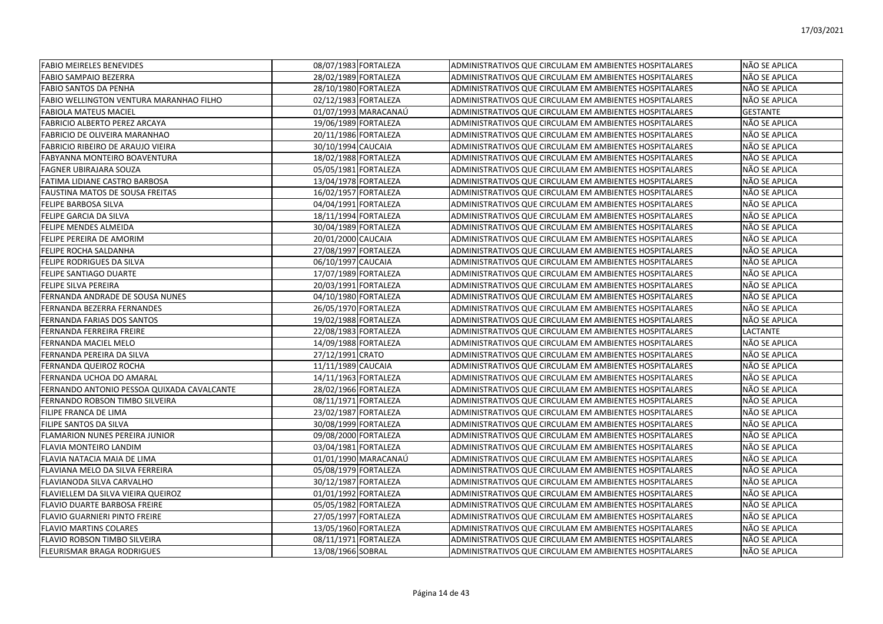| | | | | |
|---|---|---|---|---|
| FABIO MEIRELES BENEVIDES | 08/07/1983 | FORTALEZA | ADMINISTRATIVOS QUE CIRCULAM EM AMBIENTES HOSPITALARES | NÃO SE APLICA |
| FABIO SAMPAIO BEZERRA | 28/02/1989 | FORTALEZA | ADMINISTRATIVOS QUE CIRCULAM EM AMBIENTES HOSPITALARES | NÃO SE APLICA |
| FABIO SANTOS DA PENHA | 28/10/1980 | FORTALEZA | ADMINISTRATIVOS QUE CIRCULAM EM AMBIENTES HOSPITALARES | NÃO SE APLICA |
| FABIO WELLINGTON VENTURA MARANHAO FILHO | 02/12/1983 | FORTALEZA | ADMINISTRATIVOS QUE CIRCULAM EM AMBIENTES HOSPITALARES | NÃO SE APLICA |
| FABIOLA MATEUS MACIEL | 01/07/1993 | MARACANAÚ | ADMINISTRATIVOS QUE CIRCULAM EM AMBIENTES HOSPITALARES | GESTANTE |
| FABRICIO ALBERTO PEREZ ARCAYA | 19/06/1989 | FORTALEZA | ADMINISTRATIVOS QUE CIRCULAM EM AMBIENTES HOSPITALARES | NÃO SE APLICA |
| FABRICIO DE OLIVEIRA MARANHAO | 20/11/1986 | FORTALEZA | ADMINISTRATIVOS QUE CIRCULAM EM AMBIENTES HOSPITALARES | NÃO SE APLICA |
| FABRICIO RIBEIRO DE ARAUJO VIEIRA | 30/10/1994 | CAUCAIA | ADMINISTRATIVOS QUE CIRCULAM EM AMBIENTES HOSPITALARES | NÃO SE APLICA |
| FABYANNA MONTEIRO BOAVENTURA | 18/02/1988 | FORTALEZA | ADMINISTRATIVOS QUE CIRCULAM EM AMBIENTES HOSPITALARES | NÃO SE APLICA |
| FAGNER UBIRAJARA SOUZA | 05/05/1981 | FORTALEZA | ADMINISTRATIVOS QUE CIRCULAM EM AMBIENTES HOSPITALARES | NÃO SE APLICA |
| FATIMA LIDIANE CASTRO BARBOSA | 13/04/1978 | FORTALEZA | ADMINISTRATIVOS QUE CIRCULAM EM AMBIENTES HOSPITALARES | NÃO SE APLICA |
| FAUSTINA MATOS DE SOUSA FREITAS | 16/02/1957 | FORTALEZA | ADMINISTRATIVOS QUE CIRCULAM EM AMBIENTES HOSPITALARES | NÃO SE APLICA |
| FELIPE BARBOSA SILVA | 04/04/1991 | FORTALEZA | ADMINISTRATIVOS QUE CIRCULAM EM AMBIENTES HOSPITALARES | NÃO SE APLICA |
| FELIPE GARCIA DA SILVA | 18/11/1994 | FORTALEZA | ADMINISTRATIVOS QUE CIRCULAM EM AMBIENTES HOSPITALARES | NÃO SE APLICA |
| FELIPE MENDES ALMEIDA | 30/04/1989 | FORTALEZA | ADMINISTRATIVOS QUE CIRCULAM EM AMBIENTES HOSPITALARES | NÃO SE APLICA |
| FELIPE PEREIRA DE AMORIM | 20/01/2000 | CAUCAIA | ADMINISTRATIVOS QUE CIRCULAM EM AMBIENTES HOSPITALARES | NÃO SE APLICA |
| FELIPE ROCHA SALDANHA | 27/08/1997 | FORTALEZA | ADMINISTRATIVOS QUE CIRCULAM EM AMBIENTES HOSPITALARES | NÃO SE APLICA |
| FELIPE RODRIGUES DA SILVA | 06/10/1997 | CAUCAIA | ADMINISTRATIVOS QUE CIRCULAM EM AMBIENTES HOSPITALARES | NÃO SE APLICA |
| FELIPE SANTIAGO DUARTE | 17/07/1989 | FORTALEZA | ADMINISTRATIVOS QUE CIRCULAM EM AMBIENTES HOSPITALARES | NÃO SE APLICA |
| FELIPE SILVA PEREIRA | 20/03/1991 | FORTALEZA | ADMINISTRATIVOS QUE CIRCULAM EM AMBIENTES HOSPITALARES | NÃO SE APLICA |
| FERNANDA ANDRADE DE SOUSA NUNES | 04/10/1980 | FORTALEZA | ADMINISTRATIVOS QUE CIRCULAM EM AMBIENTES HOSPITALARES | NÃO SE APLICA |
| FERNANDA BEZERRA FERNANDES | 26/05/1970 | FORTALEZA | ADMINISTRATIVOS QUE CIRCULAM EM AMBIENTES HOSPITALARES | NÃO SE APLICA |
| FERNANDA FARIAS DOS SANTOS | 19/02/1988 | FORTALEZA | ADMINISTRATIVOS QUE CIRCULAM EM AMBIENTES HOSPITALARES | NÃO SE APLICA |
| FERNANDA FERREIRA FREIRE | 22/08/1983 | FORTALEZA | ADMINISTRATIVOS QUE CIRCULAM EM AMBIENTES HOSPITALARES | LACTANTE |
| FERNANDA MACIEL MELO | 14/09/1988 | FORTALEZA | ADMINISTRATIVOS QUE CIRCULAM EM AMBIENTES HOSPITALARES | NÃO SE APLICA |
| FERNANDA PEREIRA DA SILVA | 27/12/1991 | CRATO | ADMINISTRATIVOS QUE CIRCULAM EM AMBIENTES HOSPITALARES | NÃO SE APLICA |
| FERNANDA QUEIROZ ROCHA | 11/11/1989 | CAUCAIA | ADMINISTRATIVOS QUE CIRCULAM EM AMBIENTES HOSPITALARES | NÃO SE APLICA |
| FERNANDA UCHOA DO AMARAL | 14/11/1963 | FORTALEZA | ADMINISTRATIVOS QUE CIRCULAM EM AMBIENTES HOSPITALARES | NÃO SE APLICA |
| FERNANDO ANTONIO PESSOA QUIXADA CAVALCANTE | 28/02/1966 | FORTALEZA | ADMINISTRATIVOS QUE CIRCULAM EM AMBIENTES HOSPITALARES | NÃO SE APLICA |
| FERNANDO ROBSON TIMBO SILVEIRA | 08/11/1971 | FORTALEZA | ADMINISTRATIVOS QUE CIRCULAM EM AMBIENTES HOSPITALARES | NÃO SE APLICA |
| FILIPE FRANCA DE LIMA | 23/02/1987 | FORTALEZA | ADMINISTRATIVOS QUE CIRCULAM EM AMBIENTES HOSPITALARES | NÃO SE APLICA |
| FILIPE SANTOS DA SILVA | 30/08/1999 | FORTALEZA | ADMINISTRATIVOS QUE CIRCULAM EM AMBIENTES HOSPITALARES | NÃO SE APLICA |
| FLAMARION NUNES PEREIRA JUNIOR | 09/08/2000 | FORTALEZA | ADMINISTRATIVOS QUE CIRCULAM EM AMBIENTES HOSPITALARES | NÃO SE APLICA |
| FLAVIA MONTEIRO LANDIM | 03/04/1981 | FORTALEZA | ADMINISTRATIVOS QUE CIRCULAM EM AMBIENTES HOSPITALARES | NÃO SE APLICA |
| FLAVIA NATACIA MAIA DE LIMA | 01/01/1990 | MARACANAÚ | ADMINISTRATIVOS QUE CIRCULAM EM AMBIENTES HOSPITALARES | NÃO SE APLICA |
| FLAVIANA MELO DA SILVA FERREIRA | 05/08/1979 | FORTALEZA | ADMINISTRATIVOS QUE CIRCULAM EM AMBIENTES HOSPITALARES | NÃO SE APLICA |
| FLAVIANODA SILVA CARVALHO | 30/12/1987 | FORTALEZA | ADMINISTRATIVOS QUE CIRCULAM EM AMBIENTES HOSPITALARES | NÃO SE APLICA |
| FLAVIELLEM DA SILVA VIEIRA QUEIROZ | 01/01/1992 | FORTALEZA | ADMINISTRATIVOS QUE CIRCULAM EM AMBIENTES HOSPITALARES | NÃO SE APLICA |
| FLAVIO DUARTE BARBOSA FREIRE | 05/05/1982 | FORTALEZA | ADMINISTRATIVOS QUE CIRCULAM EM AMBIENTES HOSPITALARES | NÃO SE APLICA |
| FLAVIO GUARNIERI PINTO FREIRE | 27/05/1997 | FORTALEZA | ADMINISTRATIVOS QUE CIRCULAM EM AMBIENTES HOSPITALARES | NÃO SE APLICA |
| FLAVIO MARTINS COLARES | 13/05/1960 | FORTALEZA | ADMINISTRATIVOS QUE CIRCULAM EM AMBIENTES HOSPITALARES | NÃO SE APLICA |
| FLAVIO ROBSON TIMBO SILVEIRA | 08/11/1971 | FORTALEZA | ADMINISTRATIVOS QUE CIRCULAM EM AMBIENTES HOSPITALARES | NÃO SE APLICA |
| FLEURISMAR BRAGA RODRIGUES | 13/08/1966 | SOBRAL | ADMINISTRATIVOS QUE CIRCULAM EM AMBIENTES HOSPITALARES | NÃO SE APLICA |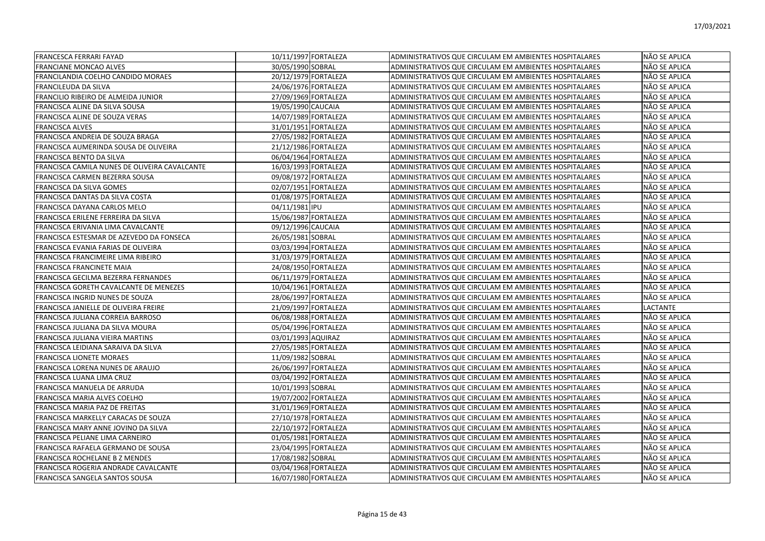| | | | | |
|---|---|---|---|---|
| FRANCESCA FERRARI FAYAD | 10/11/1997 | FORTALEZA | ADMINISTRATIVOS QUE CIRCULAM EM AMBIENTES HOSPITALARES | NÃO SE APLICA |
| FRANCIANE MONCAO ALVES | 30/05/1990 | SOBRAL | ADMINISTRATIVOS QUE CIRCULAM EM AMBIENTES HOSPITALARES | NÃO SE APLICA |
| FRANCILANDIA COELHO CANDIDO MORAES | 20/12/1979 | FORTALEZA | ADMINISTRATIVOS QUE CIRCULAM EM AMBIENTES HOSPITALARES | NÃO SE APLICA |
| FRANCILEUDA DA SILVA | 24/06/1976 | FORTALEZA | ADMINISTRATIVOS QUE CIRCULAM EM AMBIENTES HOSPITALARES | NÃO SE APLICA |
| FRANCILIO RIBEIRO DE ALMEIDA JUNIOR | 27/09/1969 | FORTALEZA | ADMINISTRATIVOS QUE CIRCULAM EM AMBIENTES HOSPITALARES | NÃO SE APLICA |
| FRANCISCA ALINE DA SILVA SOUSA | 19/05/1990 | CAUCAIA | ADMINISTRATIVOS QUE CIRCULAM EM AMBIENTES HOSPITALARES | NÃO SE APLICA |
| FRANCISCA ALINE DE SOUZA VERAS | 14/07/1989 | FORTALEZA | ADMINISTRATIVOS QUE CIRCULAM EM AMBIENTES HOSPITALARES | NÃO SE APLICA |
| FRANCISCA ALVES | 31/01/1951 | FORTALEZA | ADMINISTRATIVOS QUE CIRCULAM EM AMBIENTES HOSPITALARES | NÃO SE APLICA |
| FRANCISCA ANDREIA DE SOUZA BRAGA | 27/05/1982 | FORTALEZA | ADMINISTRATIVOS QUE CIRCULAM EM AMBIENTES HOSPITALARES | NÃO SE APLICA |
| FRANCISCA AUMERINDA SOUSA DE OLIVEIRA | 21/12/1986 | FORTALEZA | ADMINISTRATIVOS QUE CIRCULAM EM AMBIENTES HOSPITALARES | NÃO SE APLICA |
| FRANCISCA BENTO DA SILVA | 06/04/1964 | FORTALEZA | ADMINISTRATIVOS QUE CIRCULAM EM AMBIENTES HOSPITALARES | NÃO SE APLICA |
| FRANCISCA CAMILA NUNES DE OLIVEIRA CAVALCANTE | 16/03/1993 | FORTALEZA | ADMINISTRATIVOS QUE CIRCULAM EM AMBIENTES HOSPITALARES | NÃO SE APLICA |
| FRANCISCA CARMEN BEZERRA SOUSA | 09/08/1972 | FORTALEZA | ADMINISTRATIVOS QUE CIRCULAM EM AMBIENTES HOSPITALARES | NÃO SE APLICA |
| FRANCISCA DA SILVA GOMES | 02/07/1951 | FORTALEZA | ADMINISTRATIVOS QUE CIRCULAM EM AMBIENTES HOSPITALARES | NÃO SE APLICA |
| FRANCISCA DANTAS DA SILVA COSTA | 01/08/1975 | FORTALEZA | ADMINISTRATIVOS QUE CIRCULAM EM AMBIENTES HOSPITALARES | NÃO SE APLICA |
| FRANCISCA DAYANA CARLOS MELO | 04/11/1981 | IPU | ADMINISTRATIVOS QUE CIRCULAM EM AMBIENTES HOSPITALARES | NÃO SE APLICA |
| FRANCISCA ERILENE FERREIRA DA SILVA | 15/06/1987 | FORTALEZA | ADMINISTRATIVOS QUE CIRCULAM EM AMBIENTES HOSPITALARES | NÃO SE APLICA |
| FRANCISCA ERIVANIA LIMA CAVALCANTE | 09/12/1996 | CAUCAIA | ADMINISTRATIVOS QUE CIRCULAM EM AMBIENTES HOSPITALARES | NÃO SE APLICA |
| FRANCISCA ESTESMAR DE AZEVEDO DA FONSECA | 26/05/1981 | SOBRAL | ADMINISTRATIVOS QUE CIRCULAM EM AMBIENTES HOSPITALARES | NÃO SE APLICA |
| FRANCISCA EVANIA FARIAS DE OLIVEIRA | 03/03/1994 | FORTALEZA | ADMINISTRATIVOS QUE CIRCULAM EM AMBIENTES HOSPITALARES | NÃO SE APLICA |
| FRANCISCA FRANCIMEIRE LIMA RIBEIRO | 31/03/1979 | FORTALEZA | ADMINISTRATIVOS QUE CIRCULAM EM AMBIENTES HOSPITALARES | NÃO SE APLICA |
| FRANCISCA FRANCINETE MAIA | 24/08/1950 | FORTALEZA | ADMINISTRATIVOS QUE CIRCULAM EM AMBIENTES HOSPITALARES | NÃO SE APLICA |
| FRANCISCA GECILMA BEZERRA FERNANDES | 06/11/1979 | FORTALEZA | ADMINISTRATIVOS QUE CIRCULAM EM AMBIENTES HOSPITALARES | NÃO SE APLICA |
| FRANCISCA GORETH CAVALCANTE DE MENEZES | 10/04/1961 | FORTALEZA | ADMINISTRATIVOS QUE CIRCULAM EM AMBIENTES HOSPITALARES | NÃO SE APLICA |
| FRANCISCA INGRID NUNES DE SOUZA | 28/06/1997 | FORTALEZA | ADMINISTRATIVOS QUE CIRCULAM EM AMBIENTES HOSPITALARES | NÃO SE APLICA |
| FRANCISCA JANIELLE DE OLIVEIRA FREIRE | 21/09/1997 | FORTALEZA | ADMINISTRATIVOS QUE CIRCULAM EM AMBIENTES HOSPITALARES | LACTANTE |
| FRANCISCA JULIANA CORREIA BARROSO | 06/08/1988 | FORTALEZA | ADMINISTRATIVOS QUE CIRCULAM EM AMBIENTES HOSPITALARES | NÃO SE APLICA |
| FRANCISCA JULIANA DA SILVA MOURA | 05/04/1996 | FORTALEZA | ADMINISTRATIVOS QUE CIRCULAM EM AMBIENTES HOSPITALARES | NÃO SE APLICA |
| FRANCISCA JULIANA VIEIRA MARTINS | 03/01/1993 | AQUIRAZ | ADMINISTRATIVOS QUE CIRCULAM EM AMBIENTES HOSPITALARES | NÃO SE APLICA |
| FRANCISCA LEIDIANA SARAIVA DA SILVA | 27/05/1985 | FORTALEZA | ADMINISTRATIVOS QUE CIRCULAM EM AMBIENTES HOSPITALARES | NÃO SE APLICA |
| FRANCISCA LIONETE MORAES | 11/09/1982 | SOBRAL | ADMINISTRATIVOS QUE CIRCULAM EM AMBIENTES HOSPITALARES | NÃO SE APLICA |
| FRANCISCA LORENA NUNES DE ARAUJO | 26/06/1997 | FORTALEZA | ADMINISTRATIVOS QUE CIRCULAM EM AMBIENTES HOSPITALARES | NÃO SE APLICA |
| FRANCISCA LUANA LIMA CRUZ | 03/04/1992 | FORTALEZA | ADMINISTRATIVOS QUE CIRCULAM EM AMBIENTES HOSPITALARES | NÃO SE APLICA |
| FRANCISCA MANUELA DE ARRUDA | 10/01/1993 | SOBRAL | ADMINISTRATIVOS QUE CIRCULAM EM AMBIENTES HOSPITALARES | NÃO SE APLICA |
| FRANCISCA MARIA ALVES COELHO | 19/07/2002 | FORTALEZA | ADMINISTRATIVOS QUE CIRCULAM EM AMBIENTES HOSPITALARES | NÃO SE APLICA |
| FRANCISCA MARIA PAZ DE FREITAS | 31/01/1969 | FORTALEZA | ADMINISTRATIVOS QUE CIRCULAM EM AMBIENTES HOSPITALARES | NÃO SE APLICA |
| FRANCISCA MARKELLY CARACAS DE SOUZA | 27/10/1978 | FORTALEZA | ADMINISTRATIVOS QUE CIRCULAM EM AMBIENTES HOSPITALARES | NÃO SE APLICA |
| FRANCISCA MARY ANNE JOVINO DA SILVA | 22/10/1972 | FORTALEZA | ADMINISTRATIVOS QUE CIRCULAM EM AMBIENTES HOSPITALARES | NÃO SE APLICA |
| FRANCISCA PELIANE LIMA CARNEIRO | 01/05/1981 | FORTALEZA | ADMINISTRATIVOS QUE CIRCULAM EM AMBIENTES HOSPITALARES | NÃO SE APLICA |
| FRANCISCA RAFAELA GERMANO DE SOUSA | 23/04/1995 | FORTALEZA | ADMINISTRATIVOS QUE CIRCULAM EM AMBIENTES HOSPITALARES | NÃO SE APLICA |
| FRANCISCA ROCHELANE B Z MENDES | 17/08/1982 | SOBRAL | ADMINISTRATIVOS QUE CIRCULAM EM AMBIENTES HOSPITALARES | NÃO SE APLICA |
| FRANCISCA ROGERIA ANDRADE CAVALCANTE | 03/04/1968 | FORTALEZA | ADMINISTRATIVOS QUE CIRCULAM EM AMBIENTES HOSPITALARES | NÃO SE APLICA |
| FRANCISCA SANGELA SANTOS SOUSA | 16/07/1980 | FORTALEZA | ADMINISTRATIVOS QUE CIRCULAM EM AMBIENTES HOSPITALARES | NÃO SE APLICA |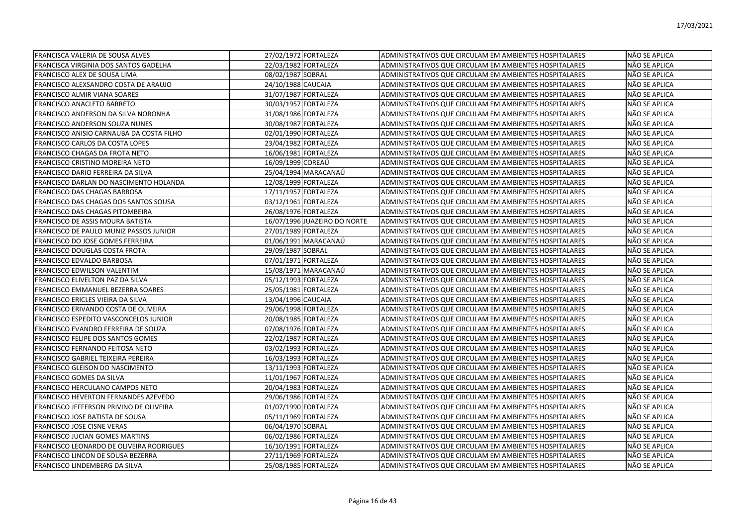| | | | | |
|---|---|---|---|---|
| FRANCISCA VALERIA DE SOUSA ALVES | 27/02/1972 | FORTALEZA | ADMINISTRATIVOS QUE CIRCULAM EM AMBIENTES HOSPITALARES | NÃO SE APLICA |
| FRANCISCA VIRGINIA DOS SANTOS GADELHA | 22/03/1982 | FORTALEZA | ADMINISTRATIVOS QUE CIRCULAM EM AMBIENTES HOSPITALARES | NÃO SE APLICA |
| FRANCISCO ALEX DE SOUSA LIMA | 08/02/1987 | SOBRAL | ADMINISTRATIVOS QUE CIRCULAM EM AMBIENTES HOSPITALARES | NÃO SE APLICA |
| FRANCISCO ALEXSANDRO COSTA DE ARAUJO | 24/10/1988 | CAUCAIA | ADMINISTRATIVOS QUE CIRCULAM EM AMBIENTES HOSPITALARES | NÃO SE APLICA |
| FRANCISCO ALMIR VIANA SOARES | 31/07/1987 | FORTALEZA | ADMINISTRATIVOS QUE CIRCULAM EM AMBIENTES HOSPITALARES | NÃO SE APLICA |
| FRANCISCO ANACLETO BARRETO | 30/03/1957 | FORTALEZA | ADMINISTRATIVOS QUE CIRCULAM EM AMBIENTES HOSPITALARES | NÃO SE APLICA |
| FRANCISCO ANDERSON DA SILVA NORONHA | 31/08/1986 | FORTALEZA | ADMINISTRATIVOS QUE CIRCULAM EM AMBIENTES HOSPITALARES | NÃO SE APLICA |
| FRANCISCO ANDERSON SOUZA NUNES | 30/08/1987 | FORTALEZA | ADMINISTRATIVOS QUE CIRCULAM EM AMBIENTES HOSPITALARES | NÃO SE APLICA |
| FRANCISCO ANISIO CARNAUBA DA COSTA FILHO | 02/01/1990 | FORTALEZA | ADMINISTRATIVOS QUE CIRCULAM EM AMBIENTES HOSPITALARES | NÃO SE APLICA |
| FRANCISCO CARLOS DA COSTA LOPES | 23/04/1982 | FORTALEZA | ADMINISTRATIVOS QUE CIRCULAM EM AMBIENTES HOSPITALARES | NÃO SE APLICA |
| FRANCISCO CHAGAS DA FROTA NETO | 16/06/1981 | FORTALEZA | ADMINISTRATIVOS QUE CIRCULAM EM AMBIENTES HOSPITALARES | NÃO SE APLICA |
| FRANCISCO CRISTINO MOREIRA NETO | 16/09/1999 | COREAÚ | ADMINISTRATIVOS QUE CIRCULAM EM AMBIENTES HOSPITALARES | NÃO SE APLICA |
| FRANCISCO DARIO FERREIRA DA SILVA | 25/04/1994 | MARACANAÚ | ADMINISTRATIVOS QUE CIRCULAM EM AMBIENTES HOSPITALARES | NÃO SE APLICA |
| FRANCISCO DARLAN DO NASCIMENTO HOLANDA | 12/08/1999 | FORTALEZA | ADMINISTRATIVOS QUE CIRCULAM EM AMBIENTES HOSPITALARES | NÃO SE APLICA |
| FRANCISCO DAS CHAGAS BARBOSA | 17/11/1957 | FORTALEZA | ADMINISTRATIVOS QUE CIRCULAM EM AMBIENTES HOSPITALARES | NÃO SE APLICA |
| FRANCISCO DAS CHAGAS DOS SANTOS SOUSA | 03/12/1961 | FORTALEZA | ADMINISTRATIVOS QUE CIRCULAM EM AMBIENTES HOSPITALARES | NÃO SE APLICA |
| FRANCISCO DAS CHAGAS PITOMBEIRA | 26/08/1976 | FORTALEZA | ADMINISTRATIVOS QUE CIRCULAM EM AMBIENTES HOSPITALARES | NÃO SE APLICA |
| FRANCISCO DE ASSIS MOURA BATISTA | 16/07/1996 | JUAZEIRO DO NORTE | ADMINISTRATIVOS QUE CIRCULAM EM AMBIENTES HOSPITALARES | NÃO SE APLICA |
| FRANCISCO DE PAULO MUNIZ PASSOS JUNIOR | 27/01/1989 | FORTALEZA | ADMINISTRATIVOS QUE CIRCULAM EM AMBIENTES HOSPITALARES | NÃO SE APLICA |
| FRANCISCO DO JOSE GOMES FERREIRA | 01/06/1991 | MARACANAÚ | ADMINISTRATIVOS QUE CIRCULAM EM AMBIENTES HOSPITALARES | NÃO SE APLICA |
| FRANCISCO DOUGLAS COSTA FROTA | 29/09/1987 | SOBRAL | ADMINISTRATIVOS QUE CIRCULAM EM AMBIENTES HOSPITALARES | NÃO SE APLICA |
| FRANCISCO EDVALDO BARBOSA | 07/01/1971 | FORTALEZA | ADMINISTRATIVOS QUE CIRCULAM EM AMBIENTES HOSPITALARES | NÃO SE APLICA |
| FRANCISCO EDWILSON VALENTIM | 15/08/1971 | MARACANAÚ | ADMINISTRATIVOS QUE CIRCULAM EM AMBIENTES HOSPITALARES | NÃO SE APLICA |
| FRANCISCO ELIVELTON PAZ DA SILVA | 05/12/1993 | FORTALEZA | ADMINISTRATIVOS QUE CIRCULAM EM AMBIENTES HOSPITALARES | NÃO SE APLICA |
| FRANCISCO EMMANUEL BEZERRA SOARES | 25/05/1981 | FORTALEZA | ADMINISTRATIVOS QUE CIRCULAM EM AMBIENTES HOSPITALARES | NÃO SE APLICA |
| FRANCISCO ERICLES VIEIRA DA SILVA | 13/04/1996 | CAUCAIA | ADMINISTRATIVOS QUE CIRCULAM EM AMBIENTES HOSPITALARES | NÃO SE APLICA |
| FRANCISCO ERIVANDO COSTA DE OLIVEIRA | 29/06/1998 | FORTALEZA | ADMINISTRATIVOS QUE CIRCULAM EM AMBIENTES HOSPITALARES | NÃO SE APLICA |
| FRANCISCO ESPEDITO VASCONCELOS JUNIOR | 20/08/1985 | FORTALEZA | ADMINISTRATIVOS QUE CIRCULAM EM AMBIENTES HOSPITALARES | NÃO SE APLICA |
| FRANCISCO EVANDRO FERREIRA DE SOUZA | 07/08/1976 | FORTALEZA | ADMINISTRATIVOS QUE CIRCULAM EM AMBIENTES HOSPITALARES | NÃO SE APLICA |
| FRANCISCO FELIPE DOS SANTOS GOMES | 22/02/1987 | FORTALEZA | ADMINISTRATIVOS QUE CIRCULAM EM AMBIENTES HOSPITALARES | NÃO SE APLICA |
| FRANCISCO FERNANDO FEITOSA NETO | 03/02/1993 | FORTALEZA | ADMINISTRATIVOS QUE CIRCULAM EM AMBIENTES HOSPITALARES | NÃO SE APLICA |
| FRANCISCO GABRIEL TEIXEIRA PEREIRA | 16/03/1993 | FORTALEZA | ADMINISTRATIVOS QUE CIRCULAM EM AMBIENTES HOSPITALARES | NÃO SE APLICA |
| FRANCISCO GLEISON DO NASCIMENTO | 13/11/1993 | FORTALEZA | ADMINISTRATIVOS QUE CIRCULAM EM AMBIENTES HOSPITALARES | NÃO SE APLICA |
| FRANCISCO GOMES DA SILVA | 11/01/1967 | FORTALEZA | ADMINISTRATIVOS QUE CIRCULAM EM AMBIENTES HOSPITALARES | NÃO SE APLICA |
| FRANCISCO HERCULANO CAMPOS NETO | 20/04/1983 | FORTALEZA | ADMINISTRATIVOS QUE CIRCULAM EM AMBIENTES HOSPITALARES | NÃO SE APLICA |
| FRANCISCO HEVERTON FERNANDES AZEVEDO | 29/06/1986 | FORTALEZA | ADMINISTRATIVOS QUE CIRCULAM EM AMBIENTES HOSPITALARES | NÃO SE APLICA |
| FRANCISCO JEFFERSON PRIVINO DE OLIVEIRA | 01/07/1990 | FORTALEZA | ADMINISTRATIVOS QUE CIRCULAM EM AMBIENTES HOSPITALARES | NÃO SE APLICA |
| FRANCISCO JOSE BATISTA DE SOUSA | 05/11/1969 | FORTALEZA | ADMINISTRATIVOS QUE CIRCULAM EM AMBIENTES HOSPITALARES | NÃO SE APLICA |
| FRANCISCO JOSE CISNE VERAS | 06/04/1970 | SOBRAL | ADMINISTRATIVOS QUE CIRCULAM EM AMBIENTES HOSPITALARES | NÃO SE APLICA |
| FRANCISCO JUCIAN GOMES MARTINS | 06/02/1986 | FORTALEZA | ADMINISTRATIVOS QUE CIRCULAM EM AMBIENTES HOSPITALARES | NÃO SE APLICA |
| FRANCISCO LEONARDO DE OLIVEIRA RODRIGUES | 16/10/1991 | FORTALEZA | ADMINISTRATIVOS QUE CIRCULAM EM AMBIENTES HOSPITALARES | NÃO SE APLICA |
| FRANCISCO LINCON DE SOUSA BEZERRA | 27/11/1969 | FORTALEZA | ADMINISTRATIVOS QUE CIRCULAM EM AMBIENTES HOSPITALARES | NÃO SE APLICA |
| FRANCISCO LINDEMBERG DA SILVA | 25/08/1985 | FORTALEZA | ADMINISTRATIVOS QUE CIRCULAM EM AMBIENTES HOSPITALARES | NÃO SE APLICA |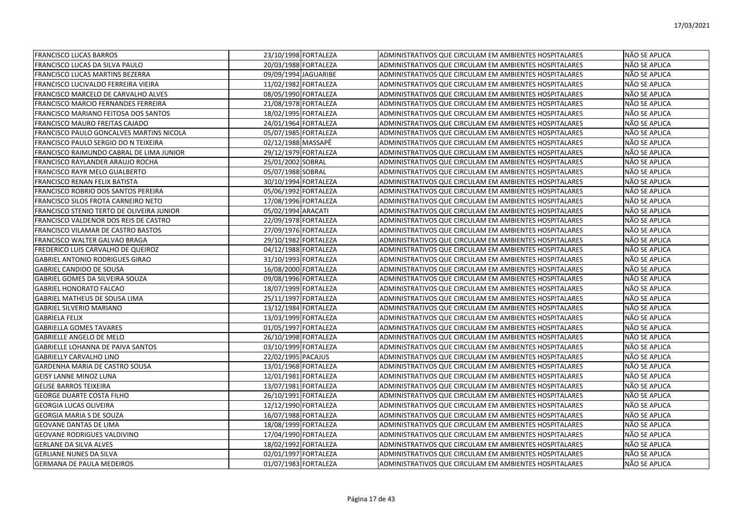| | | | | |
|---|---|---|---|---|
| FRANCISCO LUCAS BARROS | 23/10/1998 | FORTALEZA | ADMINISTRATIVOS QUE CIRCULAM EM AMBIENTES HOSPITALARES | NÃO SE APLICA |
| FRANCISCO LUCAS DA SILVA PAULO | 20/03/1988 | FORTALEZA | ADMINISTRATIVOS QUE CIRCULAM EM AMBIENTES HOSPITALARES | NÃO SE APLICA |
| FRANCISCO LUCAS MARTINS BEZERRA | 09/09/1994 | JAGUARIBE | ADMINISTRATIVOS QUE CIRCULAM EM AMBIENTES HOSPITALARES | NÃO SE APLICA |
| FRANCISCO LUCIVALDO FERREIRA VIEIRA | 11/02/1982 | FORTALEZA | ADMINISTRATIVOS QUE CIRCULAM EM AMBIENTES HOSPITALARES | NÃO SE APLICA |
| FRANCISCO MARCELO DE CARVALHO ALVES | 08/05/1990 | FORTALEZA | ADMINISTRATIVOS QUE CIRCULAM EM AMBIENTES HOSPITALARES | NÃO SE APLICA |
| FRANCISCO MARCIO FERNANDES FERREIRA | 21/08/1978 | FORTALEZA | ADMINISTRATIVOS QUE CIRCULAM EM AMBIENTES HOSPITALARES | NÃO SE APLICA |
| FRANCISCO MARIANO FEITOSA DOS SANTOS | 18/02/1995 | FORTALEZA | ADMINISTRATIVOS QUE CIRCULAM EM AMBIENTES HOSPITALARES | NÃO SE APLICA |
| FRANCISCO MAURO FREITAS CAJADO | 24/01/1964 | FORTALEZA | ADMINISTRATIVOS QUE CIRCULAM EM AMBIENTES HOSPITALARES | NÃO SE APLICA |
| FRANCISCO PAULO GONCALVES MARTINS NICOLA | 05/07/1985 | FORTALEZA | ADMINISTRATIVOS QUE CIRCULAM EM AMBIENTES HOSPITALARES | NÃO SE APLICA |
| FRANCISCO PAULO SERGIO DO N TEIXEIRA | 02/12/1988 | MASSAPÊ | ADMINISTRATIVOS QUE CIRCULAM EM AMBIENTES HOSPITALARES | NÃO SE APLICA |
| FRANCISCO RAIMUNDO CABRAL DE LIMA JUNIOR | 29/12/1979 | FORTALEZA | ADMINISTRATIVOS QUE CIRCULAM EM AMBIENTES HOSPITALARES | NÃO SE APLICA |
| FRANCISCO RAYLANDER ARAUJO ROCHA | 25/01/2002 | SOBRAL | ADMINISTRATIVOS QUE CIRCULAM EM AMBIENTES HOSPITALARES | NÃO SE APLICA |
| FRANCISCO RAYR MELO GUALBERTO | 05/07/1988 | SOBRAL | ADMINISTRATIVOS QUE CIRCULAM EM AMBIENTES HOSPITALARES | NÃO SE APLICA |
| FRANCISCO RENAN FELIX BATISTA | 30/10/1994 | FORTALEZA | ADMINISTRATIVOS QUE CIRCULAM EM AMBIENTES HOSPITALARES | NÃO SE APLICA |
| FRANCISCO ROBRIO DOS SANTOS PEREIRA | 05/06/1992 | FORTALEZA | ADMINISTRATIVOS QUE CIRCULAM EM AMBIENTES HOSPITALARES | NÃO SE APLICA |
| FRANCISCO SILOS FROTA CARNEIRO NETO | 17/08/1996 | FORTALEZA | ADMINISTRATIVOS QUE CIRCULAM EM AMBIENTES HOSPITALARES | NÃO SE APLICA |
| FRANCISCO STENIO TERTO DE OLIVEIRA JUNIOR | 05/02/1994 | ARACATI | ADMINISTRATIVOS QUE CIRCULAM EM AMBIENTES HOSPITALARES | NÃO SE APLICA |
| FRANCISCO VALDENOR DOS REIS DE CASTRO | 22/09/1978 | FORTALEZA | ADMINISTRATIVOS QUE CIRCULAM EM AMBIENTES HOSPITALARES | NÃO SE APLICA |
| FRANCISCO VILAMAR DE CASTRO BASTOS | 27/09/1976 | FORTALEZA | ADMINISTRATIVOS QUE CIRCULAM EM AMBIENTES HOSPITALARES | NÃO SE APLICA |
| FRANCISCO WALTER GALVAO BRAGA | 29/10/1982 | FORTALEZA | ADMINISTRATIVOS QUE CIRCULAM EM AMBIENTES HOSPITALARES | NÃO SE APLICA |
| FREDERICO LUIS CARVALHO DE QUEIROZ | 04/12/1988 | FORTALEZA | ADMINISTRATIVOS QUE CIRCULAM EM AMBIENTES HOSPITALARES | NÃO SE APLICA |
| GABRIEL ANTONIO RODRIGUES GIRAO | 31/10/1993 | FORTALEZA | ADMINISTRATIVOS QUE CIRCULAM EM AMBIENTES HOSPITALARES | NÃO SE APLICA |
| GABRIEL CANDIDO DE SOUSA | 16/08/2000 | FORTALEZA | ADMINISTRATIVOS QUE CIRCULAM EM AMBIENTES HOSPITALARES | NÃO SE APLICA |
| GABRIEL GOMES DA SILVEIRA SOUZA | 09/08/1996 | FORTALEZA | ADMINISTRATIVOS QUE CIRCULAM EM AMBIENTES HOSPITALARES | NÃO SE APLICA |
| GABRIEL HONORATO FALCAO | 18/07/1999 | FORTALEZA | ADMINISTRATIVOS QUE CIRCULAM EM AMBIENTES HOSPITALARES | NÃO SE APLICA |
| GABRIEL MATHEUS DE SOUSA LIMA | 25/11/1997 | FORTALEZA | ADMINISTRATIVOS QUE CIRCULAM EM AMBIENTES HOSPITALARES | NÃO SE APLICA |
| GABRIEL SILVERIO MARIANO | 13/12/1984 | FORTALEZA | ADMINISTRATIVOS QUE CIRCULAM EM AMBIENTES HOSPITALARES | NÃO SE APLICA |
| GABRIELA FELIX | 13/03/1999 | FORTALEZA | ADMINISTRATIVOS QUE CIRCULAM EM AMBIENTES HOSPITALARES | NÃO SE APLICA |
| GABRIELLA GOMES TAVARES | 01/05/1997 | FORTALEZA | ADMINISTRATIVOS QUE CIRCULAM EM AMBIENTES HOSPITALARES | NÃO SE APLICA |
| GABRIELLE ANGELO DE MELO | 26/10/1998 | FORTALEZA | ADMINISTRATIVOS QUE CIRCULAM EM AMBIENTES HOSPITALARES | NÃO SE APLICA |
| GABRIELLE LOHANNA DE PAIVA SANTOS | 03/10/1999 | FORTALEZA | ADMINISTRATIVOS QUE CIRCULAM EM AMBIENTES HOSPITALARES | NÃO SE APLICA |
| GABRIELLY CARVALHO LINO | 22/02/1995 | PACAJUS | ADMINISTRATIVOS QUE CIRCULAM EM AMBIENTES HOSPITALARES | NÃO SE APLICA |
| GARDENHA MARIA DE CASTRO SOUSA | 13/01/1968 | FORTALEZA | ADMINISTRATIVOS QUE CIRCULAM EM AMBIENTES HOSPITALARES | NÃO SE APLICA |
| GEISY LANNE MINOZ LUNA | 12/01/1981 | FORTALEZA | ADMINISTRATIVOS QUE CIRCULAM EM AMBIENTES HOSPITALARES | NÃO SE APLICA |
| GELISE BARROS TEIXEIRA | 13/07/1981 | FORTALEZA | ADMINISTRATIVOS QUE CIRCULAM EM AMBIENTES HOSPITALARES | NÃO SE APLICA |
| GEORGE DUARTE COSTA FILHO | 26/10/1991 | FORTALEZA | ADMINISTRATIVOS QUE CIRCULAM EM AMBIENTES HOSPITALARES | NÃO SE APLICA |
| GEORGIA LUCAS OLIVEIRA | 12/12/1990 | FORTALEZA | ADMINISTRATIVOS QUE CIRCULAM EM AMBIENTES HOSPITALARES | NÃO SE APLICA |
| GEORGIA MARIA S DE SOUZA | 16/07/1988 | FORTALEZA | ADMINISTRATIVOS QUE CIRCULAM EM AMBIENTES HOSPITALARES | NÃO SE APLICA |
| GEOVANE DANTAS DE LIMA | 18/08/1999 | FORTALEZA | ADMINISTRATIVOS QUE CIRCULAM EM AMBIENTES HOSPITALARES | NÃO SE APLICA |
| GEOVANE RODRIGUES VALDIVINO | 17/04/1990 | FORTALEZA | ADMINISTRATIVOS QUE CIRCULAM EM AMBIENTES HOSPITALARES | NÃO SE APLICA |
| GERLANE DA SILVA ALVES | 18/02/1992 | FORTALEZA | ADMINISTRATIVOS QUE CIRCULAM EM AMBIENTES HOSPITALARES | NÃO SE APLICA |
| GERLIANE NUNES DA SILVA | 02/01/1997 | FORTALEZA | ADMINISTRATIVOS QUE CIRCULAM EM AMBIENTES HOSPITALARES | NÃO SE APLICA |
| GERMANA DE PAULA MEDEIROS | 01/07/1983 | FORTALEZA | ADMINISTRATIVOS QUE CIRCULAM EM AMBIENTES HOSPITALARES | NÃO SE APLICA |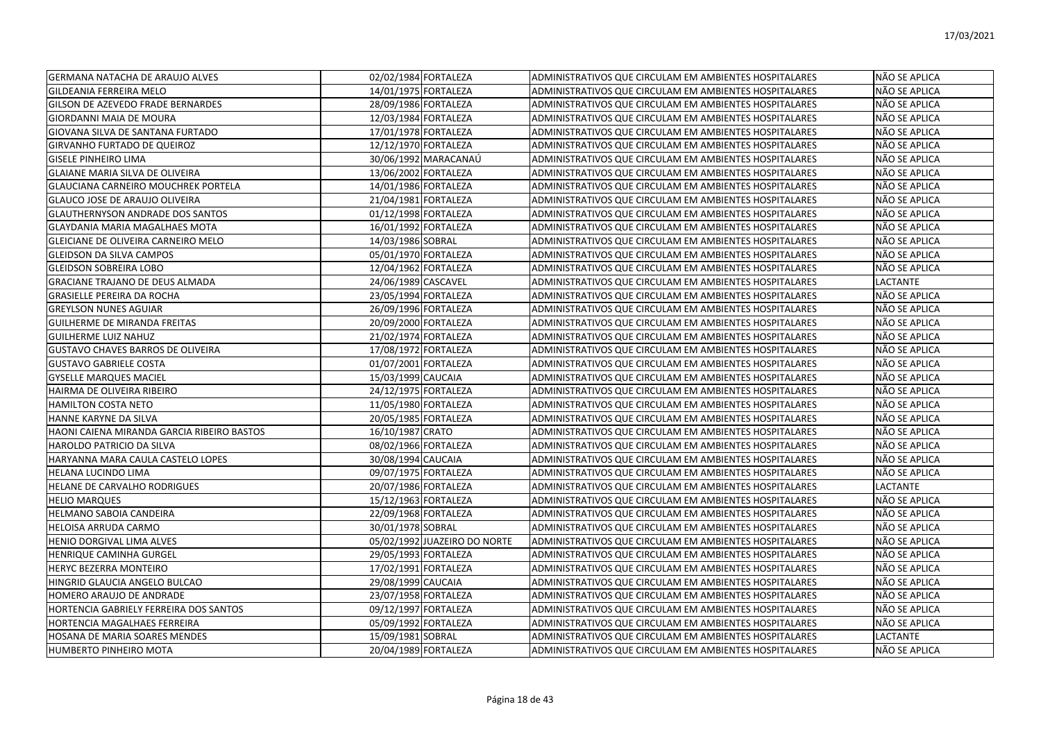| GERMANA NATACHA DE ARAUJO ALVES | 02/02/1984 | FORTALEZA | ADMINISTRATIVOS QUE CIRCULAM EM AMBIENTES HOSPITALARES | NÃO SE APLICA |
|---|---|---|---|---|
| GILDEANIA FERREIRA MELO | 14/01/1975 | FORTALEZA | ADMINISTRATIVOS QUE CIRCULAM EM AMBIENTES HOSPITALARES | NÃO SE APLICA |
| GILSON DE AZEVEDO FRADE BERNARDES | 28/09/1986 | FORTALEZA | ADMINISTRATIVOS QUE CIRCULAM EM AMBIENTES HOSPITALARES | NÃO SE APLICA |
| GIORDANNI MAIA DE MOURA | 12/03/1984 | FORTALEZA | ADMINISTRATIVOS QUE CIRCULAM EM AMBIENTES HOSPITALARES | NÃO SE APLICA |
| GIOVANA SILVA DE SANTANA FURTADO | 17/01/1978 | FORTALEZA | ADMINISTRATIVOS QUE CIRCULAM EM AMBIENTES HOSPITALARES | NÃO SE APLICA |
| GIRVANHO FURTADO DE QUEIROZ | 12/12/1970 | FORTALEZA | ADMINISTRATIVOS QUE CIRCULAM EM AMBIENTES HOSPITALARES | NÃO SE APLICA |
| GISELE PINHEIRO LIMA | 30/06/1992 | MARACANAÚ | ADMINISTRATIVOS QUE CIRCULAM EM AMBIENTES HOSPITALARES | NÃO SE APLICA |
| GLAIANE MARIA SILVA DE OLIVEIRA | 13/06/2002 | FORTALEZA | ADMINISTRATIVOS QUE CIRCULAM EM AMBIENTES HOSPITALARES | NÃO SE APLICA |
| GLAUCIANA CARNEIRO MOUCHREK PORTELA | 14/01/1986 | FORTALEZA | ADMINISTRATIVOS QUE CIRCULAM EM AMBIENTES HOSPITALARES | NÃO SE APLICA |
| GLAUCO JOSE DE ARAUJO OLIVEIRA | 21/04/1981 | FORTALEZA | ADMINISTRATIVOS QUE CIRCULAM EM AMBIENTES HOSPITALARES | NÃO SE APLICA |
| GLAUTHERNYSON ANDRADE DOS SANTOS | 01/12/1998 | FORTALEZA | ADMINISTRATIVOS QUE CIRCULAM EM AMBIENTES HOSPITALARES | NÃO SE APLICA |
| GLAYDANIA MARIA MAGALHAES MOTA | 16/01/1992 | FORTALEZA | ADMINISTRATIVOS QUE CIRCULAM EM AMBIENTES HOSPITALARES | NÃO SE APLICA |
| GLEICIANE DE OLIVEIRA CARNEIRO MELO | 14/03/1986 | SOBRAL | ADMINISTRATIVOS QUE CIRCULAM EM AMBIENTES HOSPITALARES | NÃO SE APLICA |
| GLEIDSON DA SILVA CAMPOS | 05/01/1970 | FORTALEZA | ADMINISTRATIVOS QUE CIRCULAM EM AMBIENTES HOSPITALARES | NÃO SE APLICA |
| GLEIDSON SOBREIRA LOBO | 12/04/1962 | FORTALEZA | ADMINISTRATIVOS QUE CIRCULAM EM AMBIENTES HOSPITALARES | NÃO SE APLICA |
| GRACIANE TRAJANO DE DEUS ALMADA | 24/06/1989 | CASCAVEL | ADMINISTRATIVOS QUE CIRCULAM EM AMBIENTES HOSPITALARES | LACTANTE |
| GRASIELLE PEREIRA DA ROCHA | 23/05/1994 | FORTALEZA | ADMINISTRATIVOS QUE CIRCULAM EM AMBIENTES HOSPITALARES | NÃO SE APLICA |
| GREYLSON NUNES AGUIAR | 26/09/1996 | FORTALEZA | ADMINISTRATIVOS QUE CIRCULAM EM AMBIENTES HOSPITALARES | NÃO SE APLICA |
| GUILHERME DE MIRANDA FREITAS | 20/09/2000 | FORTALEZA | ADMINISTRATIVOS QUE CIRCULAM EM AMBIENTES HOSPITALARES | NÃO SE APLICA |
| GUILHERME LUIZ NAHUZ | 21/02/1974 | FORTALEZA | ADMINISTRATIVOS QUE CIRCULAM EM AMBIENTES HOSPITALARES | NÃO SE APLICA |
| GUSTAVO CHAVES BARROS DE OLIVEIRA | 17/08/1972 | FORTALEZA | ADMINISTRATIVOS QUE CIRCULAM EM AMBIENTES HOSPITALARES | NÃO SE APLICA |
| GUSTAVO GABRIELE COSTA | 01/07/2001 | FORTALEZA | ADMINISTRATIVOS QUE CIRCULAM EM AMBIENTES HOSPITALARES | NÃO SE APLICA |
| GYSELLE MARQUES MACIEL | 15/03/1999 | CAUCAIA | ADMINISTRATIVOS QUE CIRCULAM EM AMBIENTES HOSPITALARES | NÃO SE APLICA |
| HAIRMA DE OLIVEIRA RIBEIRO | 24/12/1975 | FORTALEZA | ADMINISTRATIVOS QUE CIRCULAM EM AMBIENTES HOSPITALARES | NÃO SE APLICA |
| HAMILTON COSTA NETO | 11/05/1980 | FORTALEZA | ADMINISTRATIVOS QUE CIRCULAM EM AMBIENTES HOSPITALARES | NÃO SE APLICA |
| HANNE KARYNE DA SILVA | 20/05/1985 | FORTALEZA | ADMINISTRATIVOS QUE CIRCULAM EM AMBIENTES HOSPITALARES | NÃO SE APLICA |
| HAONI CAIENA MIRANDA GARCIA RIBEIRO BASTOS | 16/10/1987 | CRATO | ADMINISTRATIVOS QUE CIRCULAM EM AMBIENTES HOSPITALARES | NÃO SE APLICA |
| HAROLDO PATRICIO DA SILVA | 08/02/1966 | FORTALEZA | ADMINISTRATIVOS QUE CIRCULAM EM AMBIENTES HOSPITALARES | NÃO SE APLICA |
| HARYANNA MARA CAULA CASTELO LOPES | 30/08/1994 | CAUCAIA | ADMINISTRATIVOS QUE CIRCULAM EM AMBIENTES HOSPITALARES | NÃO SE APLICA |
| HELANA LUCINDO LIMA | 09/07/1975 | FORTALEZA | ADMINISTRATIVOS QUE CIRCULAM EM AMBIENTES HOSPITALARES | NÃO SE APLICA |
| HELANE DE CARVALHO RODRIGUES | 20/07/1986 | FORTALEZA | ADMINISTRATIVOS QUE CIRCULAM EM AMBIENTES HOSPITALARES | LACTANTE |
| HELIO MARQUES | 15/12/1963 | FORTALEZA | ADMINISTRATIVOS QUE CIRCULAM EM AMBIENTES HOSPITALARES | NÃO SE APLICA |
| HELMANO SABOIA CANDEIRA | 22/09/1968 | FORTALEZA | ADMINISTRATIVOS QUE CIRCULAM EM AMBIENTES HOSPITALARES | NÃO SE APLICA |
| HELOISA ARRUDA CARMO | 30/01/1978 | SOBRAL | ADMINISTRATIVOS QUE CIRCULAM EM AMBIENTES HOSPITALARES | NÃO SE APLICA |
| HENIO DORGIVAL LIMA ALVES | 05/02/1992 | JUAZEIRO DO NORTE | ADMINISTRATIVOS QUE CIRCULAM EM AMBIENTES HOSPITALARES | NÃO SE APLICA |
| HENRIQUE CAMINHA GURGEL | 29/05/1993 | FORTALEZA | ADMINISTRATIVOS QUE CIRCULAM EM AMBIENTES HOSPITALARES | NÃO SE APLICA |
| HERYC BEZERRA MONTEIRO | 17/02/1991 | FORTALEZA | ADMINISTRATIVOS QUE CIRCULAM EM AMBIENTES HOSPITALARES | NÃO SE APLICA |
| HINGRID GLAUCIA ANGELO BULCAO | 29/08/1999 | CAUCAIA | ADMINISTRATIVOS QUE CIRCULAM EM AMBIENTES HOSPITALARES | NÃO SE APLICA |
| HOMERO ARAUJO DE ANDRADE | 23/07/1958 | FORTALEZA | ADMINISTRATIVOS QUE CIRCULAM EM AMBIENTES HOSPITALARES | NÃO SE APLICA |
| HORTENCIA GABRIELY FERREIRA DOS SANTOS | 09/12/1997 | FORTALEZA | ADMINISTRATIVOS QUE CIRCULAM EM AMBIENTES HOSPITALARES | NÃO SE APLICA |
| HORTENCIA MAGALHAES FERREIRA | 05/09/1992 | FORTALEZA | ADMINISTRATIVOS QUE CIRCULAM EM AMBIENTES HOSPITALARES | NÃO SE APLICA |
| HOSANA DE MARIA SOARES MENDES | 15/09/1981 | SOBRAL | ADMINISTRATIVOS QUE CIRCULAM EM AMBIENTES HOSPITALARES | LACTANTE |
| HUMBERTO PINHEIRO MOTA | 20/04/1989 | FORTALEZA | ADMINISTRATIVOS QUE CIRCULAM EM AMBIENTES HOSPITALARES | NÃO SE APLICA |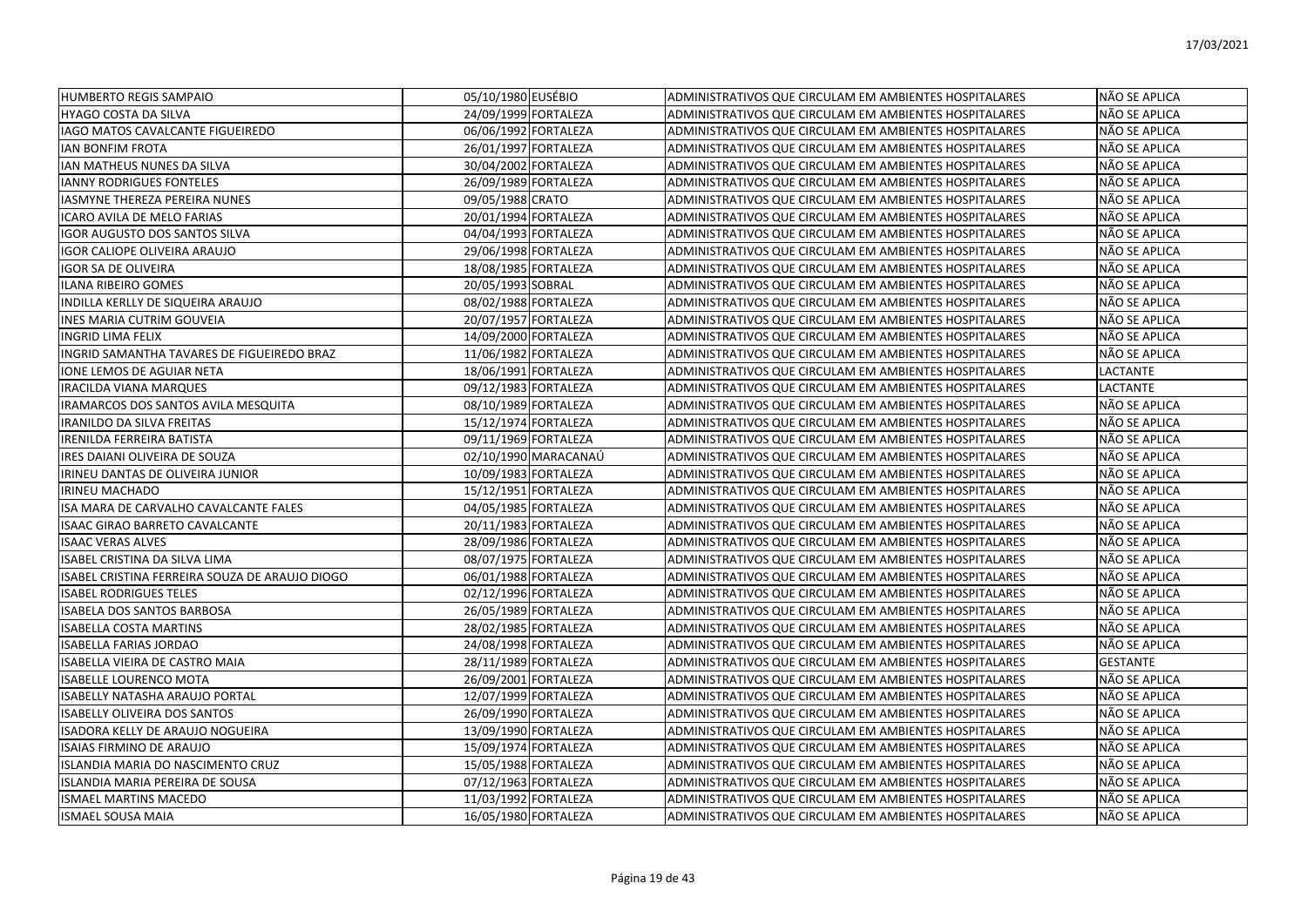| | | | | |
|---|---|---|---|---|
| HUMBERTO REGIS SAMPAIO | 05/10/1980 | EUSÉBIO | ADMINISTRATIVOS QUE CIRCULAM EM AMBIENTES HOSPITALARES | NÃO SE APLICA |
| HYAGO COSTA DA SILVA | 24/09/1999 | FORTALEZA | ADMINISTRATIVOS QUE CIRCULAM EM AMBIENTES HOSPITALARES | NÃO SE APLICA |
| IAGO MATOS CAVALCANTE FIGUEIREDO | 06/06/1992 | FORTALEZA | ADMINISTRATIVOS QUE CIRCULAM EM AMBIENTES HOSPITALARES | NÃO SE APLICA |
| IAN BONFIM FROTA | 26/01/1997 | FORTALEZA | ADMINISTRATIVOS QUE CIRCULAM EM AMBIENTES HOSPITALARES | NÃO SE APLICA |
| IAN MATHEUS NUNES DA SILVA | 30/04/2002 | FORTALEZA | ADMINISTRATIVOS QUE CIRCULAM EM AMBIENTES HOSPITALARES | NÃO SE APLICA |
| IANNY RODRIGUES FONTELES | 26/09/1989 | FORTALEZA | ADMINISTRATIVOS QUE CIRCULAM EM AMBIENTES HOSPITALARES | NÃO SE APLICA |
| IASMYNE THEREZA PEREIRA NUNES | 09/05/1988 | CRATO | ADMINISTRATIVOS QUE CIRCULAM EM AMBIENTES HOSPITALARES | NÃO SE APLICA |
| ICARO AVILA DE MELO FARIAS | 20/01/1994 | FORTALEZA | ADMINISTRATIVOS QUE CIRCULAM EM AMBIENTES HOSPITALARES | NÃO SE APLICA |
| IGOR AUGUSTO DOS SANTOS SILVA | 04/04/1993 | FORTALEZA | ADMINISTRATIVOS QUE CIRCULAM EM AMBIENTES HOSPITALARES | NÃO SE APLICA |
| IGOR CALIOPE OLIVEIRA ARAUJO | 29/06/1998 | FORTALEZA | ADMINISTRATIVOS QUE CIRCULAM EM AMBIENTES HOSPITALARES | NÃO SE APLICA |
| IGOR SA DE OLIVEIRA | 18/08/1985 | FORTALEZA | ADMINISTRATIVOS QUE CIRCULAM EM AMBIENTES HOSPITALARES | NÃO SE APLICA |
| ILANA RIBEIRO GOMES | 20/05/1993 | SOBRAL | ADMINISTRATIVOS QUE CIRCULAM EM AMBIENTES HOSPITALARES | NÃO SE APLICA |
| INDILLA KERLLY DE SIQUEIRA ARAUJO | 08/02/1988 | FORTALEZA | ADMINISTRATIVOS QUE CIRCULAM EM AMBIENTES HOSPITALARES | NÃO SE APLICA |
| INES MARIA CUTRIM GOUVEIA | 20/07/1957 | FORTALEZA | ADMINISTRATIVOS QUE CIRCULAM EM AMBIENTES HOSPITALARES | NÃO SE APLICA |
| INGRID LIMA FELIX | 14/09/2000 | FORTALEZA | ADMINISTRATIVOS QUE CIRCULAM EM AMBIENTES HOSPITALARES | NÃO SE APLICA |
| INGRID SAMANTHA TAVARES DE FIGUEIREDO BRAZ | 11/06/1982 | FORTALEZA | ADMINISTRATIVOS QUE CIRCULAM EM AMBIENTES HOSPITALARES | NÃO SE APLICA |
| IONE LEMOS DE AGUIAR NETA | 18/06/1991 | FORTALEZA | ADMINISTRATIVOS QUE CIRCULAM EM AMBIENTES HOSPITALARES | LACTANTE |
| IRACILDA VIANA MARQUES | 09/12/1983 | FORTALEZA | ADMINISTRATIVOS QUE CIRCULAM EM AMBIENTES HOSPITALARES | LACTANTE |
| IRAMARCOS DOS SANTOS AVILA MESQUITA | 08/10/1989 | FORTALEZA | ADMINISTRATIVOS QUE CIRCULAM EM AMBIENTES HOSPITALARES | NÃO SE APLICA |
| IRANILDO DA SILVA FREITAS | 15/12/1974 | FORTALEZA | ADMINISTRATIVOS QUE CIRCULAM EM AMBIENTES HOSPITALARES | NÃO SE APLICA |
| IRENILDA FERREIRA BATISTA | 09/11/1969 | FORTALEZA | ADMINISTRATIVOS QUE CIRCULAM EM AMBIENTES HOSPITALARES | NÃO SE APLICA |
| IRES DAIANI OLIVEIRA DE SOUZA | 02/10/1990 | MARACANAÚ | ADMINISTRATIVOS QUE CIRCULAM EM AMBIENTES HOSPITALARES | NÃO SE APLICA |
| IRINEU DANTAS DE OLIVEIRA JUNIOR | 10/09/1983 | FORTALEZA | ADMINISTRATIVOS QUE CIRCULAM EM AMBIENTES HOSPITALARES | NÃO SE APLICA |
| IRINEU MACHADO | 15/12/1951 | FORTALEZA | ADMINISTRATIVOS QUE CIRCULAM EM AMBIENTES HOSPITALARES | NÃO SE APLICA |
| ISA MARA DE CARVALHO CAVALCANTE FALES | 04/05/1985 | FORTALEZA | ADMINISTRATIVOS QUE CIRCULAM EM AMBIENTES HOSPITALARES | NÃO SE APLICA |
| ISAAC GIRAO BARRETO CAVALCANTE | 20/11/1983 | FORTALEZA | ADMINISTRATIVOS QUE CIRCULAM EM AMBIENTES HOSPITALARES | NÃO SE APLICA |
| ISAAC VERAS ALVES | 28/09/1986 | FORTALEZA | ADMINISTRATIVOS QUE CIRCULAM EM AMBIENTES HOSPITALARES | NÃO SE APLICA |
| ISABEL CRISTINA DA SILVA LIMA | 08/07/1975 | FORTALEZA | ADMINISTRATIVOS QUE CIRCULAM EM AMBIENTES HOSPITALARES | NÃO SE APLICA |
| ISABEL CRISTINA FERREIRA SOUZA DE ARAUJO DIOGO | 06/01/1988 | FORTALEZA | ADMINISTRATIVOS QUE CIRCULAM EM AMBIENTES HOSPITALARES | NÃO SE APLICA |
| ISABEL RODRIGUES TELES | 02/12/1996 | FORTALEZA | ADMINISTRATIVOS QUE CIRCULAM EM AMBIENTES HOSPITALARES | NÃO SE APLICA |
| ISABELA DOS SANTOS BARBOSA | 26/05/1989 | FORTALEZA | ADMINISTRATIVOS QUE CIRCULAM EM AMBIENTES HOSPITALARES | NÃO SE APLICA |
| ISABELLA COSTA MARTINS | 28/02/1985 | FORTALEZA | ADMINISTRATIVOS QUE CIRCULAM EM AMBIENTES HOSPITALARES | NÃO SE APLICA |
| ISABELLA FARIAS JORDAO | 24/08/1998 | FORTALEZA | ADMINISTRATIVOS QUE CIRCULAM EM AMBIENTES HOSPITALARES | NÃO SE APLICA |
| ISABELLA VIEIRA DE CASTRO MAIA | 28/11/1989 | FORTALEZA | ADMINISTRATIVOS QUE CIRCULAM EM AMBIENTES HOSPITALARES | GESTANTE |
| ISABELLE LOURENCO MOTA | 26/09/2001 | FORTALEZA | ADMINISTRATIVOS QUE CIRCULAM EM AMBIENTES HOSPITALARES | NÃO SE APLICA |
| ISABELLY NATASHA ARAUJO PORTAL | 12/07/1999 | FORTALEZA | ADMINISTRATIVOS QUE CIRCULAM EM AMBIENTES HOSPITALARES | NÃO SE APLICA |
| ISABELLY OLIVEIRA DOS SANTOS | 26/09/1990 | FORTALEZA | ADMINISTRATIVOS QUE CIRCULAM EM AMBIENTES HOSPITALARES | NÃO SE APLICA |
| ISADORA KELLY DE ARAUJO NOGUEIRA | 13/09/1990 | FORTALEZA | ADMINISTRATIVOS QUE CIRCULAM EM AMBIENTES HOSPITALARES | NÃO SE APLICA |
| ISAIAS FIRMINO DE ARAUJO | 15/09/1974 | FORTALEZA | ADMINISTRATIVOS QUE CIRCULAM EM AMBIENTES HOSPITALARES | NÃO SE APLICA |
| ISLANDIA MARIA DO NASCIMENTO CRUZ | 15/05/1988 | FORTALEZA | ADMINISTRATIVOS QUE CIRCULAM EM AMBIENTES HOSPITALARES | NÃO SE APLICA |
| ISLANDIA MARIA PEREIRA DE SOUSA | 07/12/1963 | FORTALEZA | ADMINISTRATIVOS QUE CIRCULAM EM AMBIENTES HOSPITALARES | NÃO SE APLICA |
| ISMAEL MARTINS MACEDO | 11/03/1992 | FORTALEZA | ADMINISTRATIVOS QUE CIRCULAM EM AMBIENTES HOSPITALARES | NÃO SE APLICA |
| ISMAEL SOUSA MAIA | 16/05/1980 | FORTALEZA | ADMINISTRATIVOS QUE CIRCULAM EM AMBIENTES HOSPITALARES | NÃO SE APLICA |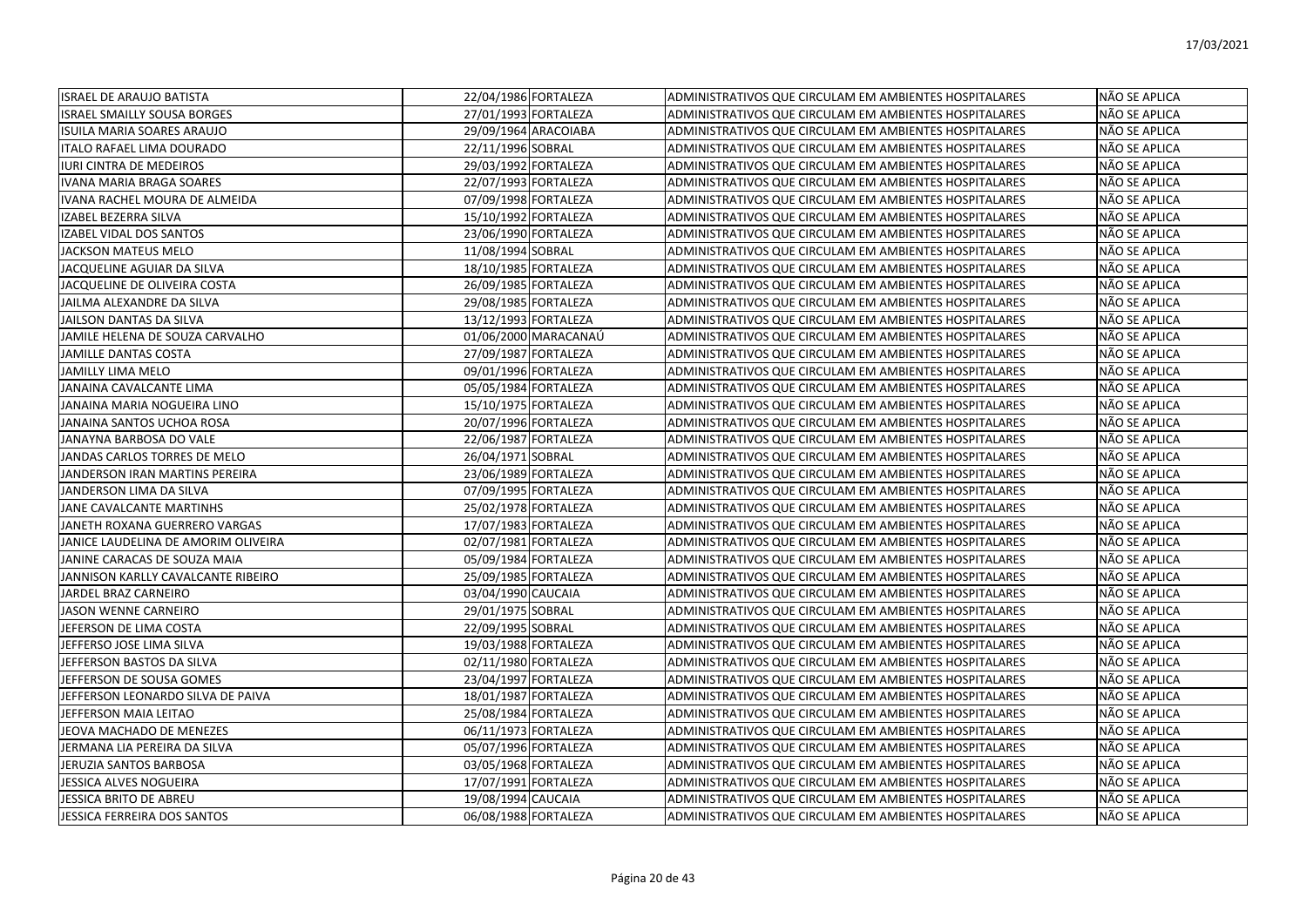| | | | | |
|---|---|---|---|---|
| ISRAEL DE ARAUJO BATISTA | 22/04/1986 | FORTALEZA | ADMINISTRATIVOS QUE CIRCULAM EM AMBIENTES HOSPITALARES | NÃO SE APLICA |
| ISRAEL SMAILLY SOUSA BORGES | 27/01/1993 | FORTALEZA | ADMINISTRATIVOS QUE CIRCULAM EM AMBIENTES HOSPITALARES | NÃO SE APLICA |
| ISUILA MARIA SOARES ARAUJO | 29/09/1964 | ARACOIABA | ADMINISTRATIVOS QUE CIRCULAM EM AMBIENTES HOSPITALARES | NÃO SE APLICA |
| ITALO RAFAEL LIMA DOURADO | 22/11/1996 | SOBRAL | ADMINISTRATIVOS QUE CIRCULAM EM AMBIENTES HOSPITALARES | NÃO SE APLICA |
| IURI CINTRA DE MEDEIROS | 29/03/1992 | FORTALEZA | ADMINISTRATIVOS QUE CIRCULAM EM AMBIENTES HOSPITALARES | NÃO SE APLICA |
| IVANA MARIA BRAGA SOARES | 22/07/1993 | FORTALEZA | ADMINISTRATIVOS QUE CIRCULAM EM AMBIENTES HOSPITALARES | NÃO SE APLICA |
| IVANA RACHEL MOURA DE ALMEIDA | 07/09/1998 | FORTALEZA | ADMINISTRATIVOS QUE CIRCULAM EM AMBIENTES HOSPITALARES | NÃO SE APLICA |
| IZABEL BEZERRA SILVA | 15/10/1992 | FORTALEZA | ADMINISTRATIVOS QUE CIRCULAM EM AMBIENTES HOSPITALARES | NÃO SE APLICA |
| IZABEL VIDAL DOS SANTOS | 23/06/1990 | FORTALEZA | ADMINISTRATIVOS QUE CIRCULAM EM AMBIENTES HOSPITALARES | NÃO SE APLICA |
| JACKSON MATEUS MELO | 11/08/1994 | SOBRAL | ADMINISTRATIVOS QUE CIRCULAM EM AMBIENTES HOSPITALARES | NÃO SE APLICA |
| JACQUELINE AGUIAR DA SILVA | 18/10/1985 | FORTALEZA | ADMINISTRATIVOS QUE CIRCULAM EM AMBIENTES HOSPITALARES | NÃO SE APLICA |
| JACQUELINE DE OLIVEIRA COSTA | 26/09/1985 | FORTALEZA | ADMINISTRATIVOS QUE CIRCULAM EM AMBIENTES HOSPITALARES | NÃO SE APLICA |
| JAILMA ALEXANDRE DA SILVA | 29/08/1985 | FORTALEZA | ADMINISTRATIVOS QUE CIRCULAM EM AMBIENTES HOSPITALARES | NÃO SE APLICA |
| JAILSON DANTAS DA SILVA | 13/12/1993 | FORTALEZA | ADMINISTRATIVOS QUE CIRCULAM EM AMBIENTES HOSPITALARES | NÃO SE APLICA |
| JAMILE HELENA DE SOUZA CARVALHO | 01/06/2000 | MARACANAÚ | ADMINISTRATIVOS QUE CIRCULAM EM AMBIENTES HOSPITALARES | NÃO SE APLICA |
| JAMILLE DANTAS COSTA | 27/09/1987 | FORTALEZA | ADMINISTRATIVOS QUE CIRCULAM EM AMBIENTES HOSPITALARES | NÃO SE APLICA |
| JAMILLY LIMA MELO | 09/01/1996 | FORTALEZA | ADMINISTRATIVOS QUE CIRCULAM EM AMBIENTES HOSPITALARES | NÃO SE APLICA |
| JANAINA CAVALCANTE LIMA | 05/05/1984 | FORTALEZA | ADMINISTRATIVOS QUE CIRCULAM EM AMBIENTES HOSPITALARES | NÃO SE APLICA |
| JANAINA MARIA NOGUEIRA LINO | 15/10/1975 | FORTALEZA | ADMINISTRATIVOS QUE CIRCULAM EM AMBIENTES HOSPITALARES | NÃO SE APLICA |
| JANAINA SANTOS UCHOA ROSA | 20/07/1996 | FORTALEZA | ADMINISTRATIVOS QUE CIRCULAM EM AMBIENTES HOSPITALARES | NÃO SE APLICA |
| JANAYNA BARBOSA DO VALE | 22/06/1987 | FORTALEZA | ADMINISTRATIVOS QUE CIRCULAM EM AMBIENTES HOSPITALARES | NÃO SE APLICA |
| JANDAS CARLOS TORRES DE MELO | 26/04/1971 | SOBRAL | ADMINISTRATIVOS QUE CIRCULAM EM AMBIENTES HOSPITALARES | NÃO SE APLICA |
| JANDERSON IRAN MARTINS PEREIRA | 23/06/1989 | FORTALEZA | ADMINISTRATIVOS QUE CIRCULAM EM AMBIENTES HOSPITALARES | NÃO SE APLICA |
| JANDERSON LIMA DA SILVA | 07/09/1995 | FORTALEZA | ADMINISTRATIVOS QUE CIRCULAM EM AMBIENTES HOSPITALARES | NÃO SE APLICA |
| JANE CAVALCANTE MARTINHS | 25/02/1978 | FORTALEZA | ADMINISTRATIVOS QUE CIRCULAM EM AMBIENTES HOSPITALARES | NÃO SE APLICA |
| JANETH ROXANA GUERRERO VARGAS | 17/07/1983 | FORTALEZA | ADMINISTRATIVOS QUE CIRCULAM EM AMBIENTES HOSPITALARES | NÃO SE APLICA |
| JANICE LAUDELINA DE AMORIM OLIVEIRA | 02/07/1981 | FORTALEZA | ADMINISTRATIVOS QUE CIRCULAM EM AMBIENTES HOSPITALARES | NÃO SE APLICA |
| JANINE CARACAS DE SOUZA MAIA | 05/09/1984 | FORTALEZA | ADMINISTRATIVOS QUE CIRCULAM EM AMBIENTES HOSPITALARES | NÃO SE APLICA |
| JANNISON KARLLY CAVALCANTE RIBEIRO | 25/09/1985 | FORTALEZA | ADMINISTRATIVOS QUE CIRCULAM EM AMBIENTES HOSPITALARES | NÃO SE APLICA |
| JARDEL BRAZ CARNEIRO | 03/04/1990 | CAUCAIA | ADMINISTRATIVOS QUE CIRCULAM EM AMBIENTES HOSPITALARES | NÃO SE APLICA |
| JASON WENNE CARNEIRO | 29/01/1975 | SOBRAL | ADMINISTRATIVOS QUE CIRCULAM EM AMBIENTES HOSPITALARES | NÃO SE APLICA |
| JEFERSON DE LIMA COSTA | 22/09/1995 | SOBRAL | ADMINISTRATIVOS QUE CIRCULAM EM AMBIENTES HOSPITALARES | NÃO SE APLICA |
| JEFFERSO JOSE LIMA SILVA | 19/03/1988 | FORTALEZA | ADMINISTRATIVOS QUE CIRCULAM EM AMBIENTES HOSPITALARES | NÃO SE APLICA |
| JEFFERSON BASTOS DA SILVA | 02/11/1980 | FORTALEZA | ADMINISTRATIVOS QUE CIRCULAM EM AMBIENTES HOSPITALARES | NÃO SE APLICA |
| JEFFERSON DE SOUSA GOMES | 23/04/1997 | FORTALEZA | ADMINISTRATIVOS QUE CIRCULAM EM AMBIENTES HOSPITALARES | NÃO SE APLICA |
| JEFFERSON LEONARDO SILVA DE PAIVA | 18/01/1987 | FORTALEZA | ADMINISTRATIVOS QUE CIRCULAM EM AMBIENTES HOSPITALARES | NÃO SE APLICA |
| JEFFERSON MAIA LEITAO | 25/08/1984 | FORTALEZA | ADMINISTRATIVOS QUE CIRCULAM EM AMBIENTES HOSPITALARES | NÃO SE APLICA |
| JEOVA MACHADO DE MENEZES | 06/11/1973 | FORTALEZA | ADMINISTRATIVOS QUE CIRCULAM EM AMBIENTES HOSPITALARES | NÃO SE APLICA |
| JERMANA LIA PEREIRA DA SILVA | 05/07/1996 | FORTALEZA | ADMINISTRATIVOS QUE CIRCULAM EM AMBIENTES HOSPITALARES | NÃO SE APLICA |
| JERUZIA SANTOS BARBOSA | 03/05/1968 | FORTALEZA | ADMINISTRATIVOS QUE CIRCULAM EM AMBIENTES HOSPITALARES | NÃO SE APLICA |
| JESSICA ALVES NOGUEIRA | 17/07/1991 | FORTALEZA | ADMINISTRATIVOS QUE CIRCULAM EM AMBIENTES HOSPITALARES | NÃO SE APLICA |
| JESSICA BRITO DE ABREU | 19/08/1994 | CAUCAIA | ADMINISTRATIVOS QUE CIRCULAM EM AMBIENTES HOSPITALARES | NÃO SE APLICA |
| JESSICA FERREIRA DOS SANTOS | 06/08/1988 | FORTALEZA | ADMINISTRATIVOS QUE CIRCULAM EM AMBIENTES HOSPITALARES | NÃO SE APLICA |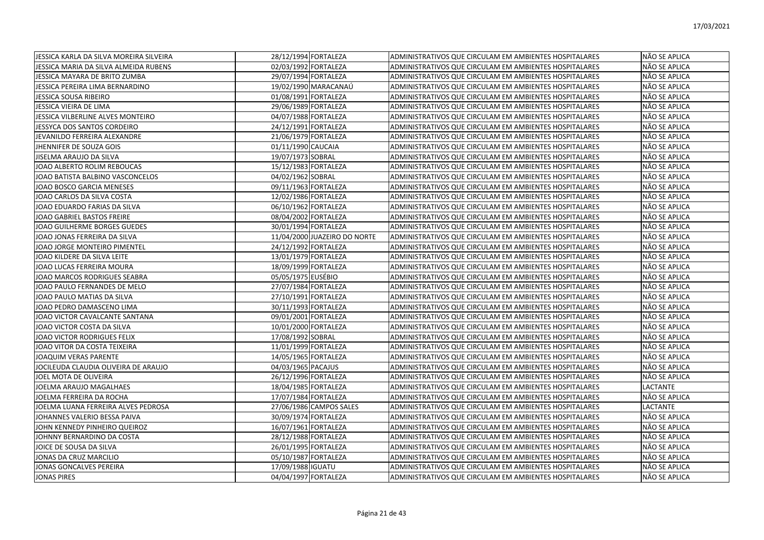| | | | | |
|---|---|---|---|---|
| JESSICA KARLA DA SILVA MOREIRA SILVEIRA | 28/12/1994 | FORTALEZA | ADMINISTRATIVOS QUE CIRCULAM EM AMBIENTES HOSPITALARES | NÃO SE APLICA |
| JESSICA MARIA DA SILVA ALMEIDA RUBENS | 02/03/1992 | FORTALEZA | ADMINISTRATIVOS QUE CIRCULAM EM AMBIENTES HOSPITALARES | NÃO SE APLICA |
| JESSICA MAYARA DE BRITO ZUMBA | 29/07/1994 | FORTALEZA | ADMINISTRATIVOS QUE CIRCULAM EM AMBIENTES HOSPITALARES | NÃO SE APLICA |
| JESSICA PEREIRA LIMA BERNARDINO | 19/02/1990 | MARACANAÚ | ADMINISTRATIVOS QUE CIRCULAM EM AMBIENTES HOSPITALARES | NÃO SE APLICA |
| JESSICA SOUSA RIBEIRO | 01/08/1991 | FORTALEZA | ADMINISTRATIVOS QUE CIRCULAM EM AMBIENTES HOSPITALARES | NÃO SE APLICA |
| JESSICA VIEIRA DE LIMA | 29/06/1989 | FORTALEZA | ADMINISTRATIVOS QUE CIRCULAM EM AMBIENTES HOSPITALARES | NÃO SE APLICA |
| JESSICA VILBERLINE ALVES MONTEIRO | 04/07/1988 | FORTALEZA | ADMINISTRATIVOS QUE CIRCULAM EM AMBIENTES HOSPITALARES | NÃO SE APLICA |
| JESSYCA DOS SANTOS CORDEIRO | 24/12/1991 | FORTALEZA | ADMINISTRATIVOS QUE CIRCULAM EM AMBIENTES HOSPITALARES | NÃO SE APLICA |
| JEVANILDO FERREIRA ALEXANDRE | 21/06/1979 | FORTALEZA | ADMINISTRATIVOS QUE CIRCULAM EM AMBIENTES HOSPITALARES | NÃO SE APLICA |
| JHENNIFER DE SOUZA GOIS | 01/11/1990 | CAUCAIA | ADMINISTRATIVOS QUE CIRCULAM EM AMBIENTES HOSPITALARES | NÃO SE APLICA |
| JISELMA ARAUJO DA SILVA | 19/07/1973 | SOBRAL | ADMINISTRATIVOS QUE CIRCULAM EM AMBIENTES HOSPITALARES | NÃO SE APLICA |
| JOAO ALBERTO ROLIM REBOUCAS | 15/12/1983 | FORTALEZA | ADMINISTRATIVOS QUE CIRCULAM EM AMBIENTES HOSPITALARES | NÃO SE APLICA |
| JOAO BATISTA BALBINO VASCONCELOS | 04/02/1962 | SOBRAL | ADMINISTRATIVOS QUE CIRCULAM EM AMBIENTES HOSPITALARES | NÃO SE APLICA |
| JOAO BOSCO GARCIA MENESES | 09/11/1963 | FORTALEZA | ADMINISTRATIVOS QUE CIRCULAM EM AMBIENTES HOSPITALARES | NÃO SE APLICA |
| JOAO CARLOS DA SILVA COSTA | 12/02/1986 | FORTALEZA | ADMINISTRATIVOS QUE CIRCULAM EM AMBIENTES HOSPITALARES | NÃO SE APLICA |
| JOAO EDUARDO FARIAS DA SILVA | 06/10/1962 | FORTALEZA | ADMINISTRATIVOS QUE CIRCULAM EM AMBIENTES HOSPITALARES | NÃO SE APLICA |
| JOAO GABRIEL BASTOS FREIRE | 08/04/2002 | FORTALEZA | ADMINISTRATIVOS QUE CIRCULAM EM AMBIENTES HOSPITALARES | NÃO SE APLICA |
| JOAO GUILHERME BORGES GUEDES | 30/01/1994 | FORTALEZA | ADMINISTRATIVOS QUE CIRCULAM EM AMBIENTES HOSPITALARES | NÃO SE APLICA |
| JOAO JONAS FERREIRA DA SILVA | 11/04/2000 | JUAZEIRO DO NORTE | ADMINISTRATIVOS QUE CIRCULAM EM AMBIENTES HOSPITALARES | NÃO SE APLICA |
| JOAO JORGE MONTEIRO PIMENTEL | 24/12/1992 | FORTALEZA | ADMINISTRATIVOS QUE CIRCULAM EM AMBIENTES HOSPITALARES | NÃO SE APLICA |
| JOAO KILDERE DA SILVA LEITE | 13/01/1979 | FORTALEZA | ADMINISTRATIVOS QUE CIRCULAM EM AMBIENTES HOSPITALARES | NÃO SE APLICA |
| JOAO LUCAS FERREIRA MOURA | 18/09/1999 | FORTALEZA | ADMINISTRATIVOS QUE CIRCULAM EM AMBIENTES HOSPITALARES | NÃO SE APLICA |
| JOAO MARCOS RODRIGUES SEABRA | 05/05/1975 | EUSÉBIO | ADMINISTRATIVOS QUE CIRCULAM EM AMBIENTES HOSPITALARES | NÃO SE APLICA |
| JOAO PAULO FERNANDES DE MELO | 27/07/1984 | FORTALEZA | ADMINISTRATIVOS QUE CIRCULAM EM AMBIENTES HOSPITALARES | NÃO SE APLICA |
| JOAO PAULO MATIAS DA SILVA | 27/10/1991 | FORTALEZA | ADMINISTRATIVOS QUE CIRCULAM EM AMBIENTES HOSPITALARES | NÃO SE APLICA |
| JOAO PEDRO DAMASCENO LIMA | 30/11/1993 | FORTALEZA | ADMINISTRATIVOS QUE CIRCULAM EM AMBIENTES HOSPITALARES | NÃO SE APLICA |
| JOAO VICTOR CAVALCANTE SANTANA | 09/01/2001 | FORTALEZA | ADMINISTRATIVOS QUE CIRCULAM EM AMBIENTES HOSPITALARES | NÃO SE APLICA |
| JOAO VICTOR COSTA DA SILVA | 10/01/2000 | FORTALEZA | ADMINISTRATIVOS QUE CIRCULAM EM AMBIENTES HOSPITALARES | NÃO SE APLICA |
| JOAO VICTOR RODRIGUES FELIX | 17/08/1992 | SOBRAL | ADMINISTRATIVOS QUE CIRCULAM EM AMBIENTES HOSPITALARES | NÃO SE APLICA |
| JOAO VITOR DA COSTA TEIXEIRA | 11/01/1999 | FORTALEZA | ADMINISTRATIVOS QUE CIRCULAM EM AMBIENTES HOSPITALARES | NÃO SE APLICA |
| JOAQUIM VERAS PARENTE | 14/05/1965 | FORTALEZA | ADMINISTRATIVOS QUE CIRCULAM EM AMBIENTES HOSPITALARES | NÃO SE APLICA |
| JOCILEUDA CLAUDIA OLIVEIRA DE ARAUJO | 04/03/1965 | PACAJUS | ADMINISTRATIVOS QUE CIRCULAM EM AMBIENTES HOSPITALARES | NÃO SE APLICA |
| JOEL MOTA DE OLIVEIRA | 26/12/1996 | FORTALEZA | ADMINISTRATIVOS QUE CIRCULAM EM AMBIENTES HOSPITALARES | NÃO SE APLICA |
| JOELMA ARAUJO MAGALHAES | 18/04/1985 | FORTALEZA | ADMINISTRATIVOS QUE CIRCULAM EM AMBIENTES HOSPITALARES | LACTANTE |
| JOELMA FERREIRA DA ROCHA | 17/07/1984 | FORTALEZA | ADMINISTRATIVOS QUE CIRCULAM EM AMBIENTES HOSPITALARES | NÃO SE APLICA |
| JOELMA LUANA FERREIRA ALVES PEDROSA | 27/06/1986 | CAMPOS SALES | ADMINISTRATIVOS QUE CIRCULAM EM AMBIENTES HOSPITALARES | LACTANTE |
| JOHANNES VALERIO BESSA PAIVA | 30/09/1974 | FORTALEZA | ADMINISTRATIVOS QUE CIRCULAM EM AMBIENTES HOSPITALARES | NÃO SE APLICA |
| JOHN KENNEDY PINHEIRO QUEIROZ | 16/07/1961 | FORTALEZA | ADMINISTRATIVOS QUE CIRCULAM EM AMBIENTES HOSPITALARES | NÃO SE APLICA |
| JOHNNY BERNARDINO DA COSTA | 28/12/1988 | FORTALEZA | ADMINISTRATIVOS QUE CIRCULAM EM AMBIENTES HOSPITALARES | NÃO SE APLICA |
| JOICE DE SOUSA DA SILVA | 26/01/1995 | FORTALEZA | ADMINISTRATIVOS QUE CIRCULAM EM AMBIENTES HOSPITALARES | NÃO SE APLICA |
| JONAS DA CRUZ MARCILIO | 05/10/1987 | FORTALEZA | ADMINISTRATIVOS QUE CIRCULAM EM AMBIENTES HOSPITALARES | NÃO SE APLICA |
| JONAS GONCALVES PEREIRA | 17/09/1988 | IGUATU | ADMINISTRATIVOS QUE CIRCULAM EM AMBIENTES HOSPITALARES | NÃO SE APLICA |
| JONAS PIRES | 04/04/1997 | FORTALEZA | ADMINISTRATIVOS QUE CIRCULAM EM AMBIENTES HOSPITALARES | NÃO SE APLICA |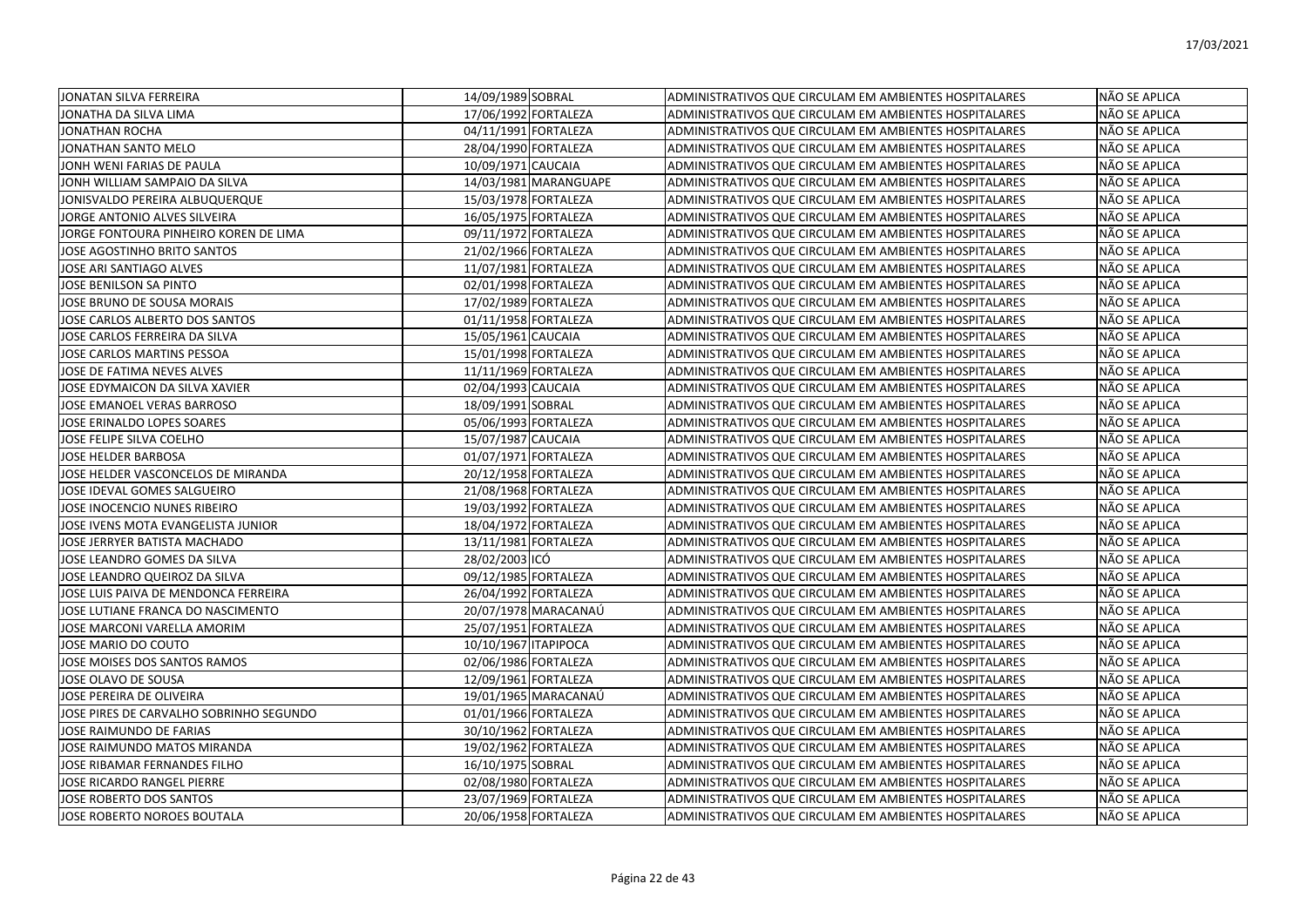| | | | | |
|---|---|---|---|---|
| JONATAN SILVA FERREIRA | 14/09/1989 | SOBRAL | ADMINISTRATIVOS QUE CIRCULAM EM AMBIENTES HOSPITALARES | NÃO SE APLICA |
| JONATHA DA SILVA LIMA | 17/06/1992 | FORTALEZA | ADMINISTRATIVOS QUE CIRCULAM EM AMBIENTES HOSPITALARES | NÃO SE APLICA |
| JONATHAN ROCHA | 04/11/1991 | FORTALEZA | ADMINISTRATIVOS QUE CIRCULAM EM AMBIENTES HOSPITALARES | NÃO SE APLICA |
| JONATHAN SANTO MELO | 28/04/1990 | FORTALEZA | ADMINISTRATIVOS QUE CIRCULAM EM AMBIENTES HOSPITALARES | NÃO SE APLICA |
| JONH WENI FARIAS DE PAULA | 10/09/1971 | CAUCAIA | ADMINISTRATIVOS QUE CIRCULAM EM AMBIENTES HOSPITALARES | NÃO SE APLICA |
| JONH WILLIAM SAMPAIO DA SILVA | 14/03/1981 | MARANGUAPE | ADMINISTRATIVOS QUE CIRCULAM EM AMBIENTES HOSPITALARES | NÃO SE APLICA |
| JONISVALDO PEREIRA ALBUQUERQUE | 15/03/1978 | FORTALEZA | ADMINISTRATIVOS QUE CIRCULAM EM AMBIENTES HOSPITALARES | NÃO SE APLICA |
| JORGE ANTONIO ALVES SILVEIRA | 16/05/1975 | FORTALEZA | ADMINISTRATIVOS QUE CIRCULAM EM AMBIENTES HOSPITALARES | NÃO SE APLICA |
| JORGE FONTOURA PINHEIRO KOREN DE LIMA | 09/11/1972 | FORTALEZA | ADMINISTRATIVOS QUE CIRCULAM EM AMBIENTES HOSPITALARES | NÃO SE APLICA |
| JOSE AGOSTINHO BRITO SANTOS | 21/02/1966 | FORTALEZA | ADMINISTRATIVOS QUE CIRCULAM EM AMBIENTES HOSPITALARES | NÃO SE APLICA |
| JOSE ARI SANTIAGO ALVES | 11/07/1981 | FORTALEZA | ADMINISTRATIVOS QUE CIRCULAM EM AMBIENTES HOSPITALARES | NÃO SE APLICA |
| JOSE BENILSON SA PINTO | 02/01/1998 | FORTALEZA | ADMINISTRATIVOS QUE CIRCULAM EM AMBIENTES HOSPITALARES | NÃO SE APLICA |
| JOSE BRUNO DE SOUSA MORAIS | 17/02/1989 | FORTALEZA | ADMINISTRATIVOS QUE CIRCULAM EM AMBIENTES HOSPITALARES | NÃO SE APLICA |
| JOSE CARLOS ALBERTO DOS SANTOS | 01/11/1958 | FORTALEZA | ADMINISTRATIVOS QUE CIRCULAM EM AMBIENTES HOSPITALARES | NÃO SE APLICA |
| JOSE CARLOS FERREIRA DA SILVA | 15/05/1961 | CAUCAIA | ADMINISTRATIVOS QUE CIRCULAM EM AMBIENTES HOSPITALARES | NÃO SE APLICA |
| JOSE CARLOS MARTINS PESSOA | 15/01/1998 | FORTALEZA | ADMINISTRATIVOS QUE CIRCULAM EM AMBIENTES HOSPITALARES | NÃO SE APLICA |
| JOSE DE FATIMA NEVES ALVES | 11/11/1969 | FORTALEZA | ADMINISTRATIVOS QUE CIRCULAM EM AMBIENTES HOSPITALARES | NÃO SE APLICA |
| JOSE EDYMAICON DA SILVA XAVIER | 02/04/1993 | CAUCAIA | ADMINISTRATIVOS QUE CIRCULAM EM AMBIENTES HOSPITALARES | NÃO SE APLICA |
| JOSE EMANOEL VERAS BARROSO | 18/09/1991 | SOBRAL | ADMINISTRATIVOS QUE CIRCULAM EM AMBIENTES HOSPITALARES | NÃO SE APLICA |
| JOSE ERINALDO LOPES SOARES | 05/06/1993 | FORTALEZA | ADMINISTRATIVOS QUE CIRCULAM EM AMBIENTES HOSPITALARES | NÃO SE APLICA |
| JOSE FELIPE SILVA COELHO | 15/07/1987 | CAUCAIA | ADMINISTRATIVOS QUE CIRCULAM EM AMBIENTES HOSPITALARES | NÃO SE APLICA |
| JOSE HELDER BARBOSA | 01/07/1971 | FORTALEZA | ADMINISTRATIVOS QUE CIRCULAM EM AMBIENTES HOSPITALARES | NÃO SE APLICA |
| JOSE HELDER VASCONCELOS DE MIRANDA | 20/12/1958 | FORTALEZA | ADMINISTRATIVOS QUE CIRCULAM EM AMBIENTES HOSPITALARES | NÃO SE APLICA |
| JOSE IDEVAL GOMES SALGUEIRO | 21/08/1968 | FORTALEZA | ADMINISTRATIVOS QUE CIRCULAM EM AMBIENTES HOSPITALARES | NÃO SE APLICA |
| JOSE INOCENCIO NUNES RIBEIRO | 19/03/1992 | FORTALEZA | ADMINISTRATIVOS QUE CIRCULAM EM AMBIENTES HOSPITALARES | NÃO SE APLICA |
| JOSE IVENS MOTA EVANGELISTA JUNIOR | 18/04/1972 | FORTALEZA | ADMINISTRATIVOS QUE CIRCULAM EM AMBIENTES HOSPITALARES | NÃO SE APLICA |
| JOSE JERRYER BATISTA MACHADO | 13/11/1981 | FORTALEZA | ADMINISTRATIVOS QUE CIRCULAM EM AMBIENTES HOSPITALARES | NÃO SE APLICA |
| JOSE LEANDRO GOMES DA SILVA | 28/02/2003 | ICÓ | ADMINISTRATIVOS QUE CIRCULAM EM AMBIENTES HOSPITALARES | NÃO SE APLICA |
| JOSE LEANDRO QUEIROZ DA SILVA | 09/12/1985 | FORTALEZA | ADMINISTRATIVOS QUE CIRCULAM EM AMBIENTES HOSPITALARES | NÃO SE APLICA |
| JOSE LUIS PAIVA DE MENDONCA FERREIRA | 26/04/1992 | FORTALEZA | ADMINISTRATIVOS QUE CIRCULAM EM AMBIENTES HOSPITALARES | NÃO SE APLICA |
| JOSE LUTIANE FRANCA DO NASCIMENTO | 20/07/1978 | MARACANAÚ | ADMINISTRATIVOS QUE CIRCULAM EM AMBIENTES HOSPITALARES | NÃO SE APLICA |
| JOSE MARCONI VARELLA AMORIM | 25/07/1951 | FORTALEZA | ADMINISTRATIVOS QUE CIRCULAM EM AMBIENTES HOSPITALARES | NÃO SE APLICA |
| JOSE MARIO DO COUTO | 10/10/1967 | ITAPIPOCA | ADMINISTRATIVOS QUE CIRCULAM EM AMBIENTES HOSPITALARES | NÃO SE APLICA |
| JOSE MOISES DOS SANTOS RAMOS | 02/06/1986 | FORTALEZA | ADMINISTRATIVOS QUE CIRCULAM EM AMBIENTES HOSPITALARES | NÃO SE APLICA |
| JOSE OLAVO DE SOUSA | 12/09/1961 | FORTALEZA | ADMINISTRATIVOS QUE CIRCULAM EM AMBIENTES HOSPITALARES | NÃO SE APLICA |
| JOSE PEREIRA DE OLIVEIRA | 19/01/1965 | MARACANAÚ | ADMINISTRATIVOS QUE CIRCULAM EM AMBIENTES HOSPITALARES | NÃO SE APLICA |
| JOSE PIRES DE CARVALHO SOBRINHO SEGUNDO | 01/01/1966 | FORTALEZA | ADMINISTRATIVOS QUE CIRCULAM EM AMBIENTES HOSPITALARES | NÃO SE APLICA |
| JOSE RAIMUNDO DE FARIAS | 30/10/1962 | FORTALEZA | ADMINISTRATIVOS QUE CIRCULAM EM AMBIENTES HOSPITALARES | NÃO SE APLICA |
| JOSE RAIMUNDO MATOS MIRANDA | 19/02/1962 | FORTALEZA | ADMINISTRATIVOS QUE CIRCULAM EM AMBIENTES HOSPITALARES | NÃO SE APLICA |
| JOSE RIBAMAR FERNANDES FILHO | 16/10/1975 | SOBRAL | ADMINISTRATIVOS QUE CIRCULAM EM AMBIENTES HOSPITALARES | NÃO SE APLICA |
| JOSE RICARDO RANGEL PIERRE | 02/08/1980 | FORTALEZA | ADMINISTRATIVOS QUE CIRCULAM EM AMBIENTES HOSPITALARES | NÃO SE APLICA |
| JOSE ROBERTO DOS SANTOS | 23/07/1969 | FORTALEZA | ADMINISTRATIVOS QUE CIRCULAM EM AMBIENTES HOSPITALARES | NÃO SE APLICA |
| JOSE ROBERTO NOROES BOUTALA | 20/06/1958 | FORTALEZA | ADMINISTRATIVOS QUE CIRCULAM EM AMBIENTES HOSPITALARES | NÃO SE APLICA |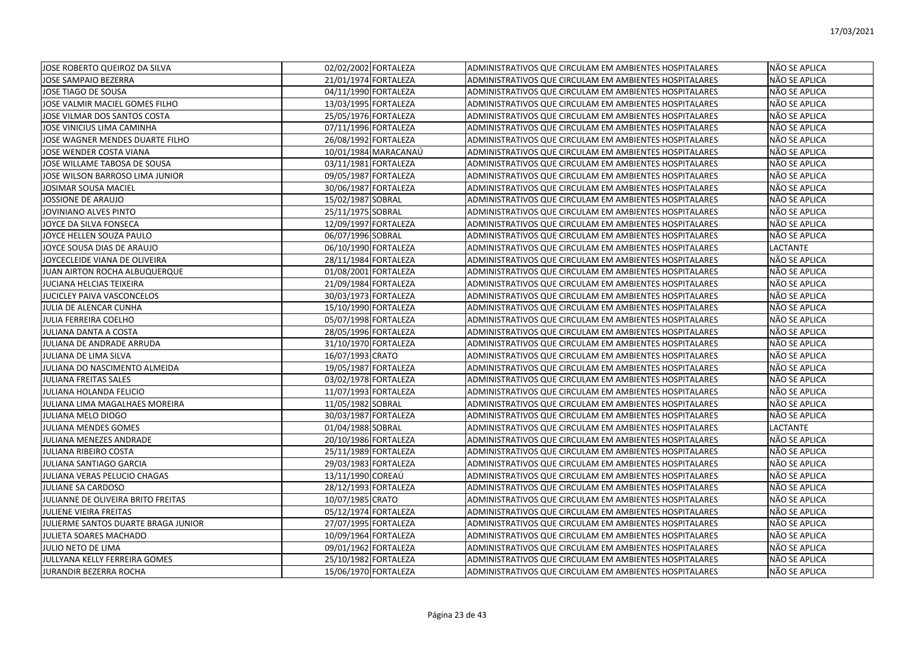| | | | | |
|---|---|---|---|---|
| JOSE ROBERTO QUEIROZ DA SILVA | 02/02/2002 | FORTALEZA | ADMINISTRATIVOS QUE CIRCULAM EM AMBIENTES HOSPITALARES | NÃO SE APLICA |
| JOSE SAMPAIO BEZERRA | 21/01/1974 | FORTALEZA | ADMINISTRATIVOS QUE CIRCULAM EM AMBIENTES HOSPITALARES | NÃO SE APLICA |
| JOSE TIAGO DE SOUSA | 04/11/1990 | FORTALEZA | ADMINISTRATIVOS QUE CIRCULAM EM AMBIENTES HOSPITALARES | NÃO SE APLICA |
| JOSE VALMIR MACIEL GOMES FILHO | 13/03/1995 | FORTALEZA | ADMINISTRATIVOS QUE CIRCULAM EM AMBIENTES HOSPITALARES | NÃO SE APLICA |
| JOSE VILMAR DOS SANTOS COSTA | 25/05/1976 | FORTALEZA | ADMINISTRATIVOS QUE CIRCULAM EM AMBIENTES HOSPITALARES | NÃO SE APLICA |
| JOSE VINICIUS LIMA CAMINHA | 07/11/1996 | FORTALEZA | ADMINISTRATIVOS QUE CIRCULAM EM AMBIENTES HOSPITALARES | NÃO SE APLICA |
| JOSE WAGNER MENDES DUARTE FILHO | 26/08/1992 | FORTALEZA | ADMINISTRATIVOS QUE CIRCULAM EM AMBIENTES HOSPITALARES | NÃO SE APLICA |
| JOSE WENDER COSTA VIANA | 10/01/1984 | MARACANAÚ | ADMINISTRATIVOS QUE CIRCULAM EM AMBIENTES HOSPITALARES | NÃO SE APLICA |
| JOSE WILLAME TABOSA DE SOUSA | 03/11/1981 | FORTALEZA | ADMINISTRATIVOS QUE CIRCULAM EM AMBIENTES HOSPITALARES | NÃO SE APLICA |
| JOSE WILSON BARROSO LIMA JUNIOR | 09/05/1987 | FORTALEZA | ADMINISTRATIVOS QUE CIRCULAM EM AMBIENTES HOSPITALARES | NÃO SE APLICA |
| JOSIMAR SOUSA MACIEL | 30/06/1987 | FORTALEZA | ADMINISTRATIVOS QUE CIRCULAM EM AMBIENTES HOSPITALARES | NÃO SE APLICA |
| JOSSIONE DE ARAUJO | 15/02/1987 | SOBRAL | ADMINISTRATIVOS QUE CIRCULAM EM AMBIENTES HOSPITALARES | NÃO SE APLICA |
| JOVINIANO ALVES PINTO | 25/11/1975 | SOBRAL | ADMINISTRATIVOS QUE CIRCULAM EM AMBIENTES HOSPITALARES | NÃO SE APLICA |
| JOYCE DA SILVA FONSECA | 12/09/1997 | FORTALEZA | ADMINISTRATIVOS QUE CIRCULAM EM AMBIENTES HOSPITALARES | NÃO SE APLICA |
| JOYCE HELLEN SOUZA PAULO | 06/07/1996 | SOBRAL | ADMINISTRATIVOS QUE CIRCULAM EM AMBIENTES HOSPITALARES | NÃO SE APLICA |
| JOYCE SOUSA DIAS DE ARAUJO | 06/10/1990 | FORTALEZA | ADMINISTRATIVOS QUE CIRCULAM EM AMBIENTES HOSPITALARES | LACTANTE |
| JOYCECLEIDE VIANA DE OLIVEIRA | 28/11/1984 | FORTALEZA | ADMINISTRATIVOS QUE CIRCULAM EM AMBIENTES HOSPITALARES | NÃO SE APLICA |
| JUAN AIRTON ROCHA ALBUQUERQUE | 01/08/2001 | FORTALEZA | ADMINISTRATIVOS QUE CIRCULAM EM AMBIENTES HOSPITALARES | NÃO SE APLICA |
| JUCIANA HELCIAS TEIXEIRA | 21/09/1984 | FORTALEZA | ADMINISTRATIVOS QUE CIRCULAM EM AMBIENTES HOSPITALARES | NÃO SE APLICA |
| JUCICLEY PAIVA VASCONCELOS | 30/03/1973 | FORTALEZA | ADMINISTRATIVOS QUE CIRCULAM EM AMBIENTES HOSPITALARES | NÃO SE APLICA |
| JULIA DE ALENCAR CUNHA | 15/10/1990 | FORTALEZA | ADMINISTRATIVOS QUE CIRCULAM EM AMBIENTES HOSPITALARES | NÃO SE APLICA |
| JULIA FERREIRA COELHO | 05/07/1998 | FORTALEZA | ADMINISTRATIVOS QUE CIRCULAM EM AMBIENTES HOSPITALARES | NÃO SE APLICA |
| JULIANA DANTA A COSTA | 28/05/1996 | FORTALEZA | ADMINISTRATIVOS QUE CIRCULAM EM AMBIENTES HOSPITALARES | NÃO SE APLICA |
| JULIANA DE ANDRADE ARRUDA | 31/10/1970 | FORTALEZA | ADMINISTRATIVOS QUE CIRCULAM EM AMBIENTES HOSPITALARES | NÃO SE APLICA |
| JULIANA DE LIMA SILVA | 16/07/1993 | CRATO | ADMINISTRATIVOS QUE CIRCULAM EM AMBIENTES HOSPITALARES | NÃO SE APLICA |
| JULIANA DO NASCIMENTO ALMEIDA | 19/05/1987 | FORTALEZA | ADMINISTRATIVOS QUE CIRCULAM EM AMBIENTES HOSPITALARES | NÃO SE APLICA |
| JULIANA FREITAS SALES | 03/02/1978 | FORTALEZA | ADMINISTRATIVOS QUE CIRCULAM EM AMBIENTES HOSPITALARES | NÃO SE APLICA |
| JULIANA HOLANDA FELICIO | 11/07/1993 | FORTALEZA | ADMINISTRATIVOS QUE CIRCULAM EM AMBIENTES HOSPITALARES | NÃO SE APLICA |
| JULIANA LIMA MAGALHAES MOREIRA | 11/05/1982 | SOBRAL | ADMINISTRATIVOS QUE CIRCULAM EM AMBIENTES HOSPITALARES | NÃO SE APLICA |
| JULIANA MELO DIOGO | 30/03/1987 | FORTALEZA | ADMINISTRATIVOS QUE CIRCULAM EM AMBIENTES HOSPITALARES | NÃO SE APLICA |
| JULIANA MENDES GOMES | 01/04/1988 | SOBRAL | ADMINISTRATIVOS QUE CIRCULAM EM AMBIENTES HOSPITALARES | LACTANTE |
| JULIANA MENEZES ANDRADE | 20/10/1986 | FORTALEZA | ADMINISTRATIVOS QUE CIRCULAM EM AMBIENTES HOSPITALARES | NÃO SE APLICA |
| JULIANA RIBEIRO COSTA | 25/11/1989 | FORTALEZA | ADMINISTRATIVOS QUE CIRCULAM EM AMBIENTES HOSPITALARES | NÃO SE APLICA |
| JULIANA SANTIAGO GARCIA | 29/03/1983 | FORTALEZA | ADMINISTRATIVOS QUE CIRCULAM EM AMBIENTES HOSPITALARES | NÃO SE APLICA |
| JULIANA VERAS PELUCIO CHAGAS | 13/11/1990 | COREAÚ | ADMINISTRATIVOS QUE CIRCULAM EM AMBIENTES HOSPITALARES | NÃO SE APLICA |
| JULIANE SA CARDOSO | 28/12/1993 | FORTALEZA | ADMINISTRATIVOS QUE CIRCULAM EM AMBIENTES HOSPITALARES | NÃO SE APLICA |
| JULIANNE DE OLIVEIRA BRITO FREITAS | 10/07/1985 | CRATO | ADMINISTRATIVOS QUE CIRCULAM EM AMBIENTES HOSPITALARES | NÃO SE APLICA |
| JULIENE VIEIRA FREITAS | 05/12/1974 | FORTALEZA | ADMINISTRATIVOS QUE CIRCULAM EM AMBIENTES HOSPITALARES | NÃO SE APLICA |
| JULIERME SANTOS DUARTE BRAGA JUNIOR | 27/07/1995 | FORTALEZA | ADMINISTRATIVOS QUE CIRCULAM EM AMBIENTES HOSPITALARES | NÃO SE APLICA |
| JULIETA SOARES MACHADO | 10/09/1964 | FORTALEZA | ADMINISTRATIVOS QUE CIRCULAM EM AMBIENTES HOSPITALARES | NÃO SE APLICA |
| JULIO NETO DE LIMA | 09/01/1962 | FORTALEZA | ADMINISTRATIVOS QUE CIRCULAM EM AMBIENTES HOSPITALARES | NÃO SE APLICA |
| JULLYANA KELLY FERREIRA GOMES | 25/10/1982 | FORTALEZA | ADMINISTRATIVOS QUE CIRCULAM EM AMBIENTES HOSPITALARES | NÃO SE APLICA |
| JURANDIR BEZERRA ROCHA | 15/06/1970 | FORTALEZA | ADMINISTRATIVOS QUE CIRCULAM EM AMBIENTES HOSPITALARES | NÃO SE APLICA |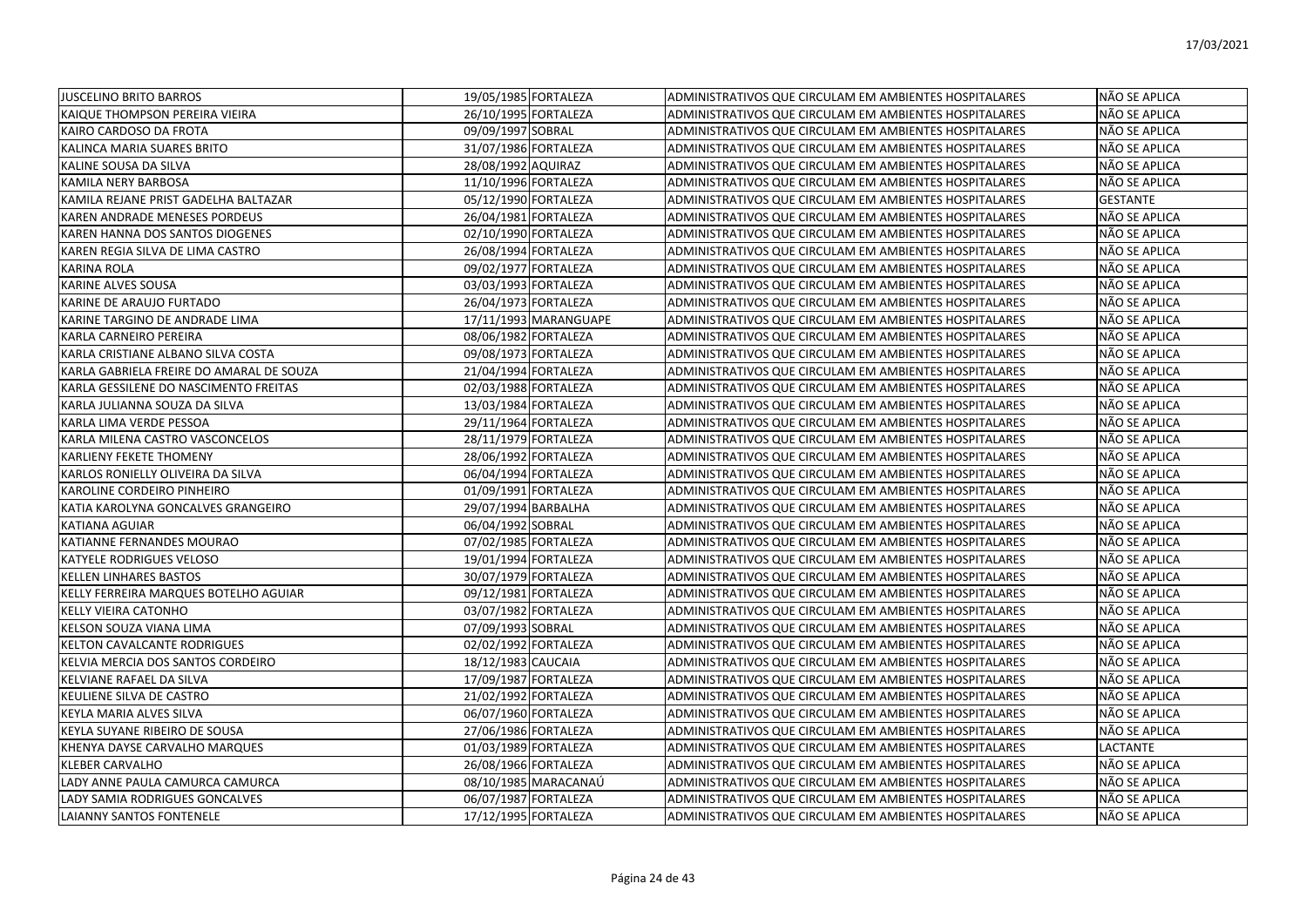| | | | | |
|---|---|---|---|---|
| JUSCELINO BRITO BARROS | 19/05/1985 | FORTALEZA | ADMINISTRATIVOS QUE CIRCULAM EM AMBIENTES HOSPITALARES | NÃO SE APLICA |
| KAIQUE THOMPSON PEREIRA VIEIRA | 26/10/1995 | FORTALEZA | ADMINISTRATIVOS QUE CIRCULAM EM AMBIENTES HOSPITALARES | NÃO SE APLICA |
| KAIRO CARDOSO DA FROTA | 09/09/1997 | SOBRAL | ADMINISTRATIVOS QUE CIRCULAM EM AMBIENTES HOSPITALARES | NÃO SE APLICA |
| KALINCA MARIA SUARES BRITO | 31/07/1986 | FORTALEZA | ADMINISTRATIVOS QUE CIRCULAM EM AMBIENTES HOSPITALARES | NÃO SE APLICA |
| KALINE SOUSA DA SILVA | 28/08/1992 | AQUIRAZ | ADMINISTRATIVOS QUE CIRCULAM EM AMBIENTES HOSPITALARES | NÃO SE APLICA |
| KAMILA NERY BARBOSA | 11/10/1996 | FORTALEZA | ADMINISTRATIVOS QUE CIRCULAM EM AMBIENTES HOSPITALARES | NÃO SE APLICA |
| KAMILA REJANE PRIST GADELHA BALTAZAR | 05/12/1990 | FORTALEZA | ADMINISTRATIVOS QUE CIRCULAM EM AMBIENTES HOSPITALARES | GESTANTE |
| KAREN ANDRADE MENESES PORDEUS | 26/04/1981 | FORTALEZA | ADMINISTRATIVOS QUE CIRCULAM EM AMBIENTES HOSPITALARES | NÃO SE APLICA |
| KAREN HANNA DOS SANTOS DIOGENES | 02/10/1990 | FORTALEZA | ADMINISTRATIVOS QUE CIRCULAM EM AMBIENTES HOSPITALARES | NÃO SE APLICA |
| KAREN REGIA SILVA DE LIMA CASTRO | 26/08/1994 | FORTALEZA | ADMINISTRATIVOS QUE CIRCULAM EM AMBIENTES HOSPITALARES | NÃO SE APLICA |
| KARINA ROLA | 09/02/1977 | FORTALEZA | ADMINISTRATIVOS QUE CIRCULAM EM AMBIENTES HOSPITALARES | NÃO SE APLICA |
| KARINE ALVES SOUSA | 03/03/1993 | FORTALEZA | ADMINISTRATIVOS QUE CIRCULAM EM AMBIENTES HOSPITALARES | NÃO SE APLICA |
| KARINE DE ARAUJO FURTADO | 26/04/1973 | FORTALEZA | ADMINISTRATIVOS QUE CIRCULAM EM AMBIENTES HOSPITALARES | NÃO SE APLICA |
| KARINE TARGINO DE ANDRADE LIMA | 17/11/1993 | MARANGUAPE | ADMINISTRATIVOS QUE CIRCULAM EM AMBIENTES HOSPITALARES | NÃO SE APLICA |
| KARLA CARNEIRO PEREIRA | 08/06/1982 | FORTALEZA | ADMINISTRATIVOS QUE CIRCULAM EM AMBIENTES HOSPITALARES | NÃO SE APLICA |
| KARLA CRISTIANE ALBANO SILVA COSTA | 09/08/1973 | FORTALEZA | ADMINISTRATIVOS QUE CIRCULAM EM AMBIENTES HOSPITALARES | NÃO SE APLICA |
| KARLA GABRIELA FREIRE DO AMARAL DE SOUZA | 21/04/1994 | FORTALEZA | ADMINISTRATIVOS QUE CIRCULAM EM AMBIENTES HOSPITALARES | NÃO SE APLICA |
| KARLA GESSILENE DO NASCIMENTO FREITAS | 02/03/1988 | FORTALEZA | ADMINISTRATIVOS QUE CIRCULAM EM AMBIENTES HOSPITALARES | NÃO SE APLICA |
| KARLA JULIANNA SOUZA DA SILVA | 13/03/1984 | FORTALEZA | ADMINISTRATIVOS QUE CIRCULAM EM AMBIENTES HOSPITALARES | NÃO SE APLICA |
| KARLA LIMA VERDE PESSOA | 29/11/1964 | FORTALEZA | ADMINISTRATIVOS QUE CIRCULAM EM AMBIENTES HOSPITALARES | NÃO SE APLICA |
| KARLA MILENA CASTRO VASCONCELOS | 28/11/1979 | FORTALEZA | ADMINISTRATIVOS QUE CIRCULAM EM AMBIENTES HOSPITALARES | NÃO SE APLICA |
| KARLIENY FEKETE THOMENY | 28/06/1992 | FORTALEZA | ADMINISTRATIVOS QUE CIRCULAM EM AMBIENTES HOSPITALARES | NÃO SE APLICA |
| KARLOS RONIELLY OLIVEIRA DA SILVA | 06/04/1994 | FORTALEZA | ADMINISTRATIVOS QUE CIRCULAM EM AMBIENTES HOSPITALARES | NÃO SE APLICA |
| KAROLINE CORDEIRO PINHEIRO | 01/09/1991 | FORTALEZA | ADMINISTRATIVOS QUE CIRCULAM EM AMBIENTES HOSPITALARES | NÃO SE APLICA |
| KATIA KAROLYNA GONCALVES GRANGEIRO | 29/07/1994 | BARBALHA | ADMINISTRATIVOS QUE CIRCULAM EM AMBIENTES HOSPITALARES | NÃO SE APLICA |
| KATIANA AGUIAR | 06/04/1992 | SOBRAL | ADMINISTRATIVOS QUE CIRCULAM EM AMBIENTES HOSPITALARES | NÃO SE APLICA |
| KATIANNE FERNANDES MOURAO | 07/02/1985 | FORTALEZA | ADMINISTRATIVOS QUE CIRCULAM EM AMBIENTES HOSPITALARES | NÃO SE APLICA |
| KATYELE RODRIGUES VELOSO | 19/01/1994 | FORTALEZA | ADMINISTRATIVOS QUE CIRCULAM EM AMBIENTES HOSPITALARES | NÃO SE APLICA |
| KELLEN LINHARES BASTOS | 30/07/1979 | FORTALEZA | ADMINISTRATIVOS QUE CIRCULAM EM AMBIENTES HOSPITALARES | NÃO SE APLICA |
| KELLY FERREIRA MARQUES BOTELHO AGUIAR | 09/12/1981 | FORTALEZA | ADMINISTRATIVOS QUE CIRCULAM EM AMBIENTES HOSPITALARES | NÃO SE APLICA |
| KELLY VIEIRA CATONHO | 03/07/1982 | FORTALEZA | ADMINISTRATIVOS QUE CIRCULAM EM AMBIENTES HOSPITALARES | NÃO SE APLICA |
| KELSON SOUZA VIANA LIMA | 07/09/1993 | SOBRAL | ADMINISTRATIVOS QUE CIRCULAM EM AMBIENTES HOSPITALARES | NÃO SE APLICA |
| KELTON CAVALCANTE RODRIGUES | 02/02/1992 | FORTALEZA | ADMINISTRATIVOS QUE CIRCULAM EM AMBIENTES HOSPITALARES | NÃO SE APLICA |
| KELVIA MERCIA DOS SANTOS CORDEIRO | 18/12/1983 | CAUCAIA | ADMINISTRATIVOS QUE CIRCULAM EM AMBIENTES HOSPITALARES | NÃO SE APLICA |
| KELVIANE RAFAEL DA SILVA | 17/09/1987 | FORTALEZA | ADMINISTRATIVOS QUE CIRCULAM EM AMBIENTES HOSPITALARES | NÃO SE APLICA |
| KEULIENE SILVA DE CASTRO | 21/02/1992 | FORTALEZA | ADMINISTRATIVOS QUE CIRCULAM EM AMBIENTES HOSPITALARES | NÃO SE APLICA |
| KEYLA MARIA ALVES SILVA | 06/07/1960 | FORTALEZA | ADMINISTRATIVOS QUE CIRCULAM EM AMBIENTES HOSPITALARES | NÃO SE APLICA |
| KEYLA SUYANE RIBEIRO DE SOUSA | 27/06/1986 | FORTALEZA | ADMINISTRATIVOS QUE CIRCULAM EM AMBIENTES HOSPITALARES | NÃO SE APLICA |
| KHENYA DAYSE CARVALHO MARQUES | 01/03/1989 | FORTALEZA | ADMINISTRATIVOS QUE CIRCULAM EM AMBIENTES HOSPITALARES | LACTANTE |
| KLEBER CARVALHO | 26/08/1966 | FORTALEZA | ADMINISTRATIVOS QUE CIRCULAM EM AMBIENTES HOSPITALARES | NÃO SE APLICA |
| LADY ANNE PAULA CAMURCA CAMURCA | 08/10/1985 | MARACANAÚ | ADMINISTRATIVOS QUE CIRCULAM EM AMBIENTES HOSPITALARES | NÃO SE APLICA |
| LADY SAMIA RODRIGUES GONCALVES | 06/07/1987 | FORTALEZA | ADMINISTRATIVOS QUE CIRCULAM EM AMBIENTES HOSPITALARES | NÃO SE APLICA |
| LAIANNY SANTOS FONTENELE | 17/12/1995 | FORTALEZA | ADMINISTRATIVOS QUE CIRCULAM EM AMBIENTES HOSPITALARES | NÃO SE APLICA |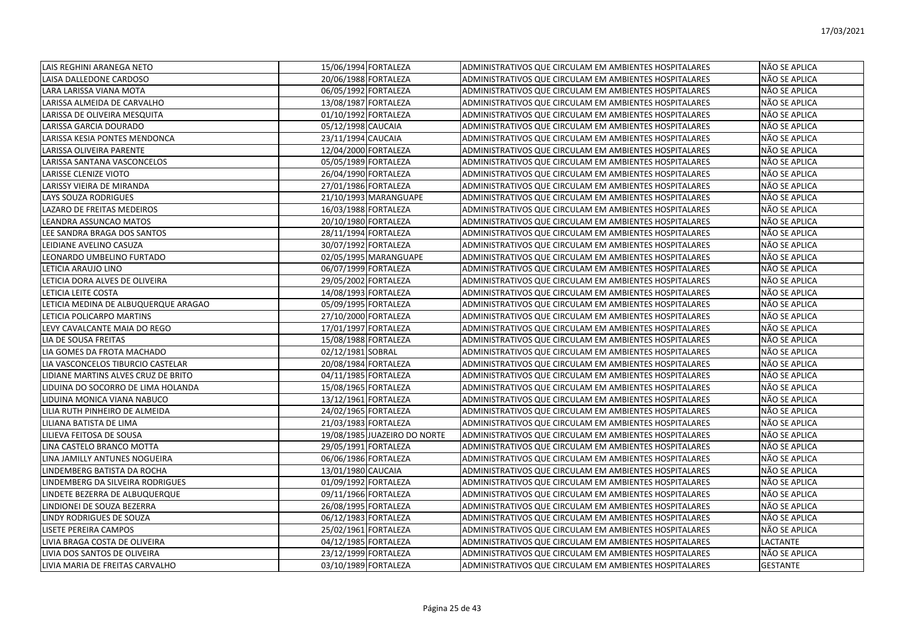| | | | | |
|---|---|---|---|---|
| LAIS REGHINI ARANEGA NETO | 15/06/1994 | FORTALEZA | ADMINISTRATIVOS QUE CIRCULAM EM AMBIENTES HOSPITALARES | NÃO SE APLICA |
| LAISA DALLEDONE CARDOSO | 20/06/1988 | FORTALEZA | ADMINISTRATIVOS QUE CIRCULAM EM AMBIENTES HOSPITALARES | NÃO SE APLICA |
| LARA LARISSA VIANA MOTA | 06/05/1992 | FORTALEZA | ADMINISTRATIVOS QUE CIRCULAM EM AMBIENTES HOSPITALARES | NÃO SE APLICA |
| LARISSA ALMEIDA DE CARVALHO | 13/08/1987 | FORTALEZA | ADMINISTRATIVOS QUE CIRCULAM EM AMBIENTES HOSPITALARES | NÃO SE APLICA |
| LARISSA DE OLIVEIRA MESQUITA | 01/10/1992 | FORTALEZA | ADMINISTRATIVOS QUE CIRCULAM EM AMBIENTES HOSPITALARES | NÃO SE APLICA |
| LARISSA GARCIA DOURADO | 05/12/1998 | CAUCAIA | ADMINISTRATIVOS QUE CIRCULAM EM AMBIENTES HOSPITALARES | NÃO SE APLICA |
| LARISSA KESIA PONTES MENDONCA | 23/11/1994 | CAUCAIA | ADMINISTRATIVOS QUE CIRCULAM EM AMBIENTES HOSPITALARES | NÃO SE APLICA |
| LARISSA OLIVEIRA PARENTE | 12/04/2000 | FORTALEZA | ADMINISTRATIVOS QUE CIRCULAM EM AMBIENTES HOSPITALARES | NÃO SE APLICA |
| LARISSA SANTANA VASCONCELOS | 05/05/1989 | FORTALEZA | ADMINISTRATIVOS QUE CIRCULAM EM AMBIENTES HOSPITALARES | NÃO SE APLICA |
| LARISSE CLENIZE VIOTO | 26/04/1990 | FORTALEZA | ADMINISTRATIVOS QUE CIRCULAM EM AMBIENTES HOSPITALARES | NÃO SE APLICA |
| LARISSY VIEIRA DE MIRANDA | 27/01/1986 | FORTALEZA | ADMINISTRATIVOS QUE CIRCULAM EM AMBIENTES HOSPITALARES | NÃO SE APLICA |
| LAYS SOUZA RODRIGUES | 21/10/1993 | MARANGUAPE | ADMINISTRATIVOS QUE CIRCULAM EM AMBIENTES HOSPITALARES | NÃO SE APLICA |
| LAZARO DE FREITAS MEDEIROS | 16/03/1988 | FORTALEZA | ADMINISTRATIVOS QUE CIRCULAM EM AMBIENTES HOSPITALARES | NÃO SE APLICA |
| LEANDRA ASSUNCAO MATOS | 20/10/1980 | FORTALEZA | ADMINISTRATIVOS QUE CIRCULAM EM AMBIENTES HOSPITALARES | NÃO SE APLICA |
| LEE SANDRA BRAGA DOS SANTOS | 28/11/1994 | FORTALEZA | ADMINISTRATIVOS QUE CIRCULAM EM AMBIENTES HOSPITALARES | NÃO SE APLICA |
| LEIDIANE AVELINO CASUZA | 30/07/1992 | FORTALEZA | ADMINISTRATIVOS QUE CIRCULAM EM AMBIENTES HOSPITALARES | NÃO SE APLICA |
| LEONARDO UMBELINO FURTADO | 02/05/1995 | MARANGUAPE | ADMINISTRATIVOS QUE CIRCULAM EM AMBIENTES HOSPITALARES | NÃO SE APLICA |
| LETICIA ARAUJO LINO | 06/07/1999 | FORTALEZA | ADMINISTRATIVOS QUE CIRCULAM EM AMBIENTES HOSPITALARES | NÃO SE APLICA |
| LETICIA DORA ALVES DE OLIVEIRA | 29/05/2002 | FORTALEZA | ADMINISTRATIVOS QUE CIRCULAM EM AMBIENTES HOSPITALARES | NÃO SE APLICA |
| LETICIA LEITE COSTA | 14/08/1993 | FORTALEZA | ADMINISTRATIVOS QUE CIRCULAM EM AMBIENTES HOSPITALARES | NÃO SE APLICA |
| LETICIA MEDINA DE ALBUQUERQUE ARAGAO | 05/09/1995 | FORTALEZA | ADMINISTRATIVOS QUE CIRCULAM EM AMBIENTES HOSPITALARES | NÃO SE APLICA |
| LETICIA POLICARPO MARTINS | 27/10/2000 | FORTALEZA | ADMINISTRATIVOS QUE CIRCULAM EM AMBIENTES HOSPITALARES | NÃO SE APLICA |
| LEVY CAVALCANTE MAIA DO REGO | 17/01/1997 | FORTALEZA | ADMINISTRATIVOS QUE CIRCULAM EM AMBIENTES HOSPITALARES | NÃO SE APLICA |
| LIA DE SOUSA FREITAS | 15/08/1988 | FORTALEZA | ADMINISTRATIVOS QUE CIRCULAM EM AMBIENTES HOSPITALARES | NÃO SE APLICA |
| LIA GOMES DA FROTA MACHADO | 02/12/1981 | SOBRAL | ADMINISTRATIVOS QUE CIRCULAM EM AMBIENTES HOSPITALARES | NÃO SE APLICA |
| LIA VASCONCELOS TIBURCIO CASTELAR | 20/08/1984 | FORTALEZA | ADMINISTRATIVOS QUE CIRCULAM EM AMBIENTES HOSPITALARES | NÃO SE APLICA |
| LIDIANE MARTINS ALVES CRUZ DE BRITO | 04/11/1985 | FORTALEZA | ADMINISTRATIVOS QUE CIRCULAM EM AMBIENTES HOSPITALARES | NÃO SE APLICA |
| LIDUINA DO SOCORRO DE LIMA HOLANDA | 15/08/1965 | FORTALEZA | ADMINISTRATIVOS QUE CIRCULAM EM AMBIENTES HOSPITALARES | NÃO SE APLICA |
| LIDUINA MONICA VIANA NABUCO | 13/12/1961 | FORTALEZA | ADMINISTRATIVOS QUE CIRCULAM EM AMBIENTES HOSPITALARES | NÃO SE APLICA |
| LILIA RUTH PINHEIRO DE ALMEIDA | 24/02/1965 | FORTALEZA | ADMINISTRATIVOS QUE CIRCULAM EM AMBIENTES HOSPITALARES | NÃO SE APLICA |
| LILIANA BATISTA DE LIMA | 21/03/1983 | FORTALEZA | ADMINISTRATIVOS QUE CIRCULAM EM AMBIENTES HOSPITALARES | NÃO SE APLICA |
| LILIEVA FEITOSA DE SOUSA | 19/08/1985 | JUAZEIRO DO NORTE | ADMINISTRATIVOS QUE CIRCULAM EM AMBIENTES HOSPITALARES | NÃO SE APLICA |
| LINA CASTELO BRANCO MOTTA | 29/05/1991 | FORTALEZA | ADMINISTRATIVOS QUE CIRCULAM EM AMBIENTES HOSPITALARES | NÃO SE APLICA |
| LINA JAMILLY ANTUNES NOGUEIRA | 06/06/1986 | FORTALEZA | ADMINISTRATIVOS QUE CIRCULAM EM AMBIENTES HOSPITALARES | NÃO SE APLICA |
| LINDEMBERG BATISTA DA ROCHA | 13/01/1980 | CAUCAIA | ADMINISTRATIVOS QUE CIRCULAM EM AMBIENTES HOSPITALARES | NÃO SE APLICA |
| LINDEMBERG DA SILVEIRA RODRIGUES | 01/09/1992 | FORTALEZA | ADMINISTRATIVOS QUE CIRCULAM EM AMBIENTES HOSPITALARES | NÃO SE APLICA |
| LINDETE BEZERRA DE ALBUQUERQUE | 09/11/1966 | FORTALEZA | ADMINISTRATIVOS QUE CIRCULAM EM AMBIENTES HOSPITALARES | NÃO SE APLICA |
| LINDIONEI DE SOUZA BEZERRA | 26/08/1995 | FORTALEZA | ADMINISTRATIVOS QUE CIRCULAM EM AMBIENTES HOSPITALARES | NÃO SE APLICA |
| LINDY RODRIGUES DE SOUZA | 06/12/1983 | FORTALEZA | ADMINISTRATIVOS QUE CIRCULAM EM AMBIENTES HOSPITALARES | NÃO SE APLICA |
| LISETE PEREIRA CAMPOS | 25/02/1961 | FORTALEZA | ADMINISTRATIVOS QUE CIRCULAM EM AMBIENTES HOSPITALARES | NÃO SE APLICA |
| LIVIA BRAGA COSTA DE OLIVEIRA | 04/12/1985 | FORTALEZA | ADMINISTRATIVOS QUE CIRCULAM EM AMBIENTES HOSPITALARES | LACTANTE |
| LIVIA DOS SANTOS DE OLIVEIRA | 23/12/1999 | FORTALEZA | ADMINISTRATIVOS QUE CIRCULAM EM AMBIENTES HOSPITALARES | NÃO SE APLICA |
| LIVIA MARIA DE FREITAS CARVALHO | 03/10/1989 | FORTALEZA | ADMINISTRATIVOS QUE CIRCULAM EM AMBIENTES HOSPITALARES | GESTANTE |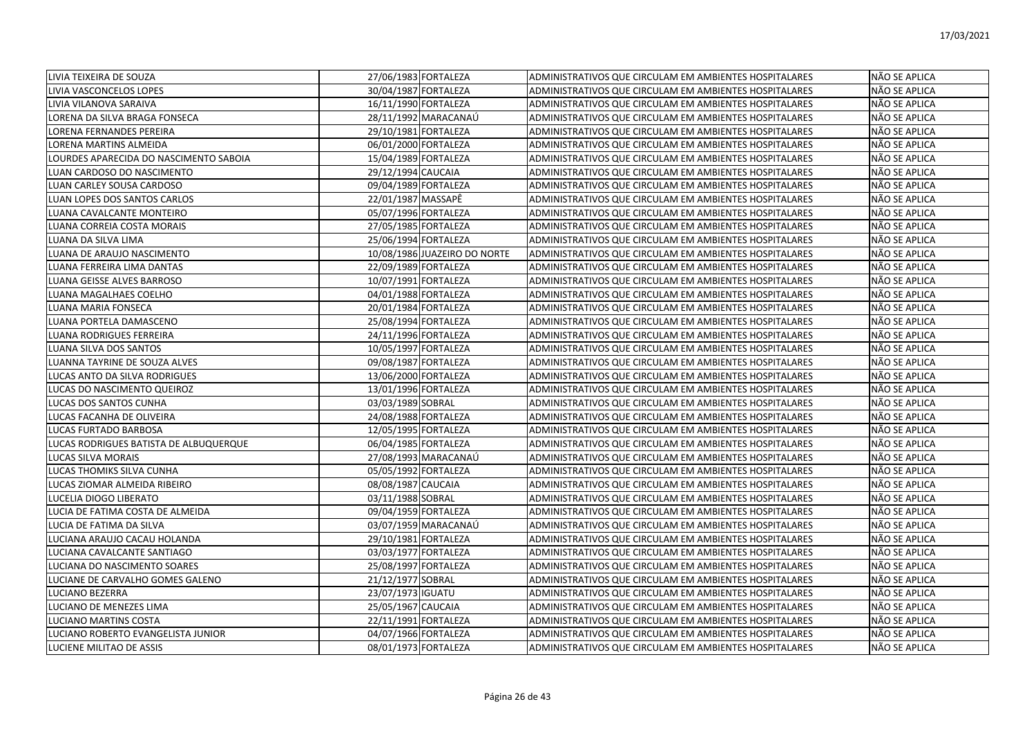| | | | | |
|---|---|---|---|---|
| LIVIA TEIXEIRA DE SOUZA | 27/06/1983 | FORTALEZA | ADMINISTRATIVOS QUE CIRCULAM EM AMBIENTES HOSPITALARES | NÃO SE APLICA |
| LIVIA VASCONCELOS LOPES | 30/04/1987 | FORTALEZA | ADMINISTRATIVOS QUE CIRCULAM EM AMBIENTES HOSPITALARES | NÃO SE APLICA |
| LIVIA VILANOVA SARAIVA | 16/11/1990 | FORTALEZA | ADMINISTRATIVOS QUE CIRCULAM EM AMBIENTES HOSPITALARES | NÃO SE APLICA |
| LORENA DA SILVA BRAGA FONSECA | 28/11/1992 | MARACANAÚ | ADMINISTRATIVOS QUE CIRCULAM EM AMBIENTES HOSPITALARES | NÃO SE APLICA |
| LORENA FERNANDES PEREIRA | 29/10/1981 | FORTALEZA | ADMINISTRATIVOS QUE CIRCULAM EM AMBIENTES HOSPITALARES | NÃO SE APLICA |
| LORENA MARTINS ALMEIDA | 06/01/2000 | FORTALEZA | ADMINISTRATIVOS QUE CIRCULAM EM AMBIENTES HOSPITALARES | NÃO SE APLICA |
| LOURDES APARECIDA DO NASCIMENTO SABOIA | 15/04/1989 | FORTALEZA | ADMINISTRATIVOS QUE CIRCULAM EM AMBIENTES HOSPITALARES | NÃO SE APLICA |
| LUAN CARDOSO DO NASCIMENTO | 29/12/1994 | CAUCAIA | ADMINISTRATIVOS QUE CIRCULAM EM AMBIENTES HOSPITALARES | NÃO SE APLICA |
| LUAN CARLEY SOUSA CARDOSO | 09/04/1989 | FORTALEZA | ADMINISTRATIVOS QUE CIRCULAM EM AMBIENTES HOSPITALARES | NÃO SE APLICA |
| LUAN LOPES DOS SANTOS CARLOS | 22/01/1987 | MASSAPÊ | ADMINISTRATIVOS QUE CIRCULAM EM AMBIENTES HOSPITALARES | NÃO SE APLICA |
| LUANA CAVALCANTE MONTEIRO | 05/07/1996 | FORTALEZA | ADMINISTRATIVOS QUE CIRCULAM EM AMBIENTES HOSPITALARES | NÃO SE APLICA |
| LUANA CORREIA COSTA MORAIS | 27/05/1985 | FORTALEZA | ADMINISTRATIVOS QUE CIRCULAM EM AMBIENTES HOSPITALARES | NÃO SE APLICA |
| LUANA DA SILVA LIMA | 25/06/1994 | FORTALEZA | ADMINISTRATIVOS QUE CIRCULAM EM AMBIENTES HOSPITALARES | NÃO SE APLICA |
| LUANA DE ARAUJO NASCIMENTO | 10/08/1986 | JUAZEIRO DO NORTE | ADMINISTRATIVOS QUE CIRCULAM EM AMBIENTES HOSPITALARES | NÃO SE APLICA |
| LUANA FERREIRA LIMA DANTAS | 22/09/1989 | FORTALEZA | ADMINISTRATIVOS QUE CIRCULAM EM AMBIENTES HOSPITALARES | NÃO SE APLICA |
| LUANA GEISSE ALVES BARROSO | 10/07/1991 | FORTALEZA | ADMINISTRATIVOS QUE CIRCULAM EM AMBIENTES HOSPITALARES | NÃO SE APLICA |
| LUANA MAGALHAES COELHO | 04/01/1988 | FORTALEZA | ADMINISTRATIVOS QUE CIRCULAM EM AMBIENTES HOSPITALARES | NÃO SE APLICA |
| LUANA MARIA FONSECA | 20/01/1984 | FORTALEZA | ADMINISTRATIVOS QUE CIRCULAM EM AMBIENTES HOSPITALARES | NÃO SE APLICA |
| LUANA PORTELA DAMASCENO | 25/08/1994 | FORTALEZA | ADMINISTRATIVOS QUE CIRCULAM EM AMBIENTES HOSPITALARES | NÃO SE APLICA |
| LUANA RODRIGUES FERREIRA | 24/11/1996 | FORTALEZA | ADMINISTRATIVOS QUE CIRCULAM EM AMBIENTES HOSPITALARES | NÃO SE APLICA |
| LUANA SILVA DOS SANTOS | 10/05/1997 | FORTALEZA | ADMINISTRATIVOS QUE CIRCULAM EM AMBIENTES HOSPITALARES | NÃO SE APLICA |
| LUANNA TAYRINE DE SOUZA ALVES | 09/08/1987 | FORTALEZA | ADMINISTRATIVOS QUE CIRCULAM EM AMBIENTES HOSPITALARES | NÃO SE APLICA |
| LUCAS ANTO DA SILVA RODRIGUES | 13/06/2000 | FORTALEZA | ADMINISTRATIVOS QUE CIRCULAM EM AMBIENTES HOSPITALARES | NÃO SE APLICA |
| LUCAS DO NASCIMENTO QUEIROZ | 13/01/1996 | FORTALEZA | ADMINISTRATIVOS QUE CIRCULAM EM AMBIENTES HOSPITALARES | NÃO SE APLICA |
| LUCAS DOS SANTOS CUNHA | 03/03/1989 | SOBRAL | ADMINISTRATIVOS QUE CIRCULAM EM AMBIENTES HOSPITALARES | NÃO SE APLICA |
| LUCAS FACANHA DE OLIVEIRA | 24/08/1988 | FORTALEZA | ADMINISTRATIVOS QUE CIRCULAM EM AMBIENTES HOSPITALARES | NÃO SE APLICA |
| LUCAS FURTADO BARBOSA | 12/05/1995 | FORTALEZA | ADMINISTRATIVOS QUE CIRCULAM EM AMBIENTES HOSPITALARES | NÃO SE APLICA |
| LUCAS RODRIGUES BATISTA DE ALBUQUERQUE | 06/04/1985 | FORTALEZA | ADMINISTRATIVOS QUE CIRCULAM EM AMBIENTES HOSPITALARES | NÃO SE APLICA |
| LUCAS SILVA MORAIS | 27/08/1993 | MARACANAÚ | ADMINISTRATIVOS QUE CIRCULAM EM AMBIENTES HOSPITALARES | NÃO SE APLICA |
| LUCAS THOMIKS SILVA CUNHA | 05/05/1992 | FORTALEZA | ADMINISTRATIVOS QUE CIRCULAM EM AMBIENTES HOSPITALARES | NÃO SE APLICA |
| LUCAS ZIOMAR ALMEIDA RIBEIRO | 08/08/1987 | CAUCAIA | ADMINISTRATIVOS QUE CIRCULAM EM AMBIENTES HOSPITALARES | NÃO SE APLICA |
| LUCELIA DIOGO LIBERATO | 03/11/1988 | SOBRAL | ADMINISTRATIVOS QUE CIRCULAM EM AMBIENTES HOSPITALARES | NÃO SE APLICA |
| LUCIA DE FATIMA COSTA DE ALMEIDA | 09/04/1959 | FORTALEZA | ADMINISTRATIVOS QUE CIRCULAM EM AMBIENTES HOSPITALARES | NÃO SE APLICA |
| LUCIA DE FATIMA DA SILVA | 03/07/1959 | MARACANAÚ | ADMINISTRATIVOS QUE CIRCULAM EM AMBIENTES HOSPITALARES | NÃO SE APLICA |
| LUCIANA ARAUJO CACAU HOLANDA | 29/10/1981 | FORTALEZA | ADMINISTRATIVOS QUE CIRCULAM EM AMBIENTES HOSPITALARES | NÃO SE APLICA |
| LUCIANA CAVALCANTE SANTIAGO | 03/03/1977 | FORTALEZA | ADMINISTRATIVOS QUE CIRCULAM EM AMBIENTES HOSPITALARES | NÃO SE APLICA |
| LUCIANA DO NASCIMENTO SOARES | 25/08/1997 | FORTALEZA | ADMINISTRATIVOS QUE CIRCULAM EM AMBIENTES HOSPITALARES | NÃO SE APLICA |
| LUCIANE DE CARVALHO GOMES GALENO | 21/12/1977 | SOBRAL | ADMINISTRATIVOS QUE CIRCULAM EM AMBIENTES HOSPITALARES | NÃO SE APLICA |
| LUCIANO BEZERRA | 23/07/1973 | IGUATU | ADMINISTRATIVOS QUE CIRCULAM EM AMBIENTES HOSPITALARES | NÃO SE APLICA |
| LUCIANO DE MENEZES LIMA | 25/05/1967 | CAUCAIA | ADMINISTRATIVOS QUE CIRCULAM EM AMBIENTES HOSPITALARES | NÃO SE APLICA |
| LUCIANO MARTINS COSTA | 22/11/1991 | FORTALEZA | ADMINISTRATIVOS QUE CIRCULAM EM AMBIENTES HOSPITALARES | NÃO SE APLICA |
| LUCIANO ROBERTO EVANGELISTA JUNIOR | 04/07/1966 | FORTALEZA | ADMINISTRATIVOS QUE CIRCULAM EM AMBIENTES HOSPITALARES | NÃO SE APLICA |
| LUCIENE MILITAO DE ASSIS | 08/01/1973 | FORTALEZA | ADMINISTRATIVOS QUE CIRCULAM EM AMBIENTES HOSPITALARES | NÃO SE APLICA |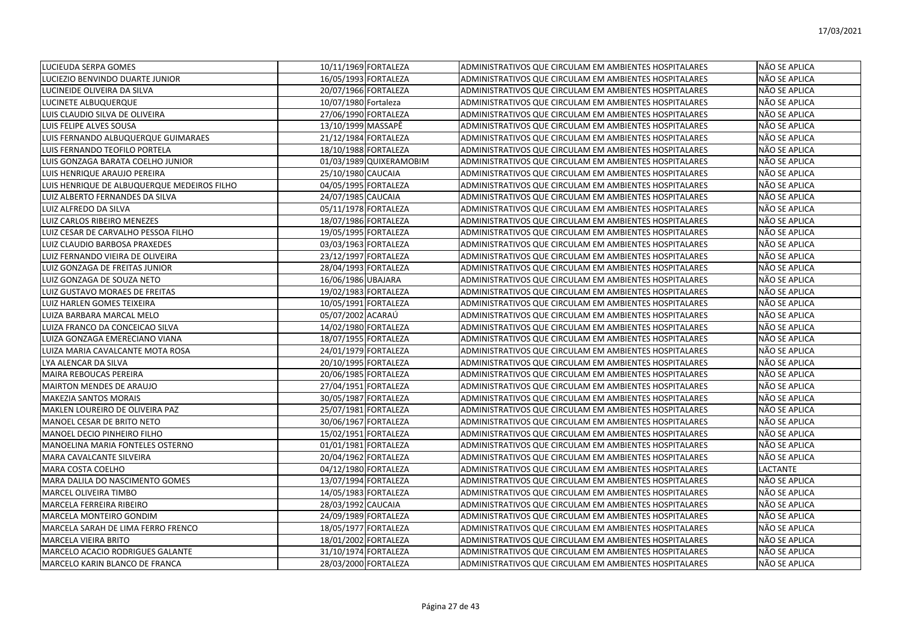| | | | | |
|---|---|---|---|---|
| LUCIEUDA SERPA GOMES | 10/11/1969 | FORTALEZA | ADMINISTRATIVOS QUE CIRCULAM EM AMBIENTES HOSPITALARES | NÃO SE APLICA |
| LUCIEZIO BENVINDO DUARTE JUNIOR | 16/05/1993 | FORTALEZA | ADMINISTRATIVOS QUE CIRCULAM EM AMBIENTES HOSPITALARES | NÃO SE APLICA |
| LUCINEIDE OLIVEIRA DA SILVA | 20/07/1966 | FORTALEZA | ADMINISTRATIVOS QUE CIRCULAM EM AMBIENTES HOSPITALARES | NÃO SE APLICA |
| LUCINETE ALBUQUERQUE | 10/07/1980 | Fortaleza | ADMINISTRATIVOS QUE CIRCULAM EM AMBIENTES HOSPITALARES | NÃO SE APLICA |
| LUIS CLAUDIO SILVA DE OLIVEIRA | 27/06/1990 | FORTALEZA | ADMINISTRATIVOS QUE CIRCULAM EM AMBIENTES HOSPITALARES | NÃO SE APLICA |
| LUIS FELIPE ALVES SOUSA | 13/10/1999 | MASSAPÊ | ADMINISTRATIVOS QUE CIRCULAM EM AMBIENTES HOSPITALARES | NÃO SE APLICA |
| LUIS FERNANDO ALBUQUERQUE GUIMARAES | 21/12/1984 | FORTALEZA | ADMINISTRATIVOS QUE CIRCULAM EM AMBIENTES HOSPITALARES | NÃO SE APLICA |
| LUIS FERNANDO TEOFILO PORTELA | 18/10/1988 | FORTALEZA | ADMINISTRATIVOS QUE CIRCULAM EM AMBIENTES HOSPITALARES | NÃO SE APLICA |
| LUIS GONZAGA BARATA COELHO JUNIOR | 01/03/1989 | QUIXERAMOBIM | ADMINISTRATIVOS QUE CIRCULAM EM AMBIENTES HOSPITALARES | NÃO SE APLICA |
| LUIS HENRIQUE ARAUJO PEREIRA | 25/10/1980 | CAUCAIA | ADMINISTRATIVOS QUE CIRCULAM EM AMBIENTES HOSPITALARES | NÃO SE APLICA |
| LUIS HENRIQUE DE ALBUQUERQUE MEDEIROS FILHO | 04/05/1995 | FORTALEZA | ADMINISTRATIVOS QUE CIRCULAM EM AMBIENTES HOSPITALARES | NÃO SE APLICA |
| LUIZ ALBERTO FERNANDES DA SILVA | 24/07/1985 | CAUCAIA | ADMINISTRATIVOS QUE CIRCULAM EM AMBIENTES HOSPITALARES | NÃO SE APLICA |
| LUIZ ALFREDO DA SILVA | 05/11/1978 | FORTALEZA | ADMINISTRATIVOS QUE CIRCULAM EM AMBIENTES HOSPITALARES | NÃO SE APLICA |
| LUIZ CARLOS RIBEIRO MENEZES | 18/07/1986 | FORTALEZA | ADMINISTRATIVOS QUE CIRCULAM EM AMBIENTES HOSPITALARES | NÃO SE APLICA |
| LUIZ CESAR DE CARVALHO PESSOA FILHO | 19/05/1995 | FORTALEZA | ADMINISTRATIVOS QUE CIRCULAM EM AMBIENTES HOSPITALARES | NÃO SE APLICA |
| LUIZ CLAUDIO BARBOSA PRAXEDES | 03/03/1963 | FORTALEZA | ADMINISTRATIVOS QUE CIRCULAM EM AMBIENTES HOSPITALARES | NÃO SE APLICA |
| LUIZ FERNANDO VIEIRA DE OLIVEIRA | 23/12/1997 | FORTALEZA | ADMINISTRATIVOS QUE CIRCULAM EM AMBIENTES HOSPITALARES | NÃO SE APLICA |
| LUIZ GONZAGA DE FREITAS JUNIOR | 28/04/1993 | FORTALEZA | ADMINISTRATIVOS QUE CIRCULAM EM AMBIENTES HOSPITALARES | NÃO SE APLICA |
| LUIZ GONZAGA DE SOUZA NETO | 16/06/1986 | UBAJARA | ADMINISTRATIVOS QUE CIRCULAM EM AMBIENTES HOSPITALARES | NÃO SE APLICA |
| LUIZ GUSTAVO MORAES DE FREITAS | 19/02/1983 | FORTALEZA | ADMINISTRATIVOS QUE CIRCULAM EM AMBIENTES HOSPITALARES | NÃO SE APLICA |
| LUIZ HARLEN GOMES TEIXEIRA | 10/05/1991 | FORTALEZA | ADMINISTRATIVOS QUE CIRCULAM EM AMBIENTES HOSPITALARES | NÃO SE APLICA |
| LUIZA BARBARA MARCAL MELO | 05/07/2002 | ACARAÚ | ADMINISTRATIVOS QUE CIRCULAM EM AMBIENTES HOSPITALARES | NÃO SE APLICA |
| LUIZA FRANCO DA CONCEICAO SILVA | 14/02/1980 | FORTALEZA | ADMINISTRATIVOS QUE CIRCULAM EM AMBIENTES HOSPITALARES | NÃO SE APLICA |
| LUIZA GONZAGA EMERECIANO VIANA | 18/07/1955 | FORTALEZA | ADMINISTRATIVOS QUE CIRCULAM EM AMBIENTES HOSPITALARES | NÃO SE APLICA |
| LUIZA MARIA CAVALCANTE MOTA ROSA | 24/01/1979 | FORTALEZA | ADMINISTRATIVOS QUE CIRCULAM EM AMBIENTES HOSPITALARES | NÃO SE APLICA |
| LYA ALENCAR DA SILVA | 20/10/1995 | FORTALEZA | ADMINISTRATIVOS QUE CIRCULAM EM AMBIENTES HOSPITALARES | NÃO SE APLICA |
| MAIRA REBOUCAS PEREIRA | 20/06/1985 | FORTALEZA | ADMINISTRATIVOS QUE CIRCULAM EM AMBIENTES HOSPITALARES | NÃO SE APLICA |
| MAIRTON MENDES DE ARAUJO | 27/04/1951 | FORTALEZA | ADMINISTRATIVOS QUE CIRCULAM EM AMBIENTES HOSPITALARES | NÃO SE APLICA |
| MAKEZIA SANTOS MORAIS | 30/05/1987 | FORTALEZA | ADMINISTRATIVOS QUE CIRCULAM EM AMBIENTES HOSPITALARES | NÃO SE APLICA |
| MAKLEN LOUREIRO DE OLIVEIRA PAZ | 25/07/1981 | FORTALEZA | ADMINISTRATIVOS QUE CIRCULAM EM AMBIENTES HOSPITALARES | NÃO SE APLICA |
| MANOEL CESAR DE BRITO NETO | 30/06/1967 | FORTALEZA | ADMINISTRATIVOS QUE CIRCULAM EM AMBIENTES HOSPITALARES | NÃO SE APLICA |
| MANOEL DECIO PINHEIRO FILHO | 15/02/1951 | FORTALEZA | ADMINISTRATIVOS QUE CIRCULAM EM AMBIENTES HOSPITALARES | NÃO SE APLICA |
| MANOELINA MARIA FONTELES OSTERNO | 01/01/1981 | FORTALEZA | ADMINISTRATIVOS QUE CIRCULAM EM AMBIENTES HOSPITALARES | NÃO SE APLICA |
| MARA CAVALCANTE SILVEIRA | 20/04/1962 | FORTALEZA | ADMINISTRATIVOS QUE CIRCULAM EM AMBIENTES HOSPITALARES | NÃO SE APLICA |
| MARA COSTA COELHO | 04/12/1980 | FORTALEZA | ADMINISTRATIVOS QUE CIRCULAM EM AMBIENTES HOSPITALARES | LACTANTE |
| MARA DALILA DO NASCIMENTO GOMES | 13/07/1994 | FORTALEZA | ADMINISTRATIVOS QUE CIRCULAM EM AMBIENTES HOSPITALARES | NÃO SE APLICA |
| MARCEL OLIVEIRA TIMBO | 14/05/1983 | FORTALEZA | ADMINISTRATIVOS QUE CIRCULAM EM AMBIENTES HOSPITALARES | NÃO SE APLICA |
| MARCELA FERREIRA RIBEIRO | 28/03/1992 | CAUCAIA | ADMINISTRATIVOS QUE CIRCULAM EM AMBIENTES HOSPITALARES | NÃO SE APLICA |
| MARCELA MONTEIRO GONDIM | 24/09/1989 | FORTALEZA | ADMINISTRATIVOS QUE CIRCULAM EM AMBIENTES HOSPITALARES | NÃO SE APLICA |
| MARCELA SARAH DE LIMA FERRO FRENCO | 18/05/1977 | FORTALEZA | ADMINISTRATIVOS QUE CIRCULAM EM AMBIENTES HOSPITALARES | NÃO SE APLICA |
| MARCELA VIEIRA BRITO | 18/01/2002 | FORTALEZA | ADMINISTRATIVOS QUE CIRCULAM EM AMBIENTES HOSPITALARES | NÃO SE APLICA |
| MARCELO ACACIO RODRIGUES GALANTE | 31/10/1974 | FORTALEZA | ADMINISTRATIVOS QUE CIRCULAM EM AMBIENTES HOSPITALARES | NÃO SE APLICA |
| MARCELO KARIN BLANCO DE FRANCA | 28/03/2000 | FORTALEZA | ADMINISTRATIVOS QUE CIRCULAM EM AMBIENTES HOSPITALARES | NÃO SE APLICA |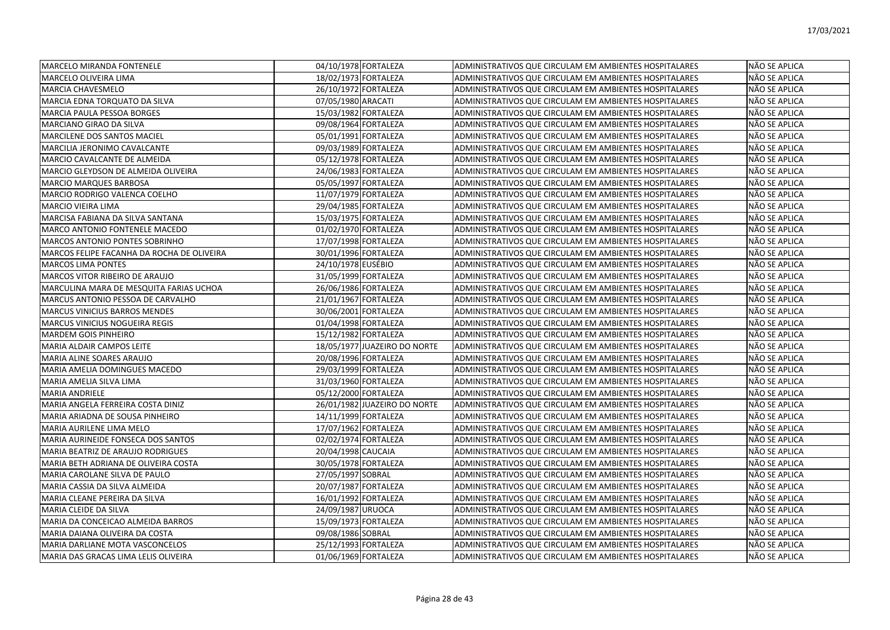| MARCELO MIRANDA FONTENELE | 04/10/1978 | FORTALEZA | ADMINISTRATIVOS QUE CIRCULAM EM AMBIENTES HOSPITALARES | NÃO SE APLICA |
|---|---|---|---|---|
| MARCELO OLIVEIRA LIMA | 18/02/1973 | FORTALEZA | ADMINISTRATIVOS QUE CIRCULAM EM AMBIENTES HOSPITALARES | NÃO SE APLICA |
| MARCIA CHAVESMELO | 26/10/1972 | FORTALEZA | ADMINISTRATIVOS QUE CIRCULAM EM AMBIENTES HOSPITALARES | NÃO SE APLICA |
| MARCIA EDNA TORQUATO DA SILVA | 07/05/1980 | ARACATI | ADMINISTRATIVOS QUE CIRCULAM EM AMBIENTES HOSPITALARES | NÃO SE APLICA |
| MARCIA PAULA PESSOA BORGES | 15/03/1982 | FORTALEZA | ADMINISTRATIVOS QUE CIRCULAM EM AMBIENTES HOSPITALARES | NÃO SE APLICA |
| MARCIANO GIRAO DA SILVA | 09/08/1964 | FORTALEZA | ADMINISTRATIVOS QUE CIRCULAM EM AMBIENTES HOSPITALARES | NÃO SE APLICA |
| MARCILENE DOS SANTOS MACIEL | 05/01/1991 | FORTALEZA | ADMINISTRATIVOS QUE CIRCULAM EM AMBIENTES HOSPITALARES | NÃO SE APLICA |
| MARCILIA JERONIMO CAVALCANTE | 09/03/1989 | FORTALEZA | ADMINISTRATIVOS QUE CIRCULAM EM AMBIENTES HOSPITALARES | NÃO SE APLICA |
| MARCIO CAVALCANTE DE ALMEIDA | 05/12/1978 | FORTALEZA | ADMINISTRATIVOS QUE CIRCULAM EM AMBIENTES HOSPITALARES | NÃO SE APLICA |
| MARCIO GLEYDSON DE ALMEIDA OLIVEIRA | 24/06/1983 | FORTALEZA | ADMINISTRATIVOS QUE CIRCULAM EM AMBIENTES HOSPITALARES | NÃO SE APLICA |
| MARCIO MARQUES BARBOSA | 05/05/1997 | FORTALEZA | ADMINISTRATIVOS QUE CIRCULAM EM AMBIENTES HOSPITALARES | NÃO SE APLICA |
| MARCIO RODRIGO VALENCA COELHO | 11/07/1979 | FORTALEZA | ADMINISTRATIVOS QUE CIRCULAM EM AMBIENTES HOSPITALARES | NÃO SE APLICA |
| MARCIO VIEIRA LIMA | 29/04/1985 | FORTALEZA | ADMINISTRATIVOS QUE CIRCULAM EM AMBIENTES HOSPITALARES | NÃO SE APLICA |
| MARCISA FABIANA DA SILVA SANTANA | 15/03/1975 | FORTALEZA | ADMINISTRATIVOS QUE CIRCULAM EM AMBIENTES HOSPITALARES | NÃO SE APLICA |
| MARCO ANTONIO FONTENELE MACEDO | 01/02/1970 | FORTALEZA | ADMINISTRATIVOS QUE CIRCULAM EM AMBIENTES HOSPITALARES | NÃO SE APLICA |
| MARCOS ANTONIO PONTES SOBRINHO | 17/07/1998 | FORTALEZA | ADMINISTRATIVOS QUE CIRCULAM EM AMBIENTES HOSPITALARES | NÃO SE APLICA |
| MARCOS FELIPE FACANHA DA ROCHA DE OLIVEIRA | 30/01/1996 | FORTALEZA | ADMINISTRATIVOS QUE CIRCULAM EM AMBIENTES HOSPITALARES | NÃO SE APLICA |
| MARCOS LIMA PONTES | 24/10/1978 | EUSÉBIO | ADMINISTRATIVOS QUE CIRCULAM EM AMBIENTES HOSPITALARES | NÃO SE APLICA |
| MARCOS VITOR RIBEIRO DE ARAUJO | 31/05/1999 | FORTALEZA | ADMINISTRATIVOS QUE CIRCULAM EM AMBIENTES HOSPITALARES | NÃO SE APLICA |
| MARCULINA MARA DE MESQUITA FARIAS UCHOA | 26/06/1986 | FORTALEZA | ADMINISTRATIVOS QUE CIRCULAM EM AMBIENTES HOSPITALARES | NÃO SE APLICA |
| MARCUS ANTONIO PESSOA DE CARVALHO | 21/01/1967 | FORTALEZA | ADMINISTRATIVOS QUE CIRCULAM EM AMBIENTES HOSPITALARES | NÃO SE APLICA |
| MARCUS VINICIUS BARROS MENDES | 30/06/2001 | FORTALEZA | ADMINISTRATIVOS QUE CIRCULAM EM AMBIENTES HOSPITALARES | NÃO SE APLICA |
| MARCUS VINICIUS NOGUEIRA REGIS | 01/04/1998 | FORTALEZA | ADMINISTRATIVOS QUE CIRCULAM EM AMBIENTES HOSPITALARES | NÃO SE APLICA |
| MARDEM GOIS PINHEIRO | 15/12/1982 | FORTALEZA | ADMINISTRATIVOS QUE CIRCULAM EM AMBIENTES HOSPITALARES | NÃO SE APLICA |
| MARIA ALDAIR CAMPOS LEITE | 18/05/1977 | JUAZEIRO DO NORTE | ADMINISTRATIVOS QUE CIRCULAM EM AMBIENTES HOSPITALARES | NÃO SE APLICA |
| MARIA ALINE SOARES ARAUJO | 20/08/1996 | FORTALEZA | ADMINISTRATIVOS QUE CIRCULAM EM AMBIENTES HOSPITALARES | NÃO SE APLICA |
| MARIA AMELIA DOMINGUES MACEDO | 29/03/1999 | FORTALEZA | ADMINISTRATIVOS QUE CIRCULAM EM AMBIENTES HOSPITALARES | NÃO SE APLICA |
| MARIA AMELIA SILVA LIMA | 31/03/1960 | FORTALEZA | ADMINISTRATIVOS QUE CIRCULAM EM AMBIENTES HOSPITALARES | NÃO SE APLICA |
| MARIA ANDRIELE | 05/12/2000 | FORTALEZA | ADMINISTRATIVOS QUE CIRCULAM EM AMBIENTES HOSPITALARES | NÃO SE APLICA |
| MARIA ANGELA FERREIRA COSTA DINIZ | 26/01/1982 | JUAZEIRO DO NORTE | ADMINISTRATIVOS QUE CIRCULAM EM AMBIENTES HOSPITALARES | NÃO SE APLICA |
| MARIA ARIADNA DE SOUSA PINHEIRO | 14/11/1999 | FORTALEZA | ADMINISTRATIVOS QUE CIRCULAM EM AMBIENTES HOSPITALARES | NÃO SE APLICA |
| MARIA AURILENE LIMA MELO | 17/07/1962 | FORTALEZA | ADMINISTRATIVOS QUE CIRCULAM EM AMBIENTES HOSPITALARES | NÃO SE APLICA |
| MARIA AURINEIDE FONSECA DOS SANTOS | 02/02/1974 | FORTALEZA | ADMINISTRATIVOS QUE CIRCULAM EM AMBIENTES HOSPITALARES | NÃO SE APLICA |
| MARIA BEATRIZ DE ARAUJO RODRIGUES | 20/04/1998 | CAUCAIA | ADMINISTRATIVOS QUE CIRCULAM EM AMBIENTES HOSPITALARES | NÃO SE APLICA |
| MARIA BETH ADRIANA DE OLIVEIRA COSTA | 30/05/1978 | FORTALEZA | ADMINISTRATIVOS QUE CIRCULAM EM AMBIENTES HOSPITALARES | NÃO SE APLICA |
| MARIA CAROLANE SILVA DE PAULO | 27/05/1997 | SOBRAL | ADMINISTRATIVOS QUE CIRCULAM EM AMBIENTES HOSPITALARES | NÃO SE APLICA |
| MARIA CASSIA DA SILVA ALMEIDA | 20/07/1987 | FORTALEZA | ADMINISTRATIVOS QUE CIRCULAM EM AMBIENTES HOSPITALARES | NÃO SE APLICA |
| MARIA CLEANE PEREIRA DA SILVA | 16/01/1992 | FORTALEZA | ADMINISTRATIVOS QUE CIRCULAM EM AMBIENTES HOSPITALARES | NÃO SE APLICA |
| MARIA CLEIDE DA SILVA | 24/09/1987 | URUOCA | ADMINISTRATIVOS QUE CIRCULAM EM AMBIENTES HOSPITALARES | NÃO SE APLICA |
| MARIA DA CONCEICAO ALMEIDA BARROS | 15/09/1973 | FORTALEZA | ADMINISTRATIVOS QUE CIRCULAM EM AMBIENTES HOSPITALARES | NÃO SE APLICA |
| MARIA DAIANA OLIVEIRA DA COSTA | 09/08/1986 | SOBRAL | ADMINISTRATIVOS QUE CIRCULAM EM AMBIENTES HOSPITALARES | NÃO SE APLICA |
| MARIA DARLIANE MOTA VASCONCELOS | 25/12/1993 | FORTALEZA | ADMINISTRATIVOS QUE CIRCULAM EM AMBIENTES HOSPITALARES | NÃO SE APLICA |
| MARIA DAS GRACAS LIMA LELIS OLIVEIRA | 01/06/1969 | FORTALEZA | ADMINISTRATIVOS QUE CIRCULAM EM AMBIENTES HOSPITALARES | NÃO SE APLICA |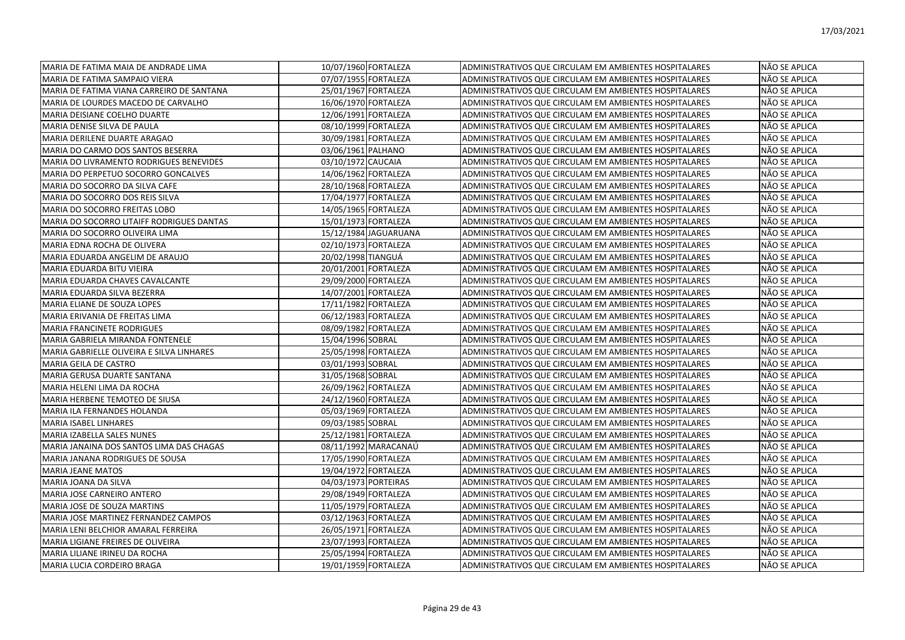| | | | | |
|---|---|---|---|---|
| MARIA DE FATIMA MAIA DE ANDRADE LIMA | 10/07/1960 | FORTALEZA | ADMINISTRATIVOS QUE CIRCULAM EM AMBIENTES HOSPITALARES | NÃO SE APLICA |
| MARIA DE FATIMA SAMPAIO VIERA | 07/07/1955 | FORTALEZA | ADMINISTRATIVOS QUE CIRCULAM EM AMBIENTES HOSPITALARES | NÃO SE APLICA |
| MARIA DE FATIMA VIANA CARREIRO DE SANTANA | 25/01/1967 | FORTALEZA | ADMINISTRATIVOS QUE CIRCULAM EM AMBIENTES HOSPITALARES | NÃO SE APLICA |
| MARIA DE LOURDES MACEDO DE CARVALHO | 16/06/1970 | FORTALEZA | ADMINISTRATIVOS QUE CIRCULAM EM AMBIENTES HOSPITALARES | NÃO SE APLICA |
| MARIA DEISIANE COELHO DUARTE | 12/06/1991 | FORTALEZA | ADMINISTRATIVOS QUE CIRCULAM EM AMBIENTES HOSPITALARES | NÃO SE APLICA |
| MARIA DENISE SILVA DE PAULA | 08/10/1999 | FORTALEZA | ADMINISTRATIVOS QUE CIRCULAM EM AMBIENTES HOSPITALARES | NÃO SE APLICA |
| MARIA DERILENE DUARTE ARAGAO | 30/09/1981 | FORTALEZA | ADMINISTRATIVOS QUE CIRCULAM EM AMBIENTES HOSPITALARES | NÃO SE APLICA |
| MARIA DO CARMO DOS SANTOS BESERRA | 03/06/1961 | PALHANO | ADMINISTRATIVOS QUE CIRCULAM EM AMBIENTES HOSPITALARES | NÃO SE APLICA |
| MARIA DO LIVRAMENTO RODRIGUES BENEVIDES | 03/10/1972 | CAUCAIA | ADMINISTRATIVOS QUE CIRCULAM EM AMBIENTES HOSPITALARES | NÃO SE APLICA |
| MARIA DO PERPETUO SOCORRO GONCALVES | 14/06/1962 | FORTALEZA | ADMINISTRATIVOS QUE CIRCULAM EM AMBIENTES HOSPITALARES | NÃO SE APLICA |
| MARIA DO SOCORRO DA SILVA CAFE | 28/10/1968 | FORTALEZA | ADMINISTRATIVOS QUE CIRCULAM EM AMBIENTES HOSPITALARES | NÃO SE APLICA |
| MARIA DO SOCORRO DOS REIS SILVA | 17/04/1977 | FORTALEZA | ADMINISTRATIVOS QUE CIRCULAM EM AMBIENTES HOSPITALARES | NÃO SE APLICA |
| MARIA DO SOCORRO FREITAS LOBO | 14/05/1965 | FORTALEZA | ADMINISTRATIVOS QUE CIRCULAM EM AMBIENTES HOSPITALARES | NÃO SE APLICA |
| MARIA DO SOCORRO LITAIFF RODRIGUES DANTAS | 15/01/1973 | FORTALEZA | ADMINISTRATIVOS QUE CIRCULAM EM AMBIENTES HOSPITALARES | NÃO SE APLICA |
| MARIA DO SOCORRO OLIVEIRA LIMA | 15/12/1984 | JAGUARUANA | ADMINISTRATIVOS QUE CIRCULAM EM AMBIENTES HOSPITALARES | NÃO SE APLICA |
| MARIA EDNA ROCHA DE OLIVERA | 02/10/1973 | FORTALEZA | ADMINISTRATIVOS QUE CIRCULAM EM AMBIENTES HOSPITALARES | NÃO SE APLICA |
| MARIA EDUARDA ANGELIM DE ARAUJO | 20/02/1998 | TIANGUÁ | ADMINISTRATIVOS QUE CIRCULAM EM AMBIENTES HOSPITALARES | NÃO SE APLICA |
| MARIA EDUARDA BITU VIEIRA | 20/01/2001 | FORTALEZA | ADMINISTRATIVOS QUE CIRCULAM EM AMBIENTES HOSPITALARES | NÃO SE APLICA |
| MARIA EDUARDA CHAVES CAVALCANTE | 29/09/2000 | FORTALEZA | ADMINISTRATIVOS QUE CIRCULAM EM AMBIENTES HOSPITALARES | NÃO SE APLICA |
| MARIA EDUARDA SILVA BEZERRA | 14/07/2001 | FORTALEZA | ADMINISTRATIVOS QUE CIRCULAM EM AMBIENTES HOSPITALARES | NÃO SE APLICA |
| MARIA ELIANE DE SOUZA LOPES | 17/11/1982 | FORTALEZA | ADMINISTRATIVOS QUE CIRCULAM EM AMBIENTES HOSPITALARES | NÃO SE APLICA |
| MARIA ERIVANIA DE FREITAS LIMA | 06/12/1983 | FORTALEZA | ADMINISTRATIVOS QUE CIRCULAM EM AMBIENTES HOSPITALARES | NÃO SE APLICA |
| MARIA FRANCINETE RODRIGUES | 08/09/1982 | FORTALEZA | ADMINISTRATIVOS QUE CIRCULAM EM AMBIENTES HOSPITALARES | NÃO SE APLICA |
| MARIA GABRIELA MIRANDA FONTENELE | 15/04/1996 | SOBRAL | ADMINISTRATIVOS QUE CIRCULAM EM AMBIENTES HOSPITALARES | NÃO SE APLICA |
| MARIA GABRIELLE OLIVEIRA E SILVA LINHARES | 25/05/1998 | FORTALEZA | ADMINISTRATIVOS QUE CIRCULAM EM AMBIENTES HOSPITALARES | NÃO SE APLICA |
| MARIA GEILA DE CASTRO | 03/01/1993 | SOBRAL | ADMINISTRATIVOS QUE CIRCULAM EM AMBIENTES HOSPITALARES | NÃO SE APLICA |
| MARIA GERUSA DUARTE SANTANA | 31/05/1968 | SOBRAL | ADMINISTRATIVOS QUE CIRCULAM EM AMBIENTES HOSPITALARES | NÃO SE APLICA |
| MARIA HELENI LIMA DA ROCHA | 26/09/1962 | FORTALEZA | ADMINISTRATIVOS QUE CIRCULAM EM AMBIENTES HOSPITALARES | NÃO SE APLICA |
| MARIA HERBENE TEMOTEO DE SIUSA | 24/12/1960 | FORTALEZA | ADMINISTRATIVOS QUE CIRCULAM EM AMBIENTES HOSPITALARES | NÃO SE APLICA |
| MARIA ILA FERNANDES HOLANDA | 05/03/1969 | FORTALEZA | ADMINISTRATIVOS QUE CIRCULAM EM AMBIENTES HOSPITALARES | NÃO SE APLICA |
| MARIA ISABEL LINHARES | 09/03/1985 | SOBRAL | ADMINISTRATIVOS QUE CIRCULAM EM AMBIENTES HOSPITALARES | NÃO SE APLICA |
| MARIA IZABELLA SALES NUNES | 25/12/1981 | FORTALEZA | ADMINISTRATIVOS QUE CIRCULAM EM AMBIENTES HOSPITALARES | NÃO SE APLICA |
| MARIA JANAINA DOS SANTOS LIMA DAS CHAGAS | 08/11/1992 | MARACANAÚ | ADMINISTRATIVOS QUE CIRCULAM EM AMBIENTES HOSPITALARES | NÃO SE APLICA |
| MARIA JANANA RODRIGUES DE SOUSA | 17/05/1990 | FORTALEZA | ADMINISTRATIVOS QUE CIRCULAM EM AMBIENTES HOSPITALARES | NÃO SE APLICA |
| MARIA JEANE MATOS | 19/04/1972 | FORTALEZA | ADMINISTRATIVOS QUE CIRCULAM EM AMBIENTES HOSPITALARES | NÃO SE APLICA |
| MARIA JOANA DA SILVA | 04/03/1973 | PORTEIRAS | ADMINISTRATIVOS QUE CIRCULAM EM AMBIENTES HOSPITALARES | NÃO SE APLICA |
| MARIA JOSE CARNEIRO ANTERO | 29/08/1949 | FORTALEZA | ADMINISTRATIVOS QUE CIRCULAM EM AMBIENTES HOSPITALARES | NÃO SE APLICA |
| MARIA JOSE DE SOUZA MARTINS | 11/05/1979 | FORTALEZA | ADMINISTRATIVOS QUE CIRCULAM EM AMBIENTES HOSPITALARES | NÃO SE APLICA |
| MARIA JOSE MARTINEZ FERNANDEZ CAMPOS | 03/12/1963 | FORTALEZA | ADMINISTRATIVOS QUE CIRCULAM EM AMBIENTES HOSPITALARES | NÃO SE APLICA |
| MARIA LENI BELCHIOR AMARAL FERREIRA | 26/05/1971 | FORTALEZA | ADMINISTRATIVOS QUE CIRCULAM EM AMBIENTES HOSPITALARES | NÃO SE APLICA |
| MARIA LIGIANE FREIRES DE OLIVEIRA | 23/07/1993 | FORTALEZA | ADMINISTRATIVOS QUE CIRCULAM EM AMBIENTES HOSPITALARES | NÃO SE APLICA |
| MARIA LILIANE IRINEU DA ROCHA | 25/05/1994 | FORTALEZA | ADMINISTRATIVOS QUE CIRCULAM EM AMBIENTES HOSPITALARES | NÃO SE APLICA |
| MARIA LUCIA CORDEIRO BRAGA | 19/01/1959 | FORTALEZA | ADMINISTRATIVOS QUE CIRCULAM EM AMBIENTES HOSPITALARES | NÃO SE APLICA |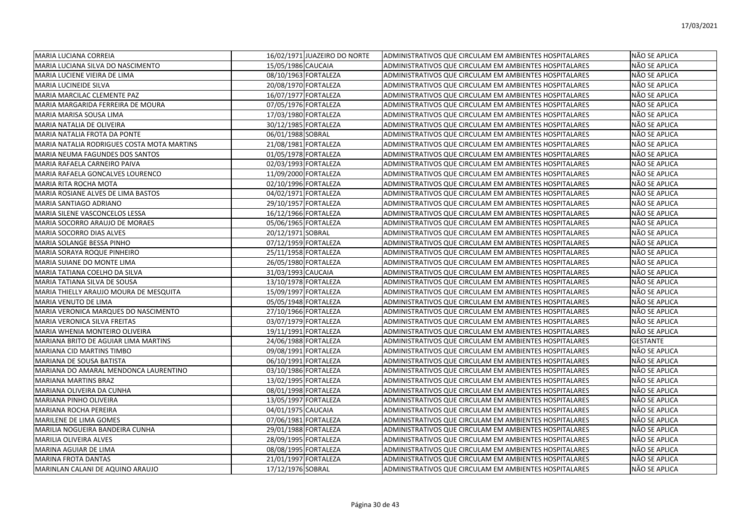| MARIA LUCIANA CORREIA | 16/02/1971 | JUAZEIRO DO NORTE | ADMINISTRATIVOS QUE CIRCULAM EM AMBIENTES HOSPITALARES | NÃO SE APLICA |
|---|---|---|---|---|
| MARIA LUCIANA SILVA DO NASCIMENTO | 15/05/1986 | CAUCAIA | ADMINISTRATIVOS QUE CIRCULAM EM AMBIENTES HOSPITALARES | NÃO SE APLICA |
| MARIA LUCIENE VIEIRA DE LIMA | 08/10/1963 | FORTALEZA | ADMINISTRATIVOS QUE CIRCULAM EM AMBIENTES HOSPITALARES | NÃO SE APLICA |
| MARIA LUCINEIDE SILVA | 20/08/1970 | FORTALEZA | ADMINISTRATIVOS QUE CIRCULAM EM AMBIENTES HOSPITALARES | NÃO SE APLICA |
| MARIA MARCILAC CLEMENTE PAZ | 16/07/1977 | FORTALEZA | ADMINISTRATIVOS QUE CIRCULAM EM AMBIENTES HOSPITALARES | NÃO SE APLICA |
| MARIA MARGARIDA FERREIRA DE MOURA | 07/05/1976 | FORTALEZA | ADMINISTRATIVOS QUE CIRCULAM EM AMBIENTES HOSPITALARES | NÃO SE APLICA |
| MARIA MARISA SOUSA LIMA | 17/03/1980 | FORTALEZA | ADMINISTRATIVOS QUE CIRCULAM EM AMBIENTES HOSPITALARES | NÃO SE APLICA |
| MARIA NATALIA DE OLIVEIRA | 30/12/1985 | FORTALEZA | ADMINISTRATIVOS QUE CIRCULAM EM AMBIENTES HOSPITALARES | NÃO SE APLICA |
| MARIA NATALIA FROTA DA PONTE | 06/01/1988 | SOBRAL | ADMINISTRATIVOS QUE CIRCULAM EM AMBIENTES HOSPITALARES | NÃO SE APLICA |
| MARIA NATALIA RODRIGUES COSTA MOTA MARTINS | 21/08/1981 | FORTALEZA | ADMINISTRATIVOS QUE CIRCULAM EM AMBIENTES HOSPITALARES | NÃO SE APLICA |
| MARIA NEUMA FAGUNDES DOS SANTOS | 01/05/1978 | FORTALEZA | ADMINISTRATIVOS QUE CIRCULAM EM AMBIENTES HOSPITALARES | NÃO SE APLICA |
| MARIA RAFAELA CARNEIRO PAIVA | 02/03/1993 | FORTALEZA | ADMINISTRATIVOS QUE CIRCULAM EM AMBIENTES HOSPITALARES | NÃO SE APLICA |
| MARIA RAFAELA GONCALVES LOURENCO | 11/09/2000 | FORTALEZA | ADMINISTRATIVOS QUE CIRCULAM EM AMBIENTES HOSPITALARES | NÃO SE APLICA |
| MARIA RITA ROCHA MOTA | 02/10/1996 | FORTALEZA | ADMINISTRATIVOS QUE CIRCULAM EM AMBIENTES HOSPITALARES | NÃO SE APLICA |
| MARIA ROSIANE ALVES DE LIMA BASTOS | 04/02/1971 | FORTALEZA | ADMINISTRATIVOS QUE CIRCULAM EM AMBIENTES HOSPITALARES | NÃO SE APLICA |
| MARIA SANTIAGO ADRIANO | 29/10/1957 | FORTALEZA | ADMINISTRATIVOS QUE CIRCULAM EM AMBIENTES HOSPITALARES | NÃO SE APLICA |
| MARIA SILENE VASCONCELOS LESSA | 16/12/1966 | FORTALEZA | ADMINISTRATIVOS QUE CIRCULAM EM AMBIENTES HOSPITALARES | NÃO SE APLICA |
| MARIA SOCORRO ARAUJO DE MORAES | 05/06/1965 | FORTALEZA | ADMINISTRATIVOS QUE CIRCULAM EM AMBIENTES HOSPITALARES | NÃO SE APLICA |
| MARIA SOCORRO DIAS ALVES | 20/12/1971 | SOBRAL | ADMINISTRATIVOS QUE CIRCULAM EM AMBIENTES HOSPITALARES | NÃO SE APLICA |
| MARIA SOLANGE BESSA PINHO | 07/12/1959 | FORTALEZA | ADMINISTRATIVOS QUE CIRCULAM EM AMBIENTES HOSPITALARES | NÃO SE APLICA |
| MARIA SORAYA ROQUE PINHEIRO | 25/11/1958 | FORTALEZA | ADMINISTRATIVOS QUE CIRCULAM EM AMBIENTES HOSPITALARES | NÃO SE APLICA |
| MARIA SUIANE DO MONTE LIMA | 26/05/1980 | FORTALEZA | ADMINISTRATIVOS QUE CIRCULAM EM AMBIENTES HOSPITALARES | NÃO SE APLICA |
| MARIA TATIANA COELHO DA SILVA | 31/03/1993 | CAUCAIA | ADMINISTRATIVOS QUE CIRCULAM EM AMBIENTES HOSPITALARES | NÃO SE APLICA |
| MARIA TATIANA SILVA DE SOUSA | 13/10/1978 | FORTALEZA | ADMINISTRATIVOS QUE CIRCULAM EM AMBIENTES HOSPITALARES | NÃO SE APLICA |
| MARIA THIELLY ARAUJO MOURA DE MESQUITA | 15/09/1997 | FORTALEZA | ADMINISTRATIVOS QUE CIRCULAM EM AMBIENTES HOSPITALARES | NÃO SE APLICA |
| MARIA VENUTO DE LIMA | 05/05/1948 | FORTALEZA | ADMINISTRATIVOS QUE CIRCULAM EM AMBIENTES HOSPITALARES | NÃO SE APLICA |
| MARIA VERONICA MARQUES DO NASCIMENTO | 27/10/1966 | FORTALEZA | ADMINISTRATIVOS QUE CIRCULAM EM AMBIENTES HOSPITALARES | NÃO SE APLICA |
| MARIA VERONICA SILVA FREITAS | 03/07/1979 | FORTALEZA | ADMINISTRATIVOS QUE CIRCULAM EM AMBIENTES HOSPITALARES | NÃO SE APLICA |
| MARIA WHENIA MONTEIRO OLIVEIRA | 19/11/1991 | FORTALEZA | ADMINISTRATIVOS QUE CIRCULAM EM AMBIENTES HOSPITALARES | NÃO SE APLICA |
| MARIANA BRITO DE AGUIAR LIMA MARTINS | 24/06/1988 | FORTALEZA | ADMINISTRATIVOS QUE CIRCULAM EM AMBIENTES HOSPITALARES | GESTANTE |
| MARIANA CID MARTINS TIMBO | 09/08/1991 | FORTALEZA | ADMINISTRATIVOS QUE CIRCULAM EM AMBIENTES HOSPITALARES | NÃO SE APLICA |
| MARIANA DE SOUSA BATISTA | 06/10/1991 | FORTALEZA | ADMINISTRATIVOS QUE CIRCULAM EM AMBIENTES HOSPITALARES | NÃO SE APLICA |
| MARIANA DO AMARAL MENDONCA LAURENTINO | 03/10/1986 | FORTALEZA | ADMINISTRATIVOS QUE CIRCULAM EM AMBIENTES HOSPITALARES | NÃO SE APLICA |
| MARIANA MARTINS BRAZ | 13/02/1995 | FORTALEZA | ADMINISTRATIVOS QUE CIRCULAM EM AMBIENTES HOSPITALARES | NÃO SE APLICA |
| MARIANA OLIVEIRA DA CUNHA | 08/01/1998 | FORTALEZA | ADMINISTRATIVOS QUE CIRCULAM EM AMBIENTES HOSPITALARES | NÃO SE APLICA |
| MARIANA PINHO OLIVEIRA | 13/05/1997 | FORTALEZA | ADMINISTRATIVOS QUE CIRCULAM EM AMBIENTES HOSPITALARES | NÃO SE APLICA |
| MARIANA ROCHA PEREIRA | 04/01/1975 | CAUCAIA | ADMINISTRATIVOS QUE CIRCULAM EM AMBIENTES HOSPITALARES | NÃO SE APLICA |
| MARILENE DE LIMA GOMES | 07/06/1981 | FORTALEZA | ADMINISTRATIVOS QUE CIRCULAM EM AMBIENTES HOSPITALARES | NÃO SE APLICA |
| MARILIA NOGUEIRA BANDEIRA CUNHA | 29/01/1988 | FORTALEZA | ADMINISTRATIVOS QUE CIRCULAM EM AMBIENTES HOSPITALARES | NÃO SE APLICA |
| MARILIA OLIVEIRA ALVES | 28/09/1995 | FORTALEZA | ADMINISTRATIVOS QUE CIRCULAM EM AMBIENTES HOSPITALARES | NÃO SE APLICA |
| MARINA AGUIAR DE LIMA | 08/08/1995 | FORTALEZA | ADMINISTRATIVOS QUE CIRCULAM EM AMBIENTES HOSPITALARES | NÃO SE APLICA |
| MARINA FROTA DANTAS | 21/01/1997 | FORTALEZA | ADMINISTRATIVOS QUE CIRCULAM EM AMBIENTES HOSPITALARES | NÃO SE APLICA |
| MARINLAN CALANI DE AQUINO ARAUJO | 17/12/1976 | SOBRAL | ADMINISTRATIVOS QUE CIRCULAM EM AMBIENTES HOSPITALARES | NÃO SE APLICA |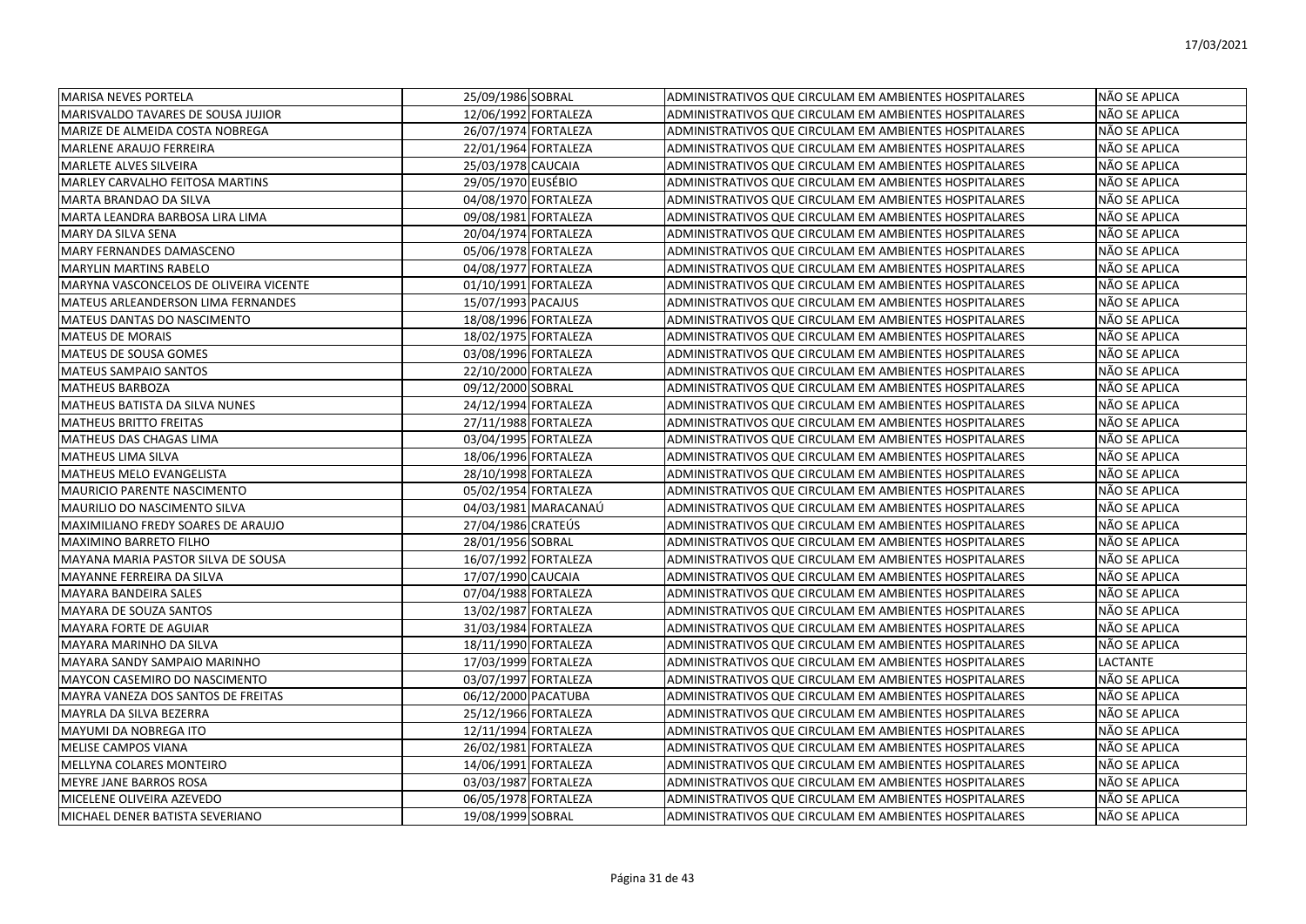| | | | | |
|---|---|---|---|---|
| MARISA NEVES PORTELA | 25/09/1986 | SOBRAL | ADMINISTRATIVOS QUE CIRCULAM EM AMBIENTES HOSPITALARES | NÃO SE APLICA |
| MARISVALDO TAVARES DE SOUSA JUJIOR | 12/06/1992 | FORTALEZA | ADMINISTRATIVOS QUE CIRCULAM EM AMBIENTES HOSPITALARES | NÃO SE APLICA |
| MARIZE DE ALMEIDA COSTA NOBREGA | 26/07/1974 | FORTALEZA | ADMINISTRATIVOS QUE CIRCULAM EM AMBIENTES HOSPITALARES | NÃO SE APLICA |
| MARLENE ARAUJO FERREIRA | 22/01/1964 | FORTALEZA | ADMINISTRATIVOS QUE CIRCULAM EM AMBIENTES HOSPITALARES | NÃO SE APLICA |
| MARLETE ALVES SILVEIRA | 25/03/1978 | CAUCAIA | ADMINISTRATIVOS QUE CIRCULAM EM AMBIENTES HOSPITALARES | NÃO SE APLICA |
| MARLEY CARVALHO FEITOSA MARTINS | 29/05/1970 | EUSÉBIO | ADMINISTRATIVOS QUE CIRCULAM EM AMBIENTES HOSPITALARES | NÃO SE APLICA |
| MARTA BRANDAO DA SILVA | 04/08/1970 | FORTALEZA | ADMINISTRATIVOS QUE CIRCULAM EM AMBIENTES HOSPITALARES | NÃO SE APLICA |
| MARTA LEANDRA BARBOSA LIRA LIMA | 09/08/1981 | FORTALEZA | ADMINISTRATIVOS QUE CIRCULAM EM AMBIENTES HOSPITALARES | NÃO SE APLICA |
| MARY DA SILVA SENA | 20/04/1974 | FORTALEZA | ADMINISTRATIVOS QUE CIRCULAM EM AMBIENTES HOSPITALARES | NÃO SE APLICA |
| MARY FERNANDES DAMASCENO | 05/06/1978 | FORTALEZA | ADMINISTRATIVOS QUE CIRCULAM EM AMBIENTES HOSPITALARES | NÃO SE APLICA |
| MARYLIN MARTINS RABELO | 04/08/1977 | FORTALEZA | ADMINISTRATIVOS QUE CIRCULAM EM AMBIENTES HOSPITALARES | NÃO SE APLICA |
| MARYNA VASCONCELOS DE OLIVEIRA VICENTE | 01/10/1991 | FORTALEZA | ADMINISTRATIVOS QUE CIRCULAM EM AMBIENTES HOSPITALARES | NÃO SE APLICA |
| MATEUS ARLEANDERSON LIMA FERNANDES | 15/07/1993 | PACAJUS | ADMINISTRATIVOS QUE CIRCULAM EM AMBIENTES HOSPITALARES | NÃO SE APLICA |
| MATEUS DANTAS DO NASCIMENTO | 18/08/1996 | FORTALEZA | ADMINISTRATIVOS QUE CIRCULAM EM AMBIENTES HOSPITALARES | NÃO SE APLICA |
| MATEUS DE MORAIS | 18/02/1975 | FORTALEZA | ADMINISTRATIVOS QUE CIRCULAM EM AMBIENTES HOSPITALARES | NÃO SE APLICA |
| MATEUS DE SOUSA GOMES | 03/08/1996 | FORTALEZA | ADMINISTRATIVOS QUE CIRCULAM EM AMBIENTES HOSPITALARES | NÃO SE APLICA |
| MATEUS SAMPAIO SANTOS | 22/10/2000 | FORTALEZA | ADMINISTRATIVOS QUE CIRCULAM EM AMBIENTES HOSPITALARES | NÃO SE APLICA |
| MATHEUS BARBOZA | 09/12/2000 | SOBRAL | ADMINISTRATIVOS QUE CIRCULAM EM AMBIENTES HOSPITALARES | NÃO SE APLICA |
| MATHEUS BATISTA DA SILVA NUNES | 24/12/1994 | FORTALEZA | ADMINISTRATIVOS QUE CIRCULAM EM AMBIENTES HOSPITALARES | NÃO SE APLICA |
| MATHEUS BRITTO FREITAS | 27/11/1988 | FORTALEZA | ADMINISTRATIVOS QUE CIRCULAM EM AMBIENTES HOSPITALARES | NÃO SE APLICA |
| MATHEUS DAS CHAGAS LIMA | 03/04/1995 | FORTALEZA | ADMINISTRATIVOS QUE CIRCULAM EM AMBIENTES HOSPITALARES | NÃO SE APLICA |
| MATHEUS LIMA SILVA | 18/06/1996 | FORTALEZA | ADMINISTRATIVOS QUE CIRCULAM EM AMBIENTES HOSPITALARES | NÃO SE APLICA |
| MATHEUS MELO EVANGELISTA | 28/10/1998 | FORTALEZA | ADMINISTRATIVOS QUE CIRCULAM EM AMBIENTES HOSPITALARES | NÃO SE APLICA |
| MAURICIO PARENTE NASCIMENTO | 05/02/1954 | FORTALEZA | ADMINISTRATIVOS QUE CIRCULAM EM AMBIENTES HOSPITALARES | NÃO SE APLICA |
| MAURILIO DO NASCIMENTO SILVA | 04/03/1981 | MARACANAÚ | ADMINISTRATIVOS QUE CIRCULAM EM AMBIENTES HOSPITALARES | NÃO SE APLICA |
| MAXIMILIANO FREDY SOARES DE ARAUJO | 27/04/1986 | CRATEÚS | ADMINISTRATIVOS QUE CIRCULAM EM AMBIENTES HOSPITALARES | NÃO SE APLICA |
| MAXIMINO BARRETO FILHO | 28/01/1956 | SOBRAL | ADMINISTRATIVOS QUE CIRCULAM EM AMBIENTES HOSPITALARES | NÃO SE APLICA |
| MAYANA MARIA PASTOR SILVA DE SOUSA | 16/07/1992 | FORTALEZA | ADMINISTRATIVOS QUE CIRCULAM EM AMBIENTES HOSPITALARES | NÃO SE APLICA |
| MAYANNE FERREIRA DA SILVA | 17/07/1990 | CAUCAIA | ADMINISTRATIVOS QUE CIRCULAM EM AMBIENTES HOSPITALARES | NÃO SE APLICA |
| MAYARA BANDEIRA SALES | 07/04/1988 | FORTALEZA | ADMINISTRATIVOS QUE CIRCULAM EM AMBIENTES HOSPITALARES | NÃO SE APLICA |
| MAYARA DE SOUZA SANTOS | 13/02/1987 | FORTALEZA | ADMINISTRATIVOS QUE CIRCULAM EM AMBIENTES HOSPITALARES | NÃO SE APLICA |
| MAYARA FORTE DE AGUIAR | 31/03/1984 | FORTALEZA | ADMINISTRATIVOS QUE CIRCULAM EM AMBIENTES HOSPITALARES | NÃO SE APLICA |
| MAYARA MARINHO DA SILVA | 18/11/1990 | FORTALEZA | ADMINISTRATIVOS QUE CIRCULAM EM AMBIENTES HOSPITALARES | NÃO SE APLICA |
| MAYARA SANDY SAMPAIO MARINHO | 17/03/1999 | FORTALEZA | ADMINISTRATIVOS QUE CIRCULAM EM AMBIENTES HOSPITALARES | LACTANTE |
| MAYCON CASEMIRO DO NASCIMENTO | 03/07/1997 | FORTALEZA | ADMINISTRATIVOS QUE CIRCULAM EM AMBIENTES HOSPITALARES | NÃO SE APLICA |
| MAYRA VANEZA DOS SANTOS DE FREITAS | 06/12/2000 | PACATUBA | ADMINISTRATIVOS QUE CIRCULAM EM AMBIENTES HOSPITALARES | NÃO SE APLICA |
| MAYRLA DA SILVA BEZERRA | 25/12/1966 | FORTALEZA | ADMINISTRATIVOS QUE CIRCULAM EM AMBIENTES HOSPITALARES | NÃO SE APLICA |
| MAYUMI DA NOBREGA ITO | 12/11/1994 | FORTALEZA | ADMINISTRATIVOS QUE CIRCULAM EM AMBIENTES HOSPITALARES | NÃO SE APLICA |
| MELISE CAMPOS VIANA | 26/02/1981 | FORTALEZA | ADMINISTRATIVOS QUE CIRCULAM EM AMBIENTES HOSPITALARES | NÃO SE APLICA |
| MELLYNA COLARES MONTEIRO | 14/06/1991 | FORTALEZA | ADMINISTRATIVOS QUE CIRCULAM EM AMBIENTES HOSPITALARES | NÃO SE APLICA |
| MEYRE JANE BARROS ROSA | 03/03/1987 | FORTALEZA | ADMINISTRATIVOS QUE CIRCULAM EM AMBIENTES HOSPITALARES | NÃO SE APLICA |
| MICELENE OLIVEIRA AZEVEDO | 06/05/1978 | FORTALEZA | ADMINISTRATIVOS QUE CIRCULAM EM AMBIENTES HOSPITALARES | NÃO SE APLICA |
| MICHAEL DENER BATISTA SEVERIANO | 19/08/1999 | SOBRAL | ADMINISTRATIVOS QUE CIRCULAM EM AMBIENTES HOSPITALARES | NÃO SE APLICA |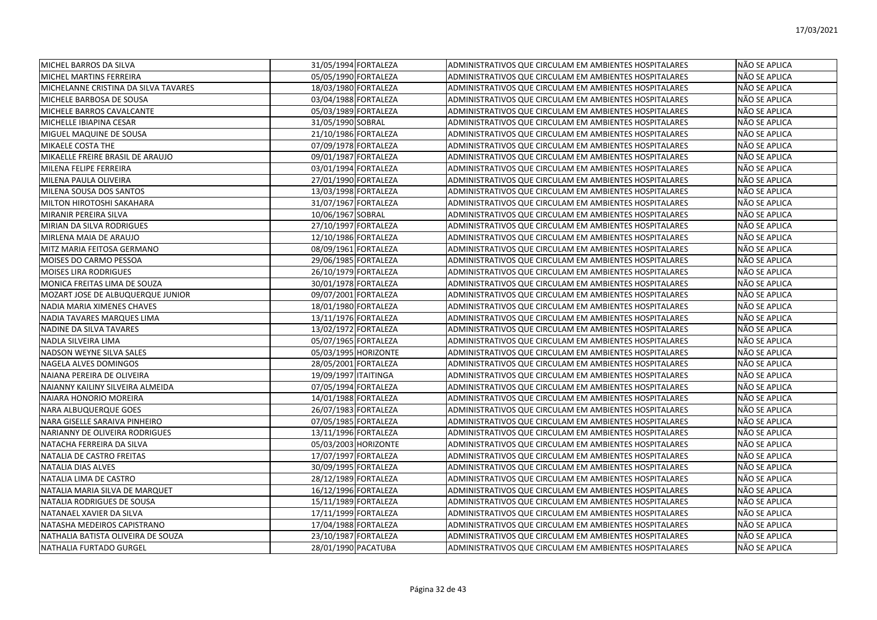| MICHEL BARROS DA SILVA | 31/05/1994 | FORTALEZA | ADMINISTRATIVOS QUE CIRCULAM EM AMBIENTES HOSPITALARES | NÃO SE APLICA |
|---|---|---|---|---|
| MICHEL MARTINS FERREIRA | 05/05/1990 | FORTALEZA | ADMINISTRATIVOS QUE CIRCULAM EM AMBIENTES HOSPITALARES | NÃO SE APLICA |
| MICHELANNE CRISTINA DA SILVA TAVARES | 18/03/1980 | FORTALEZA | ADMINISTRATIVOS QUE CIRCULAM EM AMBIENTES HOSPITALARES | NÃO SE APLICA |
| MICHELE BARBOSA DE SOUSA | 03/04/1988 | FORTALEZA | ADMINISTRATIVOS QUE CIRCULAM EM AMBIENTES HOSPITALARES | NÃO SE APLICA |
| MICHELE BARROS CAVALCANTE | 05/03/1989 | FORTALEZA | ADMINISTRATIVOS QUE CIRCULAM EM AMBIENTES HOSPITALARES | NÃO SE APLICA |
| MICHELLE IBIAPINA CESAR | 31/05/1990 | SOBRAL | ADMINISTRATIVOS QUE CIRCULAM EM AMBIENTES HOSPITALARES | NÃO SE APLICA |
| MIGUEL MAQUINE DE SOUSA | 21/10/1986 | FORTALEZA | ADMINISTRATIVOS QUE CIRCULAM EM AMBIENTES HOSPITALARES | NÃO SE APLICA |
| MIKAELE COSTA THE | 07/09/1978 | FORTALEZA | ADMINISTRATIVOS QUE CIRCULAM EM AMBIENTES HOSPITALARES | NÃO SE APLICA |
| MIKAELLE FREIRE BRASIL DE ARAUJO | 09/01/1987 | FORTALEZA | ADMINISTRATIVOS QUE CIRCULAM EM AMBIENTES HOSPITALARES | NÃO SE APLICA |
| MILENA FELIPE FERREIRA | 03/01/1994 | FORTALEZA | ADMINISTRATIVOS QUE CIRCULAM EM AMBIENTES HOSPITALARES | NÃO SE APLICA |
| MILENA PAULA OLIVEIRA | 27/01/1990 | FORTALEZA | ADMINISTRATIVOS QUE CIRCULAM EM AMBIENTES HOSPITALARES | NÃO SE APLICA |
| MILENA SOUSA DOS SANTOS | 13/03/1998 | FORTALEZA | ADMINISTRATIVOS QUE CIRCULAM EM AMBIENTES HOSPITALARES | NÃO SE APLICA |
| MILTON HIROTOSHI SAKAHARA | 31/07/1967 | FORTALEZA | ADMINISTRATIVOS QUE CIRCULAM EM AMBIENTES HOSPITALARES | NÃO SE APLICA |
| MIRANIR PEREIRA SILVA | 10/06/1967 | SOBRAL | ADMINISTRATIVOS QUE CIRCULAM EM AMBIENTES HOSPITALARES | NÃO SE APLICA |
| MIRIAN DA SILVA RODRIGUES | 27/10/1997 | FORTALEZA | ADMINISTRATIVOS QUE CIRCULAM EM AMBIENTES HOSPITALARES | NÃO SE APLICA |
| MIRLENA MAIA DE ARAUJO | 12/10/1986 | FORTALEZA | ADMINISTRATIVOS QUE CIRCULAM EM AMBIENTES HOSPITALARES | NÃO SE APLICA |
| MITZ MARIA FEITOSA GERMANO | 08/09/1961 | FORTALEZA | ADMINISTRATIVOS QUE CIRCULAM EM AMBIENTES HOSPITALARES | NÃO SE APLICA |
| MOISES DO CARMO PESSOA | 29/06/1985 | FORTALEZA | ADMINISTRATIVOS QUE CIRCULAM EM AMBIENTES HOSPITALARES | NÃO SE APLICA |
| MOISES LIRA RODRIGUES | 26/10/1979 | FORTALEZA | ADMINISTRATIVOS QUE CIRCULAM EM AMBIENTES HOSPITALARES | NÃO SE APLICA |
| MONICA FREITAS LIMA DE SOUZA | 30/01/1978 | FORTALEZA | ADMINISTRATIVOS QUE CIRCULAM EM AMBIENTES HOSPITALARES | NÃO SE APLICA |
| MOZART JOSE DE ALBUQUERQUE JUNIOR | 09/07/2001 | FORTALEZA | ADMINISTRATIVOS QUE CIRCULAM EM AMBIENTES HOSPITALARES | NÃO SE APLICA |
| NADIA MARIA XIMENES CHAVES | 18/01/1980 | FORTALEZA | ADMINISTRATIVOS QUE CIRCULAM EM AMBIENTES HOSPITALARES | NÃO SE APLICA |
| NADIA TAVARES MARQUES LIMA | 13/11/1976 | FORTALEZA | ADMINISTRATIVOS QUE CIRCULAM EM AMBIENTES HOSPITALARES | NÃO SE APLICA |
| NADINE DA SILVA TAVARES | 13/02/1972 | FORTALEZA | ADMINISTRATIVOS QUE CIRCULAM EM AMBIENTES HOSPITALARES | NÃO SE APLICA |
| NADLA SILVEIRA LIMA | 05/07/1965 | FORTALEZA | ADMINISTRATIVOS QUE CIRCULAM EM AMBIENTES HOSPITALARES | NÃO SE APLICA |
| NADSON WEYNE SILVA SALES | 05/03/1995 | HORIZONTE | ADMINISTRATIVOS QUE CIRCULAM EM AMBIENTES HOSPITALARES | NÃO SE APLICA |
| NAGELA ALVES DOMINGOS | 28/05/2001 | FORTALEZA | ADMINISTRATIVOS QUE CIRCULAM EM AMBIENTES HOSPITALARES | NÃO SE APLICA |
| NAIANA PEREIRA DE OLIVEIRA | 19/09/1997 | ITAITINGA | ADMINISTRATIVOS QUE CIRCULAM EM AMBIENTES HOSPITALARES | NÃO SE APLICA |
| NAIANNY KAILINY SILVEIRA ALMEIDA | 07/05/1994 | FORTALEZA | ADMINISTRATIVOS QUE CIRCULAM EM AMBIENTES HOSPITALARES | NÃO SE APLICA |
| NAIARA HONORIO MOREIRA | 14/01/1988 | FORTALEZA | ADMINISTRATIVOS QUE CIRCULAM EM AMBIENTES HOSPITALARES | NÃO SE APLICA |
| NARA ALBUQUERQUE GOES | 26/07/1983 | FORTALEZA | ADMINISTRATIVOS QUE CIRCULAM EM AMBIENTES HOSPITALARES | NÃO SE APLICA |
| NARA GISELLE SARAIVA PINHEIRO | 07/05/1985 | FORTALEZA | ADMINISTRATIVOS QUE CIRCULAM EM AMBIENTES HOSPITALARES | NÃO SE APLICA |
| NARIANNY DE OLIVEIRA RODRIGUES | 13/11/1996 | FORTALEZA | ADMINISTRATIVOS QUE CIRCULAM EM AMBIENTES HOSPITALARES | NÃO SE APLICA |
| NATACHA FERREIRA DA SILVA | 05/03/2003 | HORIZONTE | ADMINISTRATIVOS QUE CIRCULAM EM AMBIENTES HOSPITALARES | NÃO SE APLICA |
| NATALIA DE CASTRO FREITAS | 17/07/1997 | FORTALEZA | ADMINISTRATIVOS QUE CIRCULAM EM AMBIENTES HOSPITALARES | NÃO SE APLICA |
| NATALIA DIAS ALVES | 30/09/1995 | FORTALEZA | ADMINISTRATIVOS QUE CIRCULAM EM AMBIENTES HOSPITALARES | NÃO SE APLICA |
| NATALIA LIMA DE CASTRO | 28/12/1989 | FORTALEZA | ADMINISTRATIVOS QUE CIRCULAM EM AMBIENTES HOSPITALARES | NÃO SE APLICA |
| NATALIA MARIA SILVA DE MARQUET | 16/12/1996 | FORTALEZA | ADMINISTRATIVOS QUE CIRCULAM EM AMBIENTES HOSPITALARES | NÃO SE APLICA |
| NATALIA RODRIGUES DE SOUSA | 15/11/1989 | FORTALEZA | ADMINISTRATIVOS QUE CIRCULAM EM AMBIENTES HOSPITALARES | NÃO SE APLICA |
| NATANAEL XAVIER DA SILVA | 17/11/1999 | FORTALEZA | ADMINISTRATIVOS QUE CIRCULAM EM AMBIENTES HOSPITALARES | NÃO SE APLICA |
| NATASHA MEDEIROS CAPISTRANO | 17/04/1988 | FORTALEZA | ADMINISTRATIVOS QUE CIRCULAM EM AMBIENTES HOSPITALARES | NÃO SE APLICA |
| NATHALIA BATISTA OLIVEIRA DE SOUZA | 23/10/1987 | FORTALEZA | ADMINISTRATIVOS QUE CIRCULAM EM AMBIENTES HOSPITALARES | NÃO SE APLICA |
| NATHALIA FURTADO GURGEL | 28/01/1990 | PACATUBA | ADMINISTRATIVOS QUE CIRCULAM EM AMBIENTES HOSPITALARES | NÃO SE APLICA |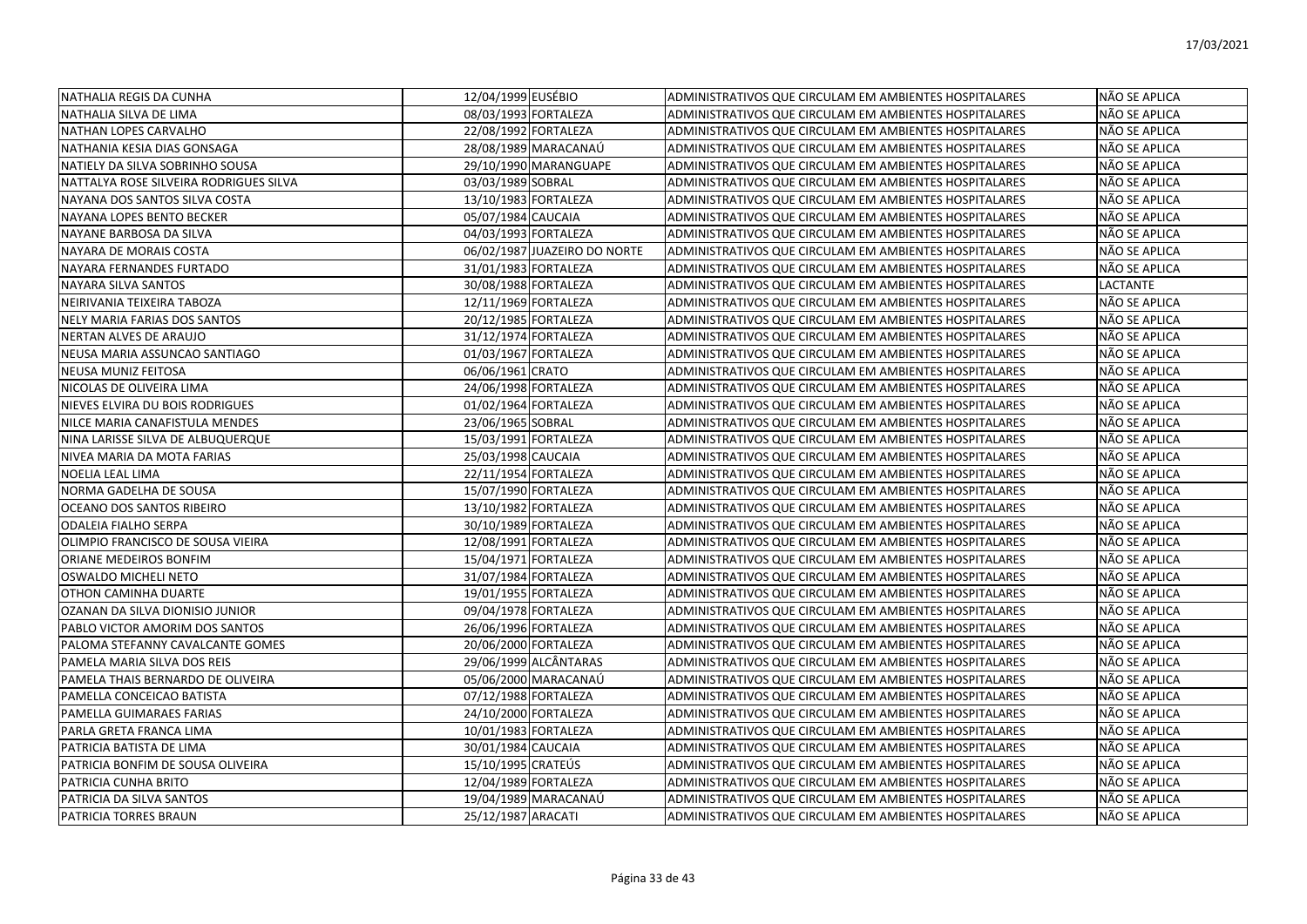| | | | | |
|---|---|---|---|---|
| NATHALIA REGIS DA CUNHA | 12/04/1999 | EUSÉBIO | ADMINISTRATIVOS QUE CIRCULAM EM AMBIENTES HOSPITALARES | NÃO SE APLICA |
| NATHALIA SILVA DE LIMA | 08/03/1993 | FORTALEZA | ADMINISTRATIVOS QUE CIRCULAM EM AMBIENTES HOSPITALARES | NÃO SE APLICA |
| NATHAN LOPES CARVALHO | 22/08/1992 | FORTALEZA | ADMINISTRATIVOS QUE CIRCULAM EM AMBIENTES HOSPITALARES | NÃO SE APLICA |
| NATHANIA KESIA DIAS GONSAGA | 28/08/1989 | MARACANAÚ | ADMINISTRATIVOS QUE CIRCULAM EM AMBIENTES HOSPITALARES | NÃO SE APLICA |
| NATIELY DA SILVA SOBRINHO SOUSA | 29/10/1990 | MARANGUAPE | ADMINISTRATIVOS QUE CIRCULAM EM AMBIENTES HOSPITALARES | NÃO SE APLICA |
| NATTALYA ROSE SILVEIRA RODRIGUES SILVA | 03/03/1989 | SOBRAL | ADMINISTRATIVOS QUE CIRCULAM EM AMBIENTES HOSPITALARES | NÃO SE APLICA |
| NAYANA DOS SANTOS SILVA COSTA | 13/10/1983 | FORTALEZA | ADMINISTRATIVOS QUE CIRCULAM EM AMBIENTES HOSPITALARES | NÃO SE APLICA |
| NAYANA LOPES BENTO BECKER | 05/07/1984 | CAUCAIA | ADMINISTRATIVOS QUE CIRCULAM EM AMBIENTES HOSPITALARES | NÃO SE APLICA |
| NAYANE BARBOSA DA SILVA | 04/03/1993 | FORTALEZA | ADMINISTRATIVOS QUE CIRCULAM EM AMBIENTES HOSPITALARES | NÃO SE APLICA |
| NAYARA DE MORAIS COSTA | 06/02/1987 | JUAZEIRO DO NORTE | ADMINISTRATIVOS QUE CIRCULAM EM AMBIENTES HOSPITALARES | NÃO SE APLICA |
| NAYARA FERNANDES FURTADO | 31/01/1983 | FORTALEZA | ADMINISTRATIVOS QUE CIRCULAM EM AMBIENTES HOSPITALARES | NÃO SE APLICA |
| NAYARA SILVA SANTOS | 30/08/1988 | FORTALEZA | ADMINISTRATIVOS QUE CIRCULAM EM AMBIENTES HOSPITALARES | LACTANTE |
| NEIRIVANIA TEIXEIRA TABOZA | 12/11/1969 | FORTALEZA | ADMINISTRATIVOS QUE CIRCULAM EM AMBIENTES HOSPITALARES | NÃO SE APLICA |
| NELY MARIA FARIAS DOS SANTOS | 20/12/1985 | FORTALEZA | ADMINISTRATIVOS QUE CIRCULAM EM AMBIENTES HOSPITALARES | NÃO SE APLICA |
| NERTAN ALVES DE ARAUJO | 31/12/1974 | FORTALEZA | ADMINISTRATIVOS QUE CIRCULAM EM AMBIENTES HOSPITALARES | NÃO SE APLICA |
| NEUSA MARIA ASSUNCAO SANTIAGO | 01/03/1967 | FORTALEZA | ADMINISTRATIVOS QUE CIRCULAM EM AMBIENTES HOSPITALARES | NÃO SE APLICA |
| NEUSA MUNIZ FEITOSA | 06/06/1961 | CRATO | ADMINISTRATIVOS QUE CIRCULAM EM AMBIENTES HOSPITALARES | NÃO SE APLICA |
| NICOLAS DE OLIVEIRA LIMA | 24/06/1998 | FORTALEZA | ADMINISTRATIVOS QUE CIRCULAM EM AMBIENTES HOSPITALARES | NÃO SE APLICA |
| NIEVES ELVIRA DU BOIS RODRIGUES | 01/02/1964 | FORTALEZA | ADMINISTRATIVOS QUE CIRCULAM EM AMBIENTES HOSPITALARES | NÃO SE APLICA |
| NILCE MARIA CANAFISTULA MENDES | 23/06/1965 | SOBRAL | ADMINISTRATIVOS QUE CIRCULAM EM AMBIENTES HOSPITALARES | NÃO SE APLICA |
| NINA LARISSE SILVA DE ALBUQUERQUE | 15/03/1991 | FORTALEZA | ADMINISTRATIVOS QUE CIRCULAM EM AMBIENTES HOSPITALARES | NÃO SE APLICA |
| NIVEA MARIA DA MOTA FARIAS | 25/03/1998 | CAUCAIA | ADMINISTRATIVOS QUE CIRCULAM EM AMBIENTES HOSPITALARES | NÃO SE APLICA |
| NOELIA LEAL LIMA | 22/11/1954 | FORTALEZA | ADMINISTRATIVOS QUE CIRCULAM EM AMBIENTES HOSPITALARES | NÃO SE APLICA |
| NORMA GADELHA DE SOUSA | 15/07/1990 | FORTALEZA | ADMINISTRATIVOS QUE CIRCULAM EM AMBIENTES HOSPITALARES | NÃO SE APLICA |
| OCEANO DOS SANTOS RIBEIRO | 13/10/1982 | FORTALEZA | ADMINISTRATIVOS QUE CIRCULAM EM AMBIENTES HOSPITALARES | NÃO SE APLICA |
| ODALEIA FIALHO SERPA | 30/10/1989 | FORTALEZA | ADMINISTRATIVOS QUE CIRCULAM EM AMBIENTES HOSPITALARES | NÃO SE APLICA |
| OLIMPIO FRANCISCO DE SOUSA VIEIRA | 12/08/1991 | FORTALEZA | ADMINISTRATIVOS QUE CIRCULAM EM AMBIENTES HOSPITALARES | NÃO SE APLICA |
| ORIANE MEDEIROS BONFIM | 15/04/1971 | FORTALEZA | ADMINISTRATIVOS QUE CIRCULAM EM AMBIENTES HOSPITALARES | NÃO SE APLICA |
| OSWALDO MICHELI NETO | 31/07/1984 | FORTALEZA | ADMINISTRATIVOS QUE CIRCULAM EM AMBIENTES HOSPITALARES | NÃO SE APLICA |
| OTHON CAMINHA DUARTE | 19/01/1955 | FORTALEZA | ADMINISTRATIVOS QUE CIRCULAM EM AMBIENTES HOSPITALARES | NÃO SE APLICA |
| OZANAN DA SILVA DIONISIO JUNIOR | 09/04/1978 | FORTALEZA | ADMINISTRATIVOS QUE CIRCULAM EM AMBIENTES HOSPITALARES | NÃO SE APLICA |
| PABLO VICTOR AMORIM DOS SANTOS | 26/06/1996 | FORTALEZA | ADMINISTRATIVOS QUE CIRCULAM EM AMBIENTES HOSPITALARES | NÃO SE APLICA |
| PALOMA STEFANNY CAVALCANTE GOMES | 20/06/2000 | FORTALEZA | ADMINISTRATIVOS QUE CIRCULAM EM AMBIENTES HOSPITALARES | NÃO SE APLICA |
| PAMELA MARIA SILVA DOS REIS | 29/06/1999 | ALCÂNTARAS | ADMINISTRATIVOS QUE CIRCULAM EM AMBIENTES HOSPITALARES | NÃO SE APLICA |
| PAMELA THAIS BERNARDO DE OLIVEIRA | 05/06/2000 | MARACANAÚ | ADMINISTRATIVOS QUE CIRCULAM EM AMBIENTES HOSPITALARES | NÃO SE APLICA |
| PAMELLA CONCEICAO BATISTA | 07/12/1988 | FORTALEZA | ADMINISTRATIVOS QUE CIRCULAM EM AMBIENTES HOSPITALARES | NÃO SE APLICA |
| PAMELLA GUIMARAES FARIAS | 24/10/2000 | FORTALEZA | ADMINISTRATIVOS QUE CIRCULAM EM AMBIENTES HOSPITALARES | NÃO SE APLICA |
| PARLA GRETA FRANCA LIMA | 10/01/1983 | FORTALEZA | ADMINISTRATIVOS QUE CIRCULAM EM AMBIENTES HOSPITALARES | NÃO SE APLICA |
| PATRICIA BATISTA DE LIMA | 30/01/1984 | CAUCAIA | ADMINISTRATIVOS QUE CIRCULAM EM AMBIENTES HOSPITALARES | NÃO SE APLICA |
| PATRICIA BONFIM DE SOUSA OLIVEIRA | 15/10/1995 | CRATEÚS | ADMINISTRATIVOS QUE CIRCULAM EM AMBIENTES HOSPITALARES | NÃO SE APLICA |
| PATRICIA CUNHA BRITO | 12/04/1989 | FORTALEZA | ADMINISTRATIVOS QUE CIRCULAM EM AMBIENTES HOSPITALARES | NÃO SE APLICA |
| PATRICIA DA SILVA SANTOS | 19/04/1989 | MARACANAÚ | ADMINISTRATIVOS QUE CIRCULAM EM AMBIENTES HOSPITALARES | NÃO SE APLICA |
| PATRICIA TORRES BRAUN | 25/12/1987 | ARACATI | ADMINISTRATIVOS QUE CIRCULAM EM AMBIENTES HOSPITALARES | NÃO SE APLICA |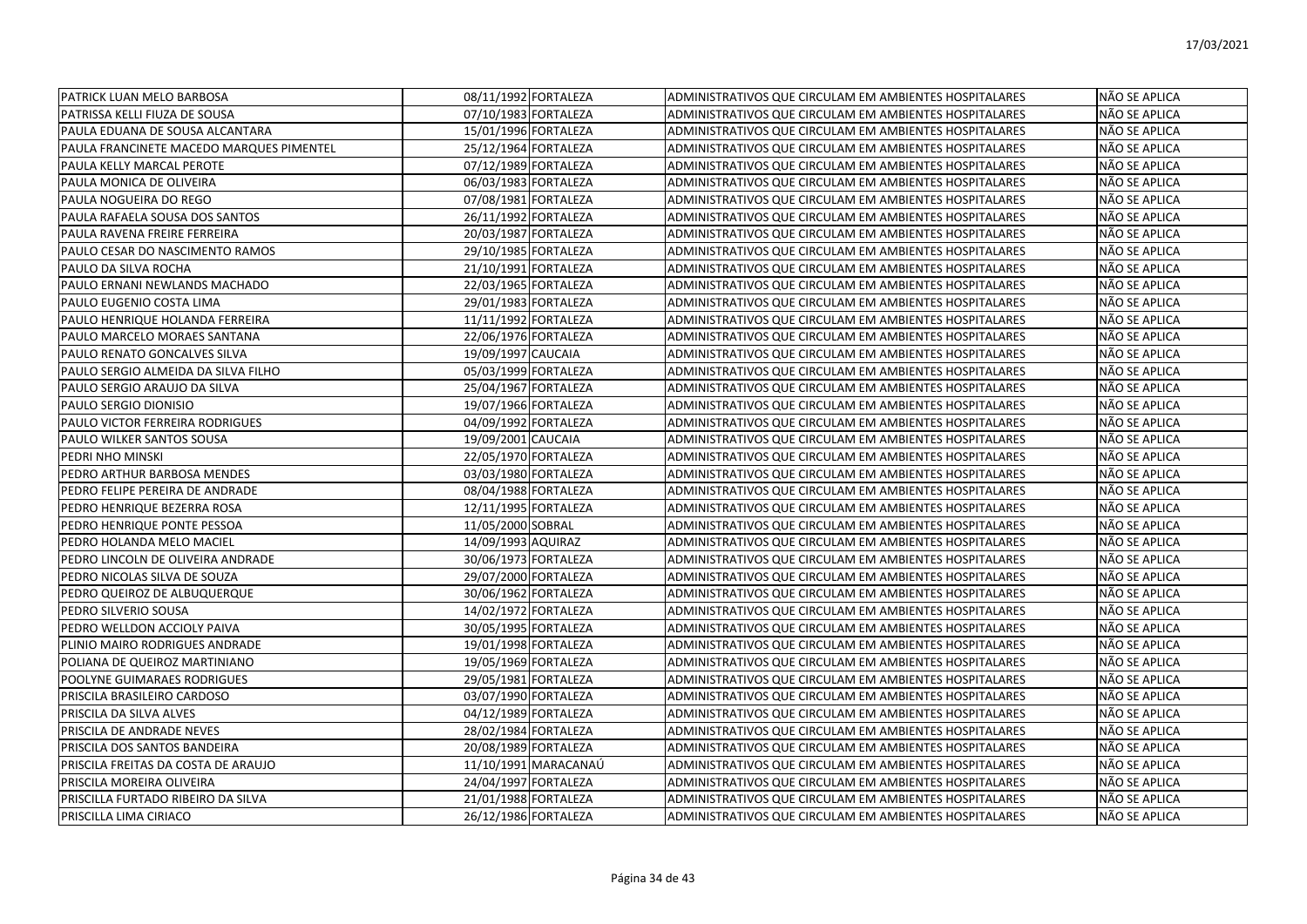| | | | | |
|---|---|---|---|---|
| PATRICK LUAN MELO BARBOSA | 08/11/1992 | FORTALEZA | ADMINISTRATIVOS QUE CIRCULAM EM AMBIENTES HOSPITALARES | NÃO SE APLICA |
| PATRISSA KELLI FIUZA DE SOUSA | 07/10/1983 | FORTALEZA | ADMINISTRATIVOS QUE CIRCULAM EM AMBIENTES HOSPITALARES | NÃO SE APLICA |
| PAULA EDUANA DE SOUSA ALCANTARA | 15/01/1996 | FORTALEZA | ADMINISTRATIVOS QUE CIRCULAM EM AMBIENTES HOSPITALARES | NÃO SE APLICA |
| PAULA FRANCINETE MACEDO MARQUES PIMENTEL | 25/12/1964 | FORTALEZA | ADMINISTRATIVOS QUE CIRCULAM EM AMBIENTES HOSPITALARES | NÃO SE APLICA |
| PAULA KELLY MARCAL PEROTE | 07/12/1989 | FORTALEZA | ADMINISTRATIVOS QUE CIRCULAM EM AMBIENTES HOSPITALARES | NÃO SE APLICA |
| PAULA MONICA DE OLIVEIRA | 06/03/1983 | FORTALEZA | ADMINISTRATIVOS QUE CIRCULAM EM AMBIENTES HOSPITALARES | NÃO SE APLICA |
| PAULA NOGUEIRA DO REGO | 07/08/1981 | FORTALEZA | ADMINISTRATIVOS QUE CIRCULAM EM AMBIENTES HOSPITALARES | NÃO SE APLICA |
| PAULA RAFAELA SOUSA DOS SANTOS | 26/11/1992 | FORTALEZA | ADMINISTRATIVOS QUE CIRCULAM EM AMBIENTES HOSPITALARES | NÃO SE APLICA |
| PAULA RAVENA FREIRE FERREIRA | 20/03/1987 | FORTALEZA | ADMINISTRATIVOS QUE CIRCULAM EM AMBIENTES HOSPITALARES | NÃO SE APLICA |
| PAULO CESAR DO NASCIMENTO RAMOS | 29/10/1985 | FORTALEZA | ADMINISTRATIVOS QUE CIRCULAM EM AMBIENTES HOSPITALARES | NÃO SE APLICA |
| PAULO DA SILVA ROCHA | 21/10/1991 | FORTALEZA | ADMINISTRATIVOS QUE CIRCULAM EM AMBIENTES HOSPITALARES | NÃO SE APLICA |
| PAULO ERNANI NEWLANDS MACHADO | 22/03/1965 | FORTALEZA | ADMINISTRATIVOS QUE CIRCULAM EM AMBIENTES HOSPITALARES | NÃO SE APLICA |
| PAULO EUGENIO COSTA LIMA | 29/01/1983 | FORTALEZA | ADMINISTRATIVOS QUE CIRCULAM EM AMBIENTES HOSPITALARES | NÃO SE APLICA |
| PAULO HENRIQUE HOLANDA FERREIRA | 11/11/1992 | FORTALEZA | ADMINISTRATIVOS QUE CIRCULAM EM AMBIENTES HOSPITALARES | NÃO SE APLICA |
| PAULO MARCELO MORAES SANTANA | 22/06/1976 | FORTALEZA | ADMINISTRATIVOS QUE CIRCULAM EM AMBIENTES HOSPITALARES | NÃO SE APLICA |
| PAULO RENATO GONCALVES SILVA | 19/09/1997 | CAUCAIA | ADMINISTRATIVOS QUE CIRCULAM EM AMBIENTES HOSPITALARES | NÃO SE APLICA |
| PAULO SERGIO ALMEIDA DA SILVA FILHO | 05/03/1999 | FORTALEZA | ADMINISTRATIVOS QUE CIRCULAM EM AMBIENTES HOSPITALARES | NÃO SE APLICA |
| PAULO SERGIO ARAUJO DA SILVA | 25/04/1967 | FORTALEZA | ADMINISTRATIVOS QUE CIRCULAM EM AMBIENTES HOSPITALARES | NÃO SE APLICA |
| PAULO SERGIO DIONISIO | 19/07/1966 | FORTALEZA | ADMINISTRATIVOS QUE CIRCULAM EM AMBIENTES HOSPITALARES | NÃO SE APLICA |
| PAULO VICTOR FERREIRA RODRIGUES | 04/09/1992 | FORTALEZA | ADMINISTRATIVOS QUE CIRCULAM EM AMBIENTES HOSPITALARES | NÃO SE APLICA |
| PAULO WILKER SANTOS SOUSA | 19/09/2001 | CAUCAIA | ADMINISTRATIVOS QUE CIRCULAM EM AMBIENTES HOSPITALARES | NÃO SE APLICA |
| PEDRI NHO MINSKI | 22/05/1970 | FORTALEZA | ADMINISTRATIVOS QUE CIRCULAM EM AMBIENTES HOSPITALARES | NÃO SE APLICA |
| PEDRO ARTHUR BARBOSA MENDES | 03/03/1980 | FORTALEZA | ADMINISTRATIVOS QUE CIRCULAM EM AMBIENTES HOSPITALARES | NÃO SE APLICA |
| PEDRO FELIPE PEREIRA DE ANDRADE | 08/04/1988 | FORTALEZA | ADMINISTRATIVOS QUE CIRCULAM EM AMBIENTES HOSPITALARES | NÃO SE APLICA |
| PEDRO HENRIQUE BEZERRA ROSA | 12/11/1995 | FORTALEZA | ADMINISTRATIVOS QUE CIRCULAM EM AMBIENTES HOSPITALARES | NÃO SE APLICA |
| PEDRO HENRIQUE PONTE PESSOA | 11/05/2000 | SOBRAL | ADMINISTRATIVOS QUE CIRCULAM EM AMBIENTES HOSPITALARES | NÃO SE APLICA |
| PEDRO HOLANDA MELO MACIEL | 14/09/1993 | AQUIRAZ | ADMINISTRATIVOS QUE CIRCULAM EM AMBIENTES HOSPITALARES | NÃO SE APLICA |
| PEDRO LINCOLN DE OLIVEIRA ANDRADE | 30/06/1973 | FORTALEZA | ADMINISTRATIVOS QUE CIRCULAM EM AMBIENTES HOSPITALARES | NÃO SE APLICA |
| PEDRO NICOLAS SILVA DE SOUZA | 29/07/2000 | FORTALEZA | ADMINISTRATIVOS QUE CIRCULAM EM AMBIENTES HOSPITALARES | NÃO SE APLICA |
| PEDRO QUEIROZ DE ALBUQUERQUE | 30/06/1962 | FORTALEZA | ADMINISTRATIVOS QUE CIRCULAM EM AMBIENTES HOSPITALARES | NÃO SE APLICA |
| PEDRO SILVERIO SOUSA | 14/02/1972 | FORTALEZA | ADMINISTRATIVOS QUE CIRCULAM EM AMBIENTES HOSPITALARES | NÃO SE APLICA |
| PEDRO WELLDON ACCIOLY PAIVA | 30/05/1995 | FORTALEZA | ADMINISTRATIVOS QUE CIRCULAM EM AMBIENTES HOSPITALARES | NÃO SE APLICA |
| PLINIO MAIRO RODRIGUES ANDRADE | 19/01/1998 | FORTALEZA | ADMINISTRATIVOS QUE CIRCULAM EM AMBIENTES HOSPITALARES | NÃO SE APLICA |
| POLIANA DE QUEIROZ MARTINIANO | 19/05/1969 | FORTALEZA | ADMINISTRATIVOS QUE CIRCULAM EM AMBIENTES HOSPITALARES | NÃO SE APLICA |
| POOLYNE GUIMARAES RODRIGUES | 29/05/1981 | FORTALEZA | ADMINISTRATIVOS QUE CIRCULAM EM AMBIENTES HOSPITALARES | NÃO SE APLICA |
| PRISCILA BRASILEIRO CARDOSO | 03/07/1990 | FORTALEZA | ADMINISTRATIVOS QUE CIRCULAM EM AMBIENTES HOSPITALARES | NÃO SE APLICA |
| PRISCILA DA SILVA ALVES | 04/12/1989 | FORTALEZA | ADMINISTRATIVOS QUE CIRCULAM EM AMBIENTES HOSPITALARES | NÃO SE APLICA |
| PRISCILA DE ANDRADE NEVES | 28/02/1984 | FORTALEZA | ADMINISTRATIVOS QUE CIRCULAM EM AMBIENTES HOSPITALARES | NÃO SE APLICA |
| PRISCILA DOS SANTOS BANDEIRA | 20/08/1989 | FORTALEZA | ADMINISTRATIVOS QUE CIRCULAM EM AMBIENTES HOSPITALARES | NÃO SE APLICA |
| PRISCILA FREITAS DA COSTA DE ARAUJO | 11/10/1991 | MARACANAÚ | ADMINISTRATIVOS QUE CIRCULAM EM AMBIENTES HOSPITALARES | NÃO SE APLICA |
| PRISCILA MOREIRA OLIVEIRA | 24/04/1997 | FORTALEZA | ADMINISTRATIVOS QUE CIRCULAM EM AMBIENTES HOSPITALARES | NÃO SE APLICA |
| PRISCILLA FURTADO RIBEIRO DA SILVA | 21/01/1988 | FORTALEZA | ADMINISTRATIVOS QUE CIRCULAM EM AMBIENTES HOSPITALARES | NÃO SE APLICA |
| PRISCILLA LIMA CIRIACO | 26/12/1986 | FORTALEZA | ADMINISTRATIVOS QUE CIRCULAM EM AMBIENTES HOSPITALARES | NÃO SE APLICA |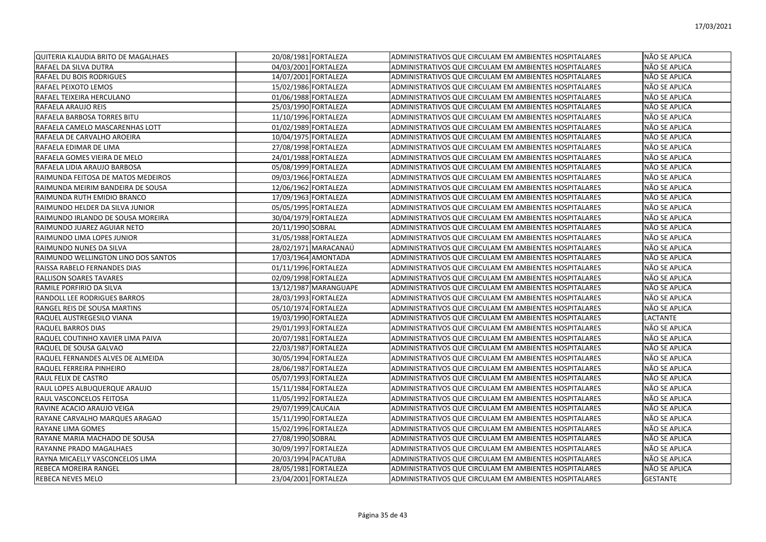| | | | | |
|---|---|---|---|---|
| QUITERIA KLAUDIA BRITO DE MAGALHAES | 20/08/1981 | FORTALEZA | ADMINISTRATIVOS QUE CIRCULAM EM AMBIENTES HOSPITALARES | NÃO SE APLICA |
| RAFAEL DA SILVA DUTRA | 04/03/2001 | FORTALEZA | ADMINISTRATIVOS QUE CIRCULAM EM AMBIENTES HOSPITALARES | NÃO SE APLICA |
| RAFAEL DU BOIS RODRIGUES | 14/07/2001 | FORTALEZA | ADMINISTRATIVOS QUE CIRCULAM EM AMBIENTES HOSPITALARES | NÃO SE APLICA |
| RAFAEL PEIXOTO LEMOS | 15/02/1986 | FORTALEZA | ADMINISTRATIVOS QUE CIRCULAM EM AMBIENTES HOSPITALARES | NÃO SE APLICA |
| RAFAEL TEIXEIRA HERCULANO | 01/06/1988 | FORTALEZA | ADMINISTRATIVOS QUE CIRCULAM EM AMBIENTES HOSPITALARES | NÃO SE APLICA |
| RAFAELA ARAUJO REIS | 25/03/1990 | FORTALEZA | ADMINISTRATIVOS QUE CIRCULAM EM AMBIENTES HOSPITALARES | NÃO SE APLICA |
| RAFAELA BARBOSA TORRES BITU | 11/10/1996 | FORTALEZA | ADMINISTRATIVOS QUE CIRCULAM EM AMBIENTES HOSPITALARES | NÃO SE APLICA |
| RAFAELA CAMELO MASCARENHAS LOTT | 01/02/1989 | FORTALEZA | ADMINISTRATIVOS QUE CIRCULAM EM AMBIENTES HOSPITALARES | NÃO SE APLICA |
| RAFAELA DE CARVALHO AROEIRA | 10/04/1975 | FORTALEZA | ADMINISTRATIVOS QUE CIRCULAM EM AMBIENTES HOSPITALARES | NÃO SE APLICA |
| RAFAELA EDIMAR DE LIMA | 27/08/1998 | FORTALEZA | ADMINISTRATIVOS QUE CIRCULAM EM AMBIENTES HOSPITALARES | NÃO SE APLICA |
| RAFAELA GOMES VIEIRA DE MELO | 24/01/1988 | FORTALEZA | ADMINISTRATIVOS QUE CIRCULAM EM AMBIENTES HOSPITALARES | NÃO SE APLICA |
| RAFAELA LIDIA ARAUJO BARBOSA | 05/08/1999 | FORTALEZA | ADMINISTRATIVOS QUE CIRCULAM EM AMBIENTES HOSPITALARES | NÃO SE APLICA |
| RAIMUNDA FEITOSA DE MATOS MEDEIROS | 09/03/1966 | FORTALEZA | ADMINISTRATIVOS QUE CIRCULAM EM AMBIENTES HOSPITALARES | NÃO SE APLICA |
| RAIMUNDA MEIRIM BANDEIRA DE SOUSA | 12/06/1962 | FORTALEZA | ADMINISTRATIVOS QUE CIRCULAM EM AMBIENTES HOSPITALARES | NÃO SE APLICA |
| RAIMUNDA RUTH EMIDIO BRANCO | 17/09/1963 | FORTALEZA | ADMINISTRATIVOS QUE CIRCULAM EM AMBIENTES HOSPITALARES | NÃO SE APLICA |
| RAIMUNDO HELDER DA SILVA JUNIOR | 05/05/1995 | FORTALEZA | ADMINISTRATIVOS QUE CIRCULAM EM AMBIENTES HOSPITALARES | NÃO SE APLICA |
| RAIMUNDO IRLANDO DE SOUSA MOREIRA | 30/04/1979 | FORTALEZA | ADMINISTRATIVOS QUE CIRCULAM EM AMBIENTES HOSPITALARES | NÃO SE APLICA |
| RAIMUNDO JUAREZ AGUIAR NETO | 20/11/1990 | SOBRAL | ADMINISTRATIVOS QUE CIRCULAM EM AMBIENTES HOSPITALARES | NÃO SE APLICA |
| RAIMUNDO LIMA LOPES JUNIOR | 31/05/1988 | FORTALEZA | ADMINISTRATIVOS QUE CIRCULAM EM AMBIENTES HOSPITALARES | NÃO SE APLICA |
| RAIMUNDO NUNES DA SILVA | 28/02/1971 | MARACANAÚ | ADMINISTRATIVOS QUE CIRCULAM EM AMBIENTES HOSPITALARES | NÃO SE APLICA |
| RAIMUNDO WELLINGTON LINO DOS SANTOS | 17/03/1964 | AMONTADA | ADMINISTRATIVOS QUE CIRCULAM EM AMBIENTES HOSPITALARES | NÃO SE APLICA |
| RAISSA RABELO FERNANDES DIAS | 01/11/1996 | FORTALEZA | ADMINISTRATIVOS QUE CIRCULAM EM AMBIENTES HOSPITALARES | NÃO SE APLICA |
| RALLISON SOARES TAVARES | 02/09/1998 | FORTALEZA | ADMINISTRATIVOS QUE CIRCULAM EM AMBIENTES HOSPITALARES | NÃO SE APLICA |
| RAMILE PORFIRIO DA SILVA | 13/12/1987 | MARANGUAPE | ADMINISTRATIVOS QUE CIRCULAM EM AMBIENTES HOSPITALARES | NÃO SE APLICA |
| RANDOLL LEE RODRIGUES BARROS | 28/03/1993 | FORTALEZA | ADMINISTRATIVOS QUE CIRCULAM EM AMBIENTES HOSPITALARES | NÃO SE APLICA |
| RANGEL REIS DE SOUSA MARTINS | 05/10/1974 | FORTALEZA | ADMINISTRATIVOS QUE CIRCULAM EM AMBIENTES HOSPITALARES | NÃO SE APLICA |
| RAQUEL AUSTREGESILO VIANA | 19/03/1990 | FORTALEZA | ADMINISTRATIVOS QUE CIRCULAM EM AMBIENTES HOSPITALARES | LACTANTE |
| RAQUEL BARROS DIAS | 29/01/1993 | FORTALEZA | ADMINISTRATIVOS QUE CIRCULAM EM AMBIENTES HOSPITALARES | NÃO SE APLICA |
| RAQUEL COUTINHO XAVIER LIMA PAIVA | 20/07/1981 | FORTALEZA | ADMINISTRATIVOS QUE CIRCULAM EM AMBIENTES HOSPITALARES | NÃO SE APLICA |
| RAQUEL DE SOUSA GALVAO | 22/03/1987 | FORTALEZA | ADMINISTRATIVOS QUE CIRCULAM EM AMBIENTES HOSPITALARES | NÃO SE APLICA |
| RAQUEL FERNANDES ALVES DE ALMEIDA | 30/05/1994 | FORTALEZA | ADMINISTRATIVOS QUE CIRCULAM EM AMBIENTES HOSPITALARES | NÃO SE APLICA |
| RAQUEL FERREIRA PINHEIRO | 28/06/1987 | FORTALEZA | ADMINISTRATIVOS QUE CIRCULAM EM AMBIENTES HOSPITALARES | NÃO SE APLICA |
| RAUL FELIX DE CASTRO | 05/07/1993 | FORTALEZA | ADMINISTRATIVOS QUE CIRCULAM EM AMBIENTES HOSPITALARES | NÃO SE APLICA |
| RAUL LOPES ALBUQUERQUE ARAUJO | 15/11/1984 | FORTALEZA | ADMINISTRATIVOS QUE CIRCULAM EM AMBIENTES HOSPITALARES | NÃO SE APLICA |
| RAUL VASCONCELOS FEITOSA | 11/05/1992 | FORTALEZA | ADMINISTRATIVOS QUE CIRCULAM EM AMBIENTES HOSPITALARES | NÃO SE APLICA |
| RAVINE ACACIO ARAUJO VEIGA | 29/07/1999 | CAUCAIA | ADMINISTRATIVOS QUE CIRCULAM EM AMBIENTES HOSPITALARES | NÃO SE APLICA |
| RAYANE CARVALHO MARQUES ARAGAO | 15/11/1990 | FORTALEZA | ADMINISTRATIVOS QUE CIRCULAM EM AMBIENTES HOSPITALARES | NÃO SE APLICA |
| RAYANE LIMA GOMES | 15/02/1996 | FORTALEZA | ADMINISTRATIVOS QUE CIRCULAM EM AMBIENTES HOSPITALARES | NÃO SE APLICA |
| RAYANE MARIA MACHADO DE SOUSA | 27/08/1990 | SOBRAL | ADMINISTRATIVOS QUE CIRCULAM EM AMBIENTES HOSPITALARES | NÃO SE APLICA |
| RAYANNE PRADO MAGALHAES | 30/09/1997 | FORTALEZA | ADMINISTRATIVOS QUE CIRCULAM EM AMBIENTES HOSPITALARES | NÃO SE APLICA |
| RAYNA MICAELLY VASCONCELOS LIMA | 20/03/1994 | PACATUBA | ADMINISTRATIVOS QUE CIRCULAM EM AMBIENTES HOSPITALARES | NÃO SE APLICA |
| REBECA MOREIRA RANGEL | 28/05/1981 | FORTALEZA | ADMINISTRATIVOS QUE CIRCULAM EM AMBIENTES HOSPITALARES | NÃO SE APLICA |
| REBECA NEVES MELO | 23/04/2001 | FORTALEZA | ADMINISTRATIVOS QUE CIRCULAM EM AMBIENTES HOSPITALARES | GESTANTE |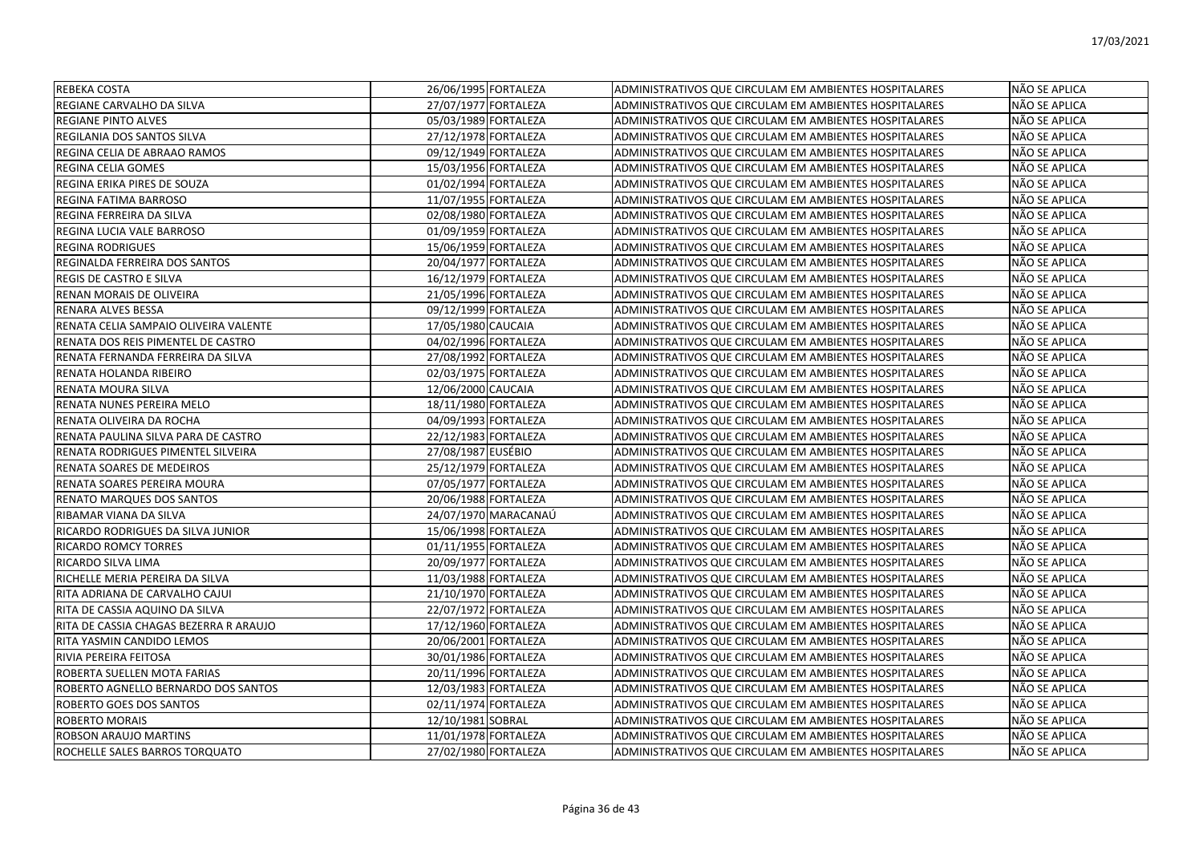| | | | | |
|---|---|---|---|---|
| REBEKA COSTA | 26/06/1995 | FORTALEZA | ADMINISTRATIVOS QUE CIRCULAM EM AMBIENTES HOSPITALARES | NÃO SE APLICA |
| REGIANE CARVALHO DA SILVA | 27/07/1977 | FORTALEZA | ADMINISTRATIVOS QUE CIRCULAM EM AMBIENTES HOSPITALARES | NÃO SE APLICA |
| REGIANE PINTO ALVES | 05/03/1989 | FORTALEZA | ADMINISTRATIVOS QUE CIRCULAM EM AMBIENTES HOSPITALARES | NÃO SE APLICA |
| REGILANIA DOS SANTOS SILVA | 27/12/1978 | FORTALEZA | ADMINISTRATIVOS QUE CIRCULAM EM AMBIENTES HOSPITALARES | NÃO SE APLICA |
| REGINA CELIA DE ABRAAO RAMOS | 09/12/1949 | FORTALEZA | ADMINISTRATIVOS QUE CIRCULAM EM AMBIENTES HOSPITALARES | NÃO SE APLICA |
| REGINA CELIA GOMES | 15/03/1956 | FORTALEZA | ADMINISTRATIVOS QUE CIRCULAM EM AMBIENTES HOSPITALARES | NÃO SE APLICA |
| REGINA ERIKA PIRES DE SOUZA | 01/02/1994 | FORTALEZA | ADMINISTRATIVOS QUE CIRCULAM EM AMBIENTES HOSPITALARES | NÃO SE APLICA |
| REGINA FATIMA BARROSO | 11/07/1955 | FORTALEZA | ADMINISTRATIVOS QUE CIRCULAM EM AMBIENTES HOSPITALARES | NÃO SE APLICA |
| REGINA FERREIRA DA SILVA | 02/08/1980 | FORTALEZA | ADMINISTRATIVOS QUE CIRCULAM EM AMBIENTES HOSPITALARES | NÃO SE APLICA |
| REGINA LUCIA VALE BARROSO | 01/09/1959 | FORTALEZA | ADMINISTRATIVOS QUE CIRCULAM EM AMBIENTES HOSPITALARES | NÃO SE APLICA |
| REGINA RODRIGUES | 15/06/1959 | FORTALEZA | ADMINISTRATIVOS QUE CIRCULAM EM AMBIENTES HOSPITALARES | NÃO SE APLICA |
| REGINALDA FERREIRA DOS SANTOS | 20/04/1977 | FORTALEZA | ADMINISTRATIVOS QUE CIRCULAM EM AMBIENTES HOSPITALARES | NÃO SE APLICA |
| REGIS DE CASTRO E SILVA | 16/12/1979 | FORTALEZA | ADMINISTRATIVOS QUE CIRCULAM EM AMBIENTES HOSPITALARES | NÃO SE APLICA |
| RENAN MORAIS DE OLIVEIRA | 21/05/1996 | FORTALEZA | ADMINISTRATIVOS QUE CIRCULAM EM AMBIENTES HOSPITALARES | NÃO SE APLICA |
| RENARA ALVES BESSA | 09/12/1999 | FORTALEZA | ADMINISTRATIVOS QUE CIRCULAM EM AMBIENTES HOSPITALARES | NÃO SE APLICA |
| RENATA CELIA SAMPAIO OLIVEIRA VALENTE | 17/05/1980 | CAUCAIA | ADMINISTRATIVOS QUE CIRCULAM EM AMBIENTES HOSPITALARES | NÃO SE APLICA |
| RENATA DOS REIS PIMENTEL DE CASTRO | 04/02/1996 | FORTALEZA | ADMINISTRATIVOS QUE CIRCULAM EM AMBIENTES HOSPITALARES | NÃO SE APLICA |
| RENATA FERNANDA FERREIRA DA SILVA | 27/08/1992 | FORTALEZA | ADMINISTRATIVOS QUE CIRCULAM EM AMBIENTES HOSPITALARES | NÃO SE APLICA |
| RENATA HOLANDA RIBEIRO | 02/03/1975 | FORTALEZA | ADMINISTRATIVOS QUE CIRCULAM EM AMBIENTES HOSPITALARES | NÃO SE APLICA |
| RENATA MOURA SILVA | 12/06/2000 | CAUCAIA | ADMINISTRATIVOS QUE CIRCULAM EM AMBIENTES HOSPITALARES | NÃO SE APLICA |
| RENATA NUNES PEREIRA MELO | 18/11/1980 | FORTALEZA | ADMINISTRATIVOS QUE CIRCULAM EM AMBIENTES HOSPITALARES | NÃO SE APLICA |
| RENATA OLIVEIRA DA ROCHA | 04/09/1993 | FORTALEZA | ADMINISTRATIVOS QUE CIRCULAM EM AMBIENTES HOSPITALARES | NÃO SE APLICA |
| RENATA PAULINA SILVA PARA DE CASTRO | 22/12/1983 | FORTALEZA | ADMINISTRATIVOS QUE CIRCULAM EM AMBIENTES HOSPITALARES | NÃO SE APLICA |
| RENATA RODRIGUES PIMENTEL SILVEIRA | 27/08/1987 | EUSÉBIO | ADMINISTRATIVOS QUE CIRCULAM EM AMBIENTES HOSPITALARES | NÃO SE APLICA |
| RENATA SOARES DE MEDEIROS | 25/12/1979 | FORTALEZA | ADMINISTRATIVOS QUE CIRCULAM EM AMBIENTES HOSPITALARES | NÃO SE APLICA |
| RENATA SOARES PEREIRA MOURA | 07/05/1977 | FORTALEZA | ADMINISTRATIVOS QUE CIRCULAM EM AMBIENTES HOSPITALARES | NÃO SE APLICA |
| RENATO MARQUES DOS SANTOS | 20/06/1988 | FORTALEZA | ADMINISTRATIVOS QUE CIRCULAM EM AMBIENTES HOSPITALARES | NÃO SE APLICA |
| RIBAMAR VIANA DA SILVA | 24/07/1970 | MARACANAÚ | ADMINISTRATIVOS QUE CIRCULAM EM AMBIENTES HOSPITALARES | NÃO SE APLICA |
| RICARDO RODRIGUES DA SILVA JUNIOR | 15/06/1998 | FORTALEZA | ADMINISTRATIVOS QUE CIRCULAM EM AMBIENTES HOSPITALARES | NÃO SE APLICA |
| RICARDO ROMCY TORRES | 01/11/1955 | FORTALEZA | ADMINISTRATIVOS QUE CIRCULAM EM AMBIENTES HOSPITALARES | NÃO SE APLICA |
| RICARDO SILVA LIMA | 20/09/1977 | FORTALEZA | ADMINISTRATIVOS QUE CIRCULAM EM AMBIENTES HOSPITALARES | NÃO SE APLICA |
| RICHELLE MERIA PEREIRA DA SILVA | 11/03/1988 | FORTALEZA | ADMINISTRATIVOS QUE CIRCULAM EM AMBIENTES HOSPITALARES | NÃO SE APLICA |
| RITA ADRIANA DE CARVALHO CAJUI | 21/10/1970 | FORTALEZA | ADMINISTRATIVOS QUE CIRCULAM EM AMBIENTES HOSPITALARES | NÃO SE APLICA |
| RITA DE CASSIA AQUINO DA SILVA | 22/07/1972 | FORTALEZA | ADMINISTRATIVOS QUE CIRCULAM EM AMBIENTES HOSPITALARES | NÃO SE APLICA |
| RITA DE CASSIA CHAGAS BEZERRA R ARAUJO | 17/12/1960 | FORTALEZA | ADMINISTRATIVOS QUE CIRCULAM EM AMBIENTES HOSPITALARES | NÃO SE APLICA |
| RITA YASMIN CANDIDO LEMOS | 20/06/2001 | FORTALEZA | ADMINISTRATIVOS QUE CIRCULAM EM AMBIENTES HOSPITALARES | NÃO SE APLICA |
| RIVIA PEREIRA FEITOSA | 30/01/1986 | FORTALEZA | ADMINISTRATIVOS QUE CIRCULAM EM AMBIENTES HOSPITALARES | NÃO SE APLICA |
| ROBERTA SUELLEN MOTA FARIAS | 20/11/1996 | FORTALEZA | ADMINISTRATIVOS QUE CIRCULAM EM AMBIENTES HOSPITALARES | NÃO SE APLICA |
| ROBERTO AGNELLO BERNARDO DOS SANTOS | 12/03/1983 | FORTALEZA | ADMINISTRATIVOS QUE CIRCULAM EM AMBIENTES HOSPITALARES | NÃO SE APLICA |
| ROBERTO GOES DOS SANTOS | 02/11/1974 | FORTALEZA | ADMINISTRATIVOS QUE CIRCULAM EM AMBIENTES HOSPITALARES | NÃO SE APLICA |
| ROBERTO MORAIS | 12/10/1981 | SOBRAL | ADMINISTRATIVOS QUE CIRCULAM EM AMBIENTES HOSPITALARES | NÃO SE APLICA |
| ROBSON ARAUJO MARTINS | 11/01/1978 | FORTALEZA | ADMINISTRATIVOS QUE CIRCULAM EM AMBIENTES HOSPITALARES | NÃO SE APLICA |
| ROCHELLE SALES BARROS TORQUATO | 27/02/1980 | FORTALEZA | ADMINISTRATIVOS QUE CIRCULAM EM AMBIENTES HOSPITALARES | NÃO SE APLICA |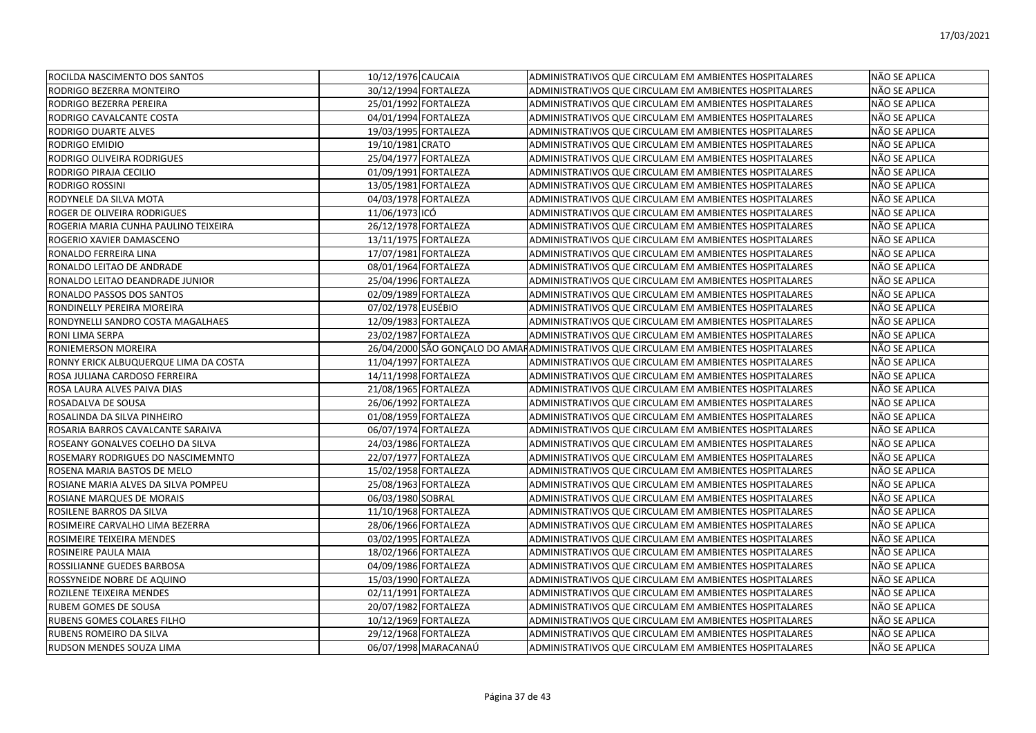| | | | | |
|---|---|---|---|---|
| ROCILDA NASCIMENTO DOS SANTOS | 10/12/1976 | CAUCAIA | ADMINISTRATIVOS QUE CIRCULAM EM AMBIENTES HOSPITALARES | NÃO SE APLICA |
| RODRIGO BEZERRA MONTEIRO | 30/12/1994 | FORTALEZA | ADMINISTRATIVOS QUE CIRCULAM EM AMBIENTES HOSPITALARES | NÃO SE APLICA |
| RODRIGO BEZERRA PEREIRA | 25/01/1992 | FORTALEZA | ADMINISTRATIVOS QUE CIRCULAM EM AMBIENTES HOSPITALARES | NÃO SE APLICA |
| RODRIGO CAVALCANTE COSTA | 04/01/1994 | FORTALEZA | ADMINISTRATIVOS QUE CIRCULAM EM AMBIENTES HOSPITALARES | NÃO SE APLICA |
| RODRIGO DUARTE ALVES | 19/03/1995 | FORTALEZA | ADMINISTRATIVOS QUE CIRCULAM EM AMBIENTES HOSPITALARES | NÃO SE APLICA |
| RODRIGO EMIDIO | 19/10/1981 | CRATO | ADMINISTRATIVOS QUE CIRCULAM EM AMBIENTES HOSPITALARES | NÃO SE APLICA |
| RODRIGO OLIVEIRA RODRIGUES | 25/04/1977 | FORTALEZA | ADMINISTRATIVOS QUE CIRCULAM EM AMBIENTES HOSPITALARES | NÃO SE APLICA |
| RODRIGO PIRAJA CECILIO | 01/09/1991 | FORTALEZA | ADMINISTRATIVOS QUE CIRCULAM EM AMBIENTES HOSPITALARES | NÃO SE APLICA |
| RODRIGO ROSSINI | 13/05/1981 | FORTALEZA | ADMINISTRATIVOS QUE CIRCULAM EM AMBIENTES HOSPITALARES | NÃO SE APLICA |
| RODYNELE DA SILVA MOTA | 04/03/1978 | FORTALEZA | ADMINISTRATIVOS QUE CIRCULAM EM AMBIENTES HOSPITALARES | NÃO SE APLICA |
| ROGER DE OLIVEIRA RODRIGUES | 11/06/1973 | ICÓ | ADMINISTRATIVOS QUE CIRCULAM EM AMBIENTES HOSPITALARES | NÃO SE APLICA |
| ROGERIA MARIA CUNHA PAULINO TEIXEIRA | 26/12/1978 | FORTALEZA | ADMINISTRATIVOS QUE CIRCULAM EM AMBIENTES HOSPITALARES | NÃO SE APLICA |
| ROGERIO XAVIER DAMASCENO | 13/11/1975 | FORTALEZA | ADMINISTRATIVOS QUE CIRCULAM EM AMBIENTES HOSPITALARES | NÃO SE APLICA |
| RONALDO FERREIRA LINA | 17/07/1981 | FORTALEZA | ADMINISTRATIVOS QUE CIRCULAM EM AMBIENTES HOSPITALARES | NÃO SE APLICA |
| RONALDO LEITAO DE ANDRADE | 08/01/1964 | FORTALEZA | ADMINISTRATIVOS QUE CIRCULAM EM AMBIENTES HOSPITALARES | NÃO SE APLICA |
| RONALDO LEITAO DEANDRADE JUNIOR | 25/04/1996 | FORTALEZA | ADMINISTRATIVOS QUE CIRCULAM EM AMBIENTES HOSPITALARES | NÃO SE APLICA |
| RONALDO PASSOS DOS SANTOS | 02/09/1989 | FORTALEZA | ADMINISTRATIVOS QUE CIRCULAM EM AMBIENTES HOSPITALARES | NÃO SE APLICA |
| RONDINELLY PEREIRA MOREIRA | 07/02/1978 | EUSÉBIO | ADMINISTRATIVOS QUE CIRCULAM EM AMBIENTES HOSPITALARES | NÃO SE APLICA |
| RONDYNELLI SANDRO COSTA MAGALHAES | 12/09/1983 | FORTALEZA | ADMINISTRATIVOS QUE CIRCULAM EM AMBIENTES HOSPITALARES | NÃO SE APLICA |
| RONI LIMA SERPA | 23/02/1987 | FORTALEZA | ADMINISTRATIVOS QUE CIRCULAM EM AMBIENTES HOSPITALARES | NÃO SE APLICA |
| RONIEMERSON MOREIRA | 26/04/2000 | SÃO GONÇALO DO AMAR | ADMINISTRATIVOS QUE CIRCULAM EM AMBIENTES HOSPITALARES | NÃO SE APLICA |
| RONNY ERICK ALBUQUERQUE LIMA DA COSTA | 11/04/1997 | FORTALEZA | ADMINISTRATIVOS QUE CIRCULAM EM AMBIENTES HOSPITALARES | NÃO SE APLICA |
| ROSA JULIANA CARDOSO FERREIRA | 14/11/1998 | FORTALEZA | ADMINISTRATIVOS QUE CIRCULAM EM AMBIENTES HOSPITALARES | NÃO SE APLICA |
| ROSA LAURA ALVES PAIVA DIAS | 21/08/1965 | FORTALEZA | ADMINISTRATIVOS QUE CIRCULAM EM AMBIENTES HOSPITALARES | NÃO SE APLICA |
| ROSADALVA DE SOUSA | 26/06/1992 | FORTALEZA | ADMINISTRATIVOS QUE CIRCULAM EM AMBIENTES HOSPITALARES | NÃO SE APLICA |
| ROSALINDA DA SILVA PINHEIRO | 01/08/1959 | FORTALEZA | ADMINISTRATIVOS QUE CIRCULAM EM AMBIENTES HOSPITALARES | NÃO SE APLICA |
| ROSARIA BARROS CAVALCANTE SARAIVA | 06/07/1974 | FORTALEZA | ADMINISTRATIVOS QUE CIRCULAM EM AMBIENTES HOSPITALARES | NÃO SE APLICA |
| ROSEANY GONALVES COELHO DA SILVA | 24/03/1986 | FORTALEZA | ADMINISTRATIVOS QUE CIRCULAM EM AMBIENTES HOSPITALARES | NÃO SE APLICA |
| ROSEMARY RODRIGUES DO NASCIMEMNTO | 22/07/1977 | FORTALEZA | ADMINISTRATIVOS QUE CIRCULAM EM AMBIENTES HOSPITALARES | NÃO SE APLICA |
| ROSENA MARIA BASTOS DE MELO | 15/02/1958 | FORTALEZA | ADMINISTRATIVOS QUE CIRCULAM EM AMBIENTES HOSPITALARES | NÃO SE APLICA |
| ROSIANE MARIA ALVES DA SILVA POMPEU | 25/08/1963 | FORTALEZA | ADMINISTRATIVOS QUE CIRCULAM EM AMBIENTES HOSPITALARES | NÃO SE APLICA |
| ROSIANE MARQUES DE MORAIS | 06/03/1980 | SOBRAL | ADMINISTRATIVOS QUE CIRCULAM EM AMBIENTES HOSPITALARES | NÃO SE APLICA |
| ROSILENE BARROS DA SILVA | 11/10/1968 | FORTALEZA | ADMINISTRATIVOS QUE CIRCULAM EM AMBIENTES HOSPITALARES | NÃO SE APLICA |
| ROSIMEIRE CARVALHO LIMA BEZERRA | 28/06/1966 | FORTALEZA | ADMINISTRATIVOS QUE CIRCULAM EM AMBIENTES HOSPITALARES | NÃO SE APLICA |
| ROSIMEIRE TEIXEIRA MENDES | 03/02/1995 | FORTALEZA | ADMINISTRATIVOS QUE CIRCULAM EM AMBIENTES HOSPITALARES | NÃO SE APLICA |
| ROSINEIRE PAULA MAIA | 18/02/1966 | FORTALEZA | ADMINISTRATIVOS QUE CIRCULAM EM AMBIENTES HOSPITALARES | NÃO SE APLICA |
| ROSSILIANNE GUEDES BARBOSA | 04/09/1986 | FORTALEZA | ADMINISTRATIVOS QUE CIRCULAM EM AMBIENTES HOSPITALARES | NÃO SE APLICA |
| ROSSYNEIDE NOBRE DE AQUINO | 15/03/1990 | FORTALEZA | ADMINISTRATIVOS QUE CIRCULAM EM AMBIENTES HOSPITALARES | NÃO SE APLICA |
| ROZILENE TEIXEIRA MENDES | 02/11/1991 | FORTALEZA | ADMINISTRATIVOS QUE CIRCULAM EM AMBIENTES HOSPITALARES | NÃO SE APLICA |
| RUBEM GOMES DE SOUSA | 20/07/1982 | FORTALEZA | ADMINISTRATIVOS QUE CIRCULAM EM AMBIENTES HOSPITALARES | NÃO SE APLICA |
| RUBENS GOMES COLARES FILHO | 10/12/1969 | FORTALEZA | ADMINISTRATIVOS QUE CIRCULAM EM AMBIENTES HOSPITALARES | NÃO SE APLICA |
| RUBENS ROMEIRO DA SILVA | 29/12/1968 | FORTALEZA | ADMINISTRATIVOS QUE CIRCULAM EM AMBIENTES HOSPITALARES | NÃO SE APLICA |
| RUDSON MENDES SOUZA LIMA | 06/07/1998 | MARACANAÚ | ADMINISTRATIVOS QUE CIRCULAM EM AMBIENTES HOSPITALARES | NÃO SE APLICA |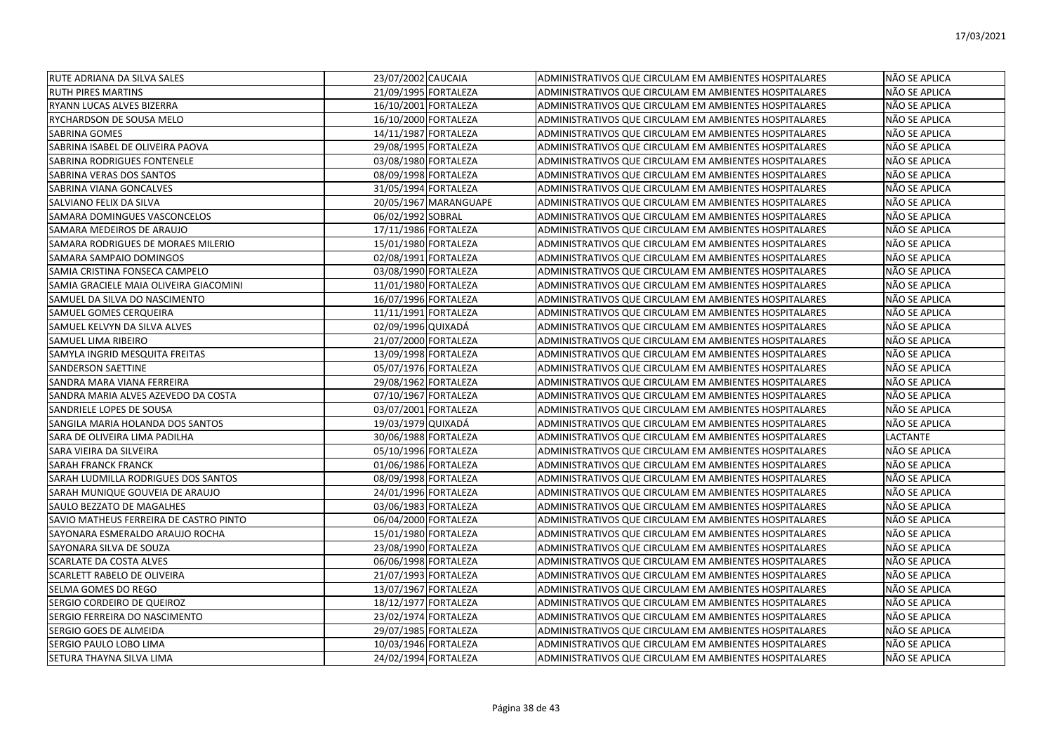| | | | | |
|---|---|---|---|---|
| RUTE ADRIANA DA SILVA SALES | 23/07/2002 | CAUCAIA | ADMINISTRATIVOS QUE CIRCULAM EM AMBIENTES HOSPITALARES | NÃO SE APLICA |
| RUTH PIRES MARTINS | 21/09/1995 | FORTALEZA | ADMINISTRATIVOS QUE CIRCULAM EM AMBIENTES HOSPITALARES | NÃO SE APLICA |
| RYANN LUCAS ALVES BIZERRA | 16/10/2001 | FORTALEZA | ADMINISTRATIVOS QUE CIRCULAM EM AMBIENTES HOSPITALARES | NÃO SE APLICA |
| RYCHARDSON DE SOUSA MELO | 16/10/2000 | FORTALEZA | ADMINISTRATIVOS QUE CIRCULAM EM AMBIENTES HOSPITALARES | NÃO SE APLICA |
| SABRINA GOMES | 14/11/1987 | FORTALEZA | ADMINISTRATIVOS QUE CIRCULAM EM AMBIENTES HOSPITALARES | NÃO SE APLICA |
| SABRINA ISABEL DE OLIVEIRA PAOVA | 29/08/1995 | FORTALEZA | ADMINISTRATIVOS QUE CIRCULAM EM AMBIENTES HOSPITALARES | NÃO SE APLICA |
| SABRINA RODRIGUES FONTENELE | 03/08/1980 | FORTALEZA | ADMINISTRATIVOS QUE CIRCULAM EM AMBIENTES HOSPITALARES | NÃO SE APLICA |
| SABRINA VERAS DOS SANTOS | 08/09/1998 | FORTALEZA | ADMINISTRATIVOS QUE CIRCULAM EM AMBIENTES HOSPITALARES | NÃO SE APLICA |
| SABRINA VIANA GONCALVES | 31/05/1994 | FORTALEZA | ADMINISTRATIVOS QUE CIRCULAM EM AMBIENTES HOSPITALARES | NÃO SE APLICA |
| SALVIANO FELIX DA SILVA | 20/05/1967 | MARANGUAPE | ADMINISTRATIVOS QUE CIRCULAM EM AMBIENTES HOSPITALARES | NÃO SE APLICA |
| SAMARA DOMINGUES VASCONCELOS | 06/02/1992 | SOBRAL | ADMINISTRATIVOS QUE CIRCULAM EM AMBIENTES HOSPITALARES | NÃO SE APLICA |
| SAMARA MEDEIROS DE ARAUJO | 17/11/1986 | FORTALEZA | ADMINISTRATIVOS QUE CIRCULAM EM AMBIENTES HOSPITALARES | NÃO SE APLICA |
| SAMARA RODRIGUES DE MORAES MILERIO | 15/01/1980 | FORTALEZA | ADMINISTRATIVOS QUE CIRCULAM EM AMBIENTES HOSPITALARES | NÃO SE APLICA |
| SAMARA SAMPAIO DOMINGOS | 02/08/1991 | FORTALEZA | ADMINISTRATIVOS QUE CIRCULAM EM AMBIENTES HOSPITALARES | NÃO SE APLICA |
| SAMIA CRISTINA FONSECA CAMPELO | 03/08/1990 | FORTALEZA | ADMINISTRATIVOS QUE CIRCULAM EM AMBIENTES HOSPITALARES | NÃO SE APLICA |
| SAMIA GRACIELE MAIA OLIVEIRA GIACOMINI | 11/01/1980 | FORTALEZA | ADMINISTRATIVOS QUE CIRCULAM EM AMBIENTES HOSPITALARES | NÃO SE APLICA |
| SAMUEL DA SILVA DO NASCIMENTO | 16/07/1996 | FORTALEZA | ADMINISTRATIVOS QUE CIRCULAM EM AMBIENTES HOSPITALARES | NÃO SE APLICA |
| SAMUEL GOMES CERQUEIRA | 11/11/1991 | FORTALEZA | ADMINISTRATIVOS QUE CIRCULAM EM AMBIENTES HOSPITALARES | NÃO SE APLICA |
| SAMUEL KELVYN DA SILVA ALVES | 02/09/1996 | QUIXADÁ | ADMINISTRATIVOS QUE CIRCULAM EM AMBIENTES HOSPITALARES | NÃO SE APLICA |
| SAMUEL LIMA RIBEIRO | 21/07/2000 | FORTALEZA | ADMINISTRATIVOS QUE CIRCULAM EM AMBIENTES HOSPITALARES | NÃO SE APLICA |
| SAMYLA INGRID MESQUITA FREITAS | 13/09/1998 | FORTALEZA | ADMINISTRATIVOS QUE CIRCULAM EM AMBIENTES HOSPITALARES | NÃO SE APLICA |
| SANDERSON SAETTINE | 05/07/1976 | FORTALEZA | ADMINISTRATIVOS QUE CIRCULAM EM AMBIENTES HOSPITALARES | NÃO SE APLICA |
| SANDRA MARA VIANA FERREIRA | 29/08/1962 | FORTALEZA | ADMINISTRATIVOS QUE CIRCULAM EM AMBIENTES HOSPITALARES | NÃO SE APLICA |
| SANDRA MARIA ALVES AZEVEDO DA COSTA | 07/10/1967 | FORTALEZA | ADMINISTRATIVOS QUE CIRCULAM EM AMBIENTES HOSPITALARES | NÃO SE APLICA |
| SANDRIELE LOPES DE SOUSA | 03/07/2001 | FORTALEZA | ADMINISTRATIVOS QUE CIRCULAM EM AMBIENTES HOSPITALARES | NÃO SE APLICA |
| SANGILA MARIA HOLANDA DOS SANTOS | 19/03/1979 | QUIXADÁ | ADMINISTRATIVOS QUE CIRCULAM EM AMBIENTES HOSPITALARES | NÃO SE APLICA |
| SARA DE OLIVEIRA LIMA PADILHA | 30/06/1988 | FORTALEZA | ADMINISTRATIVOS QUE CIRCULAM EM AMBIENTES HOSPITALARES | LACTANTE |
| SARA VIEIRA DA SILVEIRA | 05/10/1996 | FORTALEZA | ADMINISTRATIVOS QUE CIRCULAM EM AMBIENTES HOSPITALARES | NÃO SE APLICA |
| SARAH FRANCK FRANCK | 01/06/1986 | FORTALEZA | ADMINISTRATIVOS QUE CIRCULAM EM AMBIENTES HOSPITALARES | NÃO SE APLICA |
| SARAH LUDMILLA RODRIGUES DOS SANTOS | 08/09/1998 | FORTALEZA | ADMINISTRATIVOS QUE CIRCULAM EM AMBIENTES HOSPITALARES | NÃO SE APLICA |
| SARAH MUNIQUE GOUVEIA DE ARAUJO | 24/01/1996 | FORTALEZA | ADMINISTRATIVOS QUE CIRCULAM EM AMBIENTES HOSPITALARES | NÃO SE APLICA |
| SAULO BEZZATO DE MAGALHES | 03/06/1983 | FORTALEZA | ADMINISTRATIVOS QUE CIRCULAM EM AMBIENTES HOSPITALARES | NÃO SE APLICA |
| SAVIO MATHEUS FERREIRA DE CASTRO PINTO | 06/04/2000 | FORTALEZA | ADMINISTRATIVOS QUE CIRCULAM EM AMBIENTES HOSPITALARES | NÃO SE APLICA |
| SAYONARA ESMERALDO ARAUJO ROCHA | 15/01/1980 | FORTALEZA | ADMINISTRATIVOS QUE CIRCULAM EM AMBIENTES HOSPITALARES | NÃO SE APLICA |
| SAYONARA SILVA DE SOUZA | 23/08/1990 | FORTALEZA | ADMINISTRATIVOS QUE CIRCULAM EM AMBIENTES HOSPITALARES | NÃO SE APLICA |
| SCARLATE DA COSTA ALVES | 06/06/1998 | FORTALEZA | ADMINISTRATIVOS QUE CIRCULAM EM AMBIENTES HOSPITALARES | NÃO SE APLICA |
| SCARLETT RABELO DE OLIVEIRA | 21/07/1993 | FORTALEZA | ADMINISTRATIVOS QUE CIRCULAM EM AMBIENTES HOSPITALARES | NÃO SE APLICA |
| SELMA GOMES DO REGO | 13/07/1967 | FORTALEZA | ADMINISTRATIVOS QUE CIRCULAM EM AMBIENTES HOSPITALARES | NÃO SE APLICA |
| SERGIO CORDEIRO DE QUEIROZ | 18/12/1977 | FORTALEZA | ADMINISTRATIVOS QUE CIRCULAM EM AMBIENTES HOSPITALARES | NÃO SE APLICA |
| SERGIO FERREIRA DO NASCIMENTO | 23/02/1974 | FORTALEZA | ADMINISTRATIVOS QUE CIRCULAM EM AMBIENTES HOSPITALARES | NÃO SE APLICA |
| SERGIO GOES DE ALMEIDA | 29/07/1985 | FORTALEZA | ADMINISTRATIVOS QUE CIRCULAM EM AMBIENTES HOSPITALARES | NÃO SE APLICA |
| SERGIO PAULO LOBO LIMA | 10/03/1946 | FORTALEZA | ADMINISTRATIVOS QUE CIRCULAM EM AMBIENTES HOSPITALARES | NÃO SE APLICA |
| SETURA THAYNA SILVA LIMA | 24/02/1994 | FORTALEZA | ADMINISTRATIVOS QUE CIRCULAM EM AMBIENTES HOSPITALARES | NÃO SE APLICA |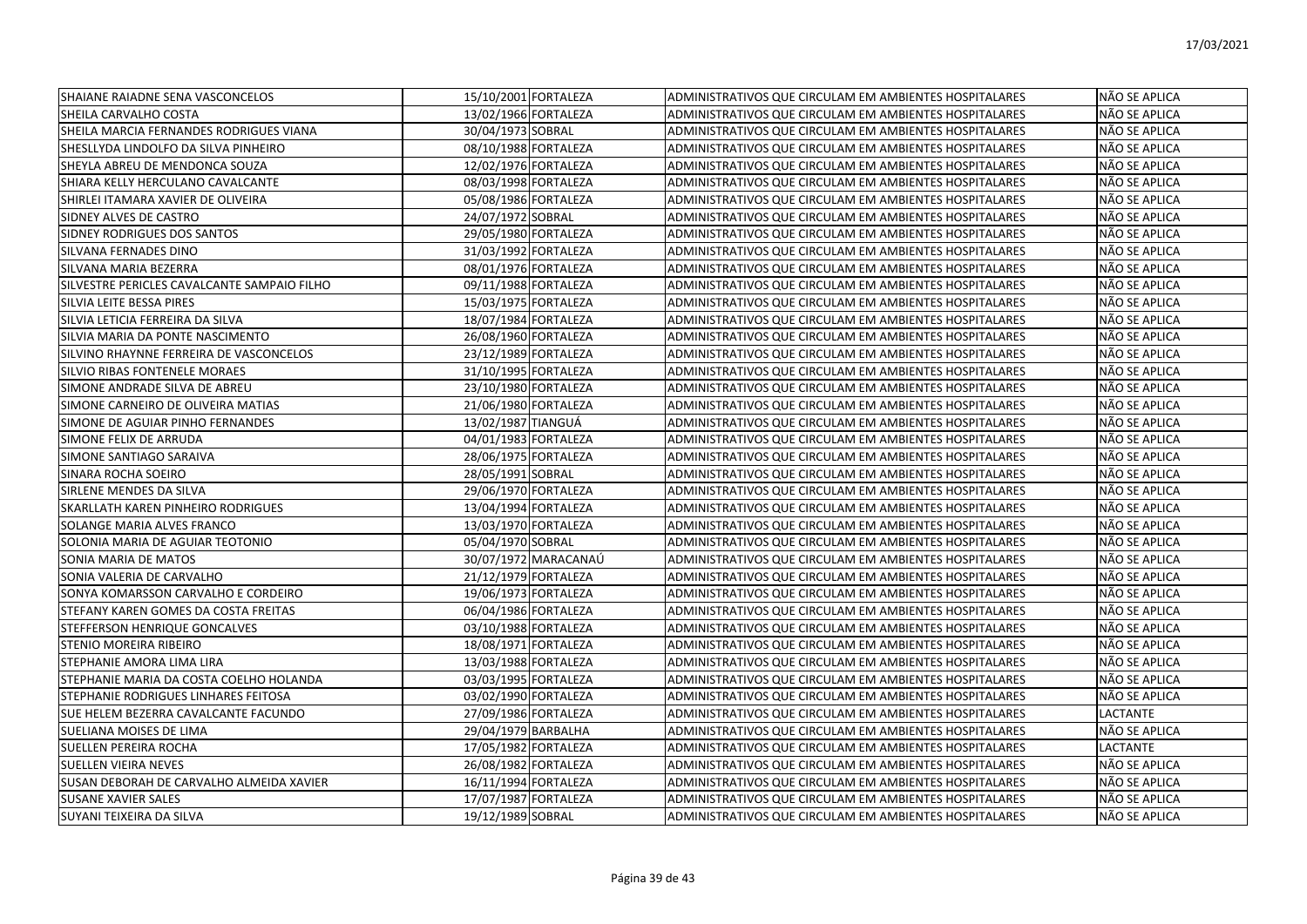| | | | | |
|---|---|---|---|---|
| SHAIANE RAIADNE SENA VASCONCELOS | 15/10/2001 | FORTALEZA | ADMINISTRATIVOS QUE CIRCULAM EM AMBIENTES HOSPITALARES | NÃO SE APLICA |
| SHEILA CARVALHO COSTA | 13/02/1966 | FORTALEZA | ADMINISTRATIVOS QUE CIRCULAM EM AMBIENTES HOSPITALARES | NÃO SE APLICA |
| SHEILA MARCIA FERNANDES RODRIGUES VIANA | 30/04/1973 | SOBRAL | ADMINISTRATIVOS QUE CIRCULAM EM AMBIENTES HOSPITALARES | NÃO SE APLICA |
| SHESLLYDA LINDOLFO DA SILVA PINHEIRO | 08/10/1988 | FORTALEZA | ADMINISTRATIVOS QUE CIRCULAM EM AMBIENTES HOSPITALARES | NÃO SE APLICA |
| SHEYLA ABREU DE MENDONCA SOUZA | 12/02/1976 | FORTALEZA | ADMINISTRATIVOS QUE CIRCULAM EM AMBIENTES HOSPITALARES | NÃO SE APLICA |
| SHIARA KELLY HERCULANO CAVALCANTE | 08/03/1998 | FORTALEZA | ADMINISTRATIVOS QUE CIRCULAM EM AMBIENTES HOSPITALARES | NÃO SE APLICA |
| SHIRLEI ITAMARA XAVIER DE OLIVEIRA | 05/08/1986 | FORTALEZA | ADMINISTRATIVOS QUE CIRCULAM EM AMBIENTES HOSPITALARES | NÃO SE APLICA |
| SIDNEY ALVES DE CASTRO | 24/07/1972 | SOBRAL | ADMINISTRATIVOS QUE CIRCULAM EM AMBIENTES HOSPITALARES | NÃO SE APLICA |
| SIDNEY RODRIGUES DOS SANTOS | 29/05/1980 | FORTALEZA | ADMINISTRATIVOS QUE CIRCULAM EM AMBIENTES HOSPITALARES | NÃO SE APLICA |
| SILVANA FERNADES DINO | 31/03/1992 | FORTALEZA | ADMINISTRATIVOS QUE CIRCULAM EM AMBIENTES HOSPITALARES | NÃO SE APLICA |
| SILVANA MARIA BEZERRA | 08/01/1976 | FORTALEZA | ADMINISTRATIVOS QUE CIRCULAM EM AMBIENTES HOSPITALARES | NÃO SE APLICA |
| SILVESTRE PERICLES CAVALCANTE SAMPAIO FILHO | 09/11/1988 | FORTALEZA | ADMINISTRATIVOS QUE CIRCULAM EM AMBIENTES HOSPITALARES | NÃO SE APLICA |
| SILVIA LEITE BESSA PIRES | 15/03/1975 | FORTALEZA | ADMINISTRATIVOS QUE CIRCULAM EM AMBIENTES HOSPITALARES | NÃO SE APLICA |
| SILVIA LETICIA FERREIRA DA SILVA | 18/07/1984 | FORTALEZA | ADMINISTRATIVOS QUE CIRCULAM EM AMBIENTES HOSPITALARES | NÃO SE APLICA |
| SILVIA MARIA DA PONTE NASCIMENTO | 26/08/1960 | FORTALEZA | ADMINISTRATIVOS QUE CIRCULAM EM AMBIENTES HOSPITALARES | NÃO SE APLICA |
| SILVINO RHAYNNE FERREIRA DE VASCONCELOS | 23/12/1989 | FORTALEZA | ADMINISTRATIVOS QUE CIRCULAM EM AMBIENTES HOSPITALARES | NÃO SE APLICA |
| SILVIO RIBAS FONTENELE MORAES | 31/10/1995 | FORTALEZA | ADMINISTRATIVOS QUE CIRCULAM EM AMBIENTES HOSPITALARES | NÃO SE APLICA |
| SIMONE ANDRADE SILVA DE ABREU | 23/10/1980 | FORTALEZA | ADMINISTRATIVOS QUE CIRCULAM EM AMBIENTES HOSPITALARES | NÃO SE APLICA |
| SIMONE CARNEIRO DE OLIVEIRA MATIAS | 21/06/1980 | FORTALEZA | ADMINISTRATIVOS QUE CIRCULAM EM AMBIENTES HOSPITALARES | NÃO SE APLICA |
| SIMONE DE AGUIAR PINHO FERNANDES | 13/02/1987 | TIANGUÁ | ADMINISTRATIVOS QUE CIRCULAM EM AMBIENTES HOSPITALARES | NÃO SE APLICA |
| SIMONE FELIX DE ARRUDA | 04/01/1983 | FORTALEZA | ADMINISTRATIVOS QUE CIRCULAM EM AMBIENTES HOSPITALARES | NÃO SE APLICA |
| SIMONE SANTIAGO SARAIVA | 28/06/1975 | FORTALEZA | ADMINISTRATIVOS QUE CIRCULAM EM AMBIENTES HOSPITALARES | NÃO SE APLICA |
| SINARA ROCHA SOEIRO | 28/05/1991 | SOBRAL | ADMINISTRATIVOS QUE CIRCULAM EM AMBIENTES HOSPITALARES | NÃO SE APLICA |
| SIRLENE MENDES DA SILVA | 29/06/1970 | FORTALEZA | ADMINISTRATIVOS QUE CIRCULAM EM AMBIENTES HOSPITALARES | NÃO SE APLICA |
| SKARLLATH KAREN PINHEIRO RODRIGUES | 13/04/1994 | FORTALEZA | ADMINISTRATIVOS QUE CIRCULAM EM AMBIENTES HOSPITALARES | NÃO SE APLICA |
| SOLANGE MARIA ALVES FRANCO | 13/03/1970 | FORTALEZA | ADMINISTRATIVOS QUE CIRCULAM EM AMBIENTES HOSPITALARES | NÃO SE APLICA |
| SOLONIA MARIA DE AGUIAR TEOTONIO | 05/04/1970 | SOBRAL | ADMINISTRATIVOS QUE CIRCULAM EM AMBIENTES HOSPITALARES | NÃO SE APLICA |
| SONIA MARIA DE MATOS | 30/07/1972 | MARACANAÚ | ADMINISTRATIVOS QUE CIRCULAM EM AMBIENTES HOSPITALARES | NÃO SE APLICA |
| SONIA VALERIA DE CARVALHO | 21/12/1979 | FORTALEZA | ADMINISTRATIVOS QUE CIRCULAM EM AMBIENTES HOSPITALARES | NÃO SE APLICA |
| SONYA KOMARSSON CARVALHO E CORDEIRO | 19/06/1973 | FORTALEZA | ADMINISTRATIVOS QUE CIRCULAM EM AMBIENTES HOSPITALARES | NÃO SE APLICA |
| STEFANY KAREN GOMES DA COSTA FREITAS | 06/04/1986 | FORTALEZA | ADMINISTRATIVOS QUE CIRCULAM EM AMBIENTES HOSPITALARES | NÃO SE APLICA |
| STEFFERSON HENRIQUE GONCALVES | 03/10/1988 | FORTALEZA | ADMINISTRATIVOS QUE CIRCULAM EM AMBIENTES HOSPITALARES | NÃO SE APLICA |
| STENIO MOREIRA RIBEIRO | 18/08/1971 | FORTALEZA | ADMINISTRATIVOS QUE CIRCULAM EM AMBIENTES HOSPITALARES | NÃO SE APLICA |
| STEPHANIE AMORA LIMA LIRA | 13/03/1988 | FORTALEZA | ADMINISTRATIVOS QUE CIRCULAM EM AMBIENTES HOSPITALARES | NÃO SE APLICA |
| STEPHANIE MARIA DA COSTA COELHO HOLANDA | 03/03/1995 | FORTALEZA | ADMINISTRATIVOS QUE CIRCULAM EM AMBIENTES HOSPITALARES | NÃO SE APLICA |
| STEPHANIE RODRIGUES LINHARES FEITOSA | 03/02/1990 | FORTALEZA | ADMINISTRATIVOS QUE CIRCULAM EM AMBIENTES HOSPITALARES | NÃO SE APLICA |
| SUE HELEM BEZERRA CAVALCANTE FACUNDO | 27/09/1986 | FORTALEZA | ADMINISTRATIVOS QUE CIRCULAM EM AMBIENTES HOSPITALARES | LACTANTE |
| SUELIANA MOISES DE LIMA | 29/04/1979 | BARBALHA | ADMINISTRATIVOS QUE CIRCULAM EM AMBIENTES HOSPITALARES | NÃO SE APLICA |
| SUELLEN PEREIRA ROCHA | 17/05/1982 | FORTALEZA | ADMINISTRATIVOS QUE CIRCULAM EM AMBIENTES HOSPITALARES | LACTANTE |
| SUELLEN VIEIRA NEVES | 26/08/1982 | FORTALEZA | ADMINISTRATIVOS QUE CIRCULAM EM AMBIENTES HOSPITALARES | NÃO SE APLICA |
| SUSAN DEBORAH DE CARVALHO ALMEIDA XAVIER | 16/11/1994 | FORTALEZA | ADMINISTRATIVOS QUE CIRCULAM EM AMBIENTES HOSPITALARES | NÃO SE APLICA |
| SUSANE XAVIER SALES | 17/07/1987 | FORTALEZA | ADMINISTRATIVOS QUE CIRCULAM EM AMBIENTES HOSPITALARES | NÃO SE APLICA |
| SUYANI TEIXEIRA DA SILVA | 19/12/1989 | SOBRAL | ADMINISTRATIVOS QUE CIRCULAM EM AMBIENTES HOSPITALARES | NÃO SE APLICA |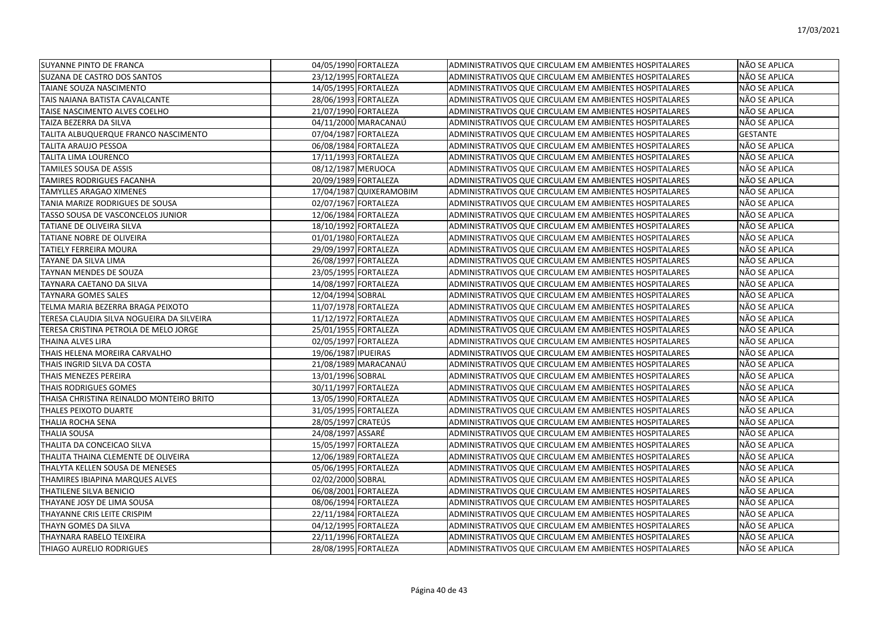| | | | | |
|---|---|---|---|---|
| SUYANNE PINTO DE FRANCA | 04/05/1990 | FORTALEZA | ADMINISTRATIVOS QUE CIRCULAM EM AMBIENTES HOSPITALARES | NÃO SE APLICA |
| SUZANA DE CASTRO DOS SANTOS | 23/12/1995 | FORTALEZA | ADMINISTRATIVOS QUE CIRCULAM EM AMBIENTES HOSPITALARES | NÃO SE APLICA |
| TAIANE SOUZA NASCIMENTO | 14/05/1995 | FORTALEZA | ADMINISTRATIVOS QUE CIRCULAM EM AMBIENTES HOSPITALARES | NÃO SE APLICA |
| TAIS NAIANA BATISTA CAVALCANTE | 28/06/1993 | FORTALEZA | ADMINISTRATIVOS QUE CIRCULAM EM AMBIENTES HOSPITALARES | NÃO SE APLICA |
| TAISE NASCIMENTO ALVES COELHO | 21/07/1990 | FORTALEZA | ADMINISTRATIVOS QUE CIRCULAM EM AMBIENTES HOSPITALARES | NÃO SE APLICA |
| TAIZA BEZERRA DA SILVA | 04/11/2000 | MARACANAÚ | ADMINISTRATIVOS QUE CIRCULAM EM AMBIENTES HOSPITALARES | NÃO SE APLICA |
| TALITA ALBUQUERQUE FRANCO NASCIMENTO | 07/04/1987 | FORTALEZA | ADMINISTRATIVOS QUE CIRCULAM EM AMBIENTES HOSPITALARES | GESTANTE |
| TALITA ARAUJO PESSOA | 06/08/1984 | FORTALEZA | ADMINISTRATIVOS QUE CIRCULAM EM AMBIENTES HOSPITALARES | NÃO SE APLICA |
| TALITA LIMA LOURENCO | 17/11/1993 | FORTALEZA | ADMINISTRATIVOS QUE CIRCULAM EM AMBIENTES HOSPITALARES | NÃO SE APLICA |
| TAMILES SOUSA DE ASSIS | 08/12/1987 | MERUOCA | ADMINISTRATIVOS QUE CIRCULAM EM AMBIENTES HOSPITALARES | NÃO SE APLICA |
| TAMIRES RODRIGUES FACANHA | 20/09/1989 | FORTALEZA | ADMINISTRATIVOS QUE CIRCULAM EM AMBIENTES HOSPITALARES | NÃO SE APLICA |
| TAMYLLES ARAGAO XIMENES | 17/04/1987 | QUIXERAMOBIM | ADMINISTRATIVOS QUE CIRCULAM EM AMBIENTES HOSPITALARES | NÃO SE APLICA |
| TANIA MARIZE RODRIGUES DE SOUSA | 02/07/1967 | FORTALEZA | ADMINISTRATIVOS QUE CIRCULAM EM AMBIENTES HOSPITALARES | NÃO SE APLICA |
| TASSO SOUSA DE VASCONCELOS JUNIOR | 12/06/1984 | FORTALEZA | ADMINISTRATIVOS QUE CIRCULAM EM AMBIENTES HOSPITALARES | NÃO SE APLICA |
| TATIANE DE OLIVEIRA SILVA | 18/10/1992 | FORTALEZA | ADMINISTRATIVOS QUE CIRCULAM EM AMBIENTES HOSPITALARES | NÃO SE APLICA |
| TATIANE NOBRE DE OLIVEIRA | 01/01/1980 | FORTALEZA | ADMINISTRATIVOS QUE CIRCULAM EM AMBIENTES HOSPITALARES | NÃO SE APLICA |
| TATIELY FERREIRA MOURA | 29/09/1997 | FORTALEZA | ADMINISTRATIVOS QUE CIRCULAM EM AMBIENTES HOSPITALARES | NÃO SE APLICA |
| TAYANE DA SILVA LIMA | 26/08/1997 | FORTALEZA | ADMINISTRATIVOS QUE CIRCULAM EM AMBIENTES HOSPITALARES | NÃO SE APLICA |
| TAYNAN MENDES DE SOUZA | 23/05/1995 | FORTALEZA | ADMINISTRATIVOS QUE CIRCULAM EM AMBIENTES HOSPITALARES | NÃO SE APLICA |
| TAYNARA CAETANO DA SILVA | 14/08/1997 | FORTALEZA | ADMINISTRATIVOS QUE CIRCULAM EM AMBIENTES HOSPITALARES | NÃO SE APLICA |
| TAYNARA GOMES SALES | 12/04/1994 | SOBRAL | ADMINISTRATIVOS QUE CIRCULAM EM AMBIENTES HOSPITALARES | NÃO SE APLICA |
| TELMA MARIA BEZERRA BRAGA PEIXOTO | 11/07/1978 | FORTALEZA | ADMINISTRATIVOS QUE CIRCULAM EM AMBIENTES HOSPITALARES | NÃO SE APLICA |
| TERESA CLAUDIA SILVA NOGUEIRA DA SILVEIRA | 11/12/1972 | FORTALEZA | ADMINISTRATIVOS QUE CIRCULAM EM AMBIENTES HOSPITALARES | NÃO SE APLICA |
| TERESA CRISTINA PETROLA DE MELO JORGE | 25/01/1955 | FORTALEZA | ADMINISTRATIVOS QUE CIRCULAM EM AMBIENTES HOSPITALARES | NÃO SE APLICA |
| THAINA ALVES LIRA | 02/05/1997 | FORTALEZA | ADMINISTRATIVOS QUE CIRCULAM EM AMBIENTES HOSPITALARES | NÃO SE APLICA |
| THAIS HELENA MOREIRA CARVALHO | 19/06/1987 | IPUEIRAS | ADMINISTRATIVOS QUE CIRCULAM EM AMBIENTES HOSPITALARES | NÃO SE APLICA |
| THAIS INGRID SILVA DA COSTA | 21/08/1989 | MARACANAÚ | ADMINISTRATIVOS QUE CIRCULAM EM AMBIENTES HOSPITALARES | NÃO SE APLICA |
| THAIS MENEZES PEREIRA | 13/01/1996 | SOBRAL | ADMINISTRATIVOS QUE CIRCULAM EM AMBIENTES HOSPITALARES | NÃO SE APLICA |
| THAIS RODRIGUES GOMES | 30/11/1997 | FORTALEZA | ADMINISTRATIVOS QUE CIRCULAM EM AMBIENTES HOSPITALARES | NÃO SE APLICA |
| THAISA CHRISTINA REINALDO MONTEIRO BRITO | 13/05/1990 | FORTALEZA | ADMINISTRATIVOS QUE CIRCULAM EM AMBIENTES HOSPITALARES | NÃO SE APLICA |
| THALES PEIXOTO DUARTE | 31/05/1995 | FORTALEZA | ADMINISTRATIVOS QUE CIRCULAM EM AMBIENTES HOSPITALARES | NÃO SE APLICA |
| THALIA ROCHA SENA | 28/05/1997 | CRATEÚS | ADMINISTRATIVOS QUE CIRCULAM EM AMBIENTES HOSPITALARES | NÃO SE APLICA |
| THALIA SOUSA | 24/08/1997 | ASSARÉ | ADMINISTRATIVOS QUE CIRCULAM EM AMBIENTES HOSPITALARES | NÃO SE APLICA |
| THALITA DA CONCEICAO SILVA | 15/05/1997 | FORTALEZA | ADMINISTRATIVOS QUE CIRCULAM EM AMBIENTES HOSPITALARES | NÃO SE APLICA |
| THALITA THAINA CLEMENTE DE OLIVEIRA | 12/06/1989 | FORTALEZA | ADMINISTRATIVOS QUE CIRCULAM EM AMBIENTES HOSPITALARES | NÃO SE APLICA |
| THALYTA KELLEN SOUSA DE MENESES | 05/06/1995 | FORTALEZA | ADMINISTRATIVOS QUE CIRCULAM EM AMBIENTES HOSPITALARES | NÃO SE APLICA |
| THAMIRES IBIAPINA MARQUES ALVES | 02/02/2000 | SOBRAL | ADMINISTRATIVOS QUE CIRCULAM EM AMBIENTES HOSPITALARES | NÃO SE APLICA |
| THATILENE SILVA BENICIO | 06/08/2001 | FORTALEZA | ADMINISTRATIVOS QUE CIRCULAM EM AMBIENTES HOSPITALARES | NÃO SE APLICA |
| THAYANE JOSY DE LIMA SOUSA | 08/06/1994 | FORTALEZA | ADMINISTRATIVOS QUE CIRCULAM EM AMBIENTES HOSPITALARES | NÃO SE APLICA |
| THAYANNE CRIS LEITE CRISPIM | 22/11/1984 | FORTALEZA | ADMINISTRATIVOS QUE CIRCULAM EM AMBIENTES HOSPITALARES | NÃO SE APLICA |
| THAYN GOMES DA SILVA | 04/12/1995 | FORTALEZA | ADMINISTRATIVOS QUE CIRCULAM EM AMBIENTES HOSPITALARES | NÃO SE APLICA |
| THAYNARA RABELO TEIXEIRA | 22/11/1996 | FORTALEZA | ADMINISTRATIVOS QUE CIRCULAM EM AMBIENTES HOSPITALARES | NÃO SE APLICA |
| THIAGO AURELIO RODRIGUES | 28/08/1995 | FORTALEZA | ADMINISTRATIVOS QUE CIRCULAM EM AMBIENTES HOSPITALARES | NÃO SE APLICA |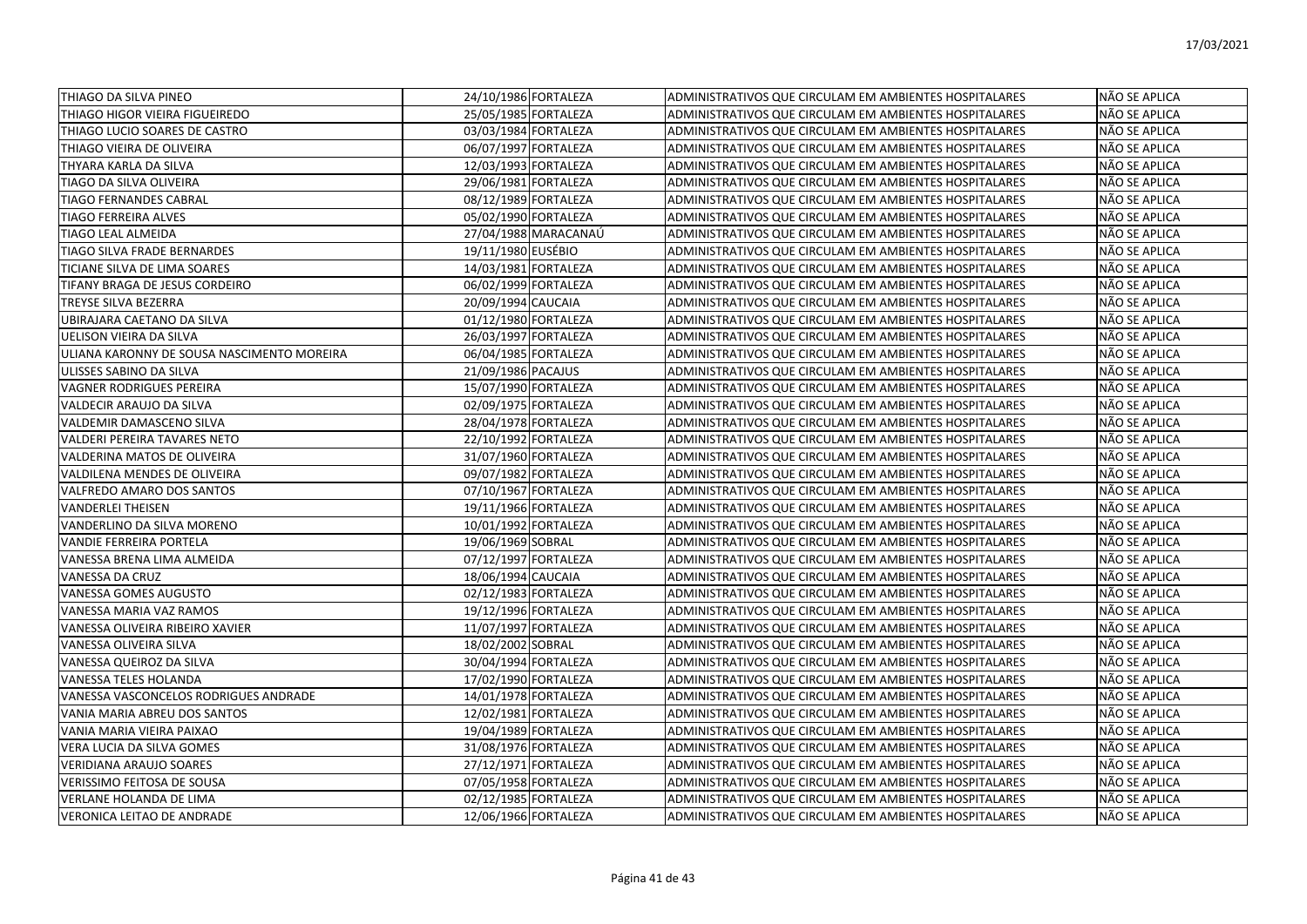| | | | | |
|---|---|---|---|---|
| THIAGO DA SILVA PINEO | 24/10/1986 | FORTALEZA | ADMINISTRATIVOS QUE CIRCULAM EM AMBIENTES HOSPITALARES | NÃO SE APLICA |
| THIAGO HIGOR VIEIRA FIGUEIREDO | 25/05/1985 | FORTALEZA | ADMINISTRATIVOS QUE CIRCULAM EM AMBIENTES HOSPITALARES | NÃO SE APLICA |
| THIAGO LUCIO SOARES DE CASTRO | 03/03/1984 | FORTALEZA | ADMINISTRATIVOS QUE CIRCULAM EM AMBIENTES HOSPITALARES | NÃO SE APLICA |
| THIAGO VIEIRA DE OLIVEIRA | 06/07/1997 | FORTALEZA | ADMINISTRATIVOS QUE CIRCULAM EM AMBIENTES HOSPITALARES | NÃO SE APLICA |
| THYARA KARLA DA SILVA | 12/03/1993 | FORTALEZA | ADMINISTRATIVOS QUE CIRCULAM EM AMBIENTES HOSPITALARES | NÃO SE APLICA |
| TIAGO DA SILVA OLIVEIRA | 29/06/1981 | FORTALEZA | ADMINISTRATIVOS QUE CIRCULAM EM AMBIENTES HOSPITALARES | NÃO SE APLICA |
| TIAGO FERNANDES CABRAL | 08/12/1989 | FORTALEZA | ADMINISTRATIVOS QUE CIRCULAM EM AMBIENTES HOSPITALARES | NÃO SE APLICA |
| TIAGO FERREIRA ALVES | 05/02/1990 | FORTALEZA | ADMINISTRATIVOS QUE CIRCULAM EM AMBIENTES HOSPITALARES | NÃO SE APLICA |
| TIAGO LEAL ALMEIDA | 27/04/1988 | MARACANAÚ | ADMINISTRATIVOS QUE CIRCULAM EM AMBIENTES HOSPITALARES | NÃO SE APLICA |
| TIAGO SILVA FRADE BERNARDES | 19/11/1980 | EUSÉBIO | ADMINISTRATIVOS QUE CIRCULAM EM AMBIENTES HOSPITALARES | NÃO SE APLICA |
| TICIANE SILVA DE LIMA SOARES | 14/03/1981 | FORTALEZA | ADMINISTRATIVOS QUE CIRCULAM EM AMBIENTES HOSPITALARES | NÃO SE APLICA |
| TIFANY BRAGA DE JESUS CORDEIRO | 06/02/1999 | FORTALEZA | ADMINISTRATIVOS QUE CIRCULAM EM AMBIENTES HOSPITALARES | NÃO SE APLICA |
| TREYSE SILVA BEZERRA | 20/09/1994 | CAUCAIA | ADMINISTRATIVOS QUE CIRCULAM EM AMBIENTES HOSPITALARES | NÃO SE APLICA |
| UBIRAJARA CAETANO DA SILVA | 01/12/1980 | FORTALEZA | ADMINISTRATIVOS QUE CIRCULAM EM AMBIENTES HOSPITALARES | NÃO SE APLICA |
| UELISON VIEIRA DA SILVA | 26/03/1997 | FORTALEZA | ADMINISTRATIVOS QUE CIRCULAM EM AMBIENTES HOSPITALARES | NÃO SE APLICA |
| ULIANA KARONNY DE SOUSA NASCIMENTO MOREIRA | 06/04/1985 | FORTALEZA | ADMINISTRATIVOS QUE CIRCULAM EM AMBIENTES HOSPITALARES | NÃO SE APLICA |
| ULISSES SABINO DA SILVA | 21/09/1986 | PACAJUS | ADMINISTRATIVOS QUE CIRCULAM EM AMBIENTES HOSPITALARES | NÃO SE APLICA |
| VAGNER RODRIGUES PEREIRA | 15/07/1990 | FORTALEZA | ADMINISTRATIVOS QUE CIRCULAM EM AMBIENTES HOSPITALARES | NÃO SE APLICA |
| VALDECIR ARAUJO DA SILVA | 02/09/1975 | FORTALEZA | ADMINISTRATIVOS QUE CIRCULAM EM AMBIENTES HOSPITALARES | NÃO SE APLICA |
| VALDEMIR DAMASCENO SILVA | 28/04/1978 | FORTALEZA | ADMINISTRATIVOS QUE CIRCULAM EM AMBIENTES HOSPITALARES | NÃO SE APLICA |
| VALDERI PEREIRA TAVARES NETO | 22/10/1992 | FORTALEZA | ADMINISTRATIVOS QUE CIRCULAM EM AMBIENTES HOSPITALARES | NÃO SE APLICA |
| VALDERINA MATOS DE OLIVEIRA | 31/07/1960 | FORTALEZA | ADMINISTRATIVOS QUE CIRCULAM EM AMBIENTES HOSPITALARES | NÃO SE APLICA |
| VALDILENA MENDES DE OLIVEIRA | 09/07/1982 | FORTALEZA | ADMINISTRATIVOS QUE CIRCULAM EM AMBIENTES HOSPITALARES | NÃO SE APLICA |
| VALFREDO AMARO DOS SANTOS | 07/10/1967 | FORTALEZA | ADMINISTRATIVOS QUE CIRCULAM EM AMBIENTES HOSPITALARES | NÃO SE APLICA |
| VANDERLEI THEISEN | 19/11/1966 | FORTALEZA | ADMINISTRATIVOS QUE CIRCULAM EM AMBIENTES HOSPITALARES | NÃO SE APLICA |
| VANDERLINO DA SILVA MORENO | 10/01/1992 | FORTALEZA | ADMINISTRATIVOS QUE CIRCULAM EM AMBIENTES HOSPITALARES | NÃO SE APLICA |
| VANDIE FERREIRA PORTELA | 19/06/1969 | SOBRAL | ADMINISTRATIVOS QUE CIRCULAM EM AMBIENTES HOSPITALARES | NÃO SE APLICA |
| VANESSA BRENA LIMA ALMEIDA | 07/12/1997 | FORTALEZA | ADMINISTRATIVOS QUE CIRCULAM EM AMBIENTES HOSPITALARES | NÃO SE APLICA |
| VANESSA DA CRUZ | 18/06/1994 | CAUCAIA | ADMINISTRATIVOS QUE CIRCULAM EM AMBIENTES HOSPITALARES | NÃO SE APLICA |
| VANESSA GOMES AUGUSTO | 02/12/1983 | FORTALEZA | ADMINISTRATIVOS QUE CIRCULAM EM AMBIENTES HOSPITALARES | NÃO SE APLICA |
| VANESSA MARIA VAZ RAMOS | 19/12/1996 | FORTALEZA | ADMINISTRATIVOS QUE CIRCULAM EM AMBIENTES HOSPITALARES | NÃO SE APLICA |
| VANESSA OLIVEIRA RIBEIRO XAVIER | 11/07/1997 | FORTALEZA | ADMINISTRATIVOS QUE CIRCULAM EM AMBIENTES HOSPITALARES | NÃO SE APLICA |
| VANESSA OLIVEIRA SILVA | 18/02/2002 | SOBRAL | ADMINISTRATIVOS QUE CIRCULAM EM AMBIENTES HOSPITALARES | NÃO SE APLICA |
| VANESSA QUEIROZ DA SILVA | 30/04/1994 | FORTALEZA | ADMINISTRATIVOS QUE CIRCULAM EM AMBIENTES HOSPITALARES | NÃO SE APLICA |
| VANESSA TELES HOLANDA | 17/02/1990 | FORTALEZA | ADMINISTRATIVOS QUE CIRCULAM EM AMBIENTES HOSPITALARES | NÃO SE APLICA |
| VANESSA VASCONCELOS RODRIGUES ANDRADE | 14/01/1978 | FORTALEZA | ADMINISTRATIVOS QUE CIRCULAM EM AMBIENTES HOSPITALARES | NÃO SE APLICA |
| VANIA MARIA ABREU DOS SANTOS | 12/02/1981 | FORTALEZA | ADMINISTRATIVOS QUE CIRCULAM EM AMBIENTES HOSPITALARES | NÃO SE APLICA |
| VANIA MARIA VIEIRA PAIXAO | 19/04/1989 | FORTALEZA | ADMINISTRATIVOS QUE CIRCULAM EM AMBIENTES HOSPITALARES | NÃO SE APLICA |
| VERA LUCIA DA SILVA GOMES | 31/08/1976 | FORTALEZA | ADMINISTRATIVOS QUE CIRCULAM EM AMBIENTES HOSPITALARES | NÃO SE APLICA |
| VERIDIANA ARAUJO SOARES | 27/12/1971 | FORTALEZA | ADMINISTRATIVOS QUE CIRCULAM EM AMBIENTES HOSPITALARES | NÃO SE APLICA |
| VERISSIMO FEITOSA DE SOUSA | 07/05/1958 | FORTALEZA | ADMINISTRATIVOS QUE CIRCULAM EM AMBIENTES HOSPITALARES | NÃO SE APLICA |
| VERLANE HOLANDA DE LIMA | 02/12/1985 | FORTALEZA | ADMINISTRATIVOS QUE CIRCULAM EM AMBIENTES HOSPITALARES | NÃO SE APLICA |
| VERONICA LEITAO DE ANDRADE | 12/06/1966 | FORTALEZA | ADMINISTRATIVOS QUE CIRCULAM EM AMBIENTES HOSPITALARES | NÃO SE APLICA |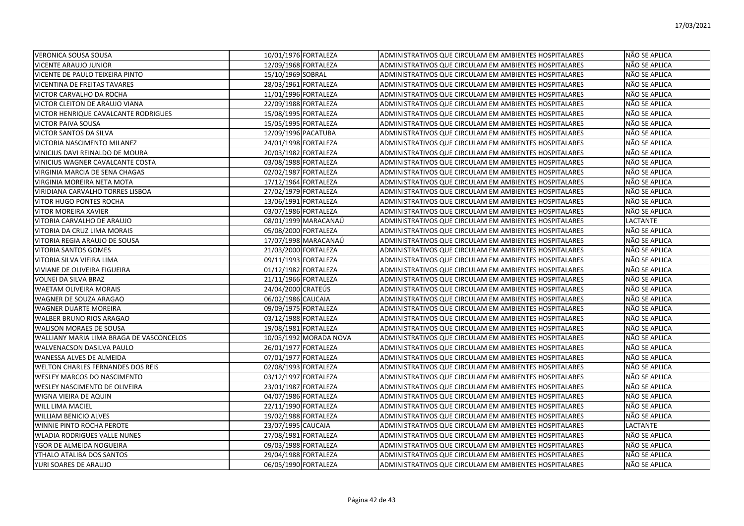| | | | | |
|---|---|---|---|---|
| VERONICA SOUSA SOUSA | 10/01/1976 | FORTALEZA | ADMINISTRATIVOS QUE CIRCULAM EM AMBIENTES HOSPITALARES | NÃO SE APLICA |
| VICENTE ARAUJO JUNIOR | 12/09/1968 | FORTALEZA | ADMINISTRATIVOS QUE CIRCULAM EM AMBIENTES HOSPITALARES | NÃO SE APLICA |
| VICENTE DE PAULO TEIXEIRA PINTO | 15/10/1969 | SOBRAL | ADMINISTRATIVOS QUE CIRCULAM EM AMBIENTES HOSPITALARES | NÃO SE APLICA |
| VICENTINA DE FREITAS TAVARES | 28/03/1961 | FORTALEZA | ADMINISTRATIVOS QUE CIRCULAM EM AMBIENTES HOSPITALARES | NÃO SE APLICA |
| VICTOR CARVALHO DA ROCHA | 11/01/1996 | FORTALEZA | ADMINISTRATIVOS QUE CIRCULAM EM AMBIENTES HOSPITALARES | NÃO SE APLICA |
| VICTOR CLEITON DE ARAUJO VIANA | 22/09/1988 | FORTALEZA | ADMINISTRATIVOS QUE CIRCULAM EM AMBIENTES HOSPITALARES | NÃO SE APLICA |
| VICTOR HENRIQUE CAVALCANTE RODRIGUES | 15/08/1995 | FORTALEZA | ADMINISTRATIVOS QUE CIRCULAM EM AMBIENTES HOSPITALARES | NÃO SE APLICA |
| VICTOR PAIVA SOUSA | 15/05/1995 | FORTALEZA | ADMINISTRATIVOS QUE CIRCULAM EM AMBIENTES HOSPITALARES | NÃO SE APLICA |
| VICTOR SANTOS DA SILVA | 12/09/1996 | PACATUBA | ADMINISTRATIVOS QUE CIRCULAM EM AMBIENTES HOSPITALARES | NÃO SE APLICA |
| VICTORIA NASCIMENTO MILANEZ | 24/01/1998 | FORTALEZA | ADMINISTRATIVOS QUE CIRCULAM EM AMBIENTES HOSPITALARES | NÃO SE APLICA |
| VINICIUS DAVI REINALDO DE MOURA | 20/03/1982 | FORTALEZA | ADMINISTRATIVOS QUE CIRCULAM EM AMBIENTES HOSPITALARES | NÃO SE APLICA |
| VINICIUS WAGNER CAVALCANTE COSTA | 03/08/1988 | FORTALEZA | ADMINISTRATIVOS QUE CIRCULAM EM AMBIENTES HOSPITALARES | NÃO SE APLICA |
| VIRGINIA MARCIA DE SENA CHAGAS | 02/02/1987 | FORTALEZA | ADMINISTRATIVOS QUE CIRCULAM EM AMBIENTES HOSPITALARES | NÃO SE APLICA |
| VIRGINIA MOREIRA NETA MOTA | 17/12/1964 | FORTALEZA | ADMINISTRATIVOS QUE CIRCULAM EM AMBIENTES HOSPITALARES | NÃO SE APLICA |
| VIRIDIANA CARVALHO TORRES LISBOA | 27/02/1979 | FORTALEZA | ADMINISTRATIVOS QUE CIRCULAM EM AMBIENTES HOSPITALARES | NÃO SE APLICA |
| VITOR HUGO PONTES ROCHA | 13/06/1991 | FORTALEZA | ADMINISTRATIVOS QUE CIRCULAM EM AMBIENTES HOSPITALARES | NÃO SE APLICA |
| VITOR MOREIRA XAVIER | 03/07/1986 | FORTALEZA | ADMINISTRATIVOS QUE CIRCULAM EM AMBIENTES HOSPITALARES | NÃO SE APLICA |
| VITORIA CARVALHO DE ARAUJO | 08/01/1999 | MARACANAÚ | ADMINISTRATIVOS QUE CIRCULAM EM AMBIENTES HOSPITALARES | LACTANTE |
| VITORIA DA CRUZ LIMA MORAIS | 05/08/2000 | FORTALEZA | ADMINISTRATIVOS QUE CIRCULAM EM AMBIENTES HOSPITALARES | NÃO SE APLICA |
| VITORIA REGIA ARAUJO DE SOUSA | 17/07/1998 | MARACANAÚ | ADMINISTRATIVOS QUE CIRCULAM EM AMBIENTES HOSPITALARES | NÃO SE APLICA |
| VITORIA SANTOS GOMES | 21/03/2000 | FORTALEZA | ADMINISTRATIVOS QUE CIRCULAM EM AMBIENTES HOSPITALARES | NÃO SE APLICA |
| VITORIA SILVA VIEIRA LIMA | 09/11/1993 | FORTALEZA | ADMINISTRATIVOS QUE CIRCULAM EM AMBIENTES HOSPITALARES | NÃO SE APLICA |
| VIVIANE DE OLIVEIRA FIGUEIRA | 01/12/1982 | FORTALEZA | ADMINISTRATIVOS QUE CIRCULAM EM AMBIENTES HOSPITALARES | NÃO SE APLICA |
| VOLNEI DA SILVA BRAZ | 21/11/1966 | FORTALEZA | ADMINISTRATIVOS QUE CIRCULAM EM AMBIENTES HOSPITALARES | NÃO SE APLICA |
| WAETAM OLIVEIRA MORAIS | 24/04/2000 | CRATEÚS | ADMINISTRATIVOS QUE CIRCULAM EM AMBIENTES HOSPITALARES | NÃO SE APLICA |
| WAGNER DE SOUZA ARAGAO | 06/02/1986 | CAUCAIA | ADMINISTRATIVOS QUE CIRCULAM EM AMBIENTES HOSPITALARES | NÃO SE APLICA |
| WAGNER DUARTE MOREIRA | 09/09/1975 | FORTALEZA | ADMINISTRATIVOS QUE CIRCULAM EM AMBIENTES HOSPITALARES | NÃO SE APLICA |
| WALBER BRUNO RIOS ARAGAO | 03/12/1988 | FORTALEZA | ADMINISTRATIVOS QUE CIRCULAM EM AMBIENTES HOSPITALARES | NÃO SE APLICA |
| WALISON MORAES DE SOUSA | 19/08/1981 | FORTALEZA | ADMINISTRATIVOS QUE CIRCULAM EM AMBIENTES HOSPITALARES | NÃO SE APLICA |
| WALLIANY MARIA LIMA BRAGA DE VASCONCELOS | 10/05/1992 | MORADA NOVA | ADMINISTRATIVOS QUE CIRCULAM EM AMBIENTES HOSPITALARES | NÃO SE APLICA |
| WALVENACSON DASILVA PAULO | 26/01/1977 | FORTALEZA | ADMINISTRATIVOS QUE CIRCULAM EM AMBIENTES HOSPITALARES | NÃO SE APLICA |
| WANESSA ALVES DE ALMEIDA | 07/01/1977 | FORTALEZA | ADMINISTRATIVOS QUE CIRCULAM EM AMBIENTES HOSPITALARES | NÃO SE APLICA |
| WELTON CHARLES FERNANDES DOS REIS | 02/08/1993 | FORTALEZA | ADMINISTRATIVOS QUE CIRCULAM EM AMBIENTES HOSPITALARES | NÃO SE APLICA |
| WESLEY MARCOS DO NASCIMENTO | 03/12/1997 | FORTALEZA | ADMINISTRATIVOS QUE CIRCULAM EM AMBIENTES HOSPITALARES | NÃO SE APLICA |
| WESLEY NASCIMENTO DE OLIVEIRA | 23/01/1987 | FORTALEZA | ADMINISTRATIVOS QUE CIRCULAM EM AMBIENTES HOSPITALARES | NÃO SE APLICA |
| WIGNA VIEIRA DE AQUIN | 04/07/1986 | FORTALEZA | ADMINISTRATIVOS QUE CIRCULAM EM AMBIENTES HOSPITALARES | NÃO SE APLICA |
| WILL LIMA MACIEL | 22/11/1990 | FORTALEZA | ADMINISTRATIVOS QUE CIRCULAM EM AMBIENTES HOSPITALARES | NÃO SE APLICA |
| WILLIAM BENICIO ALVES | 19/02/1988 | FORTALEZA | ADMINISTRATIVOS QUE CIRCULAM EM AMBIENTES HOSPITALARES | NÃO SE APLICA |
| WINNIE PINTO ROCHA PEROTE | 23/07/1995 | CAUCAIA | ADMINISTRATIVOS QUE CIRCULAM EM AMBIENTES HOSPITALARES | LACTANTE |
| WLADIA RODRIGUES VALLE NUNES | 27/08/1981 | FORTALEZA | ADMINISTRATIVOS QUE CIRCULAM EM AMBIENTES HOSPITALARES | NÃO SE APLICA |
| YGOR DE ALMEIDA NOGUEIRA | 09/03/1988 | FORTALEZA | ADMINISTRATIVOS QUE CIRCULAM EM AMBIENTES HOSPITALARES | NÃO SE APLICA |
| YTHALO ATALIBA DOS SANTOS | 29/04/1988 | FORTALEZA | ADMINISTRATIVOS QUE CIRCULAM EM AMBIENTES HOSPITALARES | NÃO SE APLICA |
| YURI SOARES DE ARAUJO | 06/05/1990 | FORTALEZA | ADMINISTRATIVOS QUE CIRCULAM EM AMBIENTES HOSPITALARES | NÃO SE APLICA |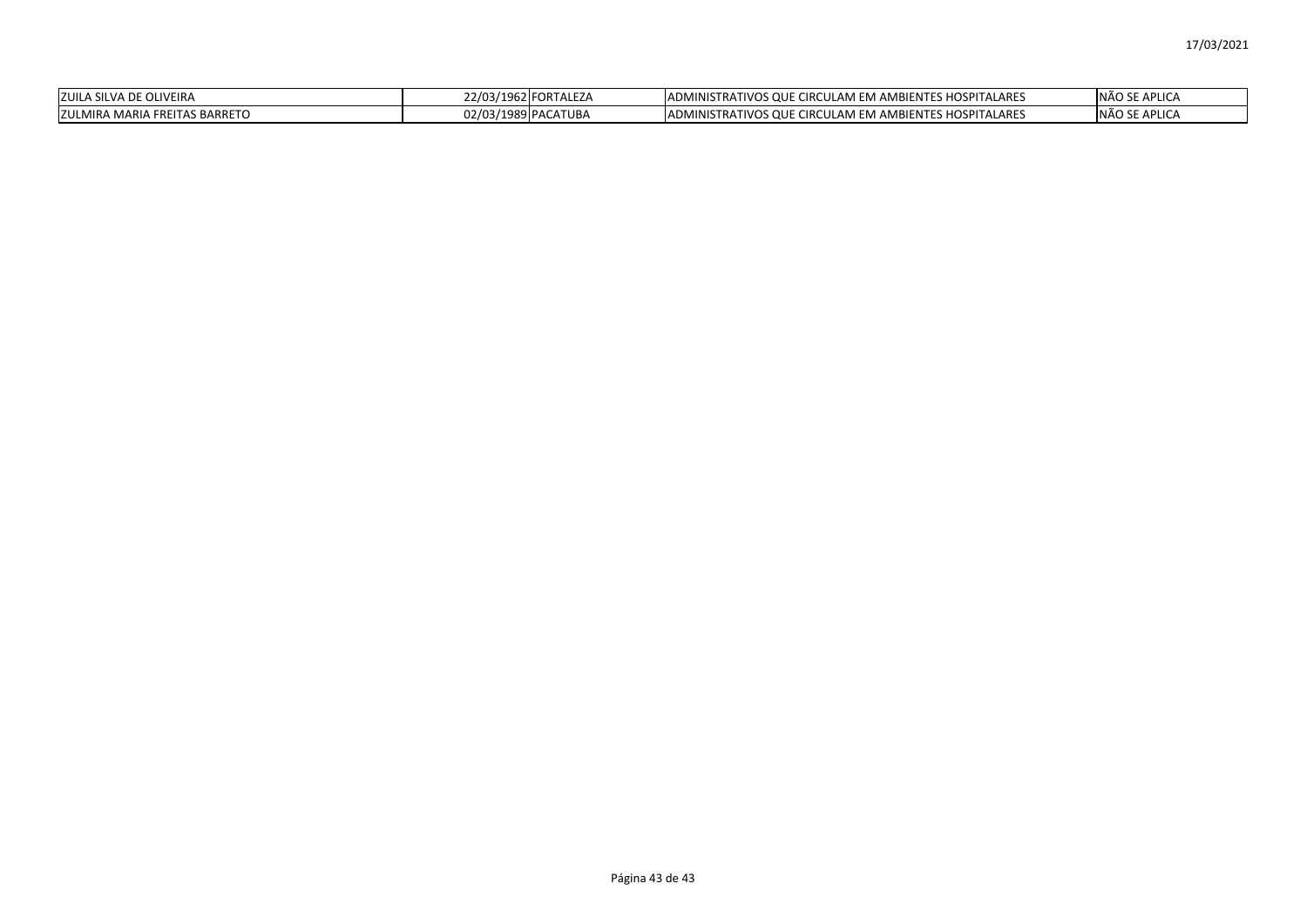| | | | | |
|---|---|---|---|---|
| ZUILA SILVA DE OLIVEIRA | 22/03/1962 | FORTALEZA | ADMINISTRATIVOS QUE CIRCULAM EM AMBIENTES HOSPITALARES | NÃO SE APLICA |
| ZULMIRA MARIA FREITAS BARRETO | 02/03/1989 | PACATUBA | ADMINISTRATIVOS QUE CIRCULAM EM AMBIENTES HOSPITALARES | NÃO SE APLICA |